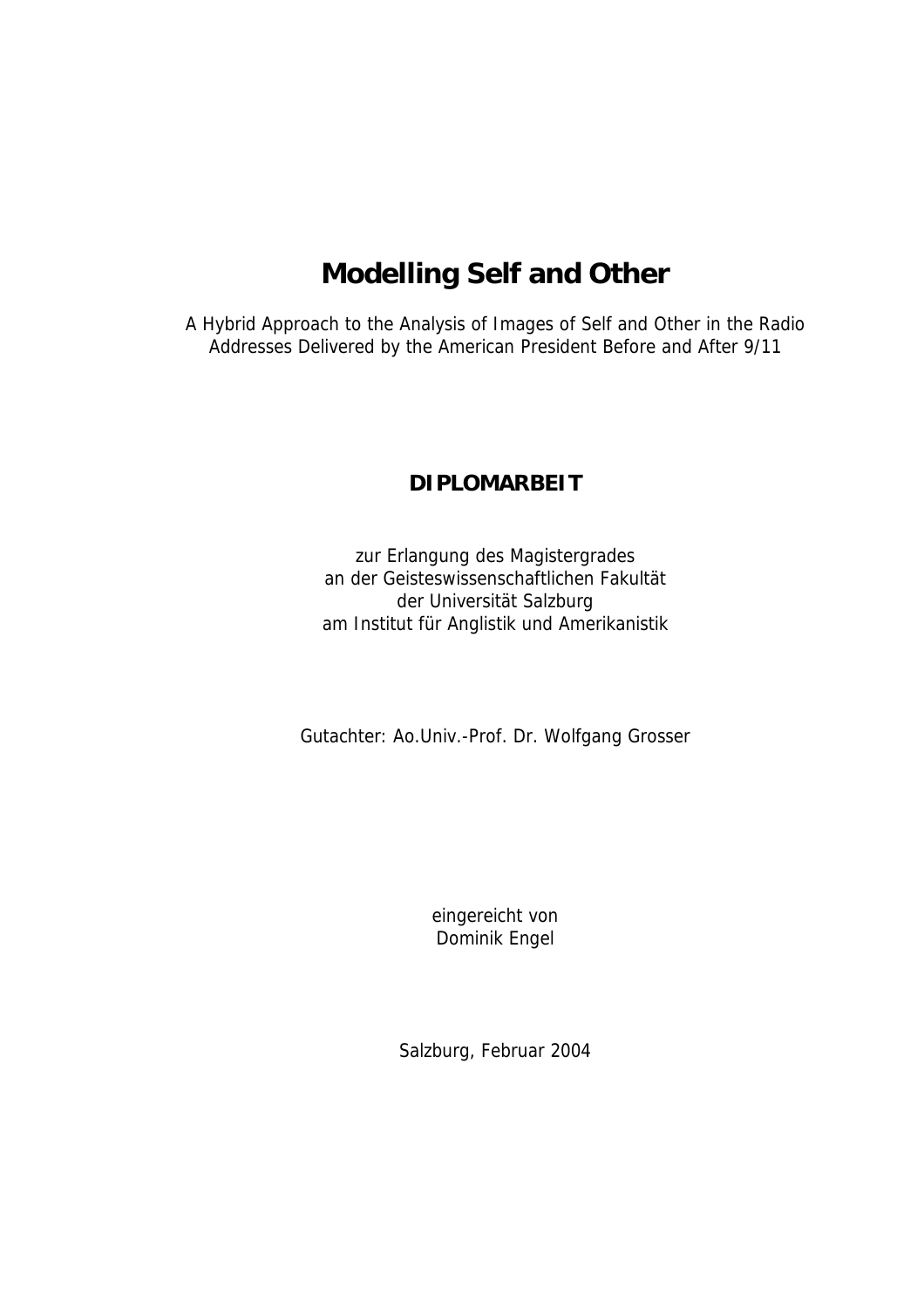# Modelling Self and Other

A Hybrid Approach to the Analysis of Images of Self and Other in the Radio Addresses Delivered by the American President Before and After 9/11

**DIPLOMARBEIT**

zur Erlangung des Magistergrades
an der Geisteswissenschaftlichen Fakultät
der Universität Salzburg
am Institut für Anglistik und Amerikanistik

Gutachter: Ao.Univ.-Prof. Dr. Wolfgang Grosser

eingereicht von
Dominik Engel

Salzburg, Februar 2004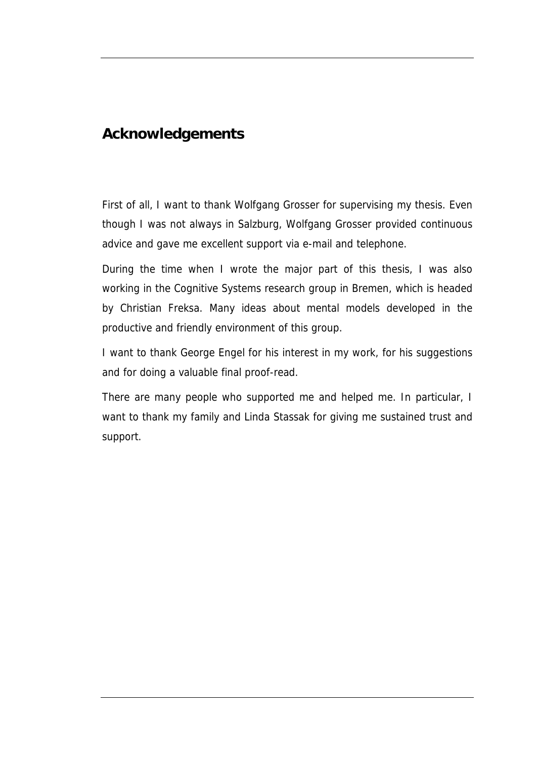# Acknowledgements

First of all, I want to thank Wolfgang Grosser for supervising my thesis. Even though I was not always in Salzburg, Wolfgang Grosser provided continuous advice and gave me excellent support via e-mail and telephone.

During the time when I wrote the major part of this thesis, I was also working in the Cognitive Systems research group in Bremen, which is headed by Christian Freksa. Many ideas about mental models developed in the productive and friendly environment of this group.

I want to thank George Engel for his interest in my work, for his suggestions and for doing a valuable final proof-read.

There are many people who supported me and helped me. In particular, I want to thank my family and Linda Stassak for giving me sustained trust and support.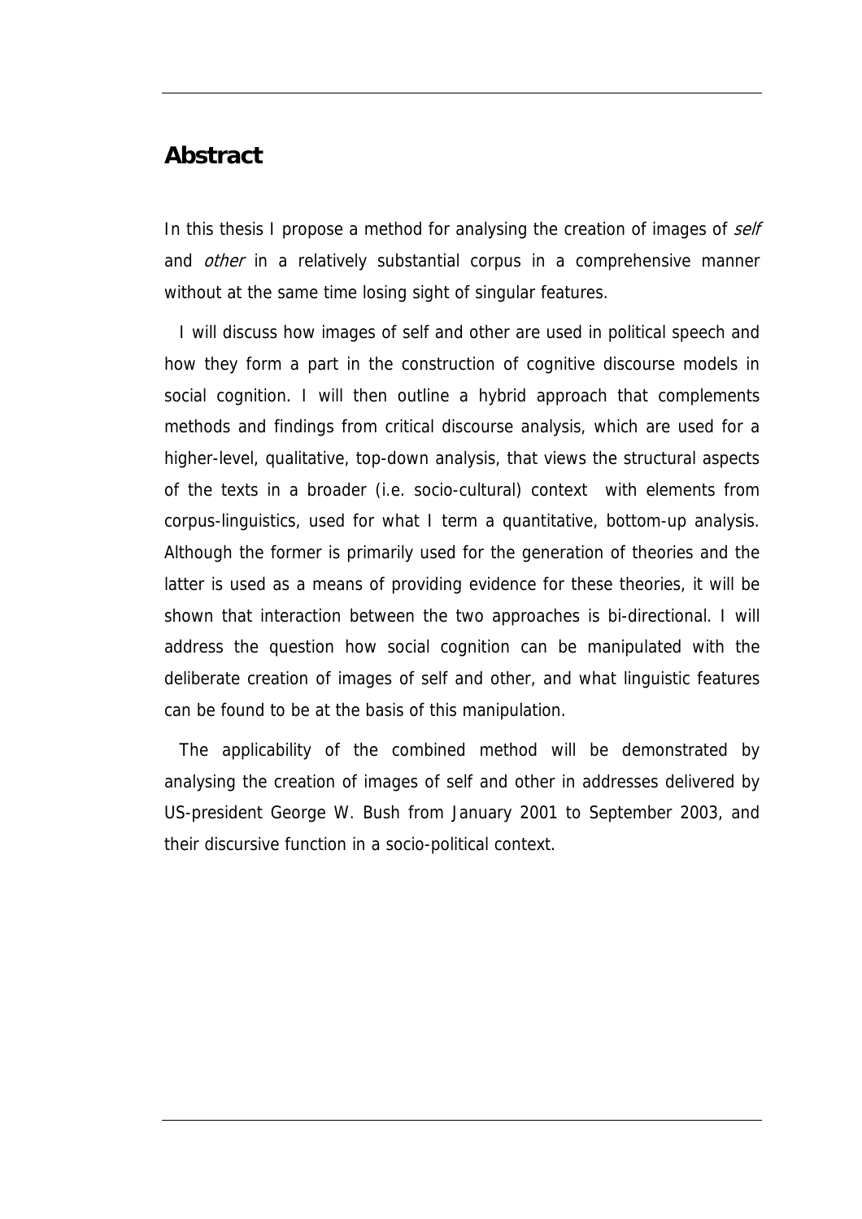## Abstract

In this thesis I propose a method for analysing the creation of images of *self* and *other* in a relatively substantial corpus in a comprehensive manner without at the same time losing sight of singular features.

I will discuss how images of self and other are used in political speech and how they form a part in the construction of cognitive discourse models in social cognition. I will then outline a hybrid approach that complements methods and findings from critical discourse analysis, which are used for a higher-level, qualitative, top-down analysis, that views the structural aspects of the texts in a broader (i.e. socio-cultural) context with elements from corpus-linguistics, used for what I term a quantitative, bottom-up analysis. Although the former is primarily used for the generation of theories and the latter is used as a means of providing evidence for these theories, it will be shown that interaction between the two approaches is bi-directional. I will address the question how social cognition can be manipulated with the deliberate creation of images of self and other, and what linguistic features can be found to be at the basis of this manipulation.

The applicability of the combined method will be demonstrated by analysing the creation of images of self and other in addresses delivered by US-president George W. Bush from January 2001 to September 2003, and their discursive function in a socio-political context.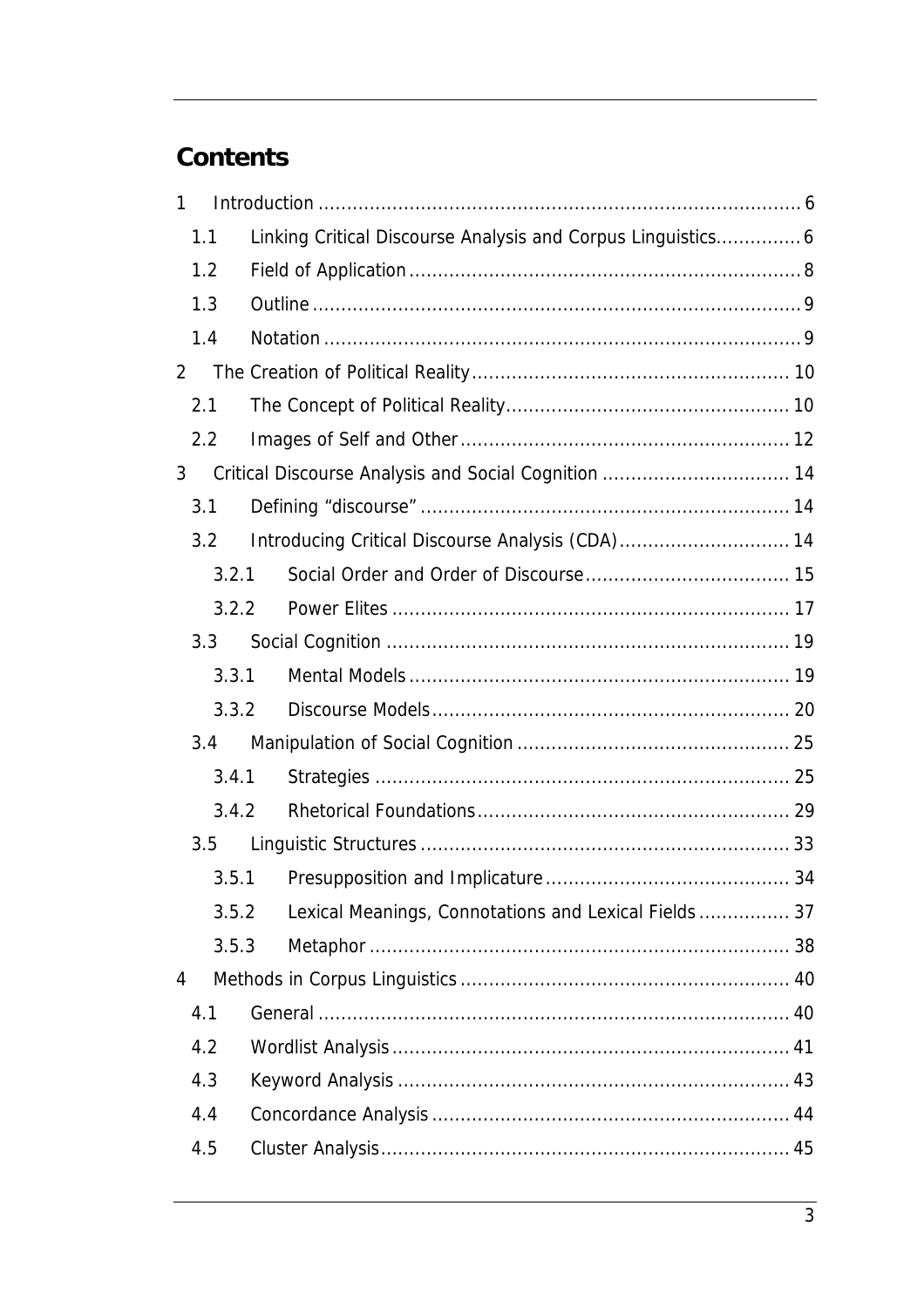## Contents

1 Introduction ........................................................................................ 6
  1.1 Linking Critical Discourse Analysis and Corpus Linguistics............... 6
  1.2 Field of Application ........................................................................ 8
  1.3 Outline .......................................................................................... 9
  1.4 Notation ........................................................................................ 9
2 The Creation of Political Reality ........................................................ 10
  2.1 The Concept of Political Reality ..................................................... 10
  2.2 Images of Self and Other .............................................................. 12
3 Critical Discourse Analysis and Social Cognition ................................. 14
  3.1 Defining "discourse" ..................................................................... 14
  3.2 Introducing Critical Discourse Analysis (CDA) ............................... 14
    3.2.1 Social Order and Order of Discourse ....................................... 15
    3.2.2 Power Elites ......................................................................... 17
  3.3 Social Cognition ........................................................................... 19
    3.3.1 Mental Models ..................................................................... 19
    3.3.2 Discourse Models .................................................................. 20
  3.4 Manipulation of Social Cognition ................................................... 25
    3.4.1 Strategies ............................................................................ 25
    3.4.2 Rhetorical Foundations .......................................................... 29
  3.5 Linguistic Structures ..................................................................... 33
    3.5.1 Presupposition and Implicature .............................................. 34
    3.5.2 Lexical Meanings, Connotations and Lexical Fields ................ 37
    3.5.3 Metaphor ............................................................................. 38
4 Methods in Corpus Linguistics ........................................................... 40
  4.1 General ....................................................................................... 40
  4.2 Wordlist Analysis .......................................................................... 41
  4.3 Keyword Analysis ......................................................................... 43
  4.4 Concordance Analysis ................................................................... 44
  4.5 Cluster Analysis ............................................................................ 45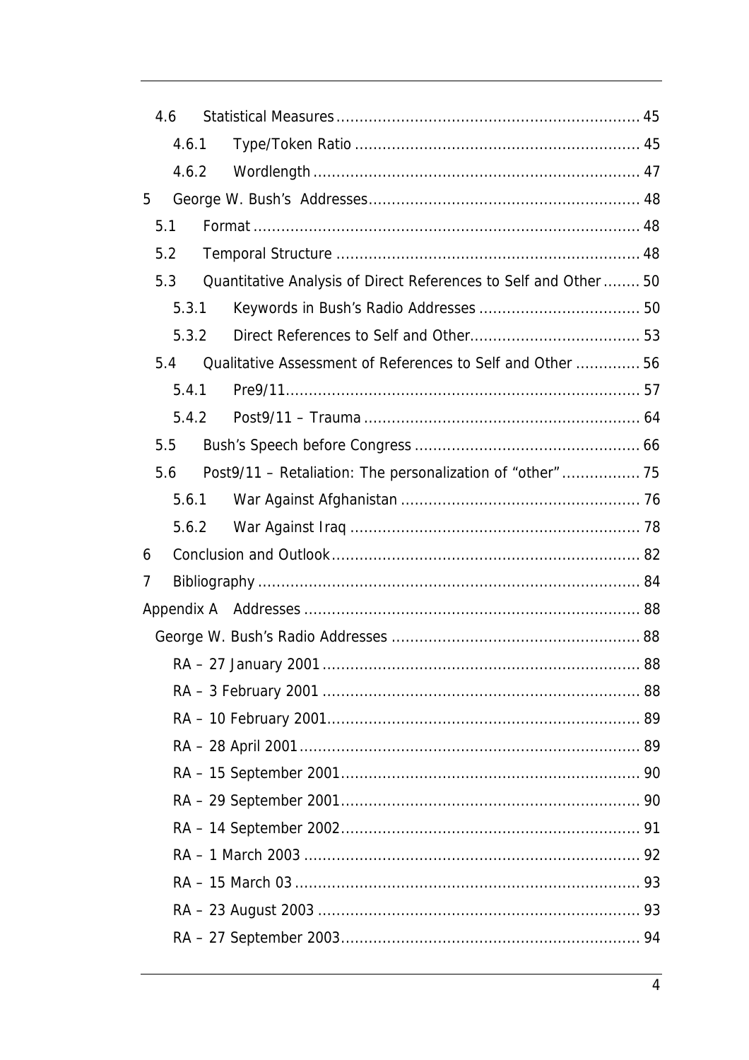- 4.6 Statistical Measures ... 45
  - 4.6.1 Type/Token Ratio ... 45
  - 4.6.2 Wordlength ... 47
- 5 George W. Bush's Addresses ... 48
  - 5.1 Format ... 48
  - 5.2 Temporal Structure ... 48
  - 5.3 Quantitative Analysis of Direct References to Self and Other ... 50
    - 5.3.1 Keywords in Bush's Radio Addresses ... 50
    - 5.3.2 Direct References to Self and Other ... 53
  - 5.4 Qualitative Assessment of References to Self and Other ... 56
    - 5.4.1 Pre9/11 ... 57
    - 5.4.2 Post9/11 – Trauma ... 64
  - 5.5 Bush's Speech before Congress ... 66
  - 5.6 Post9/11 – Retaliation: The personalization of "other" ... 75
    - 5.6.1 War Against Afghanistan ... 76
    - 5.6.2 War Against Iraq ... 78
- 6 Conclusion and Outlook ... 82
- 7 Bibliography ... 84
- Appendix A Addresses ... 88
  - George W. Bush's Radio Addresses ... 88
    - RA – 27 January 2001 ... 88
    - RA – 3 February 2001 ... 88
    - RA – 10 February 2001 ... 89
    - RA – 28 April 2001 ... 89
    - RA – 15 September 2001 ... 90
    - RA – 29 September 2001 ... 90
    - RA – 14 September 2002 ... 91
    - RA – 1 March 2003 ... 92
    - RA – 15 March 03 ... 93
    - RA – 23 August 2003 ... 93
    - RA – 27 September 2003 ... 94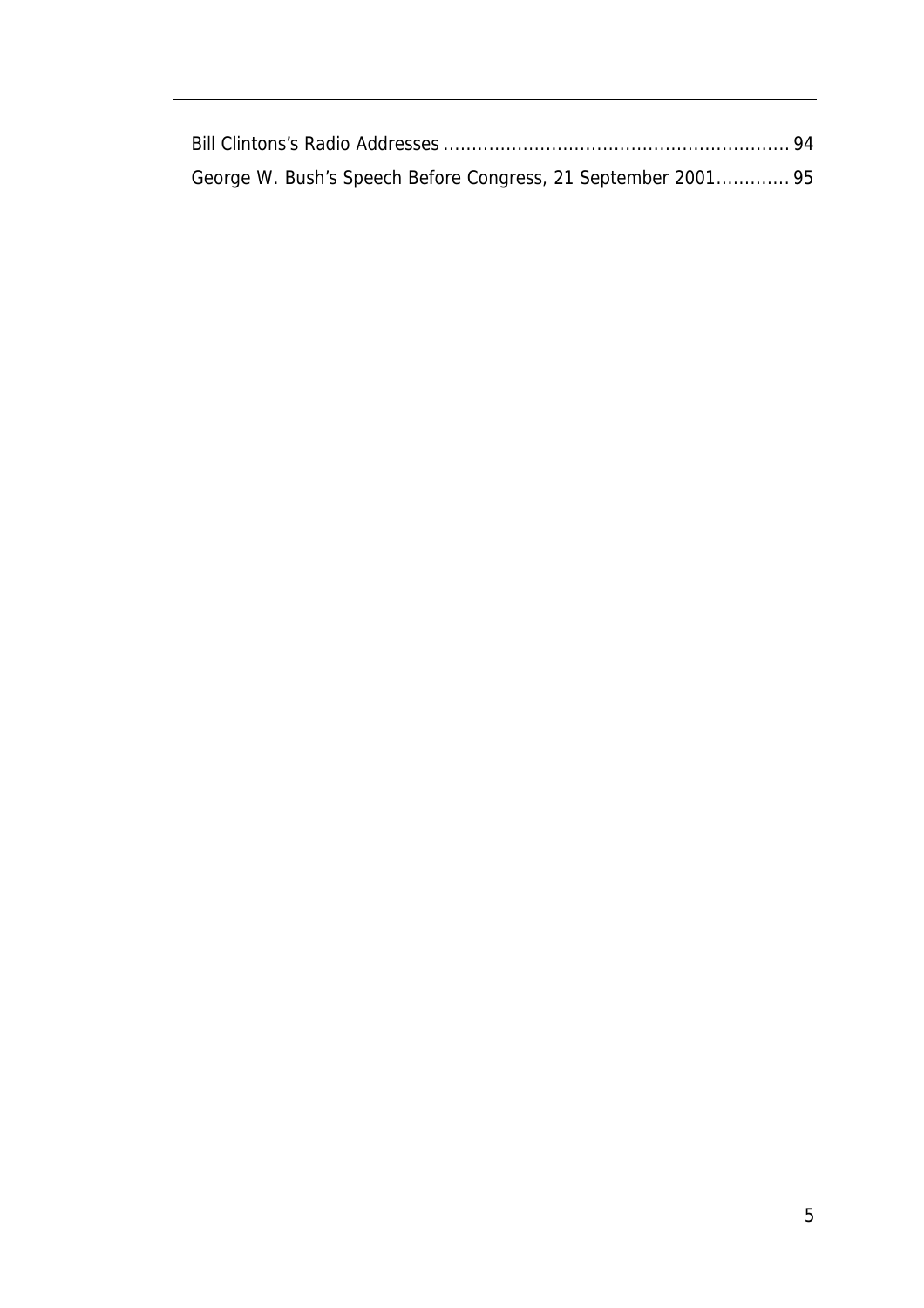Bill Clintons's Radio Addresses ........................................................ 94
George W. Bush's Speech Before Congress, 21 September 2001............ 95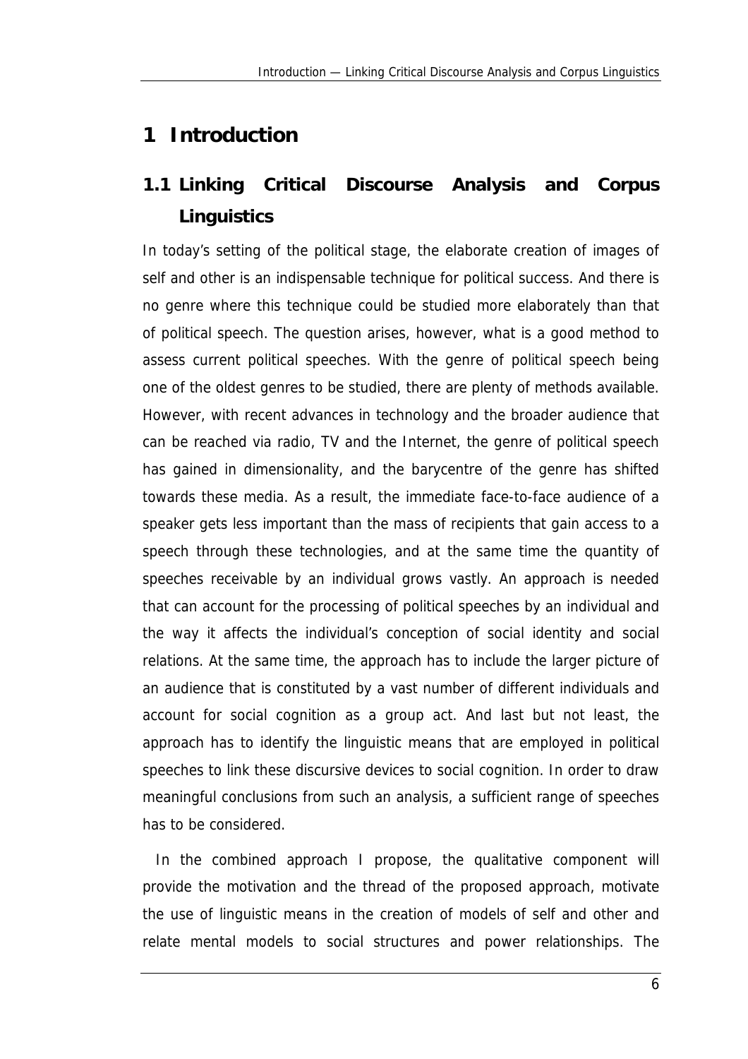# 1 Introduction

## 1.1 Linking Critical Discourse Analysis and Corpus Linguistics

In today's setting of the political stage, the elaborate creation of images of self and other is an indispensable technique for political success. And there is no genre where this technique could be studied more elaborately than that of political speech. The question arises, however, what is a good method to assess current political speeches. With the genre of political speech being one of the oldest genres to be studied, there are plenty of methods available. However, with recent advances in technology and the broader audience that can be reached via radio, TV and the Internet, the genre of political speech has gained in dimensionality, and the barycentre of the genre has shifted towards these media. As a result, the immediate face-to-face audience of a speaker gets less important than the mass of recipients that gain access to a speech through these technologies, and at the same time the quantity of speeches receivable by an individual grows vastly. An approach is needed that can account for the processing of political speeches by an individual and the way it affects the individual's conception of social identity and social relations. At the same time, the approach has to include the larger picture of an audience that is constituted by a vast number of different individuals and account for social cognition as a group act. And last but not least, the approach has to identify the linguistic means that are employed in political speeches to link these discursive devices to social cognition. In order to draw meaningful conclusions from such an analysis, a sufficient range of speeches has to be considered.

In the combined approach I propose, the qualitative component will provide the motivation and the thread of the proposed approach, motivate the use of linguistic means in the creation of models of self and other and relate mental models to social structures and power relationships. The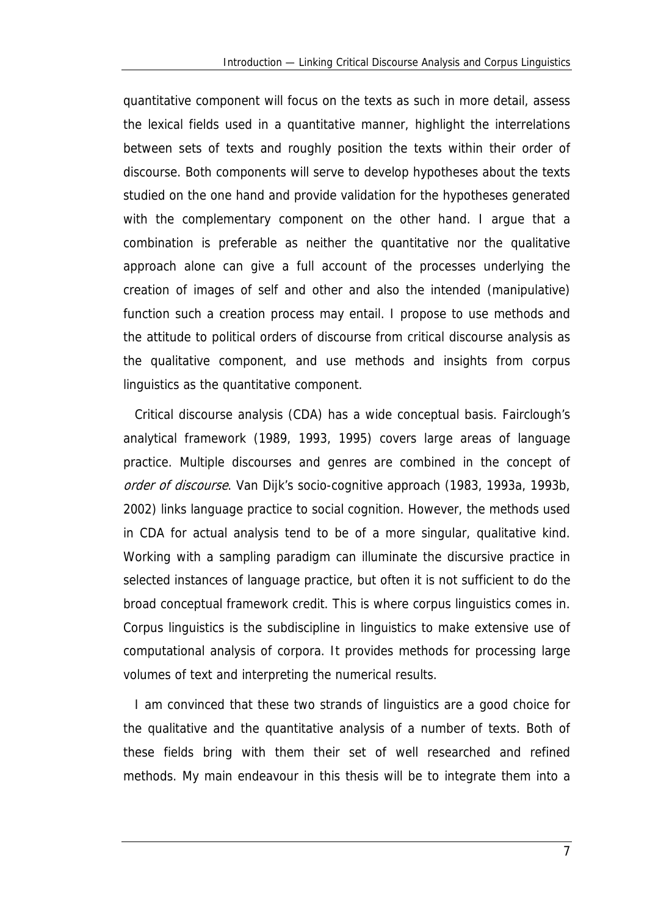quantitative component will focus on the texts as such in more detail, assess the lexical fields used in a quantitative manner, highlight the interrelations between sets of texts and roughly position the texts within their order of discourse. Both components will serve to develop hypotheses about the texts studied on the one hand and provide validation for the hypotheses generated with the complementary component on the other hand. I argue that a combination is preferable as neither the quantitative nor the qualitative approach alone can give a full account of the processes underlying the creation of images of self and other and also the intended (manipulative) function such a creation process may entail. I propose to use methods and the attitude to political orders of discourse from critical discourse analysis as the qualitative component, and use methods and insights from corpus linguistics as the quantitative component.

Critical discourse analysis (CDA) has a wide conceptual basis. Fairclough's analytical framework (1989, 1993, 1995) covers large areas of language practice. Multiple discourses and genres are combined in the concept of *order of discourse*. Van Dijk's socio-cognitive approach (1983, 1993a, 1993b, 2002) links language practice to social cognition. However, the methods used in CDA for actual analysis tend to be of a more singular, qualitative kind. Working with a sampling paradigm can illuminate the discursive practice in selected instances of language practice, but often it is not sufficient to do the broad conceptual framework credit. This is where corpus linguistics comes in. Corpus linguistics is the subdiscipline in linguistics to make extensive use of computational analysis of corpora. It provides methods for processing large volumes of text and interpreting the numerical results.

I am convinced that these two strands of linguistics are a good choice for the qualitative and the quantitative analysis of a number of texts. Both of these fields bring with them their set of well researched and refined methods. My main endeavour in this thesis will be to integrate them into a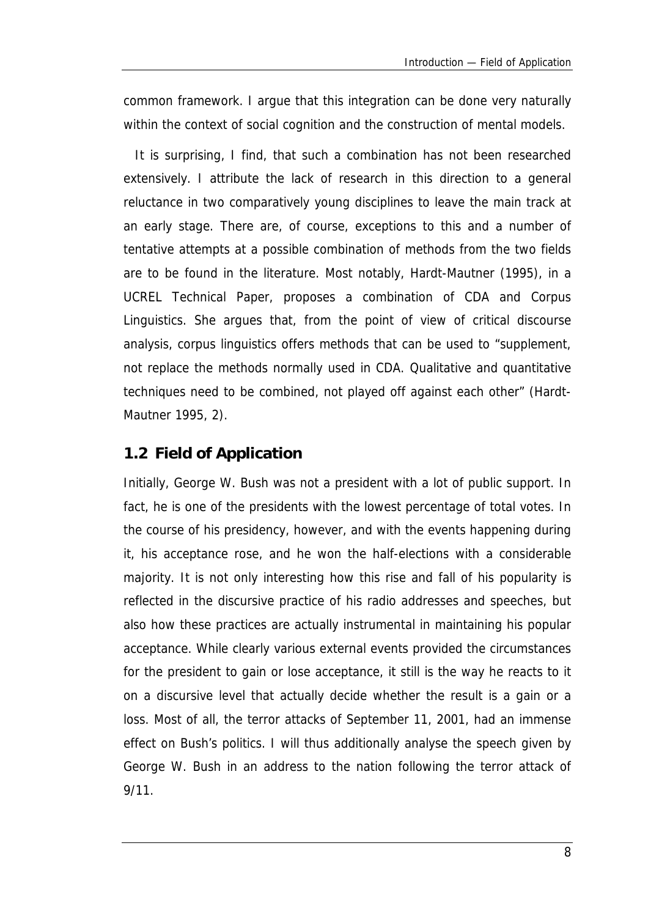common framework. I argue that this integration can be done very naturally within the context of social cognition and the construction of mental models.

It is surprising, I find, that such a combination has not been researched extensively. I attribute the lack of research in this direction to a general reluctance in two comparatively young disciplines to leave the main track at an early stage. There are, of course, exceptions to this and a number of tentative attempts at a possible combination of methods from the two fields are to be found in the literature. Most notably, Hardt-Mautner (1995), in a UCREL Technical Paper, proposes a combination of CDA and Corpus Linguistics. She argues that, from the point of view of critical discourse analysis, corpus linguistics offers methods that can be used to "supplement, not replace the methods normally used in CDA. Qualitative and quantitative techniques need to be combined, not played off against each other" (Hardt-Mautner 1995, 2).

## 1.2 Field of Application

Initially, George W. Bush was not a president with a lot of public support. In fact, he is one of the presidents with the lowest percentage of total votes. In the course of his presidency, however, and with the events happening during it, his acceptance rose, and he won the half-elections with a considerable majority. It is not only interesting how this rise and fall of his popularity is reflected in the discursive practice of his radio addresses and speeches, but also how these practices are actually instrumental in maintaining his popular acceptance. While clearly various external events provided the circumstances for the president to gain or lose acceptance, it still is the way he reacts to it on a discursive level that actually decide whether the result is a gain or a loss. Most of all, the terror attacks of September 11, 2001, had an immense effect on Bush's politics. I will thus additionally analyse the speech given by George W. Bush in an address to the nation following the terror attack of 9/11.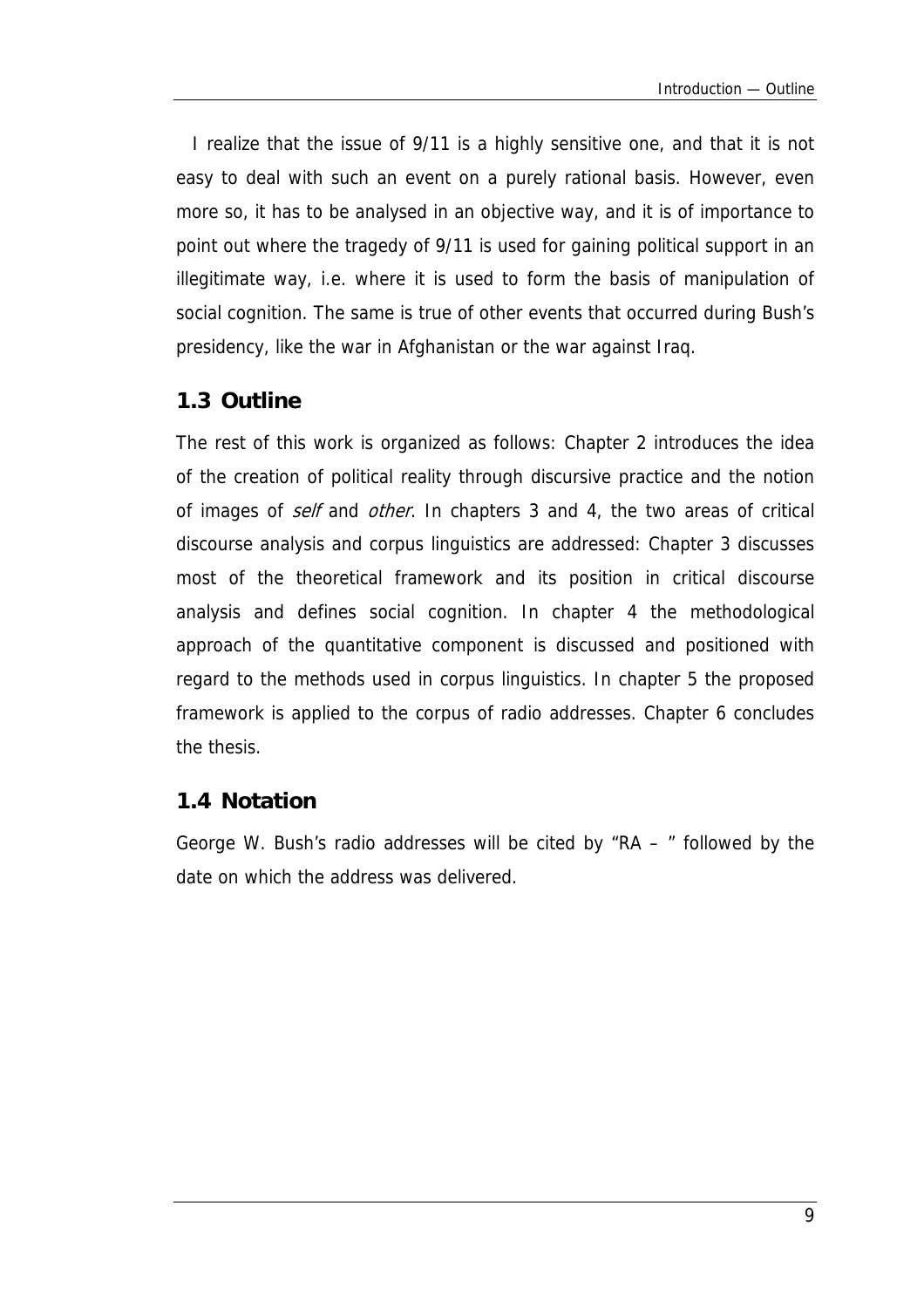I realize that the issue of 9/11 is a highly sensitive one, and that it is not easy to deal with such an event on a purely rational basis. However, even more so, it has to be analysed in an objective way, and it is of importance to point out where the tragedy of 9/11 is used for gaining political support in an illegitimate way, i.e. where it is used to form the basis of manipulation of social cognition. The same is true of other events that occurred during Bush's presidency, like the war in Afghanistan or the war against Iraq.

## 1.3 Outline

The rest of this work is organized as follows: Chapter 2 introduces the idea of the creation of political reality through discursive practice and the notion of images of *self* and *other*. In chapters 3 and 4, the two areas of critical discourse analysis and corpus linguistics are addressed: Chapter 3 discusses most of the theoretical framework and its position in critical discourse analysis and defines social cognition. In chapter 4 the methodological approach of the quantitative component is discussed and positioned with regard to the methods used in corpus linguistics. In chapter 5 the proposed framework is applied to the corpus of radio addresses. Chapter 6 concludes the thesis.

## 1.4 Notation

George W. Bush's radio addresses will be cited by "RA – " followed by the date on which the address was delivered.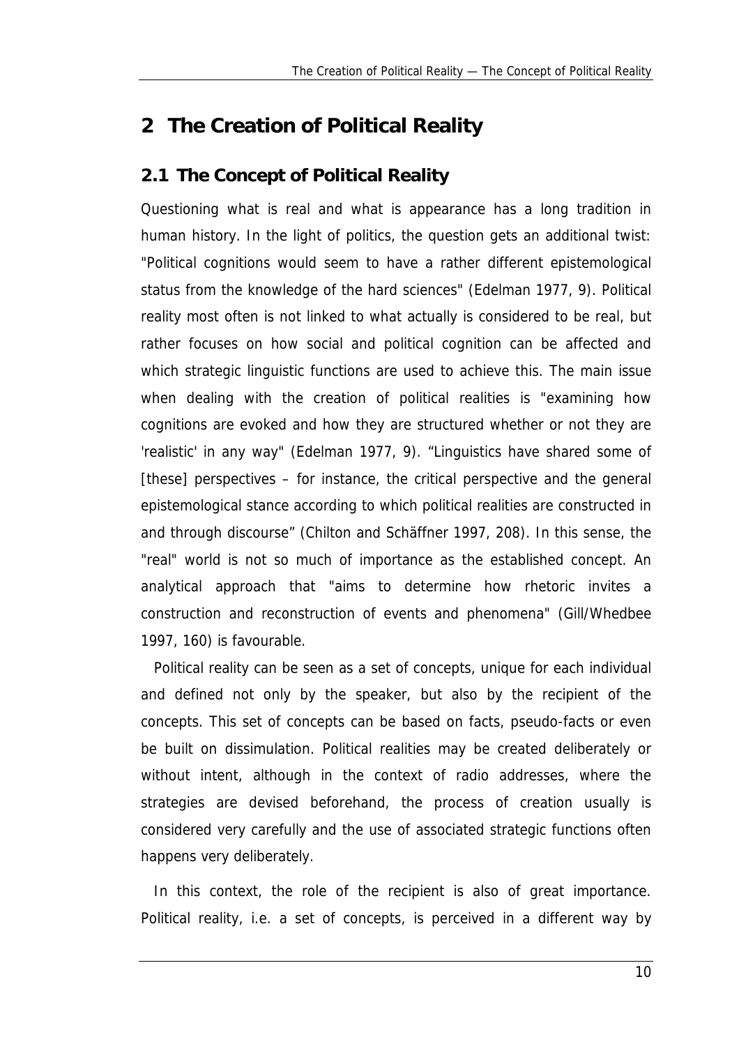# 2 The Creation of Political Reality

## 2.1 The Concept of Political Reality

Questioning what is real and what is appearance has a long tradition in human history. In the light of politics, the question gets an additional twist: "Political cognitions would seem to have a rather different epistemological status from the knowledge of the hard sciences" (Edelman 1977, 9). Political reality most often is not linked to what actually is considered to be real, but rather focuses on how social and political cognition can be affected and which strategic linguistic functions are used to achieve this. The main issue when dealing with the creation of political realities is "examining how cognitions are evoked and how they are structured whether or not they are 'realistic' in any way" (Edelman 1977, 9). "Linguistics have shared some of [these] perspectives – for instance, the critical perspective and the general epistemological stance according to which political realities are constructed in and through discourse" (Chilton and Schäffner 1997, 208). In this sense, the "real" world is not so much of importance as the established concept. An analytical approach that "aims to determine how rhetoric invites a construction and reconstruction of events and phenomena" (Gill/Whedbee 1997, 160) is favourable.

Political reality can be seen as a set of concepts, unique for each individual and defined not only by the speaker, but also by the recipient of the concepts. This set of concepts can be based on facts, pseudo-facts or even be built on dissimulation. Political realities may be created deliberately or without intent, although in the context of radio addresses, where the strategies are devised beforehand, the process of creation usually is considered very carefully and the use of associated strategic functions often happens very deliberately.

In this context, the role of the recipient is also of great importance. Political reality, i.e. a set of concepts, is perceived in a different way by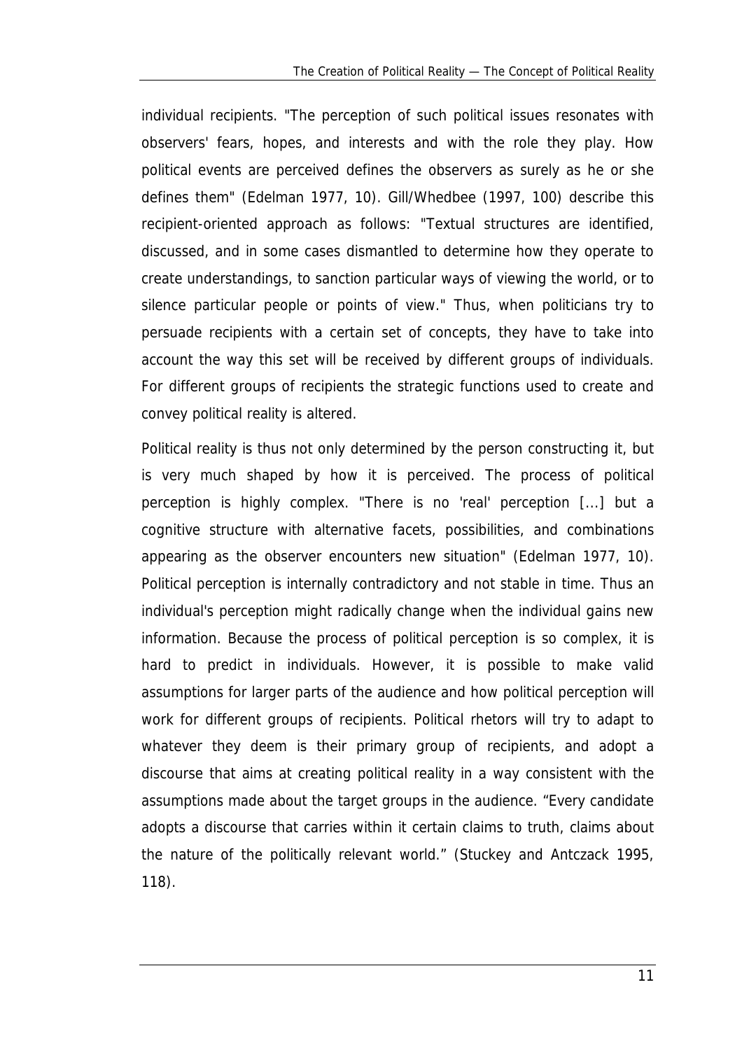individual recipients. "The perception of such political issues resonates with observers' fears, hopes, and interests and with the role they play. How political events are perceived defines the observers as surely as he or she defines them" (Edelman 1977, 10). Gill/Whedbee (1997, 100) describe this recipient-oriented approach as follows: "Textual structures are identified, discussed, and in some cases dismantled to determine how they operate to create understandings, to sanction particular ways of viewing the world, or to silence particular people or points of view." Thus, when politicians try to persuade recipients with a certain set of concepts, they have to take into account the way this set will be received by different groups of individuals. For different groups of recipients the strategic functions used to create and convey political reality is altered.

Political reality is thus not only determined by the person constructing it, but is very much shaped by how it is perceived. The process of political perception is highly complex. "There is no 'real' perception [...] but a cognitive structure with alternative facets, possibilities, and combinations appearing as the observer encounters new situation" (Edelman 1977, 10). Political perception is internally contradictory and not stable in time. Thus an individual's perception might radically change when the individual gains new information. Because the process of political perception is so complex, it is hard to predict in individuals. However, it is possible to make valid assumptions for larger parts of the audience and how political perception will work for different groups of recipients. Political rhetors will try to adapt to whatever they deem is their primary group of recipients, and adopt a discourse that aims at creating political reality in a way consistent with the assumptions made about the target groups in the audience. “Every candidate adopts a discourse that carries within it certain claims to truth, claims about the nature of the politically relevant world.” (Stuckey and Antczack 1995, 118).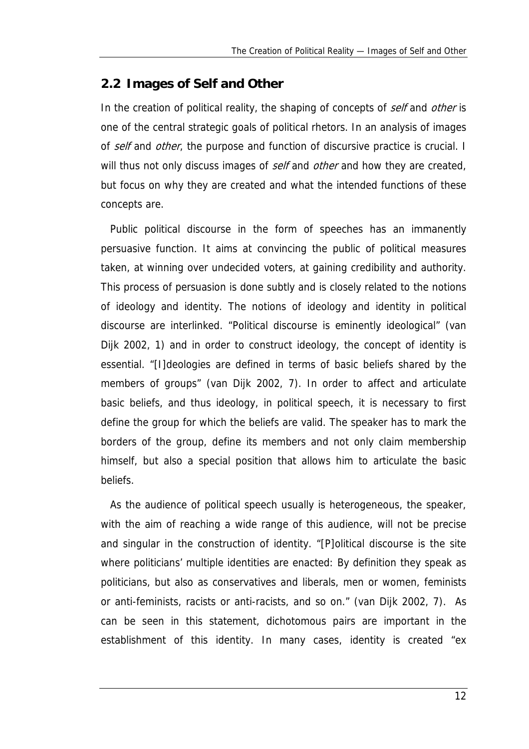## 2.2 Images of Self and Other

In the creation of political reality, the shaping of concepts of *self* and *other* is one of the central strategic goals of political rhetors. In an analysis of images of *self* and *other*, the purpose and function of discursive practice is crucial. I will thus not only discuss images of *self* and *other* and how they are created, but focus on why they are created and what the intended functions of these concepts are.

Public political discourse in the form of speeches has an immanently persuasive function. It aims at convincing the public of political measures taken, at winning over undecided voters, at gaining credibility and authority. This process of persuasion is done subtly and is closely related to the notions of ideology and identity. The notions of ideology and identity in political discourse are interlinked. "Political discourse is eminently ideological" (van Dijk 2002, 1) and in order to construct ideology, the concept of identity is essential. "[I]deologies are defined in terms of basic beliefs shared by the members of groups" (van Dijk 2002, 7). In order to affect and articulate basic beliefs, and thus ideology, in political speech, it is necessary to first define the group for which the beliefs are valid. The speaker has to mark the borders of the group, define its members and not only claim membership himself, but also a special position that allows him to articulate the basic beliefs.

As the audience of political speech usually is heterogeneous, the speaker, with the aim of reaching a wide range of this audience, will not be precise and singular in the construction of identity. "[P]olitical discourse is the site where politicians' multiple identities are enacted: By definition they speak as politicians, but also as conservatives and liberals, men or women, feminists or anti-feminists, racists or anti-racists, and so on." (van Dijk 2002, 7). As can be seen in this statement, dichotomous pairs are important in the establishment of this identity. In many cases, identity is created "ex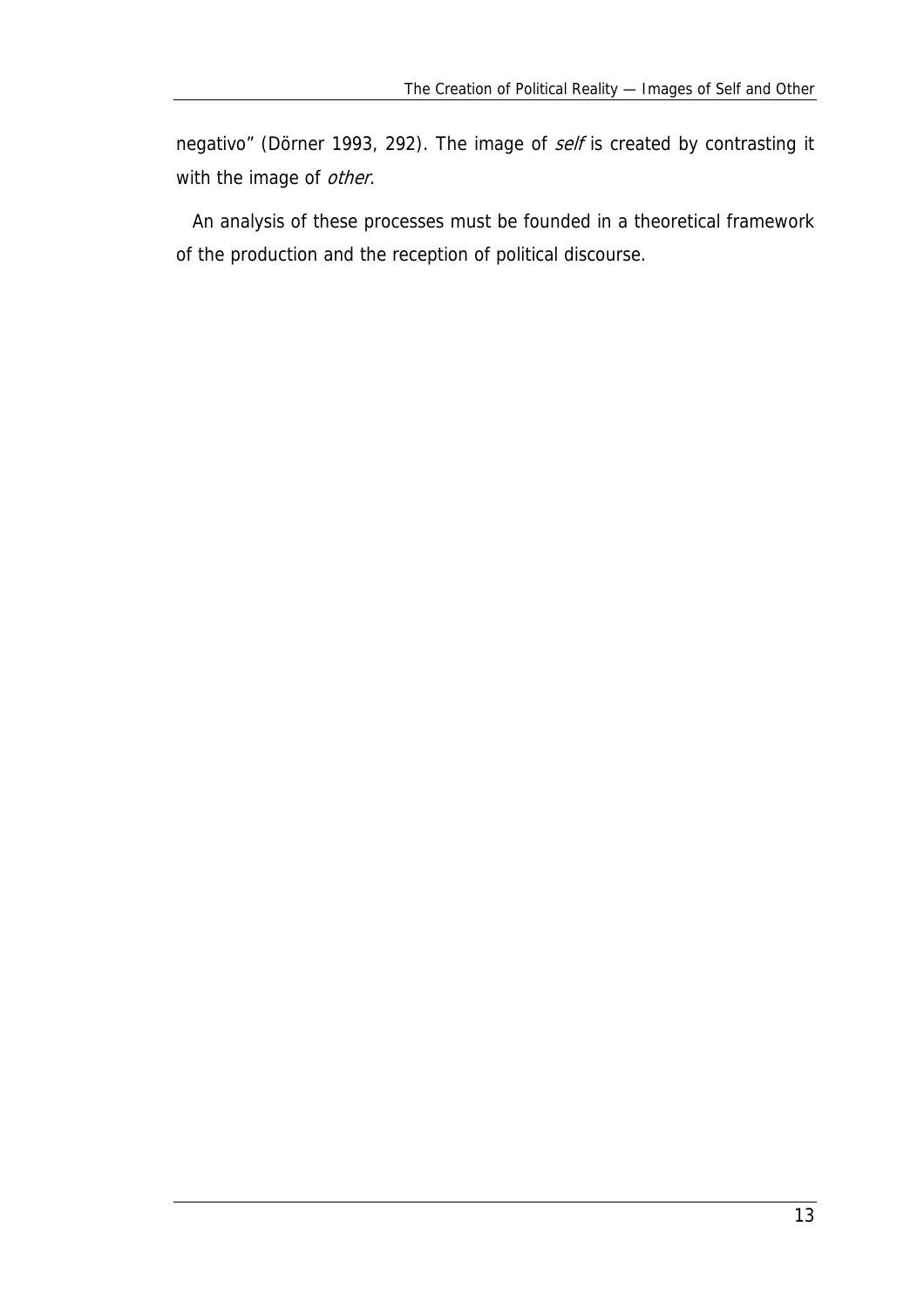negativo" (Dörner 1993, 292). The image of *self* is created by contrasting it with the image of *other*.

An analysis of these processes must be founded in a theoretical framework of the production and the reception of political discourse.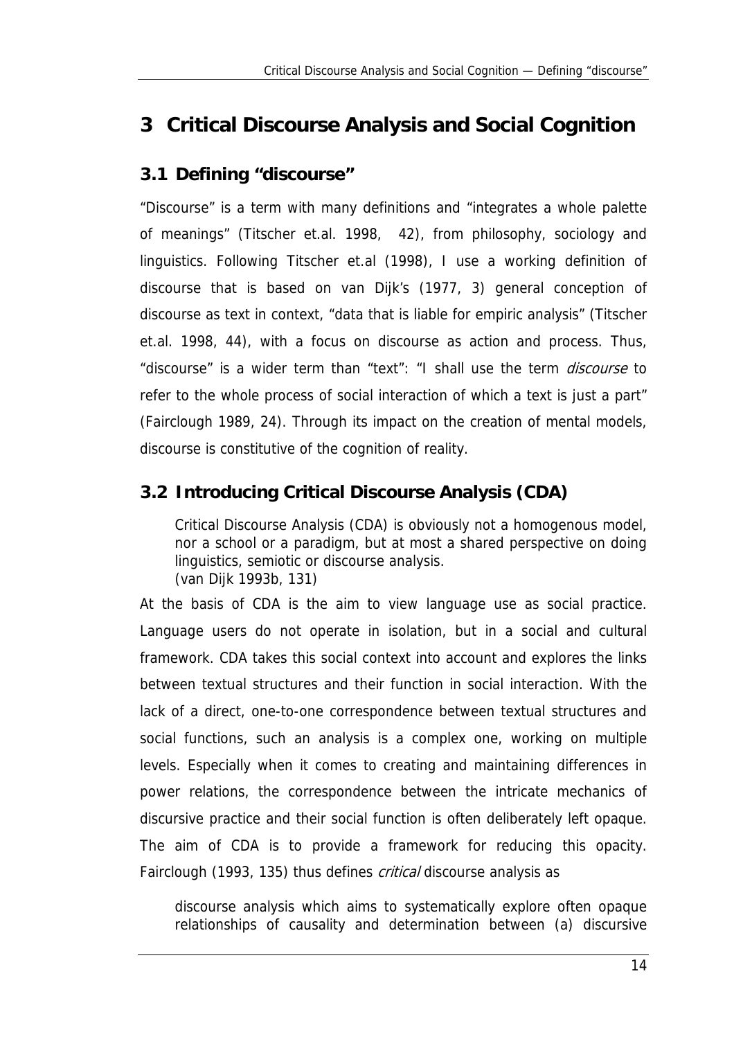# 3 Critical Discourse Analysis and Social Cognition

## 3.1 Defining "discourse"

"Discourse" is a term with many definitions and "integrates a whole palette of meanings" (Titscher et.al. 1998, 42), from philosophy, sociology and linguistics. Following Titscher et.al (1998), I use a working definition of discourse that is based on van Dijk's (1977, 3) general conception of discourse as text in context, "data that is liable for empiric analysis" (Titscher et.al. 1998, 44), with a focus on discourse as action and process. Thus, "discourse" is a wider term than "text": "I shall use the term *discourse* to refer to the whole process of social interaction of which a text is just a part" (Fairclough 1989, 24). Through its impact on the creation of mental models, discourse is constitutive of the cognition of reality.

## 3.2 Introducing Critical Discourse Analysis (CDA)

> Critical Discourse Analysis (CDA) is obviously not a homogenous model, nor a school or a paradigm, but at most a shared perspective on doing linguistics, semiotic or discourse analysis.
> (van Dijk 1993b, 131)

At the basis of CDA is the aim to view language use as social practice. Language users do not operate in isolation, but in a social and cultural framework. CDA takes this social context into account and explores the links between textual structures and their function in social interaction. With the lack of a direct, one-to-one correspondence between textual structures and social functions, such an analysis is a complex one, working on multiple levels. Especially when it comes to creating and maintaining differences in power relations, the correspondence between the intricate mechanics of discursive practice and their social function is often deliberately left opaque. The aim of CDA is to provide a framework for reducing this opacity. Fairclough (1993, 135) thus defines *critical* discourse analysis as

> discourse analysis which aims to systematically explore often opaque relationships of causality and determination between (a) discursive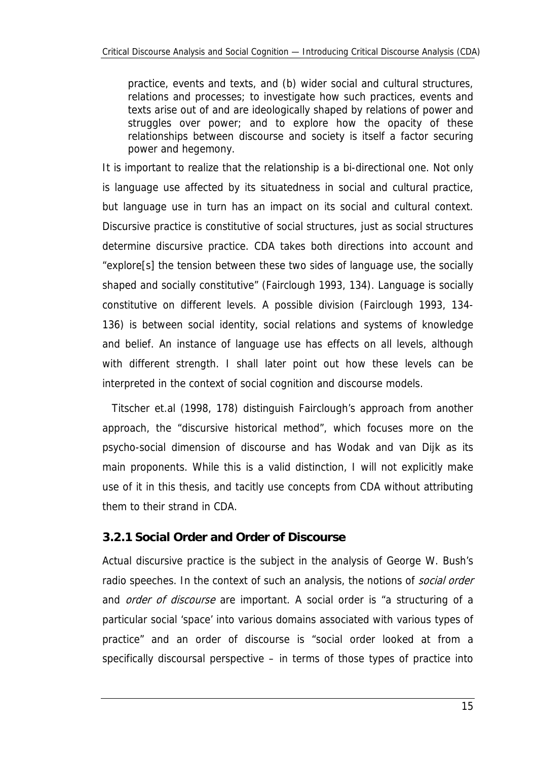> practice, events and texts, and (b) wider social and cultural structures, relations and processes; to investigate how such practices, events and texts arise out of and are ideologically shaped by relations of power and struggles over power; and to explore how the opacity of these relationships between discourse and society is itself a factor securing power and hegemony.

It is important to realize that the relationship is a bi-directional one. Not only is language use affected by its situatedness in social and cultural practice, but language use in turn has an impact on its social and cultural context. Discursive practice is constitutive of social structures, just as social structures determine discursive practice. CDA takes both directions into account and "explore[s] the tension between these two sides of language use, the socially shaped and socially constitutive" (Fairclough 1993, 134). Language is socially constitutive on different levels. A possible division (Fairclough 1993, 134-136) is between social identity, social relations and systems of knowledge and belief. An instance of language use has effects on all levels, although with different strength. I shall later point out how these levels can be interpreted in the context of social cognition and discourse models.

Titscher et.al (1998, 178) distinguish Fairclough's approach from another approach, the "discursive historical method", which focuses more on the psycho-social dimension of discourse and has Wodak and van Dijk as its main proponents. While this is a valid distinction, I will not explicitly make use of it in this thesis, and tacitly use concepts from CDA without attributing them to their strand in CDA.

### 3.2.1 Social Order and Order of Discourse

Actual discursive practice is the subject in the analysis of George W. Bush's radio speeches. In the context of such an analysis, the notions of *social order* and *order of discourse* are important. A social order is "a structuring of a particular social 'space' into various domains associated with various types of practice" and an order of discourse is "social order looked at from a specifically discoursal perspective – in terms of those types of practice into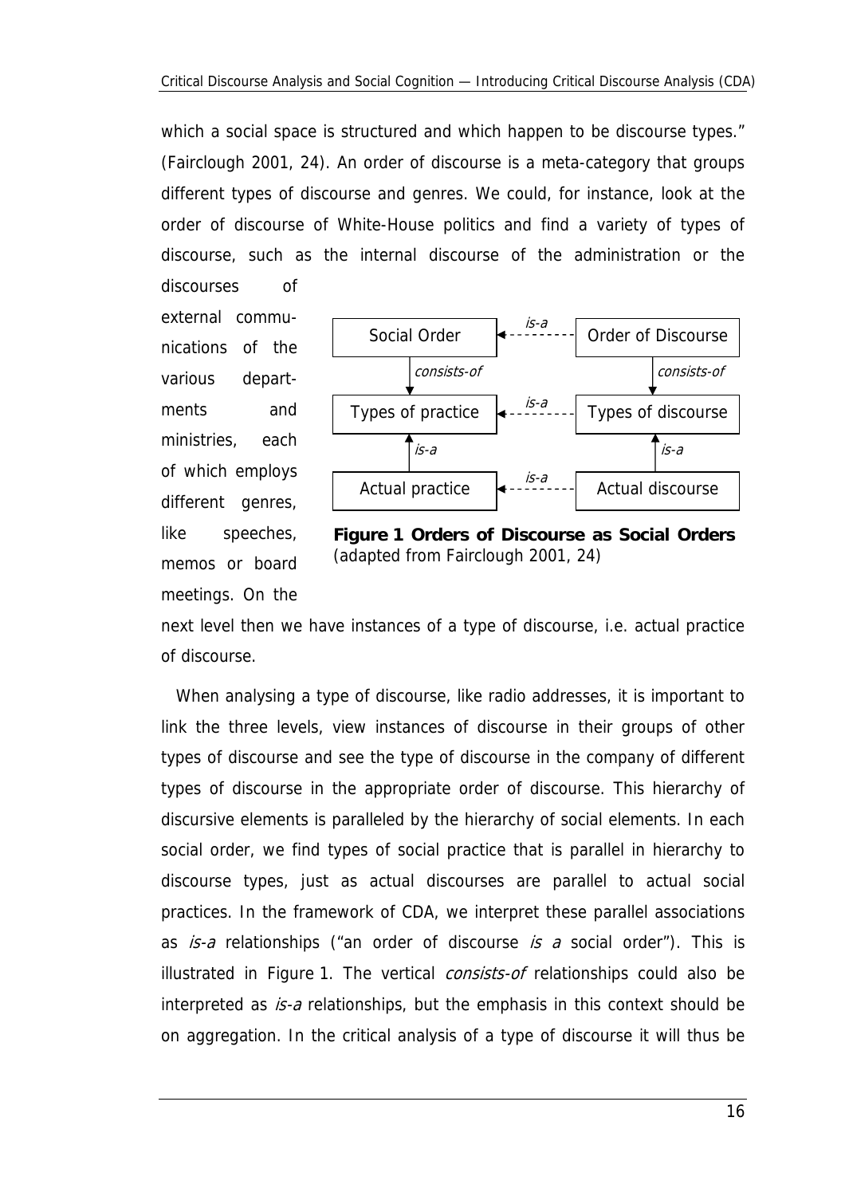which a social space is structured and which happen to be discourse types." (Fairclough 2001, 24). An order of discourse is a meta-category that groups different types of discourse and genres. We could, for instance, look at the order of discourse of White-House politics and find a variety of types of discourse, such as the internal discourse of the administration or the discourses of external communications of the various departments and ministries, each of which employs different genres, like speeches, memos or board meetings. On the next level then we have instances of a type of discourse, i.e. actual practice of discourse.

| Social Order | ← *is-a* | Order of Discourse |
|---|---|---|
| ↓ *consists-of* | | ↓ *consists-of* |
| Types of practice | ← *is-a* | Types of discourse |
| ↑ *is-a* | | ↑ *is-a* |
| Actual practice | ← *is-a* | Actual discourse |

**Figure 1 Orders of Discourse as Social Orders** (adapted from Fairclough 2001, 24)

When analysing a type of discourse, like radio addresses, it is important to link the three levels, view instances of discourse in their groups of other types of discourse and see the type of discourse in the company of different types of discourse in the appropriate order of discourse. This hierarchy of discursive elements is paralleled by the hierarchy of social elements. In each social order, we find types of social practice that is parallel in hierarchy to discourse types, just as actual discourses are parallel to actual social practices. In the framework of CDA, we interpret these parallel associations as *is-a* relationships ("an order of discourse *is a* social order"). This is illustrated in Figure 1. The vertical *consists-of* relationships could also be interpreted as *is-a* relationships, but the emphasis in this context should be on aggregation. In the critical analysis of a type of discourse it will thus be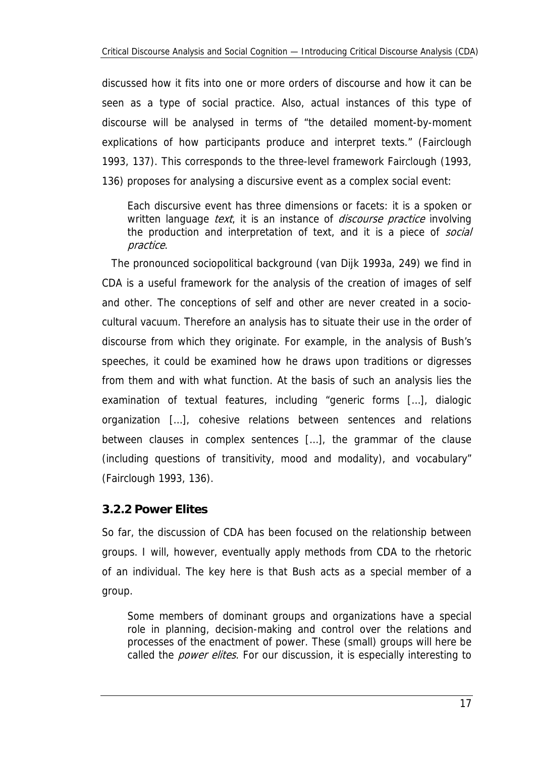discussed how it fits into one or more orders of discourse and how it can be seen as a type of social practice. Also, actual instances of this type of discourse will be analysed in terms of "the detailed moment-by-moment explications of how participants produce and interpret texts." (Fairclough 1993, 137). This corresponds to the three-level framework Fairclough (1993, 136) proposes for analysing a discursive event as a complex social event:

> Each discursive event has three dimensions or facets: it is a spoken or written language *text*, it is an instance of *discourse practice* involving the production and interpretation of text, and it is a piece of *social practice*.

The pronounced sociopolitical background (van Dijk 1993a, 249) we find in CDA is a useful framework for the analysis of the creation of images of self and other. The conceptions of self and other are never created in a socio-cultural vacuum. Therefore an analysis has to situate their use in the order of discourse from which they originate. For example, in the analysis of Bush's speeches, it could be examined how he draws upon traditions or digresses from them and with what function. At the basis of such an analysis lies the examination of textual features, including "generic forms [...], dialogic organization [...], cohesive relations between sentences and relations between clauses in complex sentences [...], the grammar of the clause (including questions of transitivity, mood and modality), and vocabulary" (Fairclough 1993, 136).

### 3.2.2 Power Elites

So far, the discussion of CDA has been focused on the relationship between groups. I will, however, eventually apply methods from CDA to the rhetoric of an individual. The key here is that Bush acts as a special member of a group.

> Some members of dominant groups and organizations have a special role in planning, decision-making and control over the relations and processes of the enactment of power. These (small) groups will here be called the *power elites*. For our discussion, it is especially interesting to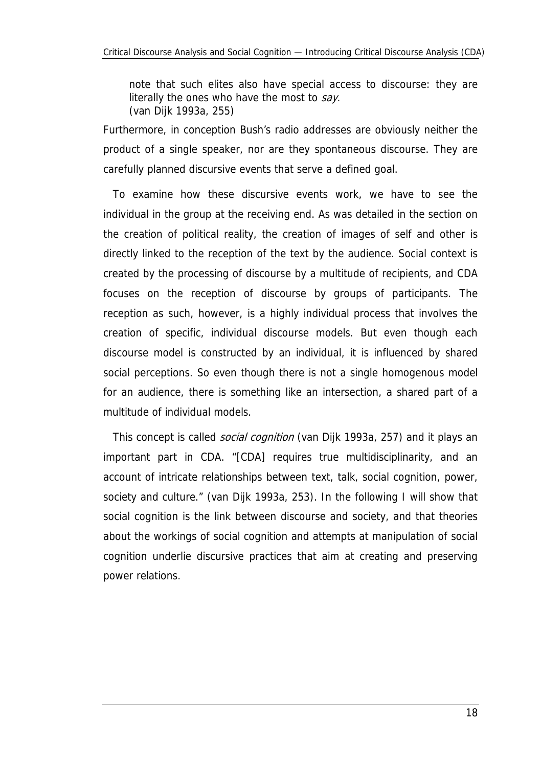> note that such elites also have special access to discourse: they are literally the ones who have the most to *say*.
> (van Dijk 1993a, 255)

Furthermore, in conception Bush's radio addresses are obviously neither the product of a single speaker, nor are they spontaneous discourse. They are carefully planned discursive events that serve a defined goal.

To examine how these discursive events work, we have to see the individual in the group at the receiving end. As was detailed in the section on the creation of political reality, the creation of images of self and other is directly linked to the reception of the text by the audience. Social context is created by the processing of discourse by a multitude of recipients, and CDA focuses on the reception of discourse by groups of participants. The reception as such, however, is a highly individual process that involves the creation of specific, individual discourse models. But even though each discourse model is constructed by an individual, it is influenced by shared social perceptions. So even though there is not a single homogenous model for an audience, there is something like an intersection, a shared part of a multitude of individual models.

This concept is called *social cognition* (van Dijk 1993a, 257) and it plays an important part in CDA. "[CDA] requires true multidisciplinarity, and an account of intricate relationships between text, talk, social cognition, power, society and culture." (van Dijk 1993a, 253). In the following I will show that social cognition is the link between discourse and society, and that theories about the workings of social cognition and attempts at manipulation of social cognition underlie discursive practices that aim at creating and preserving power relations.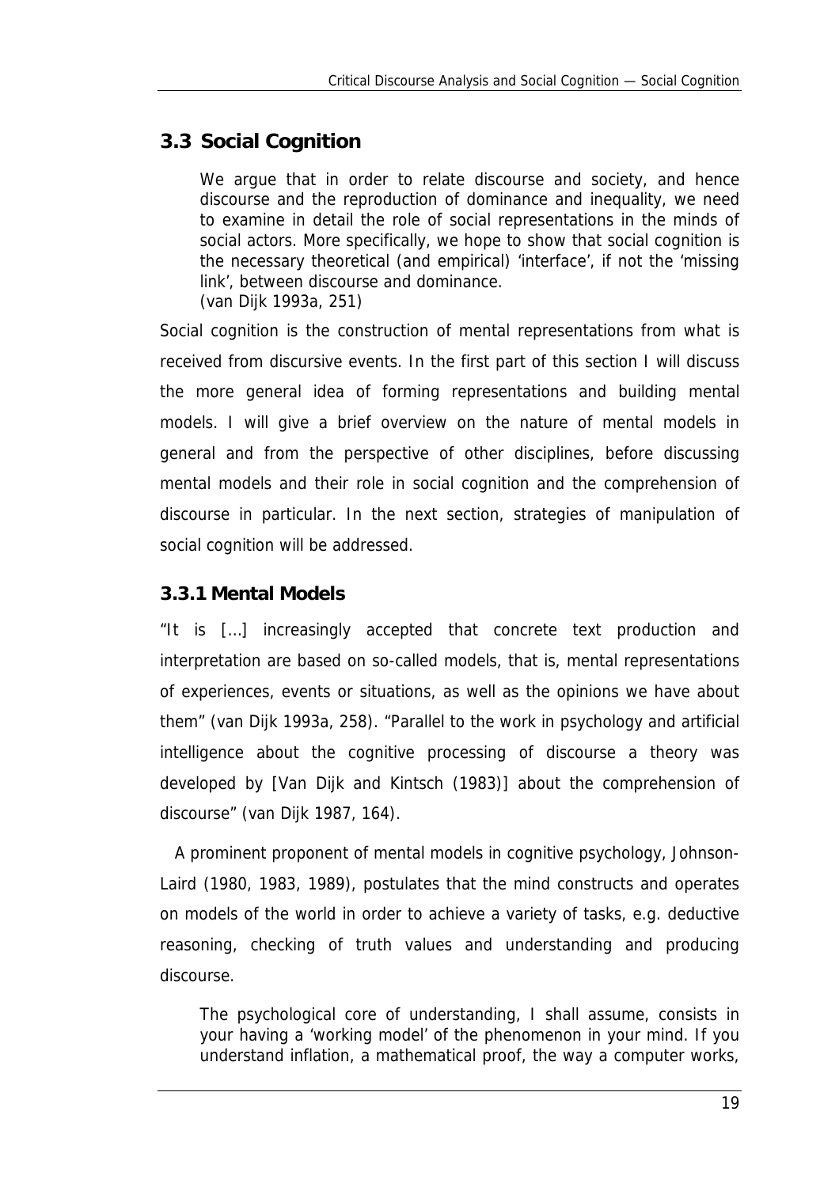## 3.3 Social Cognition

> We argue that in order to relate discourse and society, and hence discourse and the reproduction of dominance and inequality, we need to examine in detail the role of social representations in the minds of social actors. More specifically, we hope to show that social cognition is the necessary theoretical (and empirical) 'interface', if not the 'missing link', between discourse and dominance.
> (van Dijk 1993a, 251)

Social cognition is the construction of mental representations from what is received from discursive events. In the first part of this section I will discuss the more general idea of forming representations and building mental models. I will give a brief overview on the nature of mental models in general and from the perspective of other disciplines, before discussing mental models and their role in social cognition and the comprehension of discourse in particular. In the next section, strategies of manipulation of social cognition will be addressed.

### 3.3.1 Mental Models

"It is […] increasingly accepted that concrete text production and interpretation are based on so-called models, that is, mental representations of experiences, events or situations, as well as the opinions we have about them" (van Dijk 1993a, 258). "Parallel to the work in psychology and artificial intelligence about the cognitive processing of discourse a theory was developed by [Van Dijk and Kintsch (1983)] about the comprehension of discourse" (van Dijk 1987, 164).

A prominent proponent of mental models in cognitive psychology, Johnson-Laird (1980, 1983, 1989), postulates that the mind constructs and operates on models of the world in order to achieve a variety of tasks, e.g. deductive reasoning, checking of truth values and understanding and producing discourse.

> The psychological core of understanding, I shall assume, consists in your having a 'working model' of the phenomenon in your mind. If you understand inflation, a mathematical proof, the way a computer works,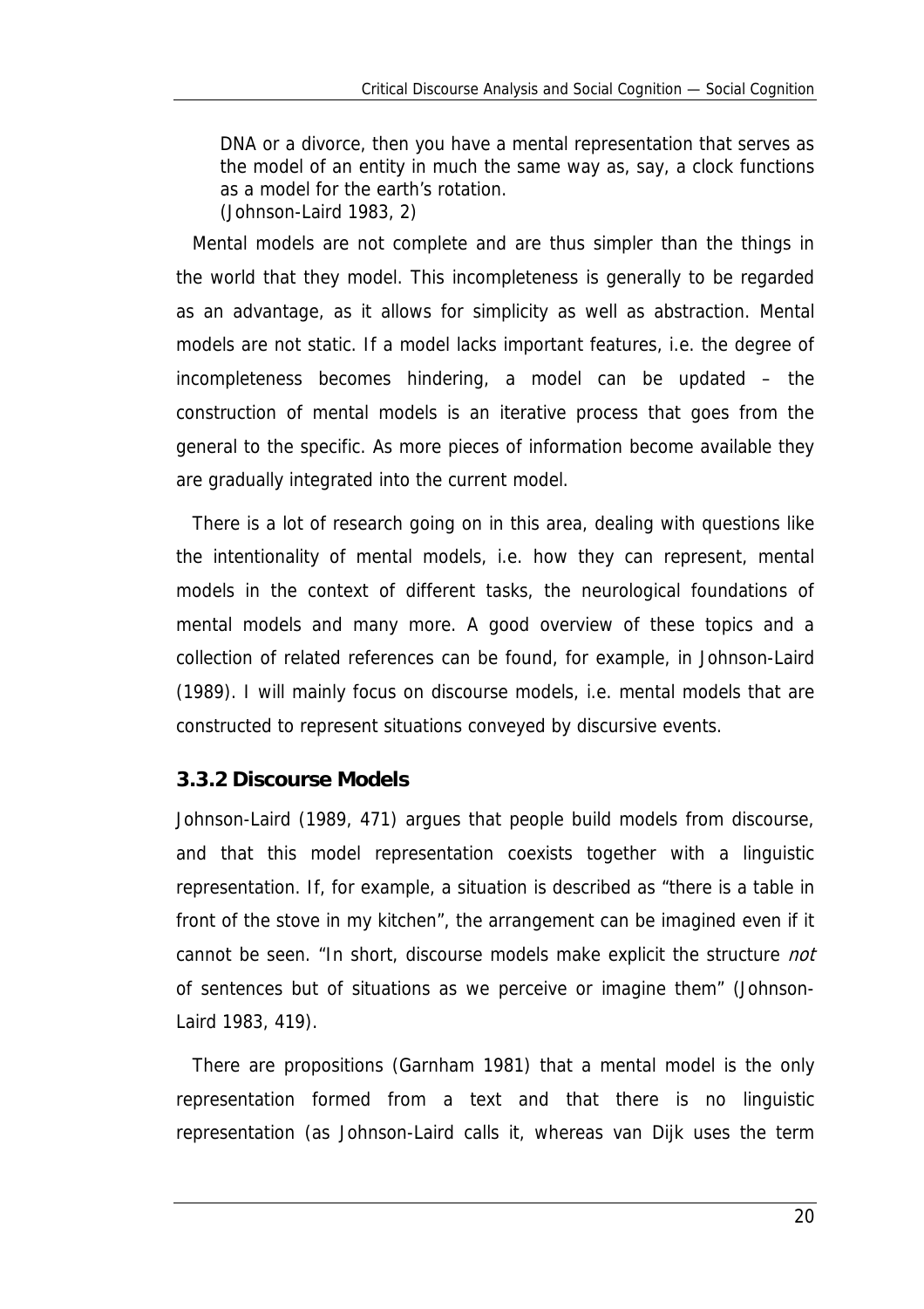> DNA or a divorce, then you have a mental representation that serves as the model of an entity in much the same way as, say, a clock functions as a model for the earth's rotation.
> (Johnson-Laird 1983, 2)

Mental models are not complete and are thus simpler than the things in the world that they model. This incompleteness is generally to be regarded as an advantage, as it allows for simplicity as well as abstraction. Mental models are not static. If a model lacks important features, i.e. the degree of incompleteness becomes hindering, a model can be updated – the construction of mental models is an iterative process that goes from the general to the specific. As more pieces of information become available they are gradually integrated into the current model.

There is a lot of research going on in this area, dealing with questions like the intentionality of mental models, i.e. how they can represent, mental models in the context of different tasks, the neurological foundations of mental models and many more. A good overview of these topics and a collection of related references can be found, for example, in Johnson-Laird (1989). I will mainly focus on discourse models, i.e. mental models that are constructed to represent situations conveyed by discursive events.

### 3.3.2 Discourse Models

Johnson-Laird (1989, 471) argues that people build models from discourse, and that this model representation coexists together with a linguistic representation. If, for example, a situation is described as "there is a table in front of the stove in my kitchen", the arrangement can be imagined even if it cannot be seen. "In short, discourse models make explicit the structure *not* of sentences but of situations as we perceive or imagine them" (Johnson-Laird 1983, 419).

There are propositions (Garnham 1981) that a mental model is the only representation formed from a text and that there is no linguistic representation (as Johnson-Laird calls it, whereas van Dijk uses the term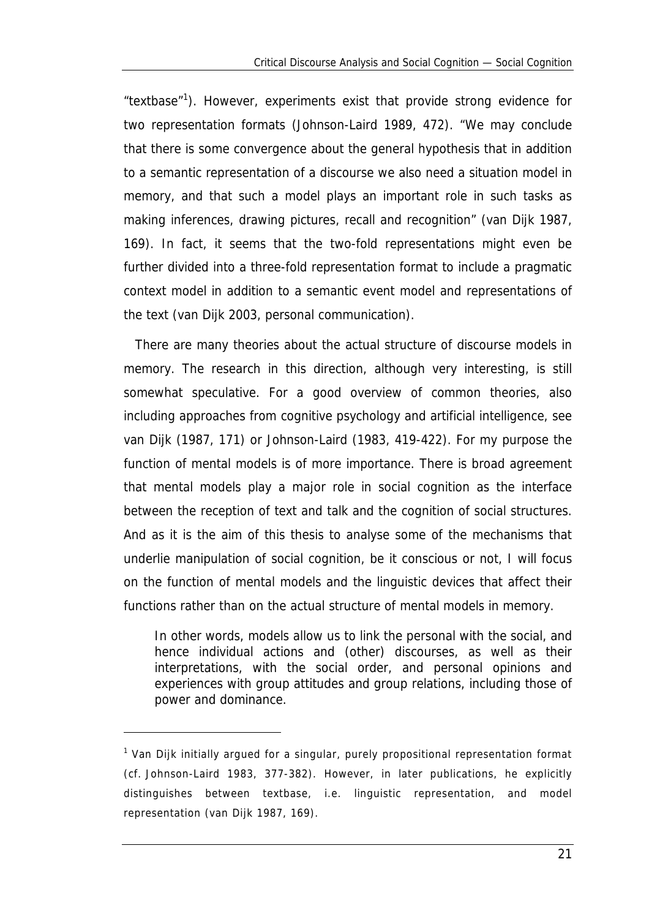"textbase"[1]). However, experiments exist that provide strong evidence for two representation formats (Johnson-Laird 1989, 472). "We may conclude that there is some convergence about the general hypothesis that in addition to a semantic representation of a discourse we also need a situation model in memory, and that such a model plays an important role in such tasks as making inferences, drawing pictures, recall and recognition" (van Dijk 1987, 169). In fact, it seems that the two-fold representations might even be further divided into a three-fold representation format to include a pragmatic context model in addition to a semantic event model and representations of the text (van Dijk 2003, personal communication).

There are many theories about the actual structure of discourse models in memory. The research in this direction, although very interesting, is still somewhat speculative. For a good overview of common theories, also including approaches from cognitive psychology and artificial intelligence, see van Dijk (1987, 171) or Johnson-Laird (1983, 419-422). For my purpose the function of mental models is of more importance. There is broad agreement that mental models play a major role in social cognition as the interface between the reception of text and talk and the cognition of social structures. And as it is the aim of this thesis to analyse some of the mechanisms that underlie manipulation of social cognition, be it conscious or not, I will focus on the function of mental models and the linguistic devices that affect their functions rather than on the actual structure of mental models in memory.

> In other words, models allow us to link the personal with the social, and hence individual actions and (other) discourses, as well as their interpretations, with the social order, and personal opinions and experiences with group attitudes and group relations, including those of power and dominance.

[1] Van Dijk initially argued for a singular, purely propositional representation format (cf. Johnson-Laird 1983, 377-382). However, in later publications, he explicitly distinguishes between textbase, i.e. linguistic representation, and model representation (van Dijk 1987, 169).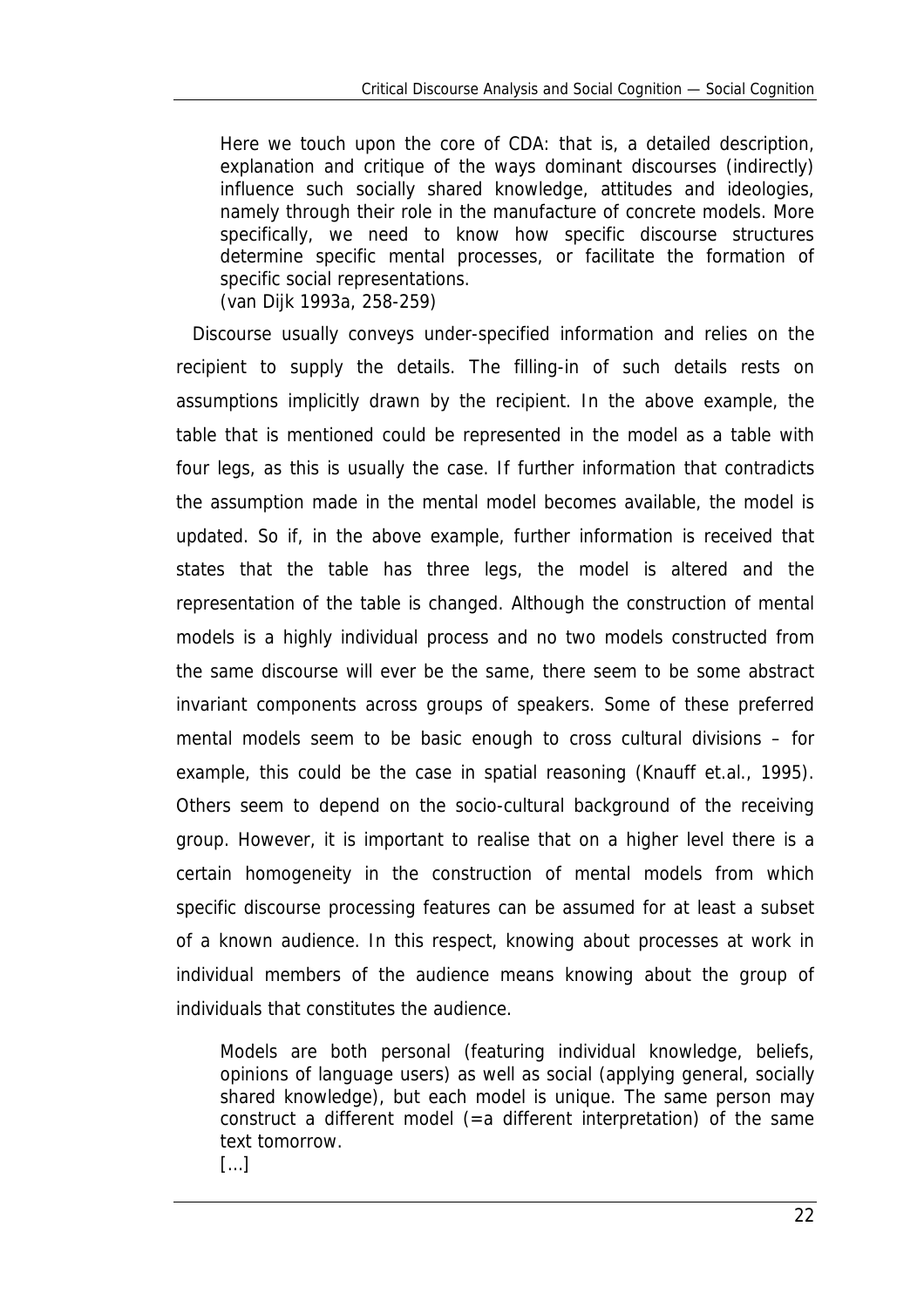> Here we touch upon the core of CDA: that is, a detailed description, explanation and critique of the ways dominant discourses (indirectly) influence such socially shared knowledge, attitudes and ideologies, namely through their role in the manufacture of concrete models. More specifically, we need to know how specific discourse structures determine specific mental processes, or facilitate the formation of specific social representations.
> (van Dijk 1993a, 258-259)

Discourse usually conveys under-specified information and relies on the recipient to supply the details. The filling-in of such details rests on assumptions implicitly drawn by the recipient. In the above example, the table that is mentioned could be represented in the model as a table with four legs, as this is usually the case. If further information that contradicts the assumption made in the mental model becomes available, the model is updated. So if, in the above example, further information is received that states that the table has three legs, the model is altered and the representation of the table is changed. Although the construction of mental models is a highly individual process and no two models constructed from the same discourse will ever be the same, there seem to be some abstract invariant components across groups of speakers. Some of these preferred mental models seem to be basic enough to cross cultural divisions – for example, this could be the case in spatial reasoning (Knauff et.al., 1995). Others seem to depend on the socio-cultural background of the receiving group. However, it is important to realise that on a higher level there is a certain homogeneity in the construction of mental models from which specific discourse processing features can be assumed for at least a subset of a known audience. In this respect, knowing about processes at work in individual members of the audience means knowing about the group of individuals that constitutes the audience.

> Models are both personal (featuring individual knowledge, beliefs, opinions of language users) as well as social (applying general, socially shared knowledge), but each model is unique. The same person may construct a different model (=a different interpretation) of the same text tomorrow.
> [...]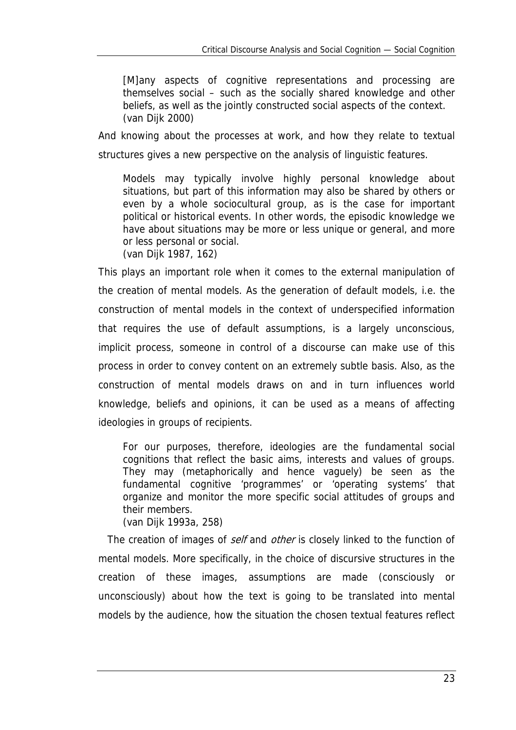> [M]any aspects of cognitive representations and processing are themselves social – such as the socially shared knowledge and other beliefs, as well as the jointly constructed social aspects of the context.
> (van Dijk 2000)

And knowing about the processes at work, and how they relate to textual structures gives a new perspective on the analysis of linguistic features.

> Models may typically involve highly personal knowledge about situations, but part of this information may also be shared by others or even by a whole sociocultural group, as is the case for important political or historical events. In other words, the episodic knowledge we have about situations may be more or less unique or general, and more or less personal or social.
> (van Dijk 1987, 162)

This plays an important role when it comes to the external manipulation of the creation of mental models. As the generation of default models, i.e. the construction of mental models in the context of underspecified information that requires the use of default assumptions, is a largely unconscious, implicit process, someone in control of a discourse can make use of this process in order to convey content on an extremely subtle basis. Also, as the construction of mental models draws on and in turn influences world knowledge, beliefs and opinions, it can be used as a means of affecting ideologies in groups of recipients.

> For our purposes, therefore, ideologies are the fundamental social cognitions that reflect the basic aims, interests and values of groups. They may (metaphorically and hence vaguely) be seen as the fundamental cognitive 'programmes' or 'operating systems' that organize and monitor the more specific social attitudes of groups and their members.
> (van Dijk 1993a, 258)

The creation of images of *self* and *other* is closely linked to the function of mental models. More specifically, in the choice of discursive structures in the creation of these images, assumptions are made (consciously or unconsciously) about how the text is going to be translated into mental models by the audience, how the situation the chosen textual features reflect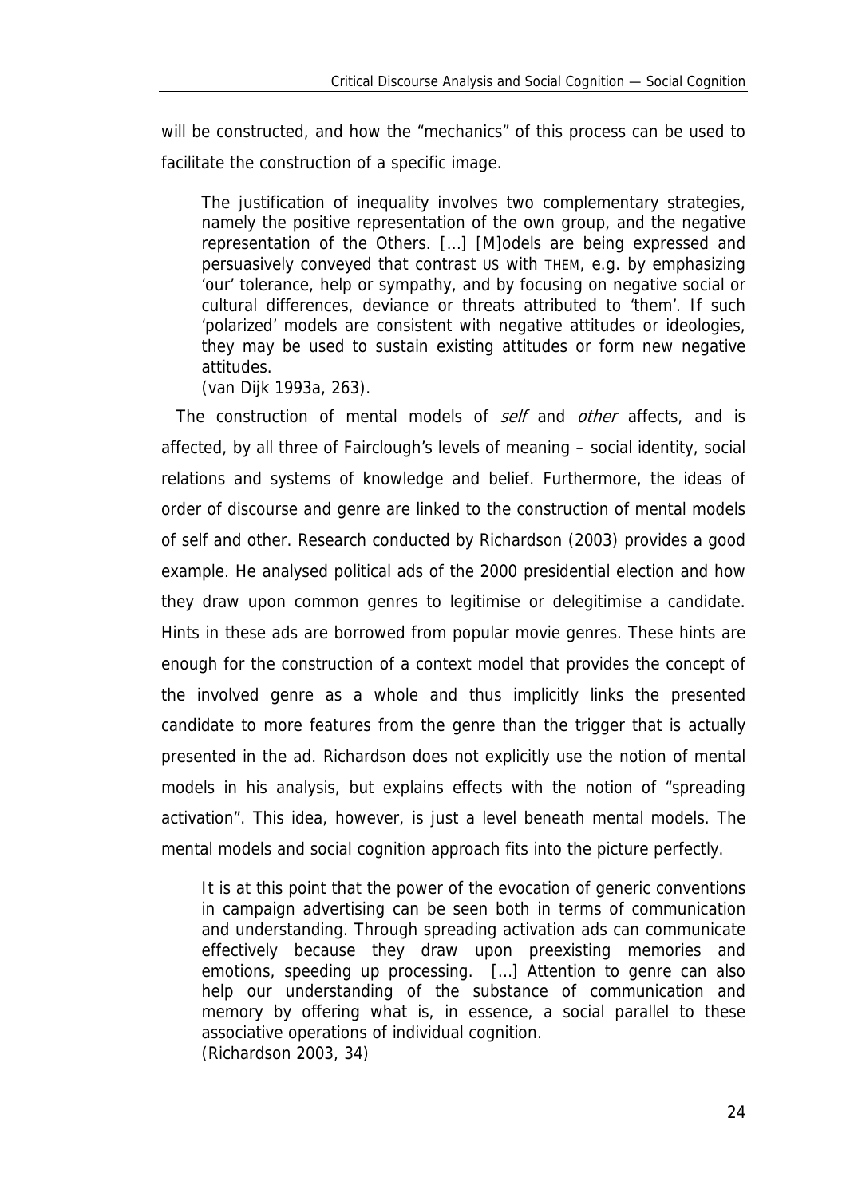will be constructed, and how the "mechanics" of this process can be used to facilitate the construction of a specific image.

> The justification of inequality involves two complementary strategies, namely the positive representation of the own group, and the negative representation of the Others. [...] [M]odels are being expressed and persuasively conveyed that contrast US with THEM, e.g. by emphasizing 'our' tolerance, help or sympathy, and by focusing on negative social or cultural differences, deviance or threats attributed to 'them'. If such 'polarized' models are consistent with negative attitudes or ideologies, they may be used to sustain existing attitudes or form new negative attitudes.
> (van Dijk 1993a, 263).

The construction of mental models of *self* and *other* affects, and is affected, by all three of Fairclough's levels of meaning – social identity, social relations and systems of knowledge and belief. Furthermore, the ideas of order of discourse and genre are linked to the construction of mental models of self and other. Research conducted by Richardson (2003) provides a good example. He analysed political ads of the 2000 presidential election and how they draw upon common genres to legitimise or delegitimise a candidate. Hints in these ads are borrowed from popular movie genres. These hints are enough for the construction of a context model that provides the concept of the involved genre as a whole and thus implicitly links the presented candidate to more features from the genre than the trigger that is actually presented in the ad. Richardson does not explicitly use the notion of mental models in his analysis, but explains effects with the notion of "spreading activation". This idea, however, is just a level beneath mental models. The mental models and social cognition approach fits into the picture perfectly.

> It is at this point that the power of the evocation of generic conventions in campaign advertising can be seen both in terms of communication and understanding. Through spreading activation ads can communicate effectively because they draw upon preexisting memories and emotions, speeding up processing. [...] Attention to genre can also help our understanding of the substance of communication and memory by offering what is, in essence, a social parallel to these associative operations of individual cognition.
> (Richardson 2003, 34)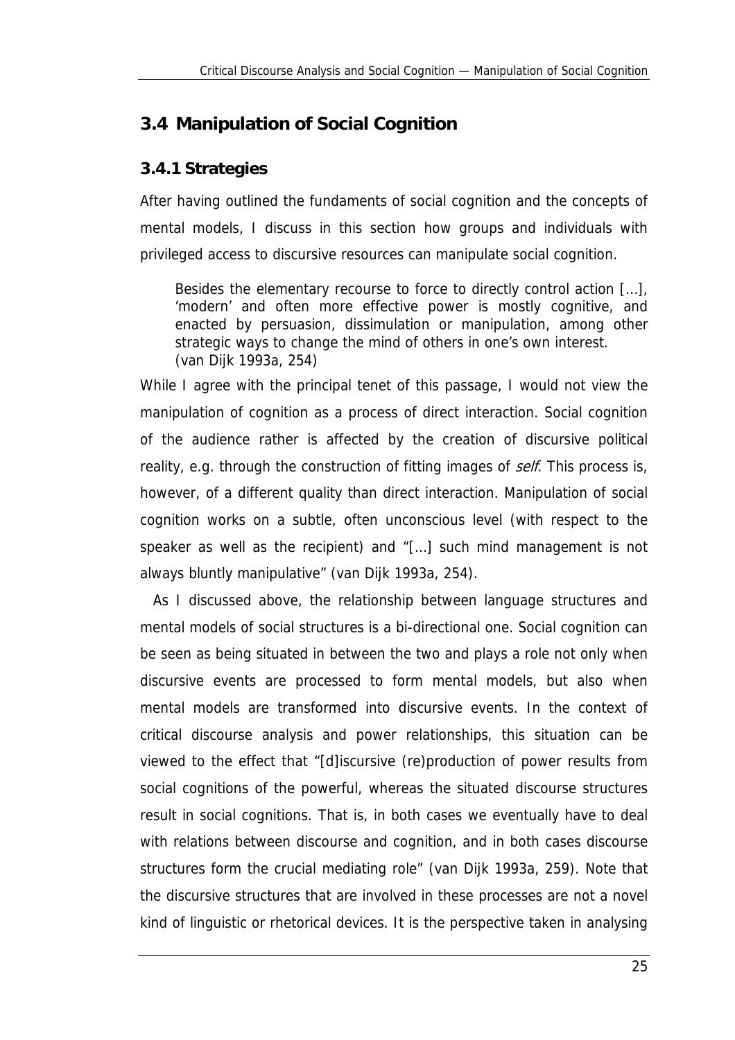## 3.4 Manipulation of Social Cognition

### 3.4.1 Strategies

After having outlined the fundaments of social cognition and the concepts of mental models, I discuss in this section how groups and individuals with privileged access to discursive resources can manipulate social cognition.

> Besides the elementary recourse to force to directly control action […], 'modern' and often more effective power is mostly cognitive, and enacted by persuasion, dissimulation or manipulation, among other strategic ways to change the mind of others in one's own interest. (van Dijk 1993a, 254)

While I agree with the principal tenet of this passage, I would not view the manipulation of cognition as a process of direct interaction. Social cognition of the audience rather is affected by the creation of discursive political reality, e.g. through the construction of fitting images of *self*. This process is, however, of a different quality than direct interaction. Manipulation of social cognition works on a subtle, often unconscious level (with respect to the speaker as well as the recipient) and "[…] such mind management is not always bluntly manipulative" (van Dijk 1993a, 254).

As I discussed above, the relationship between language structures and mental models of social structures is a bi-directional one. Social cognition can be seen as being situated in between the two and plays a role not only when discursive events are processed to form mental models, but also when mental models are transformed into discursive events. In the context of critical discourse analysis and power relationships, this situation can be viewed to the effect that "[d]iscursive (re)production of power results from social cognitions of the powerful, whereas the situated discourse structures result in social cognitions. That is, in both cases we eventually have to deal with relations between discourse and cognition, and in both cases discourse structures form the crucial mediating role" (van Dijk 1993a, 259). Note that the discursive structures that are involved in these processes are not a novel kind of linguistic or rhetorical devices. It is the perspective taken in analysing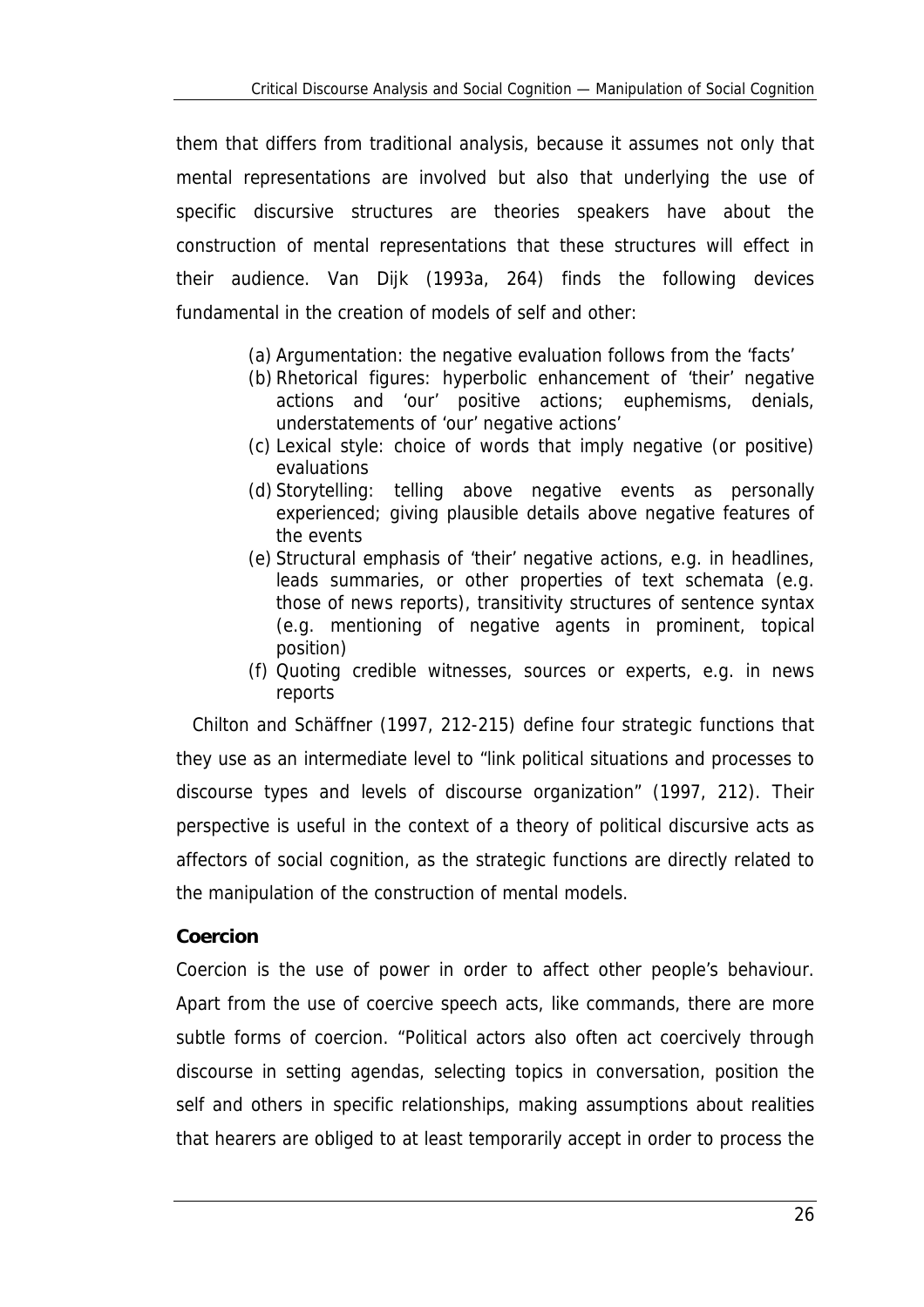them that differs from traditional analysis, because it assumes not only that mental representations are involved but also that underlying the use of specific discursive structures are theories speakers have about the construction of mental representations that these structures will effect in their audience. Van Dijk (1993a, 264) finds the following devices fundamental in the creation of models of self and other:

(a) Argumentation: the negative evaluation follows from the 'facts'
(b) Rhetorical figures: hyperbolic enhancement of 'their' negative actions and 'our' positive actions; euphemisms, denials, understatements of 'our' negative actions'
(c) Lexical style: choice of words that imply negative (or positive) evaluations
(d) Storytelling: telling above negative events as personally experienced; giving plausible details above negative features of the events
(e) Structural emphasis of 'their' negative actions, e.g. in headlines, leads summaries, or other properties of text schemata (e.g. those of news reports), transitivity structures of sentence syntax (e.g. mentioning of negative agents in prominent, topical position)
(f) Quoting credible witnesses, sources or experts, e.g. in news reports

Chilton and Schäffner (1997, 212-215) define four strategic functions that they use as an intermediate level to "link political situations and processes to discourse types and levels of discourse organization" (1997, 212). Their perspective is useful in the context of a theory of political discursive acts as affectors of social cognition, as the strategic functions are directly related to the manipulation of the construction of mental models.

**Coercion**

Coercion is the use of power in order to affect other people's behaviour. Apart from the use of coercive speech acts, like commands, there are more subtle forms of coercion. "Political actors also often act coercively through discourse in setting agendas, selecting topics in conversation, position the self and others in specific relationships, making assumptions about realities that hearers are obliged to at least temporarily accept in order to process the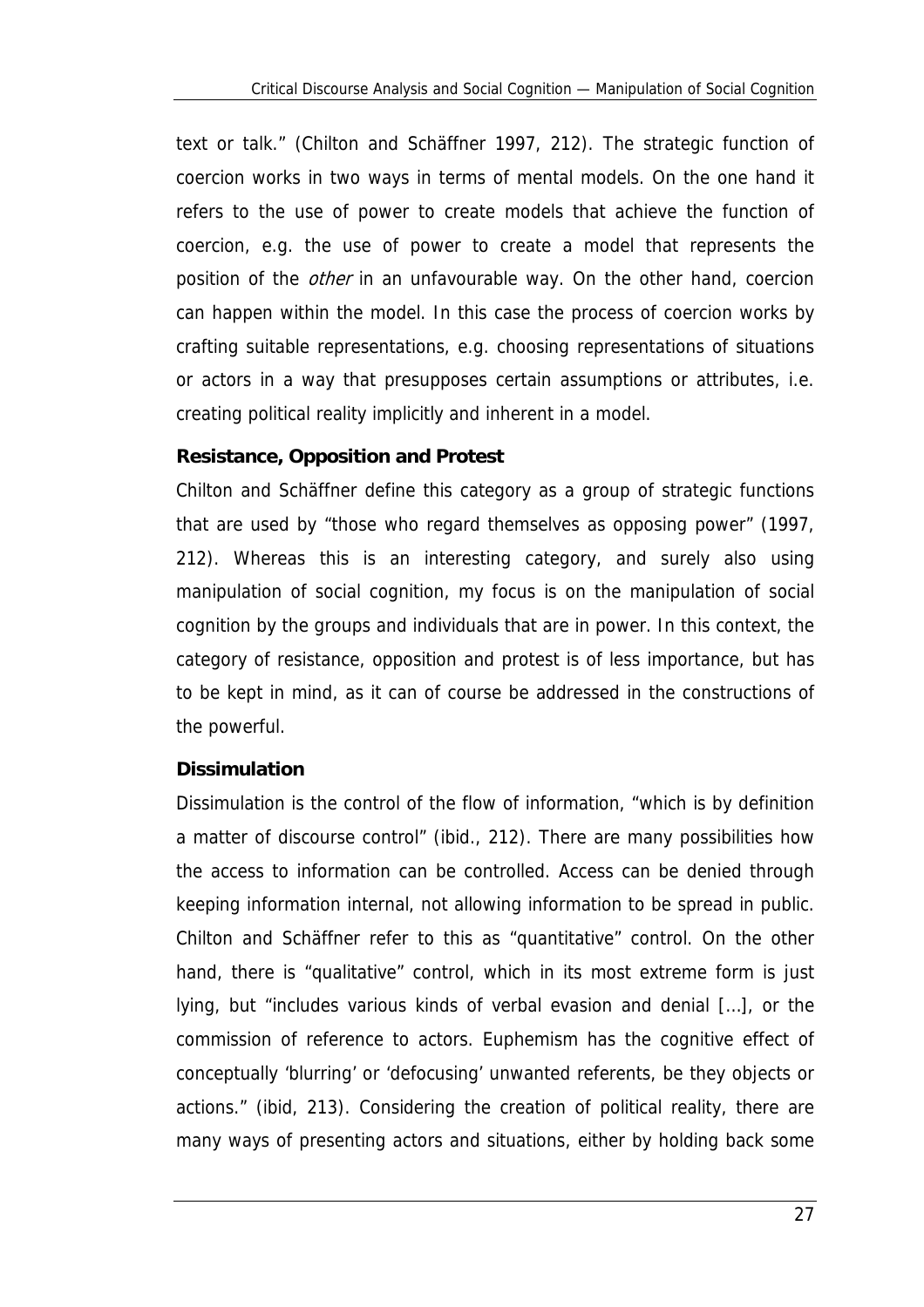text or talk." (Chilton and Schäffner 1997, 212). The strategic function of coercion works in two ways in terms of mental models. On the one hand it refers to the use of power to create models that achieve the function of coercion, e.g. the use of power to create a model that represents the position of the *other* in an unfavourable way. On the other hand, coercion can happen within the model. In this case the process of coercion works by crafting suitable representations, e.g. choosing representations of situations or actors in a way that presupposes certain assumptions or attributes, i.e. creating political reality implicitly and inherent in a model.

**Resistance, Opposition and Protest**

Chilton and Schäffner define this category as a group of strategic functions that are used by "those who regard themselves as opposing power" (1997, 212). Whereas this is an interesting category, and surely also using manipulation of social cognition, my focus is on the manipulation of social cognition by the groups and individuals that are in power. In this context, the category of resistance, opposition and protest is of less importance, but has to be kept in mind, as it can of course be addressed in the constructions of the powerful.

**Dissimulation**

Dissimulation is the control of the flow of information, "which is by definition a matter of discourse control" (ibid., 212). There are many possibilities how the access to information can be controlled. Access can be denied through keeping information internal, not allowing information to be spread in public. Chilton and Schäffner refer to this as "quantitative" control. On the other hand, there is "qualitative" control, which in its most extreme form is just lying, but "includes various kinds of verbal evasion and denial […], or the commission of reference to actors. Euphemism has the cognitive effect of conceptually 'blurring' or 'defocusing' unwanted referents, be they objects or actions." (ibid, 213). Considering the creation of political reality, there are many ways of presenting actors and situations, either by holding back some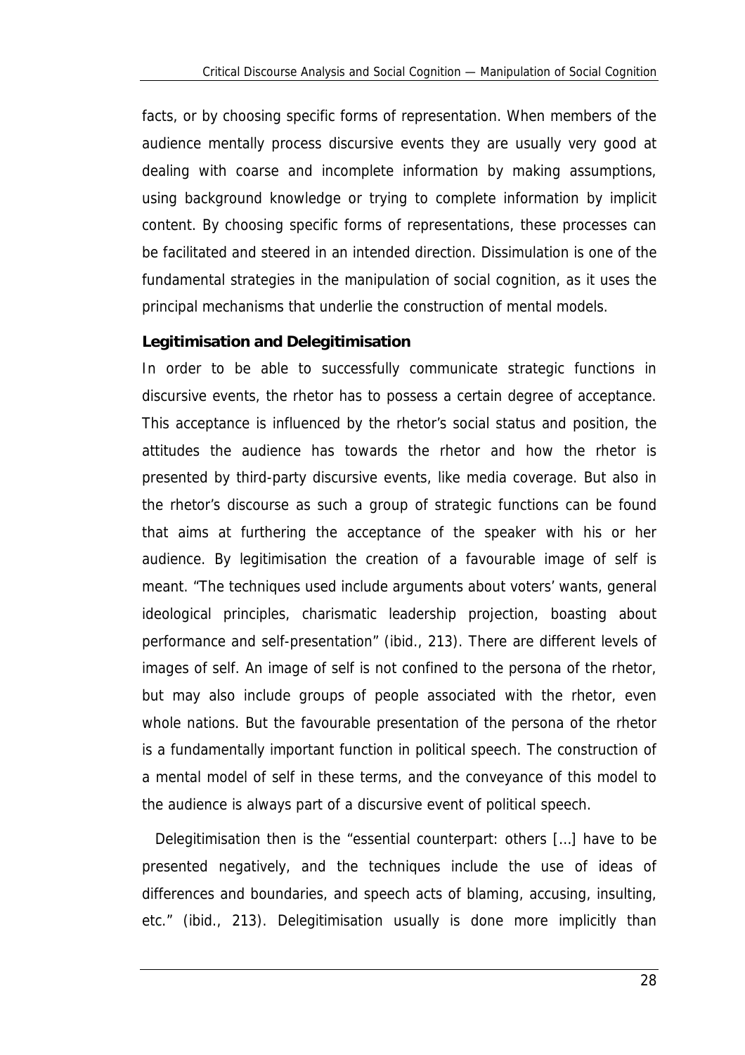facts, or by choosing specific forms of representation. When members of the audience mentally process discursive events they are usually very good at dealing with coarse and incomplete information by making assumptions, using background knowledge or trying to complete information by implicit content. By choosing specific forms of representations, these processes can be facilitated and steered in an intended direction. Dissimulation is one of the fundamental strategies in the manipulation of social cognition, as it uses the principal mechanisms that underlie the construction of mental models.

### Legitimisation and Delegitimisation

In order to be able to successfully communicate strategic functions in discursive events, the rhetor has to possess a certain degree of acceptance. This acceptance is influenced by the rhetor's social status and position, the attitudes the audience has towards the rhetor and how the rhetor is presented by third-party discursive events, like media coverage. But also in the rhetor's discourse as such a group of strategic functions can be found that aims at furthering the acceptance of the speaker with his or her audience. By legitimisation the creation of a favourable image of self is meant. "The techniques used include arguments about voters' wants, general ideological principles, charismatic leadership projection, boasting about performance and self-presentation" (ibid., 213). There are different levels of images of self. An image of self is not confined to the persona of the rhetor, but may also include groups of people associated with the rhetor, even whole nations. But the favourable presentation of the persona of the rhetor is a fundamentally important function in political speech. The construction of a mental model of self in these terms, and the conveyance of this model to the audience is always part of a discursive event of political speech.

Delegitimisation then is the "essential counterpart: others [...] have to be presented negatively, and the techniques include the use of ideas of differences and boundaries, and speech acts of blaming, accusing, insulting, etc." (ibid., 213). Delegitimisation usually is done more implicitly than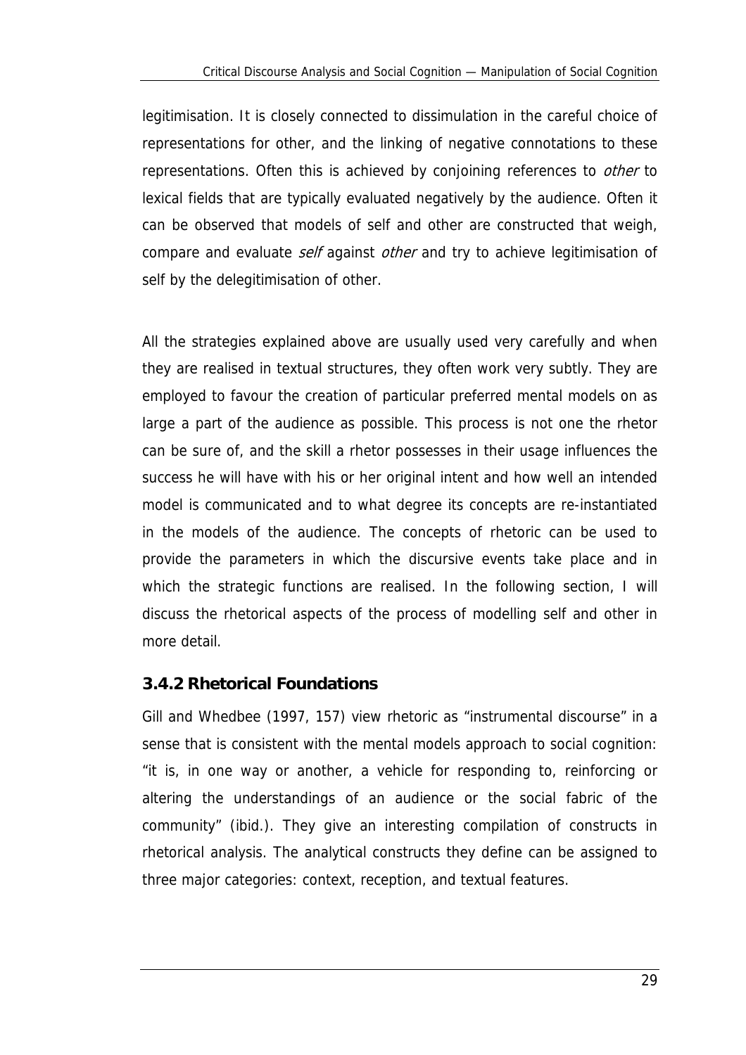legitimisation. It is closely connected to dissimulation in the careful choice of representations for other, and the linking of negative connotations to these representations. Often this is achieved by conjoining references to *other* to lexical fields that are typically evaluated negatively by the audience. Often it can be observed that models of self and other are constructed that weigh, compare and evaluate *self* against *other* and try to achieve legitimisation of self by the delegitimisation of other.

All the strategies explained above are usually used very carefully and when they are realised in textual structures, they often work very subtly. They are employed to favour the creation of particular preferred mental models on as large a part of the audience as possible. This process is not one the rhetor can be sure of, and the skill a rhetor possesses in their usage influences the success he will have with his or her original intent and how well an intended model is communicated and to what degree its concepts are re-instantiated in the models of the audience. The concepts of rhetoric can be used to provide the parameters in which the discursive events take place and in which the strategic functions are realised. In the following section, I will discuss the rhetorical aspects of the process of modelling self and other in more detail.

### 3.4.2 Rhetorical Foundations

Gill and Whedbee (1997, 157) view rhetoric as "instrumental discourse" in a sense that is consistent with the mental models approach to social cognition: "it is, in one way or another, a vehicle for responding to, reinforcing or altering the understandings of an audience or the social fabric of the community" (ibid.). They give an interesting compilation of constructs in rhetorical analysis. The analytical constructs they define can be assigned to three major categories: context, reception, and textual features.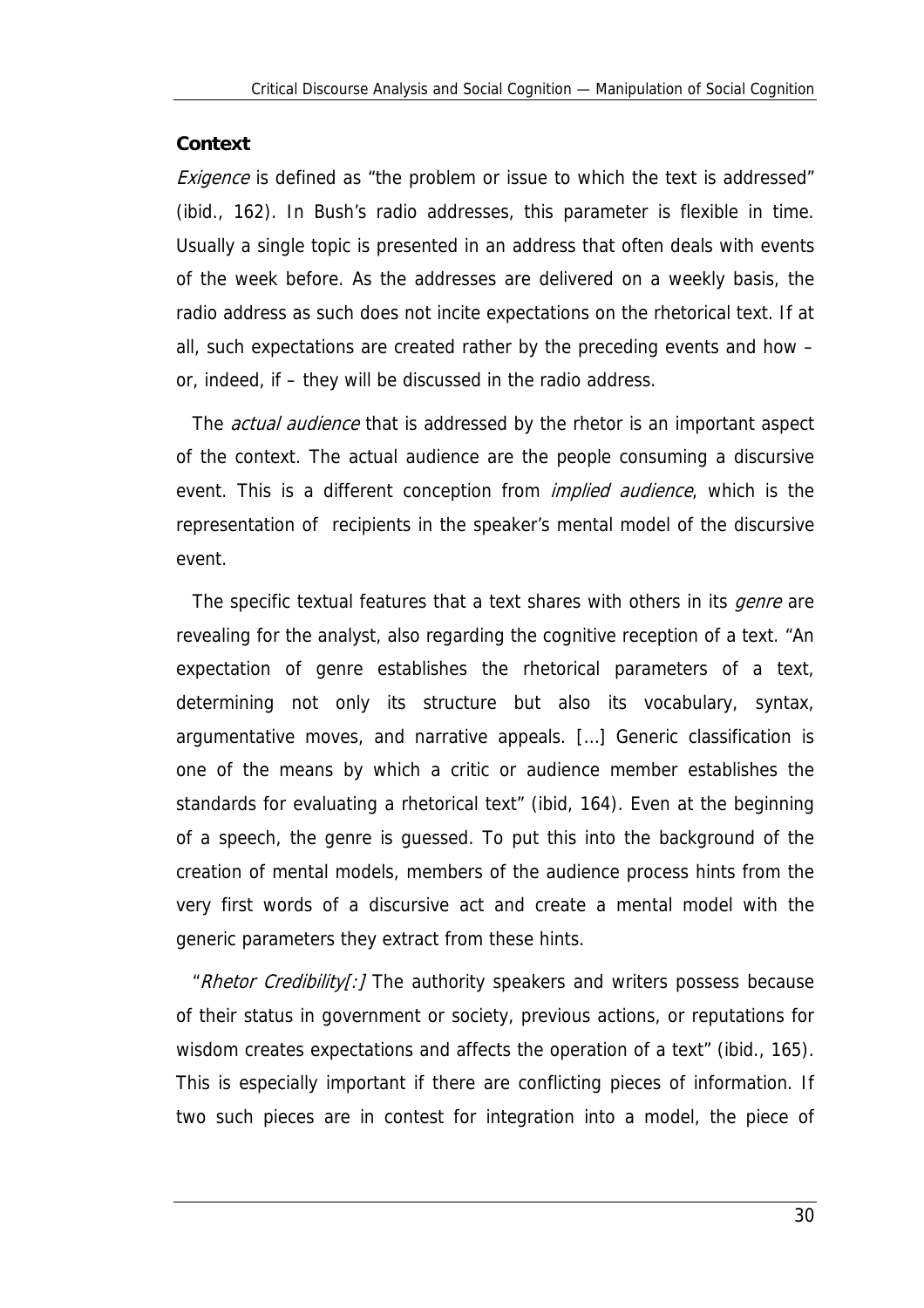### Context

*Exigence* is defined as "the problem or issue to which the text is addressed" (ibid., 162). In Bush's radio addresses, this parameter is flexible in time. Usually a single topic is presented in an address that often deals with events of the week before. As the addresses are delivered on a weekly basis, the radio address as such does not incite expectations on the rhetorical text. If at all, such expectations are created rather by the preceding events and how – or, indeed, if – they will be discussed in the radio address.

The *actual audience* that is addressed by the rhetor is an important aspect of the context. The actual audience are the people consuming a discursive event. This is a different conception from *implied audience*, which is the representation of recipients in the speaker's mental model of the discursive event.

The specific textual features that a text shares with others in its *genre* are revealing for the analyst, also regarding the cognitive reception of a text. "An expectation of genre establishes the rhetorical parameters of a text, determining not only its structure but also its vocabulary, syntax, argumentative moves, and narrative appeals. […] Generic classification is one of the means by which a critic or audience member establishes the standards for evaluating a rhetorical text" (ibid, 164). Even at the beginning of a speech, the genre is guessed. To put this into the background of the creation of mental models, members of the audience process hints from the very first words of a discursive act and create a mental model with the generic parameters they extract from these hints.

"*Rhetor Credibility[:]* The authority speakers and writers possess because of their status in government or society, previous actions, or reputations for wisdom creates expectations and affects the operation of a text" (ibid., 165). This is especially important if there are conflicting pieces of information. If two such pieces are in contest for integration into a model, the piece of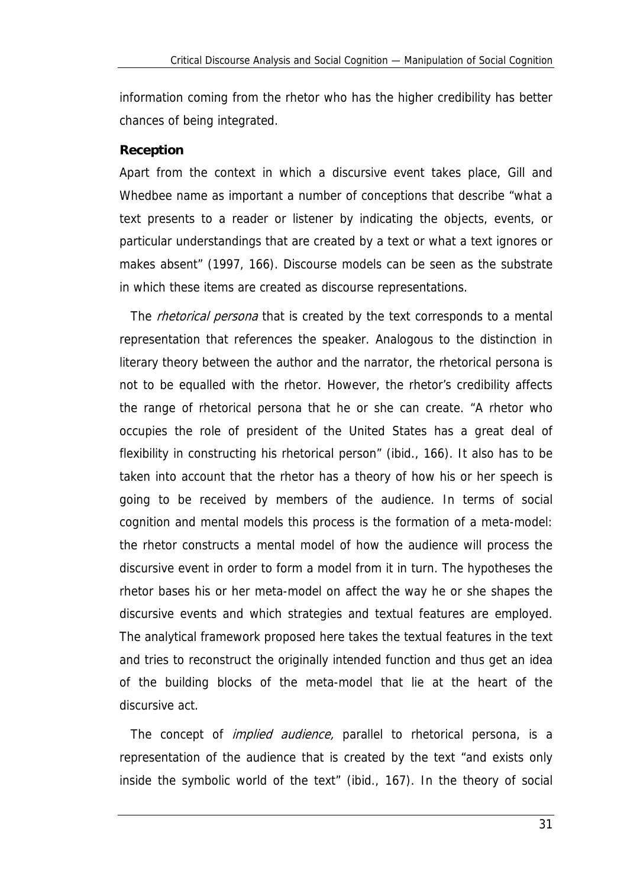information coming from the rhetor who has the higher credibility has better chances of being integrated.

**Reception**

Apart from the context in which a discursive event takes place, Gill and Whedbee name as important a number of conceptions that describe "what a text presents to a reader or listener by indicating the objects, events, or particular understandings that are created by a text or what a text ignores or makes absent" (1997, 166). Discourse models can be seen as the substrate in which these items are created as discourse representations.

The *rhetorical persona* that is created by the text corresponds to a mental representation that references the speaker. Analogous to the distinction in literary theory between the author and the narrator, the rhetorical persona is not to be equalled with the rhetor. However, the rhetor's credibility affects the range of rhetorical persona that he or she can create. "A rhetor who occupies the role of president of the United States has a great deal of flexibility in constructing his rhetorical person" (ibid., 166). It also has to be taken into account that the rhetor has a theory of how his or her speech is going to be received by members of the audience. In terms of social cognition and mental models this process is the formation of a meta-model: the rhetor constructs a mental model of how the audience will process the discursive event in order to form a model from it in turn. The hypotheses the rhetor bases his or her meta-model on affect the way he or she shapes the discursive events and which strategies and textual features are employed. The analytical framework proposed here takes the textual features in the text and tries to reconstruct the originally intended function and thus get an idea of the building blocks of the meta-model that lie at the heart of the discursive act.

The concept of *implied audience,* parallel to rhetorical persona, is a representation of the audience that is created by the text "and exists only inside the symbolic world of the text" (ibid., 167). In the theory of social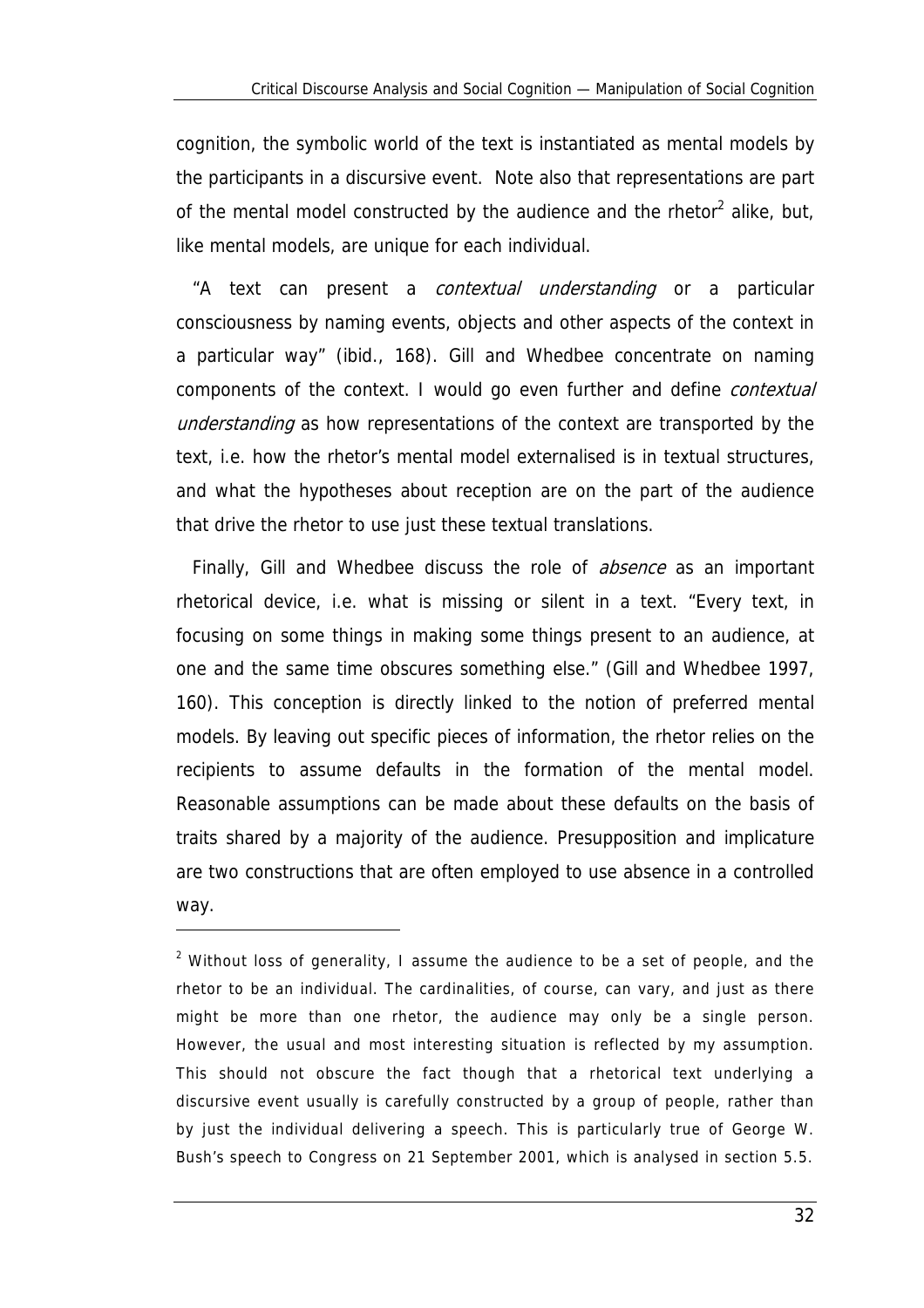cognition, the symbolic world of the text is instantiated as mental models by the participants in a discursive event. Note also that representations are part of the mental model constructed by the audience and the rhetor[2] alike, but, like mental models, are unique for each individual.

"A text can present a *contextual understanding* or a particular consciousness by naming events, objects and other aspects of the context in a particular way" (ibid., 168). Gill and Whedbee concentrate on naming components of the context. I would go even further and define *contextual understanding* as how representations of the context are transported by the text, i.e. how the rhetor's mental model externalised is in textual structures, and what the hypotheses about reception are on the part of the audience that drive the rhetor to use just these textual translations.

Finally, Gill and Whedbee discuss the role of *absence* as an important rhetorical device, i.e. what is missing or silent in a text. "Every text, in focusing on some things in making some things present to an audience, at one and the same time obscures something else." (Gill and Whedbee 1997, 160). This conception is directly linked to the notion of preferred mental models. By leaving out specific pieces of information, the rhetor relies on the recipients to assume defaults in the formation of the mental model. Reasonable assumptions can be made about these defaults on the basis of traits shared by a majority of the audience. Presupposition and implicature are two constructions that are often employed to use absence in a controlled way.

---

[2] Without loss of generality, I assume the audience to be a set of people, and the rhetor to be an individual. The cardinalities, of course, can vary, and just as there might be more than one rhetor, the audience may only be a single person. However, the usual and most interesting situation is reflected by my assumption. This should not obscure the fact though that a rhetorical text underlying a discursive event usually is carefully constructed by a group of people, rather than by just the individual delivering a speech. This is particularly true of George W. Bush's speech to Congress on 21 September 2001, which is analysed in section 5.5.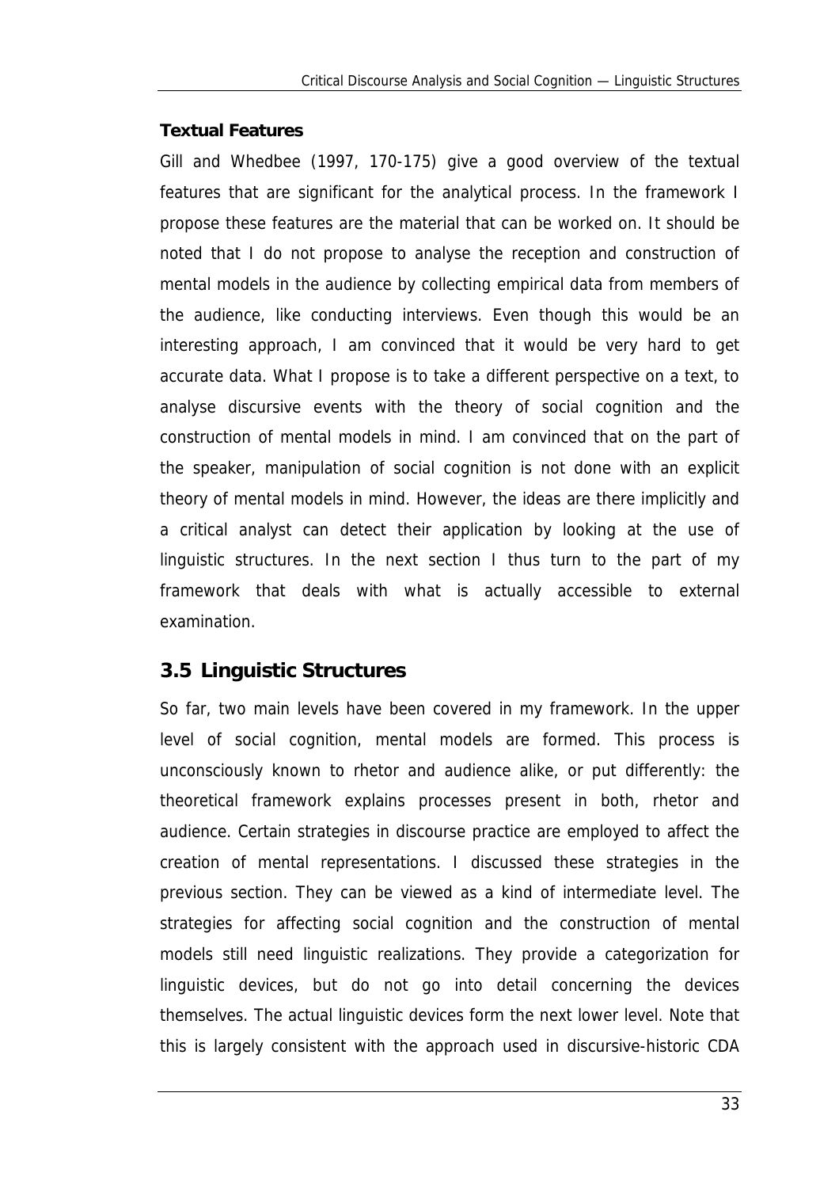**Textual Features**

Gill and Whedbee (1997, 170-175) give a good overview of the textual features that are significant for the analytical process. In the framework I propose these features are the material that can be worked on. It should be noted that I do not propose to analyse the reception and construction of mental models in the audience by collecting empirical data from members of the audience, like conducting interviews. Even though this would be an interesting approach, I am convinced that it would be very hard to get accurate data. What I propose is to take a different perspective on a text, to analyse discursive events with the theory of social cognition and the construction of mental models in mind. I am convinced that on the part of the speaker, manipulation of social cognition is not done with an explicit theory of mental models in mind. However, the ideas are there implicitly and a critical analyst can detect their application by looking at the use of linguistic structures. In the next section I thus turn to the part of my framework that deals with what is actually accessible to external examination.

## 3.5 Linguistic Structures

So far, two main levels have been covered in my framework. In the upper level of social cognition, mental models are formed. This process is unconsciously known to rhetor and audience alike, or put differently: the theoretical framework explains processes present in both, rhetor and audience. Certain strategies in discourse practice are employed to affect the creation of mental representations. I discussed these strategies in the previous section. They can be viewed as a kind of intermediate level. The strategies for affecting social cognition and the construction of mental models still need linguistic realizations. They provide a categorization for linguistic devices, but do not go into detail concerning the devices themselves. The actual linguistic devices form the next lower level. Note that this is largely consistent with the approach used in discursive-historic CDA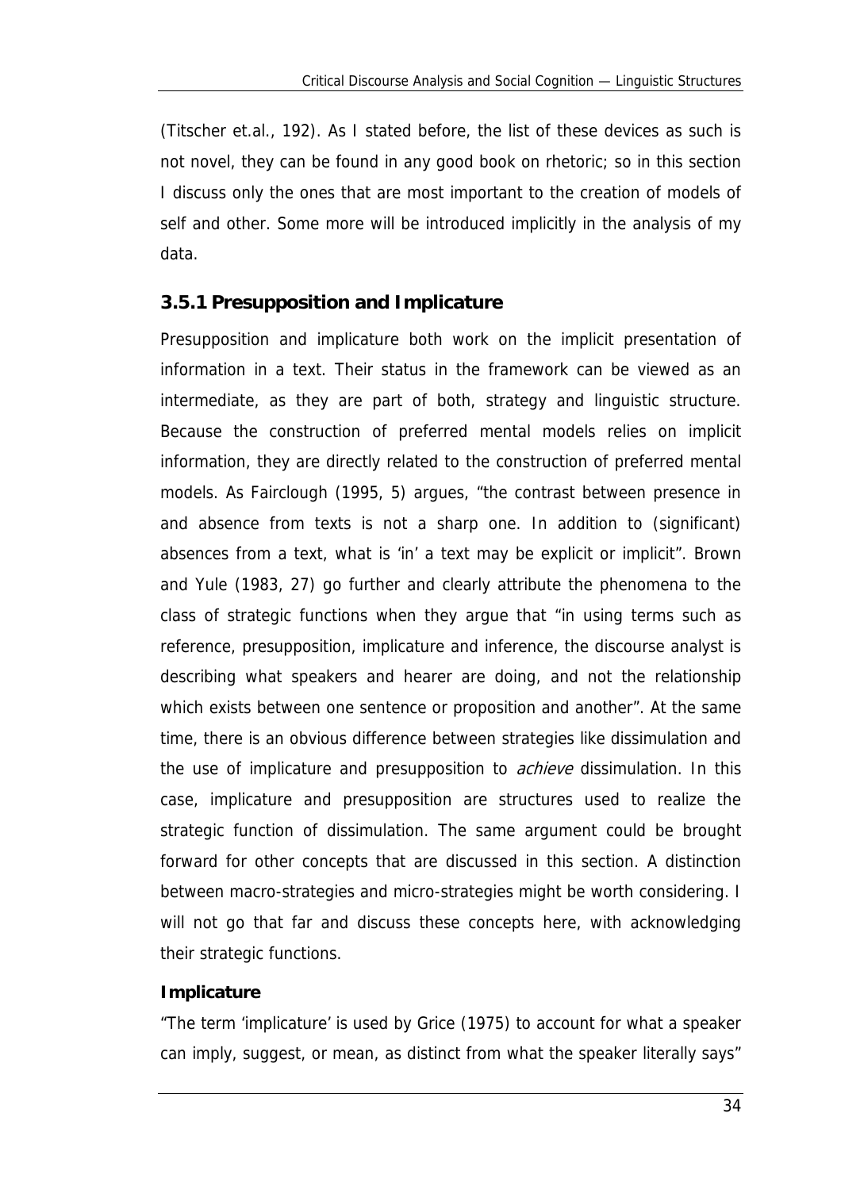(Titscher et.al., 192). As I stated before, the list of these devices as such is not novel, they can be found in any good book on rhetoric; so in this section I discuss only the ones that are most important to the creation of models of self and other. Some more will be introduced implicitly in the analysis of my data.

### 3.5.1 Presupposition and Implicature

Presupposition and implicature both work on the implicit presentation of information in a text. Their status in the framework can be viewed as an intermediate, as they are part of both, strategy and linguistic structure. Because the construction of preferred mental models relies on implicit information, they are directly related to the construction of preferred mental models. As Fairclough (1995, 5) argues, "the contrast between presence in and absence from texts is not a sharp one. In addition to (significant) absences from a text, what is 'in' a text may be explicit or implicit". Brown and Yule (1983, 27) go further and clearly attribute the phenomena to the class of strategic functions when they argue that "in using terms such as reference, presupposition, implicature and inference, the discourse analyst is describing what speakers and hearer are doing, and not the relationship which exists between one sentence or proposition and another". At the same time, there is an obvious difference between strategies like dissimulation and the use of implicature and presupposition to *achieve* dissimulation. In this case, implicature and presupposition are structures used to realize the strategic function of dissimulation. The same argument could be brought forward for other concepts that are discussed in this section. A distinction between macro-strategies and micro-strategies might be worth considering. I will not go that far and discuss these concepts here, with acknowledging their strategic functions.

**Implicature**

"The term 'implicature' is used by Grice (1975) to account for what a speaker can imply, suggest, or mean, as distinct from what the speaker literally says"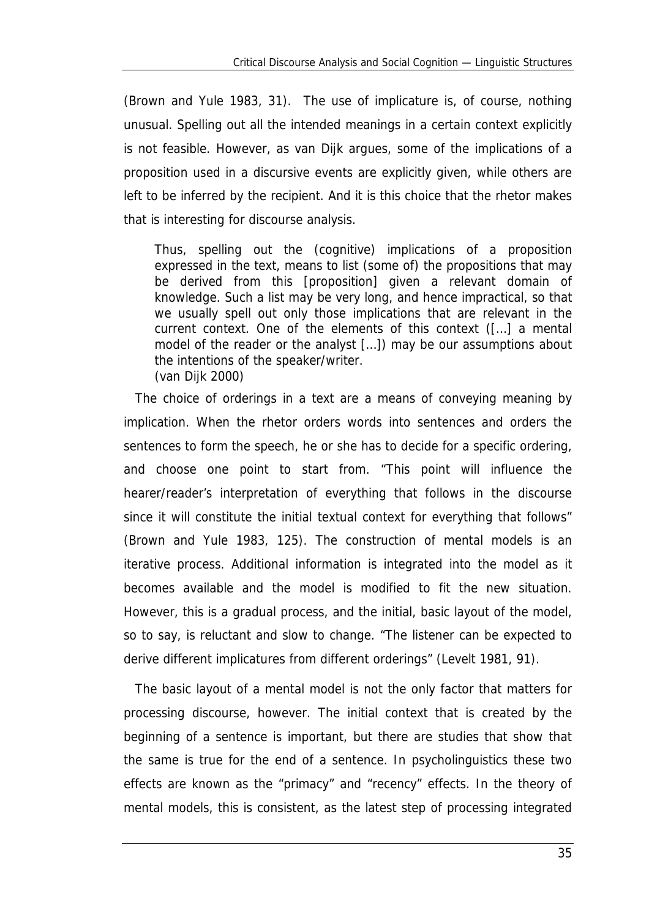(Brown and Yule 1983, 31). The use of implicature is, of course, nothing unusual. Spelling out all the intended meanings in a certain context explicitly is not feasible. However, as van Dijk argues, some of the implications of a proposition used in a discursive events are explicitly given, while others are left to be inferred by the recipient. And it is this choice that the rhetor makes that is interesting for discourse analysis.

> Thus, spelling out the (cognitive) implications of a proposition expressed in the text, means to list (some of) the propositions that may be derived from this [proposition] given a relevant domain of knowledge. Such a list may be very long, and hence impractical, so that we usually spell out only those implications that are relevant in the current context. One of the elements of this context ([…] a mental model of the reader or the analyst […]) may be our assumptions about the intentions of the speaker/writer.
> (van Dijk 2000)

The choice of orderings in a text are a means of conveying meaning by implication. When the rhetor orders words into sentences and orders the sentences to form the speech, he or she has to decide for a specific ordering, and choose one point to start from. "This point will influence the hearer/reader's interpretation of everything that follows in the discourse since it will constitute the initial textual context for everything that follows" (Brown and Yule 1983, 125). The construction of mental models is an iterative process. Additional information is integrated into the model as it becomes available and the model is modified to fit the new situation. However, this is a gradual process, and the initial, basic layout of the model, so to say, is reluctant and slow to change. "The listener can be expected to derive different implicatures from different orderings" (Levelt 1981, 91).

The basic layout of a mental model is not the only factor that matters for processing discourse, however. The initial context that is created by the beginning of a sentence is important, but there are studies that show that the same is true for the end of a sentence. In psycholinguistics these two effects are known as the "primacy" and "recency" effects. In the theory of mental models, this is consistent, as the latest step of processing integrated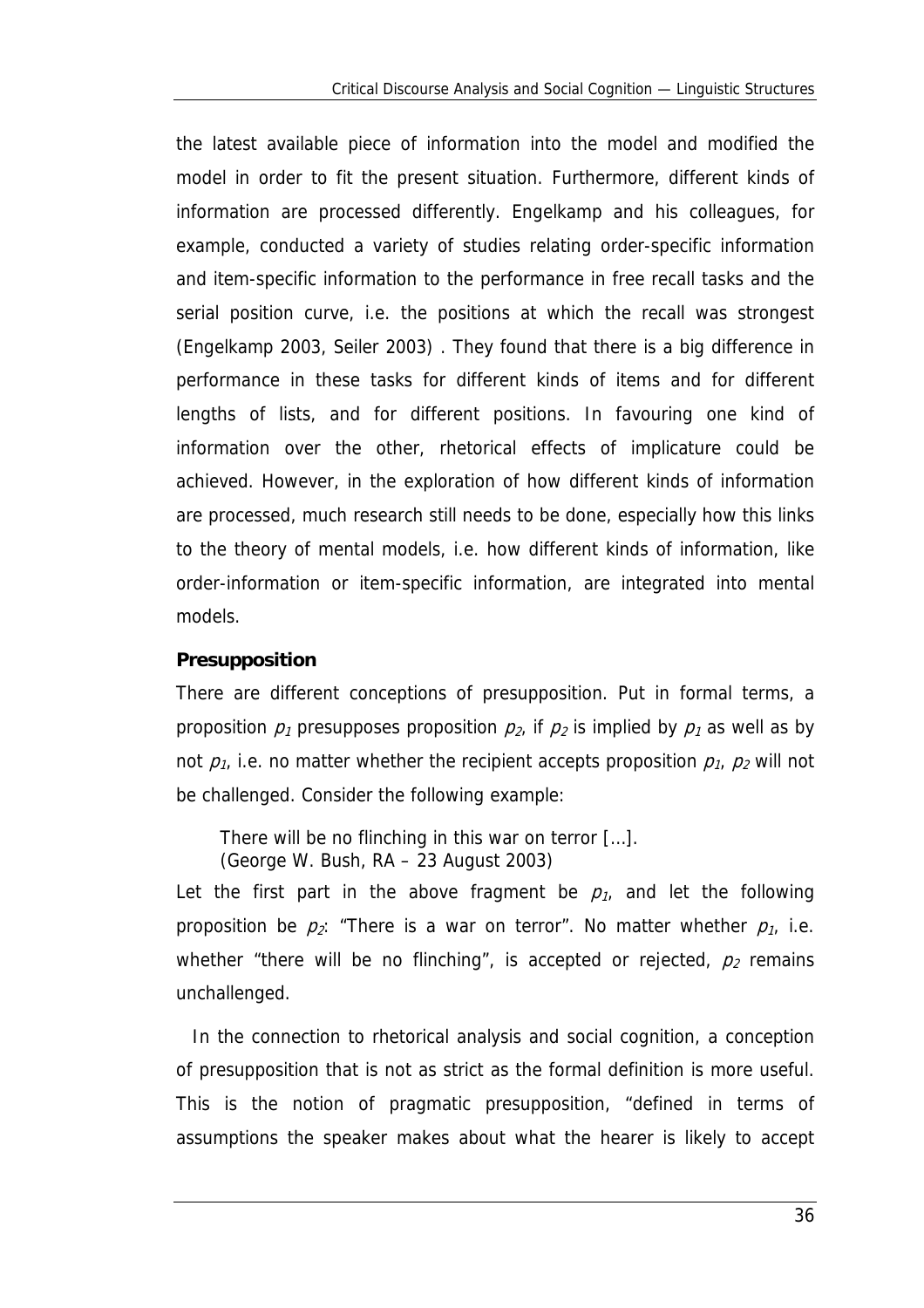the latest available piece of information into the model and modified the model in order to fit the present situation. Furthermore, different kinds of information are processed differently. Engelkamp and his colleagues, for example, conducted a variety of studies relating order-specific information and item-specific information to the performance in free recall tasks and the serial position curve, i.e. the positions at which the recall was strongest (Engelkamp 2003, Seiler 2003) . They found that there is a big difference in performance in these tasks for different kinds of items and for different lengths of lists, and for different positions. In favouring one kind of information over the other, rhetorical effects of implicature could be achieved. However, in the exploration of how different kinds of information are processed, much research still needs to be done, especially how this links to the theory of mental models, i.e. how different kinds of information, like order-information or item-specific information, are integrated into mental models.

### Presupposition

There are different conceptions of presupposition. Put in formal terms, a proposition $p_1$ presupposes proposition $p_2$, if $p_2$ is implied by $p_1$ as well as by not $p_1$, i.e. no matter whether the recipient accepts proposition $p_1$, $p_2$ will not be challenged. Consider the following example:

> There will be no flinching in this war on terror [...].
> (George W. Bush, RA – 23 August 2003)

Let the first part in the above fragment be $p_1$, and let the following proposition be $p_2$: "There is a war on terror". No matter whether $p_1$, i.e. whether "there will be no flinching", is accepted or rejected, $p_2$ remains unchallenged.

In the connection to rhetorical analysis and social cognition, a conception of presupposition that is not as strict as the formal definition is more useful. This is the notion of pragmatic presupposition, "defined in terms of assumptions the speaker makes about what the hearer is likely to accept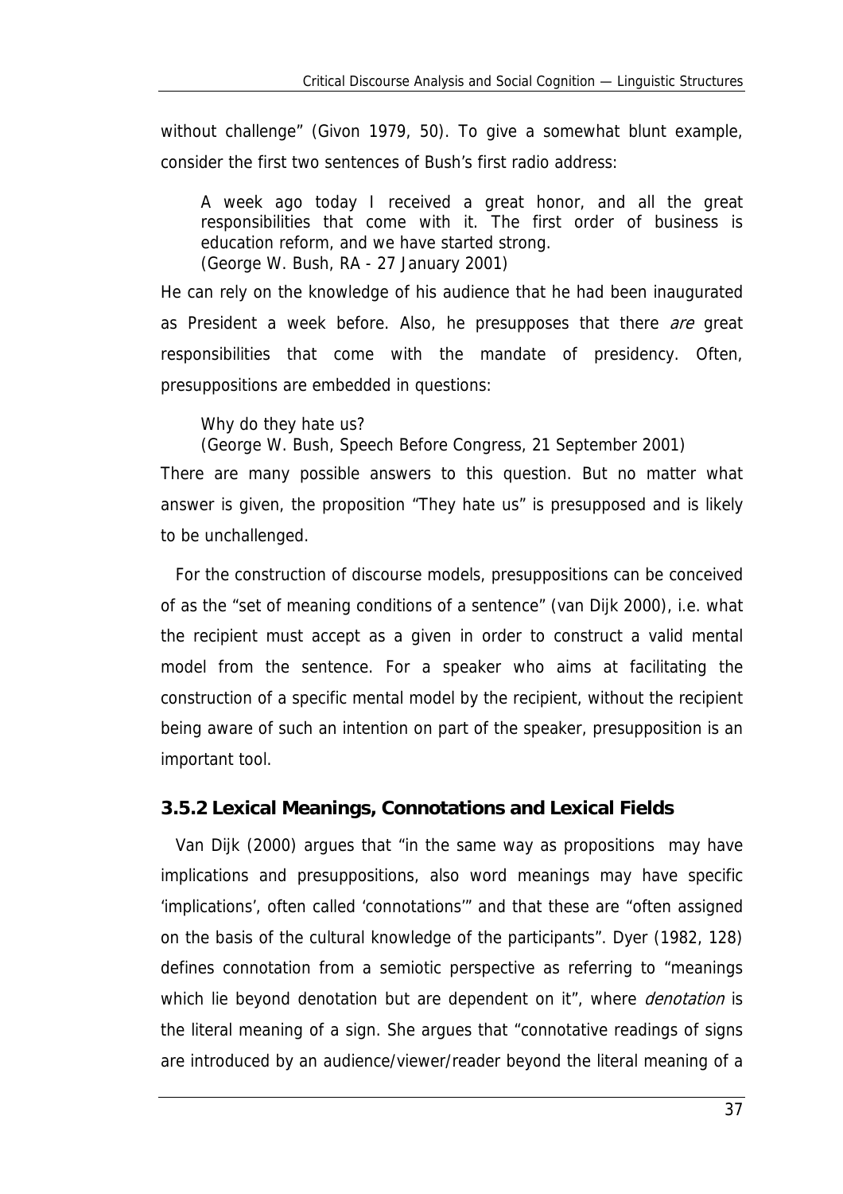without challenge" (Givon 1979, 50). To give a somewhat blunt example, consider the first two sentences of Bush's first radio address:

> A week ago today I received a great honor, and all the great responsibilities that come with it. The first order of business is education reform, and we have started strong.
> (George W. Bush, RA - 27 January 2001)

He can rely on the knowledge of his audience that he had been inaugurated as President a week before. Also, he presupposes that there *are* great responsibilities that come with the mandate of presidency. Often, presuppositions are embedded in questions:

> Why do they hate us?
> (George W. Bush, Speech Before Congress, 21 September 2001)

There are many possible answers to this question. But no matter what answer is given, the proposition "They hate us" is presupposed and is likely to be unchallenged.

For the construction of discourse models, presuppositions can be conceived of as the "set of meaning conditions of a sentence" (van Dijk 2000), i.e. what the recipient must accept as a given in order to construct a valid mental model from the sentence. For a speaker who aims at facilitating the construction of a specific mental model by the recipient, without the recipient being aware of such an intention on part of the speaker, presupposition is an important tool.

### 3.5.2 Lexical Meanings, Connotations and Lexical Fields

Van Dijk (2000) argues that "in the same way as propositions may have implications and presuppositions, also word meanings may have specific 'implications', often called 'connotations'" and that these are "often assigned on the basis of the cultural knowledge of the participants". Dyer (1982, 128) defines connotation from a semiotic perspective as referring to "meanings which lie beyond denotation but are dependent on it", where *denotation* is the literal meaning of a sign. She argues that "connotative readings of signs are introduced by an audience/viewer/reader beyond the literal meaning of a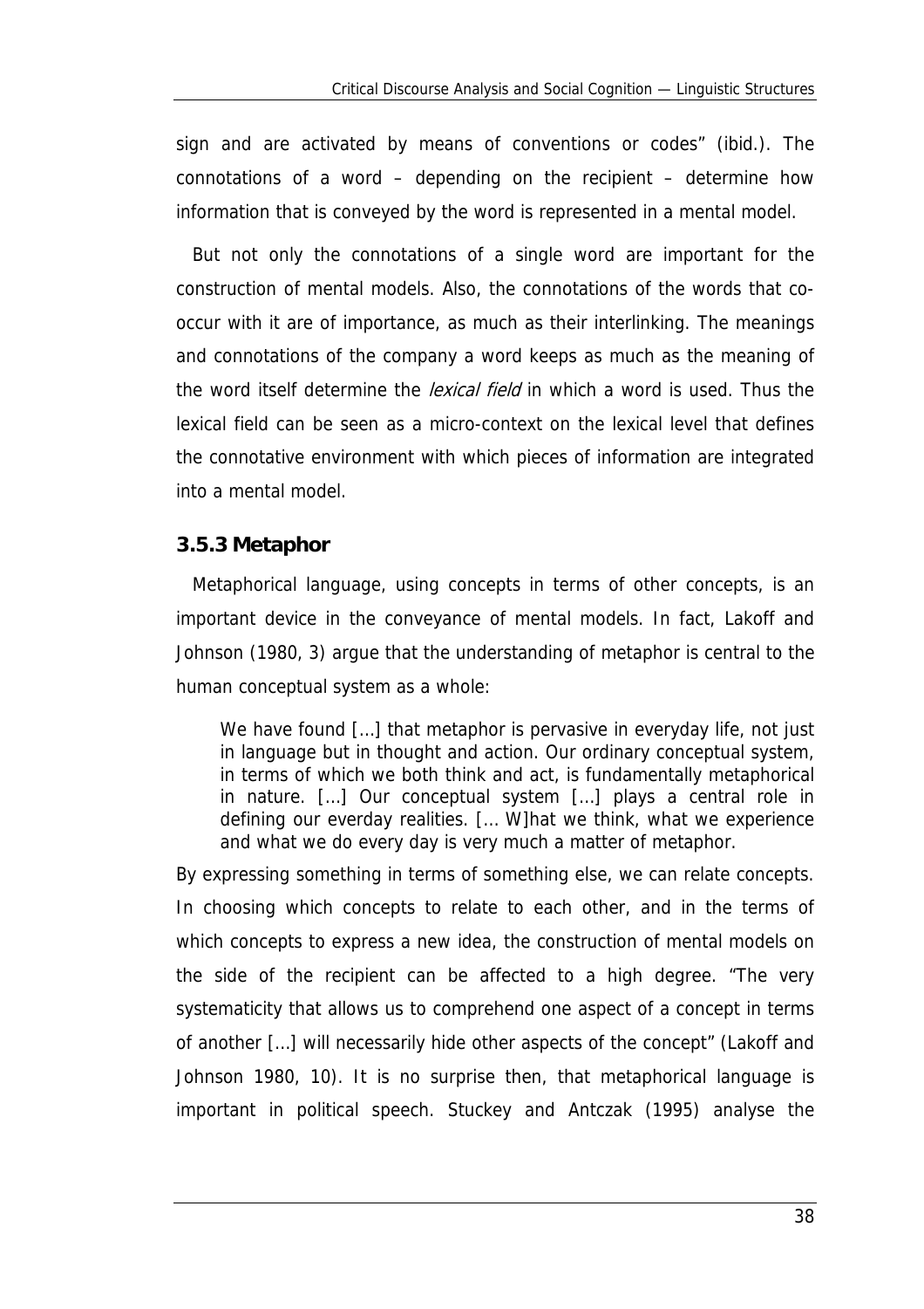sign and are activated by means of conventions or codes" (ibid.). The connotations of a word – depending on the recipient – determine how information that is conveyed by the word is represented in a mental model.

But not only the connotations of a single word are important for the construction of mental models. Also, the connotations of the words that co-occur with it are of importance, as much as their interlinking. The meanings and connotations of the company a word keeps as much as the meaning of the word itself determine the *lexical field* in which a word is used. Thus the lexical field can be seen as a micro-context on the lexical level that defines the connotative environment with which pieces of information are integrated into a mental model.

### 3.5.3 Metaphor

Metaphorical language, using concepts in terms of other concepts, is an important device in the conveyance of mental models. In fact, Lakoff and Johnson (1980, 3) argue that the understanding of metaphor is central to the human conceptual system as a whole:

> We have found [...] that metaphor is pervasive in everyday life, not just in language but in thought and action. Our ordinary conceptual system, in terms of which we both think and act, is fundamentally metaphorical in nature. [...] Our conceptual system [...] plays a central role in defining our everday realities. [... W]hat we think, what we experience and what we do every day is very much a matter of metaphor.

By expressing something in terms of something else, we can relate concepts. In choosing which concepts to relate to each other, and in the terms of which concepts to express a new idea, the construction of mental models on the side of the recipient can be affected to a high degree. "The very systematicity that allows us to comprehend one aspect of a concept in terms of another [...] will necessarily hide other aspects of the concept" (Lakoff and Johnson 1980, 10). It is no surprise then, that metaphorical language is important in political speech. Stuckey and Antczak (1995) analyse the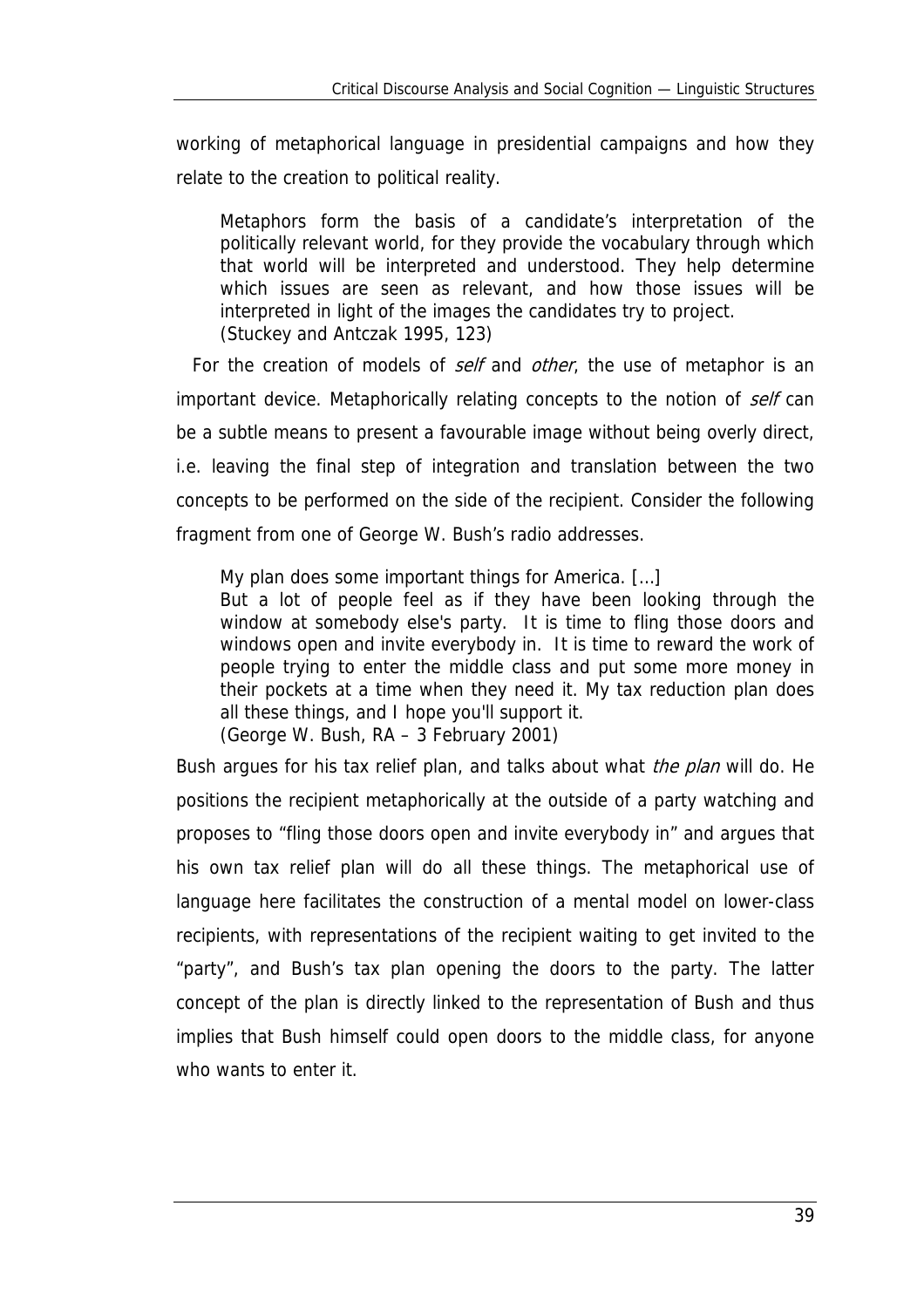working of metaphorical language in presidential campaigns and how they relate to the creation to political reality.

> Metaphors form the basis of a candidate's interpretation of the politically relevant world, for they provide the vocabulary through which that world will be interpreted and understood. They help determine which issues are seen as relevant, and how those issues will be interpreted in light of the images the candidates try to project.
> (Stuckey and Antczak 1995, 123)

For the creation of models of *self* and *other*, the use of metaphor is an important device. Metaphorically relating concepts to the notion of *self* can be a subtle means to present a favourable image without being overly direct, i.e. leaving the final step of integration and translation between the two concepts to be performed on the side of the recipient. Consider the following fragment from one of George W. Bush's radio addresses.

> My plan does some important things for America. [...]
> But a lot of people feel as if they have been looking through the window at somebody else's party. It is time to fling those doors and windows open and invite everybody in. It is time to reward the work of people trying to enter the middle class and put some more money in their pockets at a time when they need it. My tax reduction plan does all these things, and I hope you'll support it.
> (George W. Bush, RA – 3 February 2001)

Bush argues for his tax relief plan, and talks about what *the plan* will do. He positions the recipient metaphorically at the outside of a party watching and proposes to "fling those doors open and invite everybody in" and argues that his own tax relief plan will do all these things. The metaphorical use of language here facilitates the construction of a mental model on lower-class recipients, with representations of the recipient waiting to get invited to the "party", and Bush's tax plan opening the doors to the party. The latter concept of the plan is directly linked to the representation of Bush and thus implies that Bush himself could open doors to the middle class, for anyone who wants to enter it.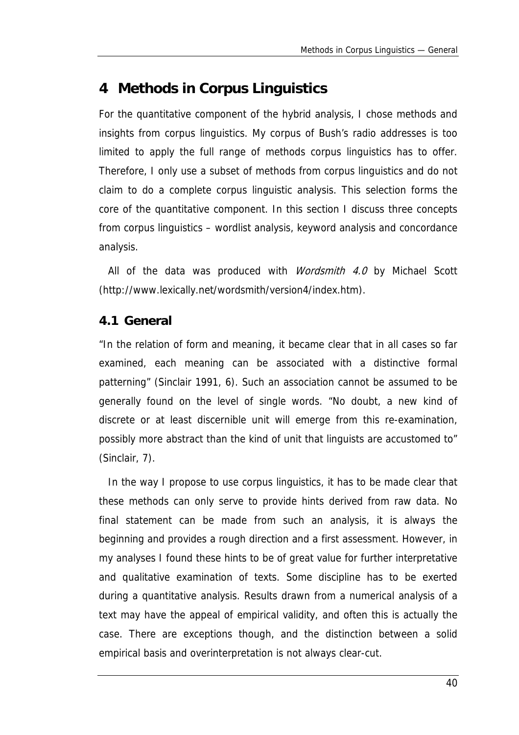# 4 Methods in Corpus Linguistics

For the quantitative component of the hybrid analysis, I chose methods and insights from corpus linguistics. My corpus of Bush's radio addresses is too limited to apply the full range of methods corpus linguistics has to offer. Therefore, I only use a subset of methods from corpus linguistics and do not claim to do a complete corpus linguistic analysis. This selection forms the core of the quantitative component. In this section I discuss three concepts from corpus linguistics – wordlist analysis, keyword analysis and concordance analysis.

All of the data was produced with *Wordsmith 4.0* by Michael Scott (http://www.lexically.net/wordsmith/version4/index.htm).

## 4.1 General

"In the relation of form and meaning, it became clear that in all cases so far examined, each meaning can be associated with a distinctive formal patterning" (Sinclair 1991, 6). Such an association cannot be assumed to be generally found on the level of single words. "No doubt, a new kind of discrete or at least discernible unit will emerge from this re-examination, possibly more abstract than the kind of unit that linguists are accustomed to" (Sinclair, 7).

In the way I propose to use corpus linguistics, it has to be made clear that these methods can only serve to provide hints derived from raw data. No final statement can be made from such an analysis, it is always the beginning and provides a rough direction and a first assessment. However, in my analyses I found these hints to be of great value for further interpretative and qualitative examination of texts. Some discipline has to be exerted during a quantitative analysis. Results drawn from a numerical analysis of a text may have the appeal of empirical validity, and often this is actually the case. There are exceptions though, and the distinction between a solid empirical basis and overinterpretation is not always clear-cut.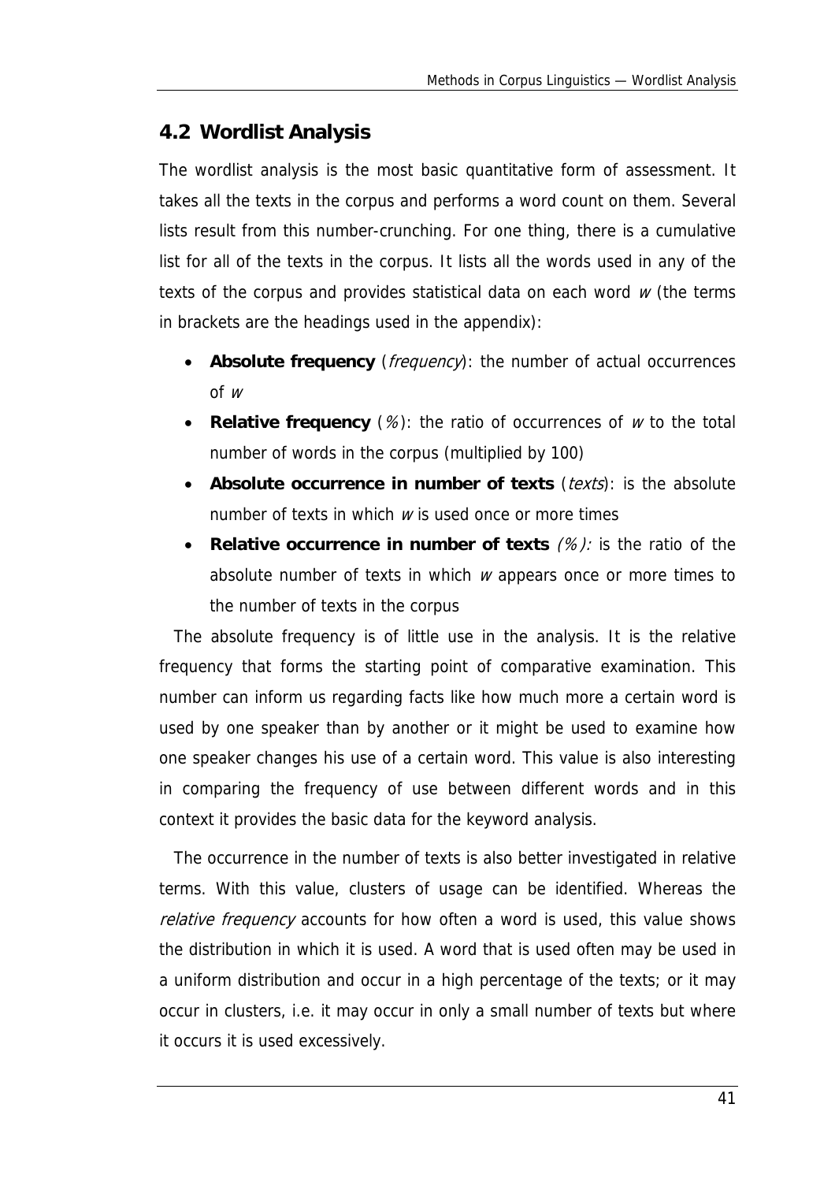## 4.2 Wordlist Analysis

The wordlist analysis is the most basic quantitative form of assessment. It takes all the texts in the corpus and performs a word count on them. Several lists result from this number-crunching. For one thing, there is a cumulative list for all of the texts in the corpus. It lists all the words used in any of the texts of the corpus and provides statistical data on each word *w* (the terms in brackets are the headings used in the appendix):

- **Absolute frequency** (*frequency*): the number of actual occurrences of *w*
- **Relative frequency** (*%*): the ratio of occurrences of *w* to the total number of words in the corpus (multiplied by 100)
- **Absolute occurrence in number of texts** (*texts*): is the absolute number of texts in which *w* is used once or more times
- **Relative occurrence in number of texts** *(%):* is the ratio of the absolute number of texts in which *w* appears once or more times to the number of texts in the corpus

The absolute frequency is of little use in the analysis. It is the relative frequency that forms the starting point of comparative examination. This number can inform us regarding facts like how much more a certain word is used by one speaker than by another or it might be used to examine how one speaker changes his use of a certain word. This value is also interesting in comparing the frequency of use between different words and in this context it provides the basic data for the keyword analysis.

The occurrence in the number of texts is also better investigated in relative terms. With this value, clusters of usage can be identified. Whereas the *relative frequency* accounts for how often a word is used, this value shows the distribution in which it is used. A word that is used often may be used in a uniform distribution and occur in a high percentage of the texts; or it may occur in clusters, i.e. it may occur in only a small number of texts but where it occurs it is used excessively.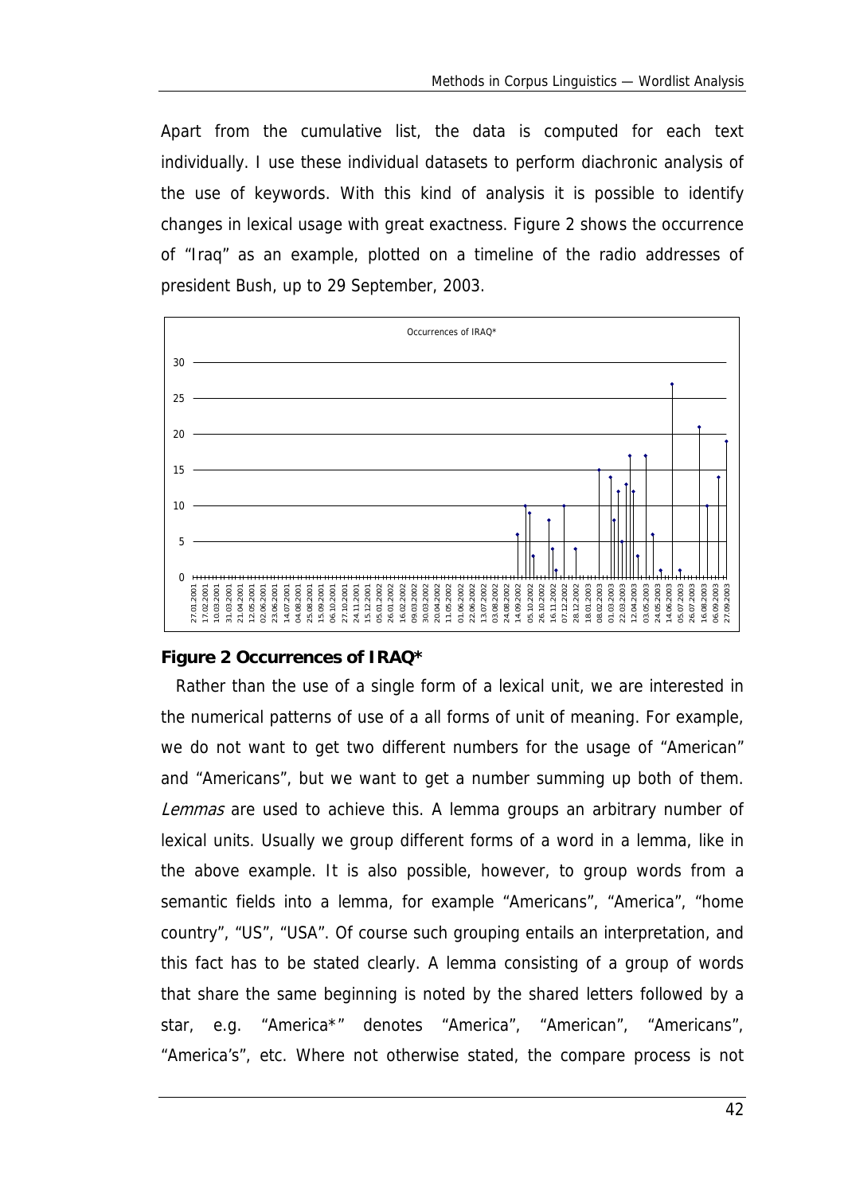Apart from the cumulative list, the data is computed for each text individually. I use these individual datasets to perform diachronic analysis of the use of keywords. With this kind of analysis it is possible to identify changes in lexical usage with great exactness. Figure 2 shows the occurrence of "Iraq" as an example, plotted on a timeline of the radio addresses of president Bush, up to 29 September, 2003.

**Figure 2 Occurrences of IRAQ***

Rather than the use of a single form of a lexical unit, we are interested in the numerical patterns of use of a all forms of unit of meaning. For example, we do not want to get two different numbers for the usage of "American" and "Americans", but we want to get a number summing up both of them. *Lemmas* are used to achieve this. A lemma groups an arbitrary number of lexical units. Usually we group different forms of a word in a lemma, like in the above example. It is also possible, however, to group words from a semantic fields into a lemma, for example "Americans", "America", "home country", "US", "USA". Of course such grouping entails an interpretation, and this fact has to be stated clearly. A lemma consisting of a group of words that share the same beginning is noted by the shared letters followed by a star, e.g. "America*" denotes "America", "American", "Americans", "America's", etc. Where not otherwise stated, the compare process is not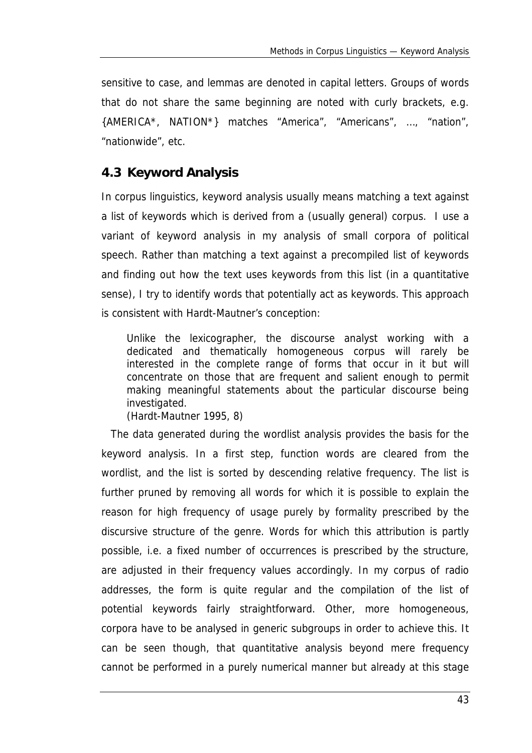sensitive to case, and lemmas are denoted in capital letters. Groups of words that do not share the same beginning are noted with curly brackets, e.g. {AMERICA*, NATION*} matches "America", "Americans", …, "nation", "nationwide", etc.

## 4.3 Keyword Analysis

In corpus linguistics, keyword analysis usually means matching a text against a list of keywords which is derived from a (usually general) corpus. I use a variant of keyword analysis in my analysis of small corpora of political speech. Rather than matching a text against a precompiled list of keywords and finding out how the text uses keywords from this list (in a quantitative sense), I try to identify words that potentially act as keywords. This approach is consistent with Hardt-Mautner's conception:

> Unlike the lexicographer, the discourse analyst working with a dedicated and thematically homogeneous corpus will rarely be interested in the complete range of forms that occur in it but will concentrate on those that are frequent and salient enough to permit making meaningful statements about the particular discourse being investigated.
> (Hardt-Mautner 1995, 8)

The data generated during the wordlist analysis provides the basis for the keyword analysis. In a first step, function words are cleared from the wordlist, and the list is sorted by descending relative frequency. The list is further pruned by removing all words for which it is possible to explain the reason for high frequency of usage purely by formality prescribed by the discursive structure of the genre. Words for which this attribution is partly possible, i.e. a fixed number of occurrences is prescribed by the structure, are adjusted in their frequency values accordingly. In my corpus of radio addresses, the form is quite regular and the compilation of the list of potential keywords fairly straightforward. Other, more homogeneous, corpora have to be analysed in generic subgroups in order to achieve this. It can be seen though, that quantitative analysis beyond mere frequency cannot be performed in a purely numerical manner but already at this stage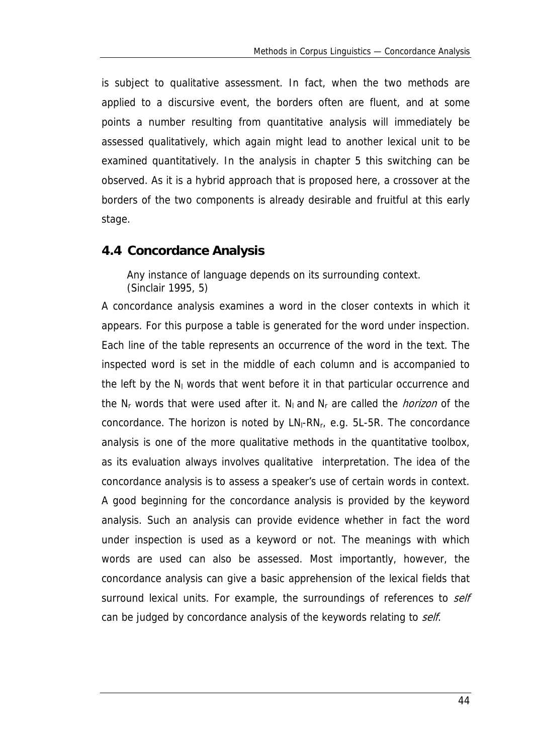is subject to qualitative assessment. In fact, when the two methods are applied to a discursive event, the borders often are fluent, and at some points a number resulting from quantitative analysis will immediately be assessed qualitatively, which again might lead to another lexical unit to be examined quantitatively. In the analysis in chapter 5 this switching can be observed. As it is a hybrid approach that is proposed here, a crossover at the borders of the two components is already desirable and fruitful at this early stage.

## 4.4 Concordance Analysis

> Any instance of language depends on its surrounding context.
> (Sinclair 1995, 5)

A concordance analysis examines a word in the closer contexts in which it appears. For this purpose a table is generated for the word under inspection. Each line of the table represents an occurrence of the word in the text. The inspected word is set in the middle of each column and is accompanied to the left by the $N_l$ words that went before it in that particular occurrence and the $N_r$ words that were used after it. $N_l$ and $N_r$ are called the *horizon* of the concordance. The horizon is noted by $LN_l$-$RN_r$, e.g. 5L-5R. The concordance analysis is one of the more qualitative methods in the quantitative toolbox, as its evaluation always involves qualitative interpretation. The idea of the concordance analysis is to assess a speaker's use of certain words in context. A good beginning for the concordance analysis is provided by the keyword analysis. Such an analysis can provide evidence whether in fact the word under inspection is used as a keyword or not. The meanings with which words are used can also be assessed. Most importantly, however, the concordance analysis can give a basic apprehension of the lexical fields that surround lexical units. For example, the surroundings of references to *self* can be judged by concordance analysis of the keywords relating to *self*.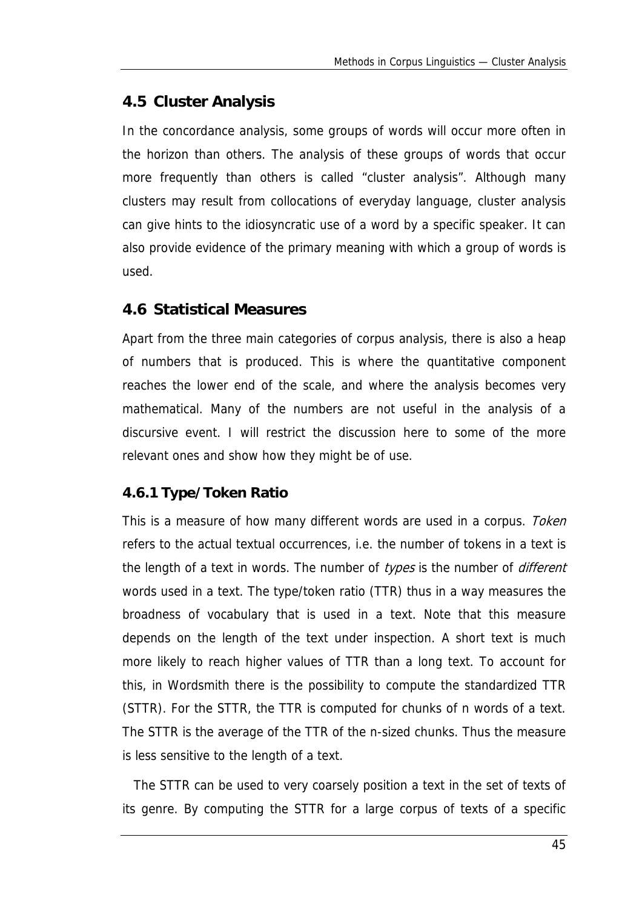## 4.5 Cluster Analysis

In the concordance analysis, some groups of words will occur more often in the horizon than others. The analysis of these groups of words that occur more frequently than others is called "cluster analysis". Although many clusters may result from collocations of everyday language, cluster analysis can give hints to the idiosyncratic use of a word by a specific speaker. It can also provide evidence of the primary meaning with which a group of words is used.

## 4.6 Statistical Measures

Apart from the three main categories of corpus analysis, there is also a heap of numbers that is produced. This is where the quantitative component reaches the lower end of the scale, and where the analysis becomes very mathematical. Many of the numbers are not useful in the analysis of a discursive event. I will restrict the discussion here to some of the more relevant ones and show how they might be of use.

### 4.6.1 Type/Token Ratio

This is a measure of how many different words are used in a corpus. *Token* refers to the actual textual occurrences, i.e. the number of tokens in a text is the length of a text in words. The number of *types* is the number of *different* words used in a text. The type/token ratio (TTR) thus in a way measures the broadness of vocabulary that is used in a text. Note that this measure depends on the length of the text under inspection. A short text is much more likely to reach higher values of TTR than a long text. To account for this, in Wordsmith there is the possibility to compute the standardized TTR (STTR). For the STTR, the TTR is computed for chunks of n words of a text. The STTR is the average of the TTR of the n-sized chunks. Thus the measure is less sensitive to the length of a text.

The STTR can be used to very coarsely position a text in the set of texts of its genre. By computing the STTR for a large corpus of texts of a specific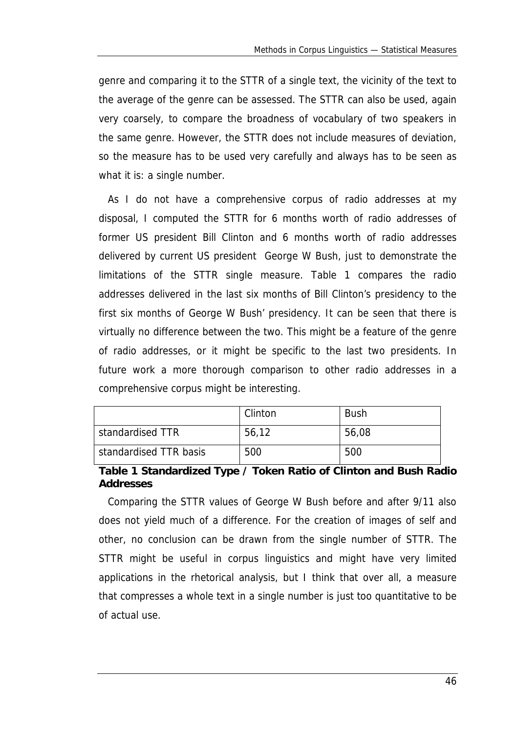genre and comparing it to the STTR of a single text, the vicinity of the text to the average of the genre can be assessed. The STTR can also be used, again very coarsely, to compare the broadness of vocabulary of two speakers in the same genre. However, the STTR does not include measures of deviation, so the measure has to be used very carefully and always has to be seen as what it is: a single number.

As I do not have a comprehensive corpus of radio addresses at my disposal, I computed the STTR for 6 months worth of radio addresses of former US president Bill Clinton and 6 months worth of radio addresses delivered by current US president George W Bush, just to demonstrate the limitations of the STTR single measure. Table 1 compares the radio addresses delivered in the last six months of Bill Clinton's presidency to the first six months of George W Bush' presidency. It can be seen that there is virtually no difference between the two. This might be a feature of the genre of radio addresses, or it might be specific to the last two presidents. In future work a more thorough comparison to other radio addresses in a comprehensive corpus might be interesting.

| | Clinton | Bush |
|---|---|---|
| standardised TTR | 56,12 | 56,08 |
| standardised TTR basis | 500 | 500 |

**Table 1 Standardized Type / Token Ratio of Clinton and Bush Radio Addresses**

Comparing the STTR values of George W Bush before and after 9/11 also does not yield much of a difference. For the creation of images of self and other, no conclusion can be drawn from the single number of STTR. The STTR might be useful in corpus linguistics and might have very limited applications in the rhetorical analysis, but I think that over all, a measure that compresses a whole text in a single number is just too quantitative to be of actual use.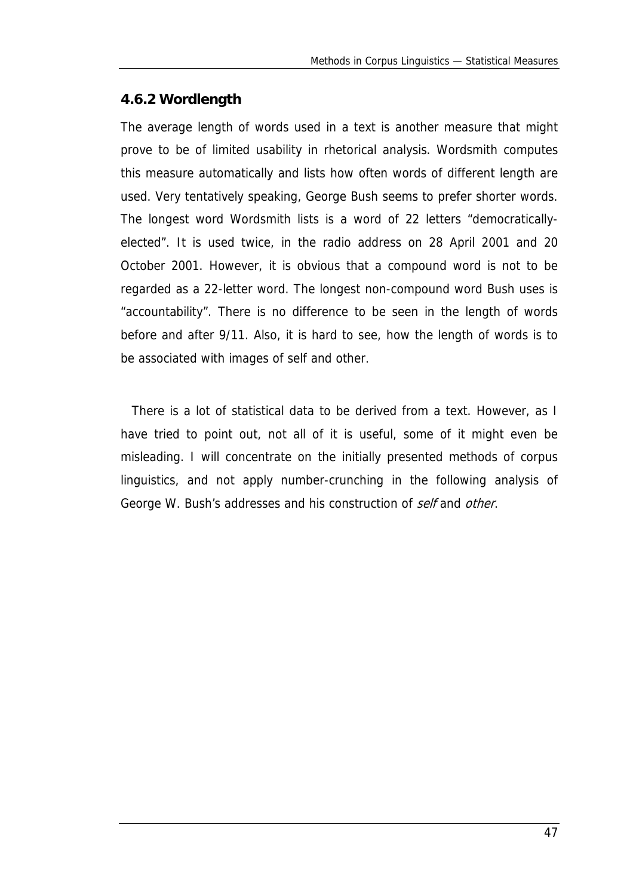### 4.6.2 Wordlength

The average length of words used in a text is another measure that might prove to be of limited usability in rhetorical analysis. Wordsmith computes this measure automatically and lists how often words of different length are used. Very tentatively speaking, George Bush seems to prefer shorter words. The longest word Wordsmith lists is a word of 22 letters "democratically-elected". It is used twice, in the radio address on 28 April 2001 and 20 October 2001. However, it is obvious that a compound word is not to be regarded as a 22-letter word. The longest non-compound word Bush uses is "accountability". There is no difference to be seen in the length of words before and after 9/11. Also, it is hard to see, how the length of words is to be associated with images of self and other.

There is a lot of statistical data to be derived from a text. However, as I have tried to point out, not all of it is useful, some of it might even be misleading. I will concentrate on the initially presented methods of corpus linguistics, and not apply number-crunching in the following analysis of George W. Bush's addresses and his construction of *self* and *other*.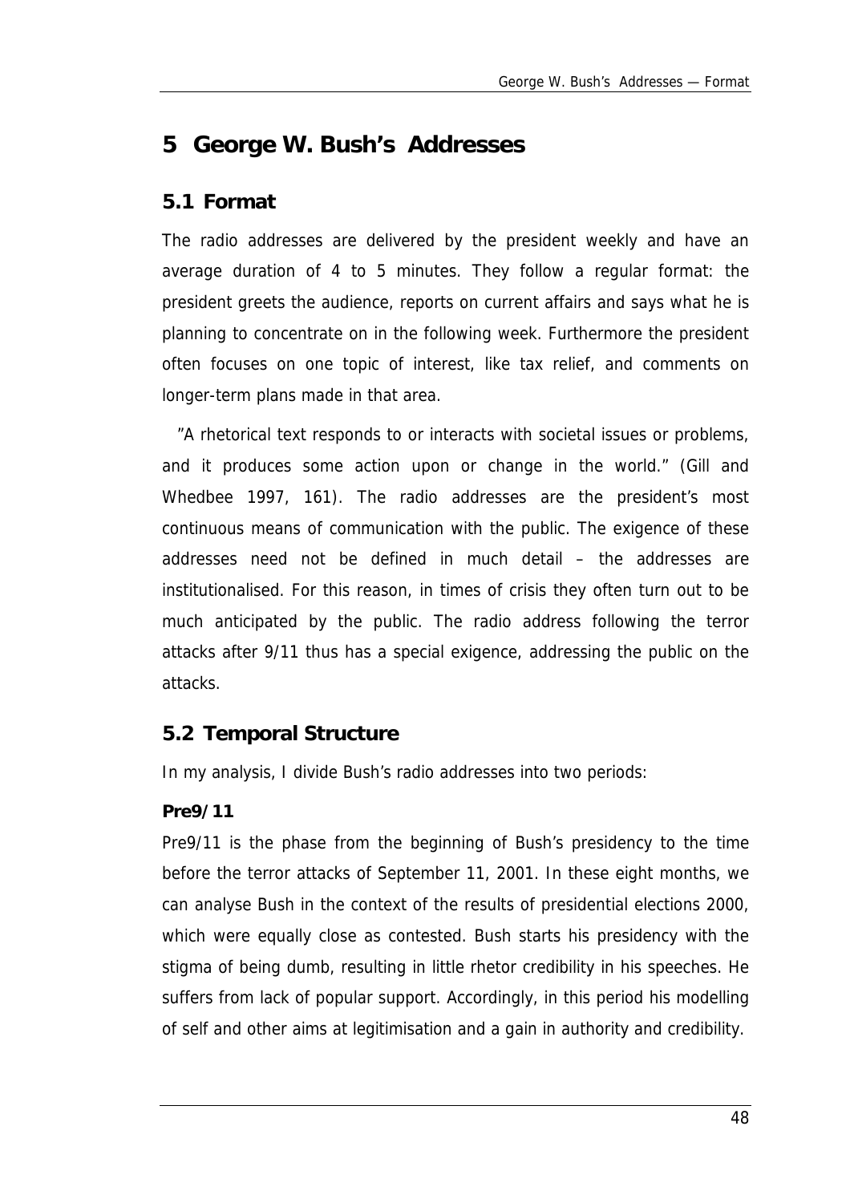# 5 George W. Bush's Addresses

## 5.1 Format

The radio addresses are delivered by the president weekly and have an average duration of 4 to 5 minutes. They follow a regular format: the president greets the audience, reports on current affairs and says what he is planning to concentrate on in the following week. Furthermore the president often focuses on one topic of interest, like tax relief, and comments on longer-term plans made in that area.

"A rhetorical text responds to or interacts with societal issues or problems, and it produces some action upon or change in the world." (Gill and Whedbee 1997, 161). The radio addresses are the president's most continuous means of communication with the public. The exigence of these addresses need not be defined in much detail – the addresses are institutionalised. For this reason, in times of crisis they often turn out to be much anticipated by the public. The radio address following the terror attacks after 9/11 thus has a special exigence, addressing the public on the attacks.

## 5.2 Temporal Structure

In my analysis, I divide Bush's radio addresses into two periods:

**Pre9/11**

Pre9/11 is the phase from the beginning of Bush's presidency to the time before the terror attacks of September 11, 2001. In these eight months, we can analyse Bush in the context of the results of presidential elections 2000, which were equally close as contested. Bush starts his presidency with the stigma of being dumb, resulting in little rhetor credibility in his speeches. He suffers from lack of popular support. Accordingly, in this period his modelling of self and other aims at legitimisation and a gain in authority and credibility.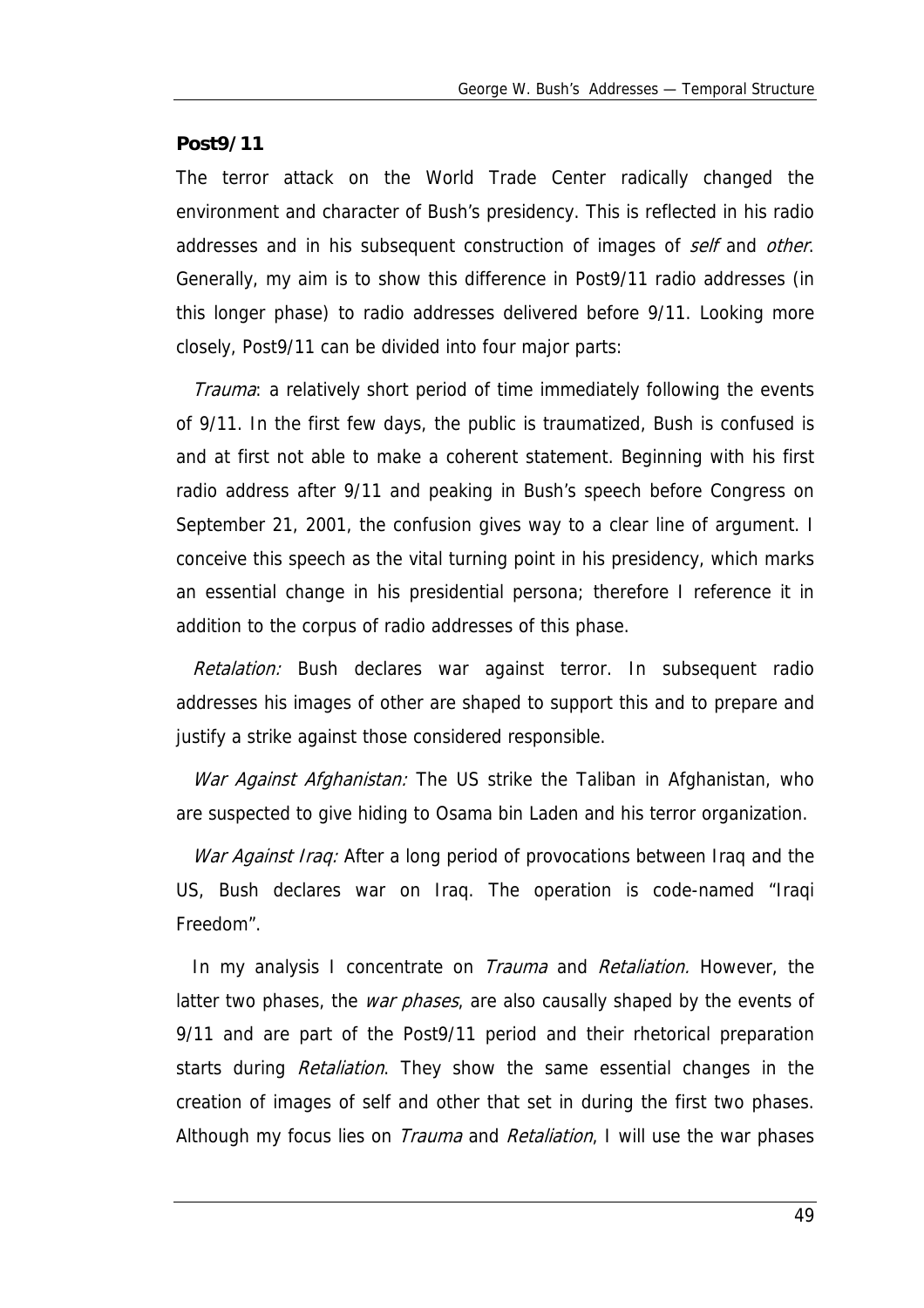**Post9/11**

The terror attack on the World Trade Center radically changed the environment and character of Bush's presidency. This is reflected in his radio addresses and in his subsequent construction of images of *self* and *other*. Generally, my aim is to show this difference in Post9/11 radio addresses (in this longer phase) to radio addresses delivered before 9/11. Looking more closely, Post9/11 can be divided into four major parts:

*Trauma*: a relatively short period of time immediately following the events of 9/11. In the first few days, the public is traumatized, Bush is confused is and at first not able to make a coherent statement. Beginning with his first radio address after 9/11 and peaking in Bush's speech before Congress on September 21, 2001, the confusion gives way to a clear line of argument. I conceive this speech as the vital turning point in his presidency, which marks an essential change in his presidential persona; therefore I reference it in addition to the corpus of radio addresses of this phase.

*Retalation:* Bush declares war against terror. In subsequent radio addresses his images of other are shaped to support this and to prepare and justify a strike against those considered responsible.

*War Against Afghanistan:* The US strike the Taliban in Afghanistan, who are suspected to give hiding to Osama bin Laden and his terror organization.

*War Against Iraq:* After a long period of provocations between Iraq and the US, Bush declares war on Iraq. The operation is code-named "Iraqi Freedom".

In my analysis I concentrate on *Trauma* and *Retaliation.* However, the latter two phases, the *war phases*, are also causally shaped by the events of 9/11 and are part of the Post9/11 period and their rhetorical preparation starts during *Retaliation*. They show the same essential changes in the creation of images of self and other that set in during the first two phases. Although my focus lies on *Trauma* and *Retaliation*, I will use the war phases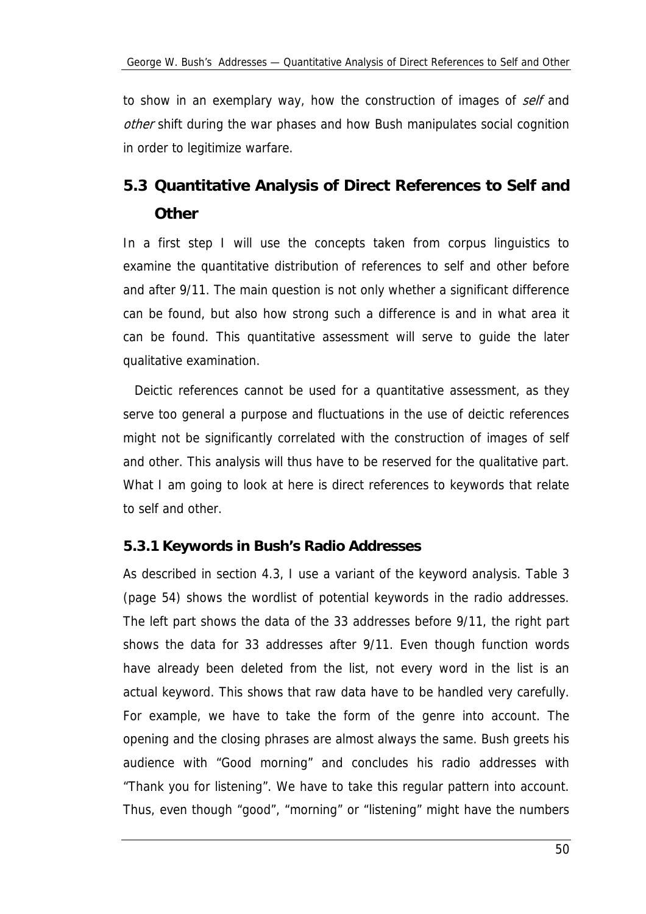to show in an exemplary way, how the construction of images of *self* and *other* shift during the war phases and how Bush manipulates social cognition in order to legitimize warfare.

## 5.3 Quantitative Analysis of Direct References to Self and Other

In a first step I will use the concepts taken from corpus linguistics to examine the quantitative distribution of references to self and other before and after 9/11. The main question is not only whether a significant difference can be found, but also how strong such a difference is and in what area it can be found. This quantitative assessment will serve to guide the later qualitative examination.

Deictic references cannot be used for a quantitative assessment, as they serve too general a purpose and fluctuations in the use of deictic references might not be significantly correlated with the construction of images of self and other. This analysis will thus have to be reserved for the qualitative part. What I am going to look at here is direct references to keywords that relate to self and other.

### 5.3.1 Keywords in Bush's Radio Addresses

As described in section 4.3, I use a variant of the keyword analysis. Table 3 (page 54) shows the wordlist of potential keywords in the radio addresses. The left part shows the data of the 33 addresses before 9/11, the right part shows the data for 33 addresses after 9/11. Even though function words have already been deleted from the list, not every word in the list is an actual keyword. This shows that raw data have to be handled very carefully. For example, we have to take the form of the genre into account. The opening and the closing phrases are almost always the same. Bush greets his audience with "Good morning" and concludes his radio addresses with "Thank you for listening". We have to take this regular pattern into account. Thus, even though "good", "morning" or "listening" might have the numbers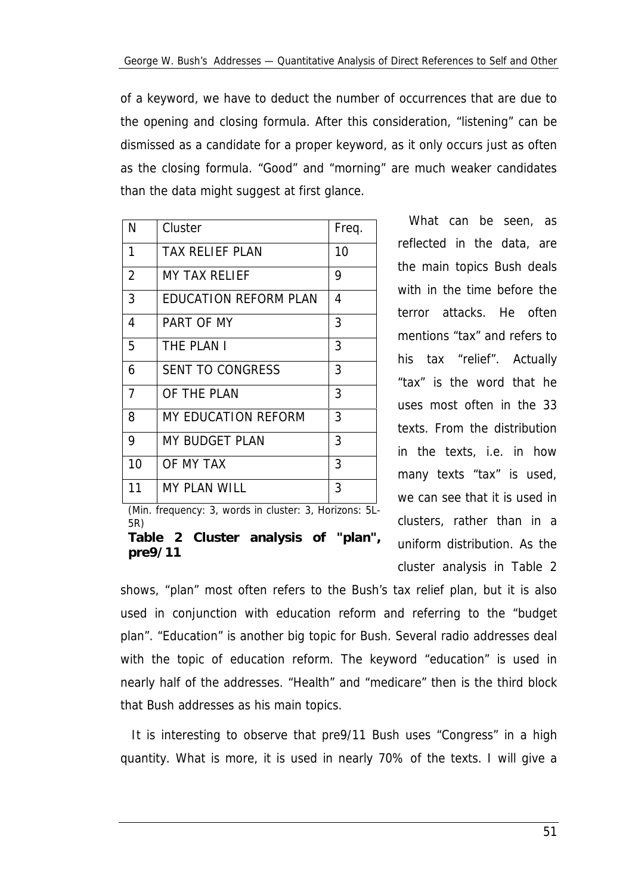of a keyword, we have to deduct the number of occurrences that are due to the opening and closing formula. After this consideration, "listening" can be dismissed as a candidate for a proper keyword, as it only occurs just as often as the closing formula. "Good" and "morning" are much weaker candidates than the data might suggest at first glance.

| N | Cluster | Freq. |
|---|---|---|
| 1 | TAX RELIEF PLAN | 10 |
| 2 | MY TAX RELIEF | 9 |
| 3 | EDUCATION REFORM PLAN | 4 |
| 4 | PART OF MY | 3 |
| 5 | THE PLAN I | 3 |
| 6 | SENT TO CONGRESS | 3 |
| 7 | OF THE PLAN | 3 |
| 8 | MY EDUCATION REFORM | 3 |
| 9 | MY BUDGET PLAN | 3 |
| 10 | OF MY TAX | 3 |
| 11 | MY PLAN WILL | 3 |

(Min. frequency: 3, words in cluster: 3, Horizons: 5L-5R)

**Table 2 Cluster analysis of "plan", pre9/11**

What can be seen, as reflected in the data, are the main topics Bush deals with in the time before the terror attacks. He often mentions "tax" and refers to his tax "relief". Actually "tax" is the word that he uses most often in the 33 texts. From the distribution in the texts, i.e. in how many texts "tax" is used, we can see that it is used in clusters, rather than in a uniform distribution. As the cluster analysis in Table 2 shows, "plan" most often refers to the Bush's tax relief plan, but it is also used in conjunction with education reform and referring to the "budget plan". "Education" is another big topic for Bush. Several radio addresses deal with the topic of education reform. The keyword "education" is used in nearly half of the addresses. "Health" and "medicare" then is the third block that Bush addresses as his main topics.

It is interesting to observe that pre9/11 Bush uses "Congress" in a high quantity. What is more, it is used in nearly 70% of the texts. I will give a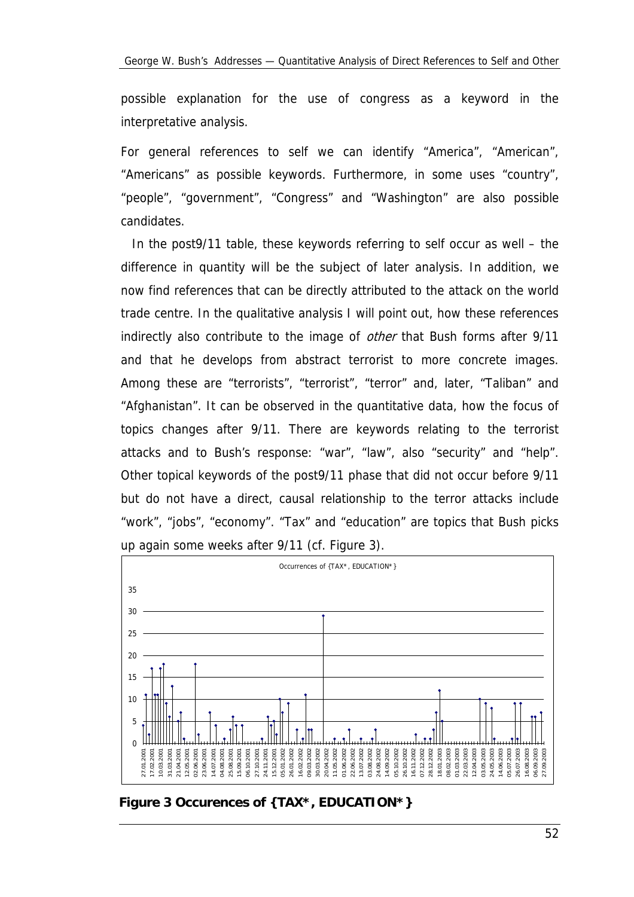possible explanation for the use of congress as a keyword in the interpretative analysis.

For general references to self we can identify "America", "American", "Americans" as possible keywords. Furthermore, in some uses "country", "people", "government", "Congress" and "Washington" are also possible candidates.

In the post9/11 table, these keywords referring to self occur as well – the difference in quantity will be the subject of later analysis. In addition, we now find references that can be directly attributed to the attack on the world trade centre. In the qualitative analysis I will point out, how these references indirectly also contribute to the image of *other* that Bush forms after 9/11 and that he develops from abstract terrorist to more concrete images. Among these are "terrorists", "terrorist", "terror" and, later, "Taliban" and "Afghanistan". It can be observed in the quantitative data, how the focus of topics changes after 9/11. There are keywords relating to the terrorist attacks and to Bush's response: "war", "law", also "security" and "help". Other topical keywords of the post9/11 phase that did not occur before 9/11 but do not have a direct, causal relationship to the terror attacks include "work", "jobs", "economy". "Tax" and "education" are topics that Bush picks up again some weeks after 9/11 (cf. Figure 3).

**Figure 3 Occurences of {TAX*, EDUCATION*}**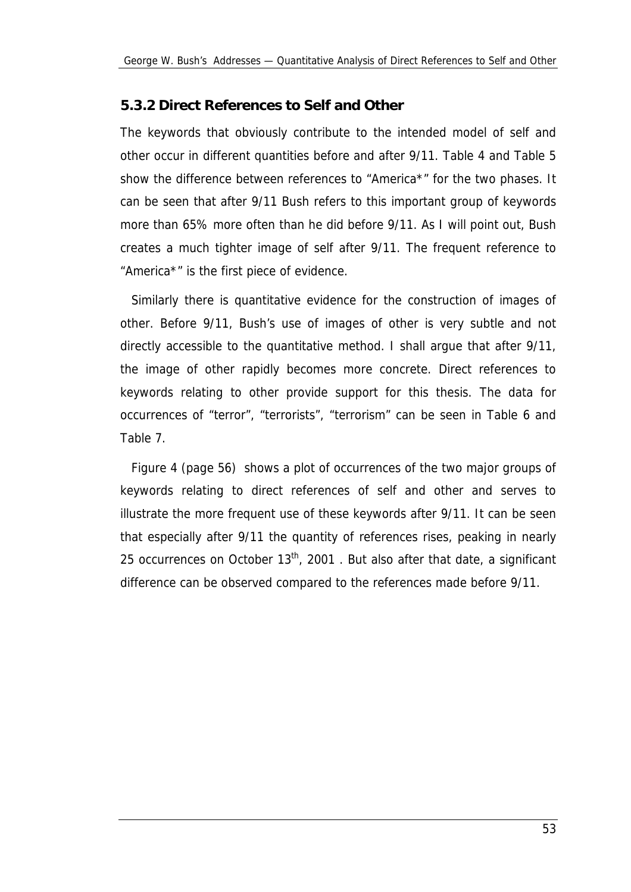### 5.3.2 Direct References to Self and Other

The keywords that obviously contribute to the intended model of self and other occur in different quantities before and after 9/11. Table 4 and Table 5 show the difference between references to "America*" for the two phases. It can be seen that after 9/11 Bush refers to this important group of keywords more than 65% more often than he did before 9/11. As I will point out, Bush creates a much tighter image of self after 9/11. The frequent reference to "America*" is the first piece of evidence.

Similarly there is quantitative evidence for the construction of images of other. Before 9/11, Bush's use of images of other is very subtle and not directly accessible to the quantitative method. I shall argue that after 9/11, the image of other rapidly becomes more concrete. Direct references to keywords relating to other provide support for this thesis. The data for occurrences of "terror", "terrorists", "terrorism" can be seen in Table 6 and Table 7.

Figure 4 (page 56) shows a plot of occurrences of the two major groups of keywords relating to direct references of self and other and serves to illustrate the more frequent use of these keywords after 9/11. It can be seen that especially after 9/11 the quantity of references rises, peaking in nearly 25 occurrences on October 13th, 2001 . But also after that date, a significant difference can be observed compared to the references made before 9/11.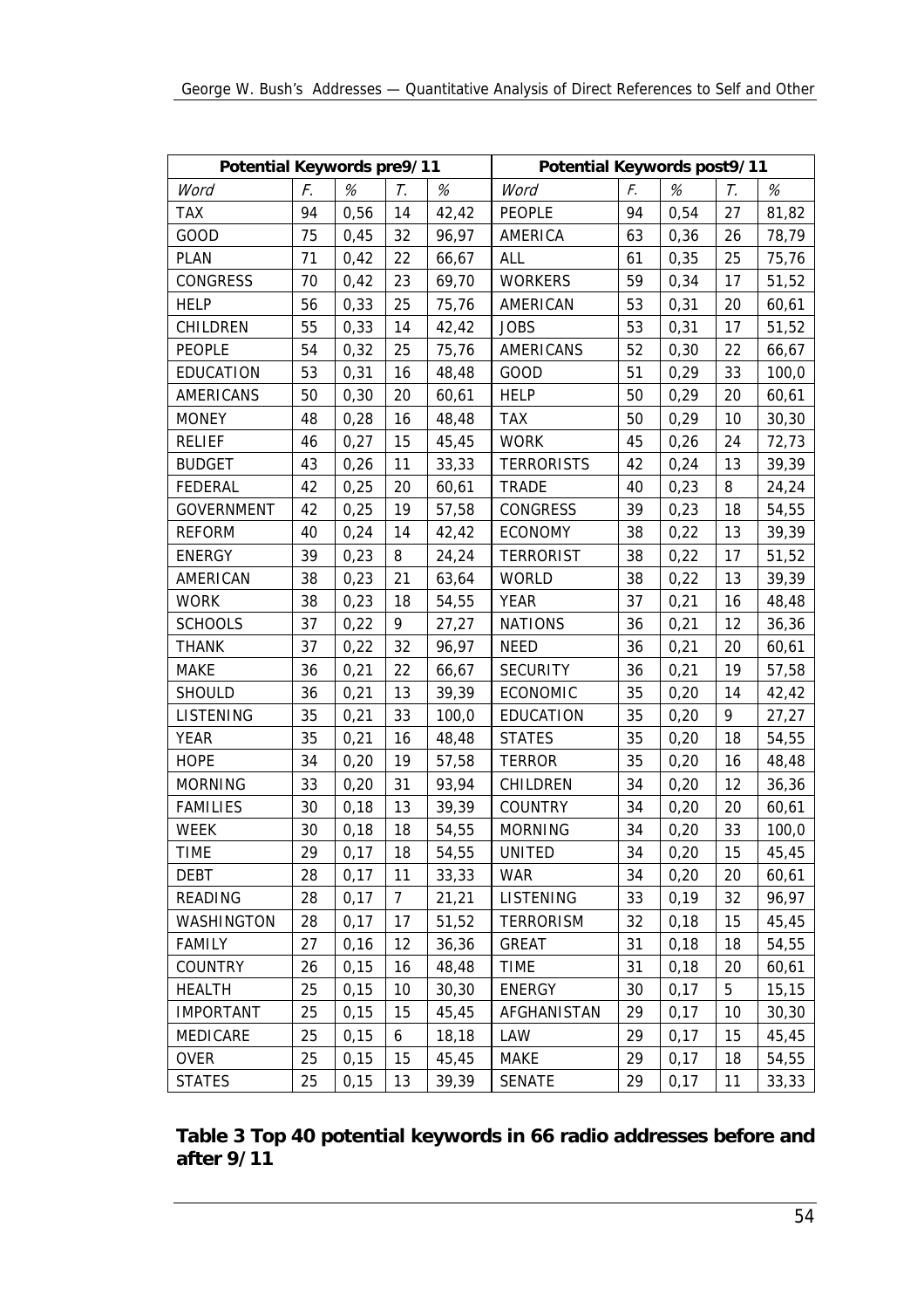| Potential Keywords pre9/11 | | | | | Potential Keywords post9/11 | | | | |
|---|---|---|---|---|---|---|---|---|---|
| *Word* | *F.* | *%* | *T.* | *%* | *Word* | *F.* | *%* | *T.* | *%* |
| TAX | 94 | 0,56 | 14 | 42,42 | PEOPLE | 94 | 0,54 | 27 | 81,82 |
| GOOD | 75 | 0,45 | 32 | 96,97 | AMERICA | 63 | 0,36 | 26 | 78,79 |
| PLAN | 71 | 0,42 | 22 | 66,67 | ALL | 61 | 0,35 | 25 | 75,76 |
| CONGRESS | 70 | 0,42 | 23 | 69,70 | WORKERS | 59 | 0,34 | 17 | 51,52 |
| HELP | 56 | 0,33 | 25 | 75,76 | AMERICAN | 53 | 0,31 | 20 | 60,61 |
| CHILDREN | 55 | 0,33 | 14 | 42,42 | JOBS | 53 | 0,31 | 17 | 51,52 |
| PEOPLE | 54 | 0,32 | 25 | 75,76 | AMERICANS | 52 | 0,30 | 22 | 66,67 |
| EDUCATION | 53 | 0,31 | 16 | 48,48 | GOOD | 51 | 0,29 | 33 | 100,0 |
| AMERICANS | 50 | 0,30 | 20 | 60,61 | HELP | 50 | 0,29 | 20 | 60,61 |
| MONEY | 48 | 0,28 | 16 | 48,48 | TAX | 50 | 0,29 | 10 | 30,30 |
| RELIEF | 46 | 0,27 | 15 | 45,45 | WORK | 45 | 0,26 | 24 | 72,73 |
| BUDGET | 43 | 0,26 | 11 | 33,33 | TERRORISTS | 42 | 0,24 | 13 | 39,39 |
| FEDERAL | 42 | 0,25 | 20 | 60,61 | TRADE | 40 | 0,23 | 8 | 24,24 |
| GOVERNMENT | 42 | 0,25 | 19 | 57,58 | CONGRESS | 39 | 0,23 | 18 | 54,55 |
| REFORM | 40 | 0,24 | 14 | 42,42 | ECONOMY | 38 | 0,22 | 13 | 39,39 |
| ENERGY | 39 | 0,23 | 8 | 24,24 | TERRORIST | 38 | 0,22 | 17 | 51,52 |
| AMERICAN | 38 | 0,23 | 21 | 63,64 | WORLD | 38 | 0,22 | 13 | 39,39 |
| WORK | 38 | 0,23 | 18 | 54,55 | YEAR | 37 | 0,21 | 16 | 48,48 |
| SCHOOLS | 37 | 0,22 | 9 | 27,27 | NATIONS | 36 | 0,21 | 12 | 36,36 |
| THANK | 37 | 0,22 | 32 | 96,97 | NEED | 36 | 0,21 | 20 | 60,61 |
| MAKE | 36 | 0,21 | 22 | 66,67 | SECURITY | 36 | 0,21 | 19 | 57,58 |
| SHOULD | 36 | 0,21 | 13 | 39,39 | ECONOMIC | 35 | 0,20 | 14 | 42,42 |
| LISTENING | 35 | 0,21 | 33 | 100,0 | EDUCATION | 35 | 0,20 | 9 | 27,27 |
| YEAR | 35 | 0,21 | 16 | 48,48 | STATES | 35 | 0,20 | 18 | 54,55 |
| HOPE | 34 | 0,20 | 19 | 57,58 | TERROR | 35 | 0,20 | 16 | 48,48 |
| MORNING | 33 | 0,20 | 31 | 93,94 | CHILDREN | 34 | 0,20 | 12 | 36,36 |
| FAMILIES | 30 | 0,18 | 13 | 39,39 | COUNTRY | 34 | 0,20 | 20 | 60,61 |
| WEEK | 30 | 0,18 | 18 | 54,55 | MORNING | 34 | 0,20 | 33 | 100,0 |
| TIME | 29 | 0,17 | 18 | 54,55 | UNITED | 34 | 0,20 | 15 | 45,45 |
| DEBT | 28 | 0,17 | 11 | 33,33 | WAR | 34 | 0,20 | 20 | 60,61 |
| READING | 28 | 0,17 | 7 | 21,21 | LISTENING | 33 | 0,19 | 32 | 96,97 |
| WASHINGTON | 28 | 0,17 | 17 | 51,52 | TERRORISM | 32 | 0,18 | 15 | 45,45 |
| FAMILY | 27 | 0,16 | 12 | 36,36 | GREAT | 31 | 0,18 | 18 | 54,55 |
| COUNTRY | 26 | 0,15 | 16 | 48,48 | TIME | 31 | 0,18 | 20 | 60,61 |
| HEALTH | 25 | 0,15 | 10 | 30,30 | ENERGY | 30 | 0,17 | 5 | 15,15 |
| IMPORTANT | 25 | 0,15 | 15 | 45,45 | AFGHANISTAN | 29 | 0,17 | 10 | 30,30 |
| MEDICARE | 25 | 0,15 | 6 | 18,18 | LAW | 29 | 0,17 | 15 | 45,45 |
| OVER | 25 | 0,15 | 15 | 45,45 | MAKE | 29 | 0,17 | 18 | 54,55 |
| STATES | 25 | 0,15 | 13 | 39,39 | SENATE | 29 | 0,17 | 11 | 33,33 |

**Table 3 Top 40 potential keywords in 66 radio addresses before and after 9/11**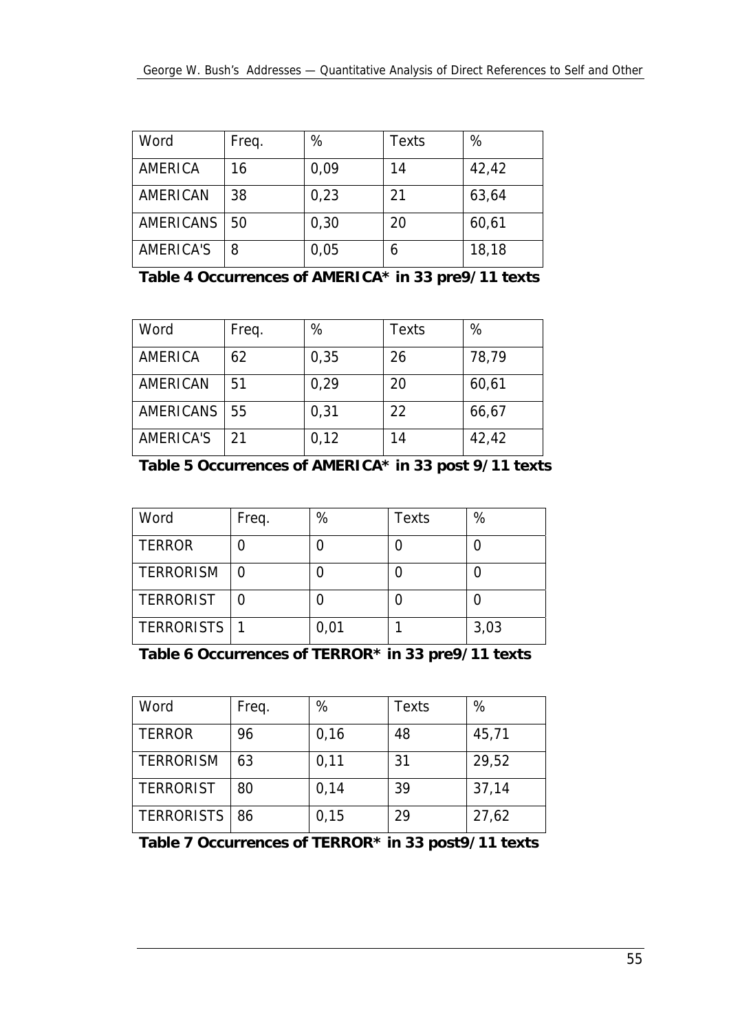| Word | Freq. | % | Texts | % |
|---|---|---|---|---|
| AMERICA | 16 | 0,09 | 14 | 42,42 |
| AMERICAN | 38 | 0,23 | 21 | 63,64 |
| AMERICANS | 50 | 0,30 | 20 | 60,61 |
| AMERICA'S | 8 | 0,05 | 6 | 18,18 |

**Table 4 Occurrences of AMERICA* in 33 pre9/11 texts**

| Word | Freq. | % | Texts | % |
|---|---|---|---|---|
| AMERICA | 62 | 0,35 | 26 | 78,79 |
| AMERICAN | 51 | 0,29 | 20 | 60,61 |
| AMERICANS | 55 | 0,31 | 22 | 66,67 |
| AMERICA'S | 21 | 0,12 | 14 | 42,42 |

**Table 5 Occurrences of AMERICA* in 33 post 9/11 texts**

| Word | Freq. | % | Texts | % |
|---|---|---|---|---|
| TERROR | 0 | 0 | 0 | 0 |
| TERRORISM | 0 | 0 | 0 | 0 |
| TERRORIST | 0 | 0 | 0 | 0 |
| TERRORISTS | 1 | 0,01 | 1 | 3,03 |

**Table 6 Occurrences of TERROR* in 33 pre9/11 texts**

| Word | Freq. | % | Texts | % |
|---|---|---|---|---|
| TERROR | 96 | 0,16 | 48 | 45,71 |
| TERRORISM | 63 | 0,11 | 31 | 29,52 |
| TERRORIST | 80 | 0,14 | 39 | 37,14 |
| TERRORISTS | 86 | 0,15 | 29 | 27,62 |

**Table 7 Occurrences of TERROR* in 33 post9/11 texts**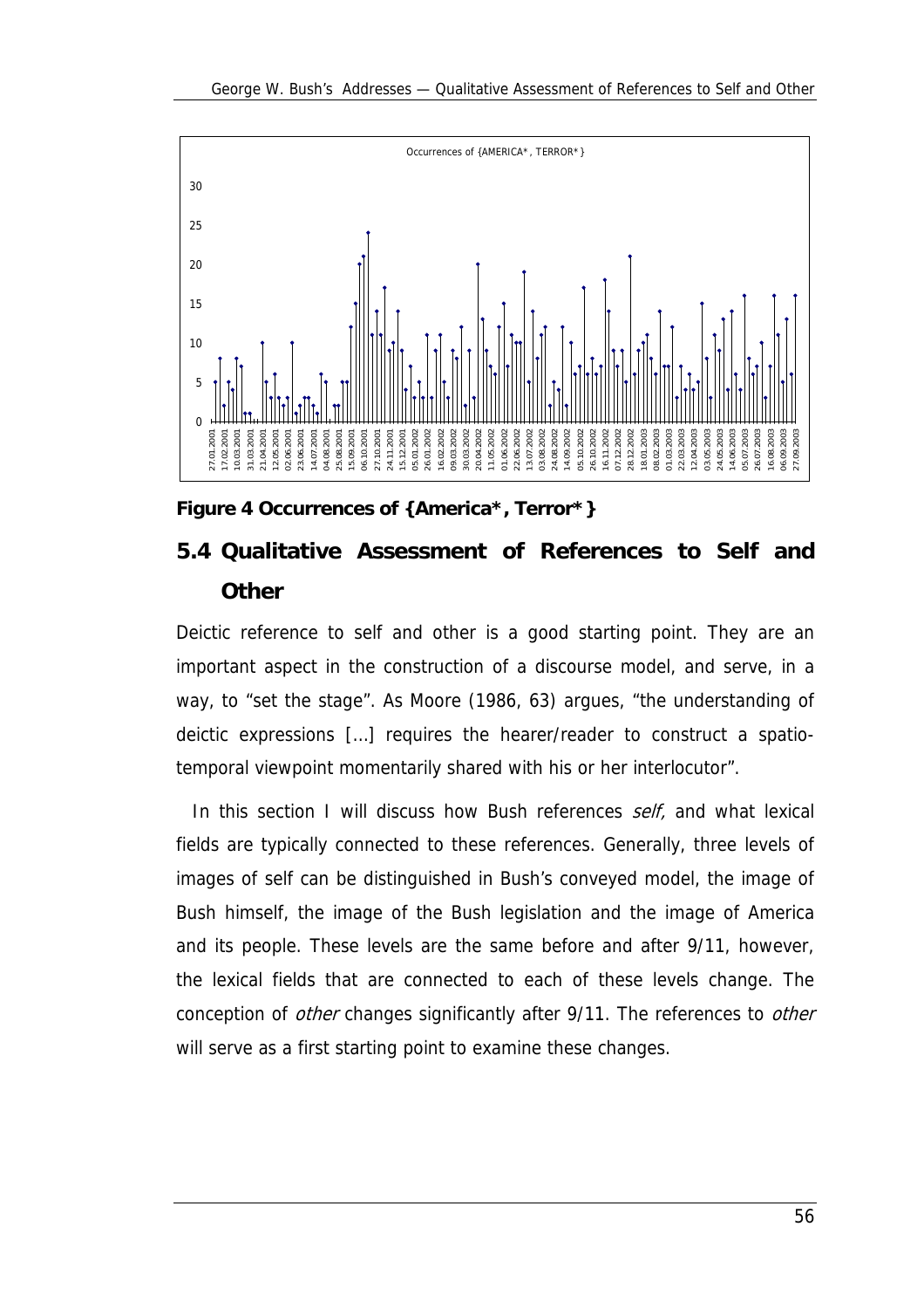**Figure 4 Occurrences of {America*, Terror*}**

## 5.4 Qualitative Assessment of References to Self and Other

Deictic reference to self and other is a good starting point. They are an important aspect in the construction of a discourse model, and serve, in a way, to "set the stage". As Moore (1986, 63) argues, "the understanding of deictic expressions [...] requires the hearer/reader to construct a spatio-temporal viewpoint momentarily shared with his or her interlocutor".

In this section I will discuss how Bush references *self,* and what lexical fields are typically connected to these references. Generally, three levels of images of self can be distinguished in Bush's conveyed model, the image of Bush himself, the image of the Bush legislation and the image of America and its people. These levels are the same before and after 9/11, however, the lexical fields that are connected to each of these levels change. The conception of *other* changes significantly after 9/11. The references to *other* will serve as a first starting point to examine these changes.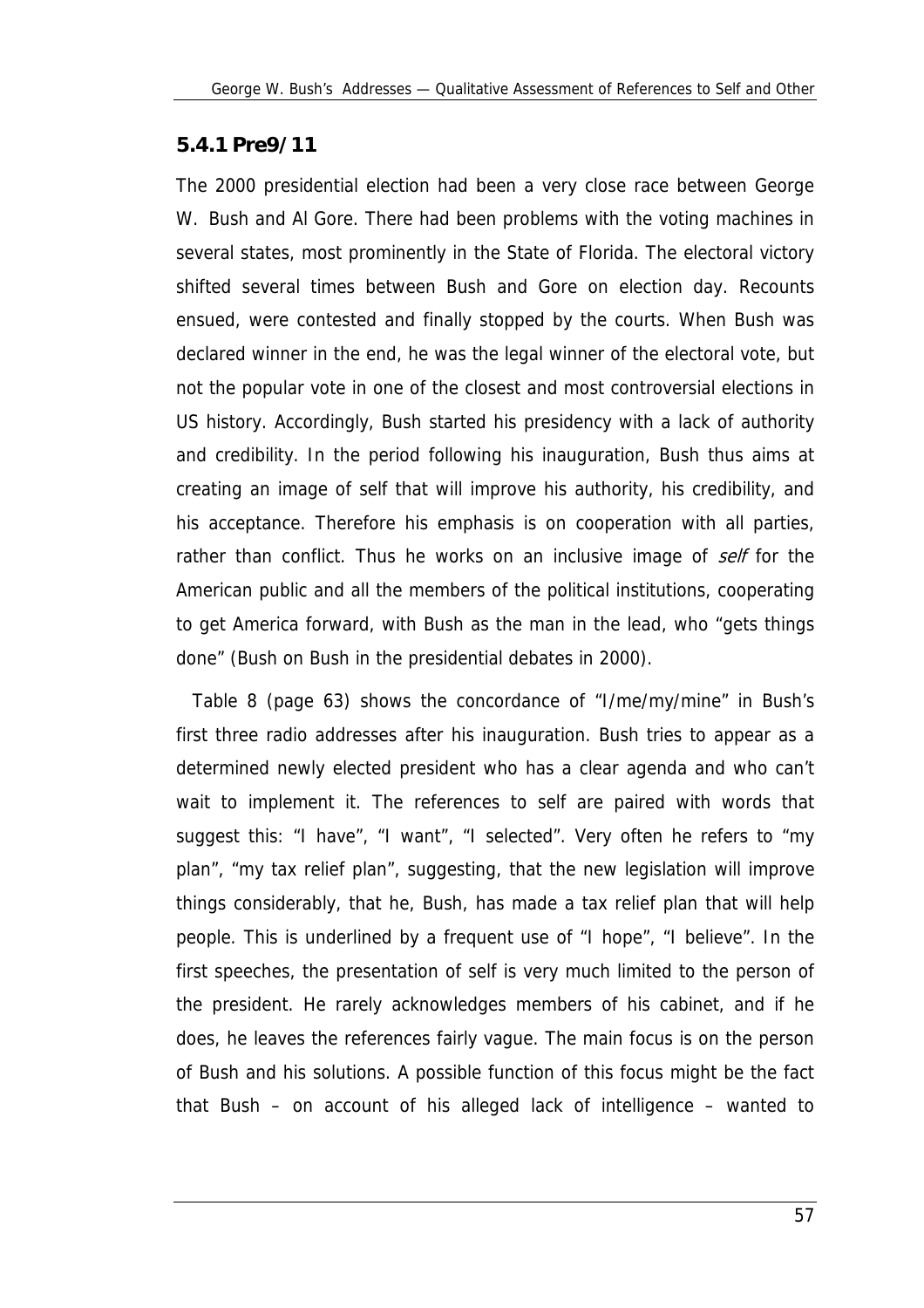### 5.4.1 Pre9/11

The 2000 presidential election had been a very close race between George W. Bush and Al Gore. There had been problems with the voting machines in several states, most prominently in the State of Florida. The electoral victory shifted several times between Bush and Gore on election day. Recounts ensued, were contested and finally stopped by the courts. When Bush was declared winner in the end, he was the legal winner of the electoral vote, but not the popular vote in one of the closest and most controversial elections in US history. Accordingly, Bush started his presidency with a lack of authority and credibility. In the period following his inauguration, Bush thus aims at creating an image of self that will improve his authority, his credibility, and his acceptance. Therefore his emphasis is on cooperation with all parties, rather than conflict. Thus he works on an inclusive image of *self* for the American public and all the members of the political institutions, cooperating to get America forward, with Bush as the man in the lead, who "gets things done" (Bush on Bush in the presidential debates in 2000).

Table 8 (page 63) shows the concordance of "I/me/my/mine" in Bush's first three radio addresses after his inauguration. Bush tries to appear as a determined newly elected president who has a clear agenda and who can't wait to implement it. The references to self are paired with words that suggest this: "I have", "I want", "I selected". Very often he refers to "my plan", "my tax relief plan", suggesting, that the new legislation will improve things considerably, that he, Bush, has made a tax relief plan that will help people. This is underlined by a frequent use of "I hope", "I believe". In the first speeches, the presentation of self is very much limited to the person of the president. He rarely acknowledges members of his cabinet, and if he does, he leaves the references fairly vague. The main focus is on the person of Bush and his solutions. A possible function of this focus might be the fact that Bush – on account of his alleged lack of intelligence – wanted to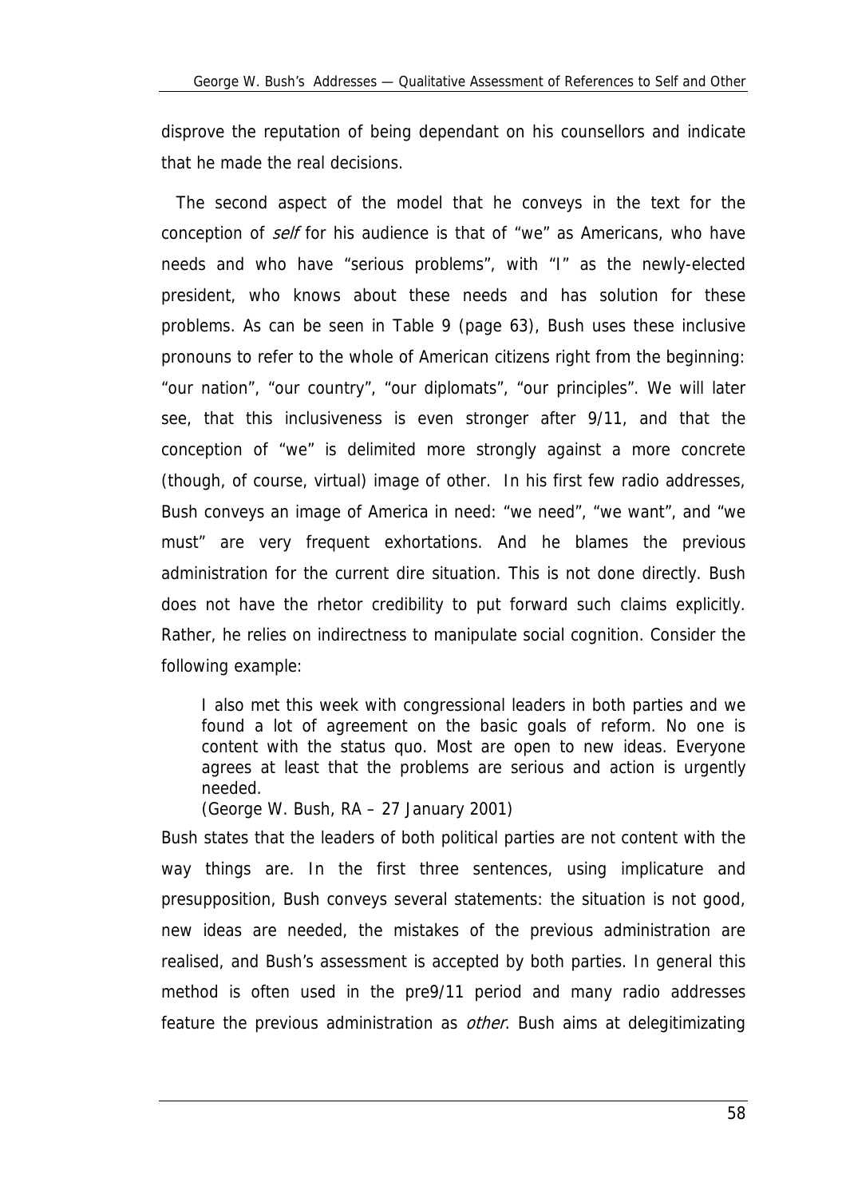disprove the reputation of being dependant on his counsellors and indicate that he made the real decisions.

The second aspect of the model that he conveys in the text for the conception of *self* for his audience is that of "we" as Americans, who have needs and who have "serious problems", with "I" as the newly-elected president, who knows about these needs and has solution for these problems. As can be seen in Table 9 (page 63), Bush uses these inclusive pronouns to refer to the whole of American citizens right from the beginning: "our nation", "our country", "our diplomats", "our principles". We will later see, that this inclusiveness is even stronger after 9/11, and that the conception of "we" is delimited more strongly against a more concrete (though, of course, virtual) image of other. In his first few radio addresses, Bush conveys an image of America in need: "we need", "we want", and "we must" are very frequent exhortations. And he blames the previous administration for the current dire situation. This is not done directly. Bush does not have the rhetor credibility to put forward such claims explicitly. Rather, he relies on indirectness to manipulate social cognition. Consider the following example:

> I also met this week with congressional leaders in both parties and we found a lot of agreement on the basic goals of reform. No one is content with the status quo. Most are open to new ideas. Everyone agrees at least that the problems are serious and action is urgently needed.
> (George W. Bush, RA – 27 January 2001)

Bush states that the leaders of both political parties are not content with the way things are. In the first three sentences, using implicature and presupposition, Bush conveys several statements: the situation is not good, new ideas are needed, the mistakes of the previous administration are realised, and Bush's assessment is accepted by both parties. In general this method is often used in the pre9/11 period and many radio addresses feature the previous administration as *other*. Bush aims at delegitimizating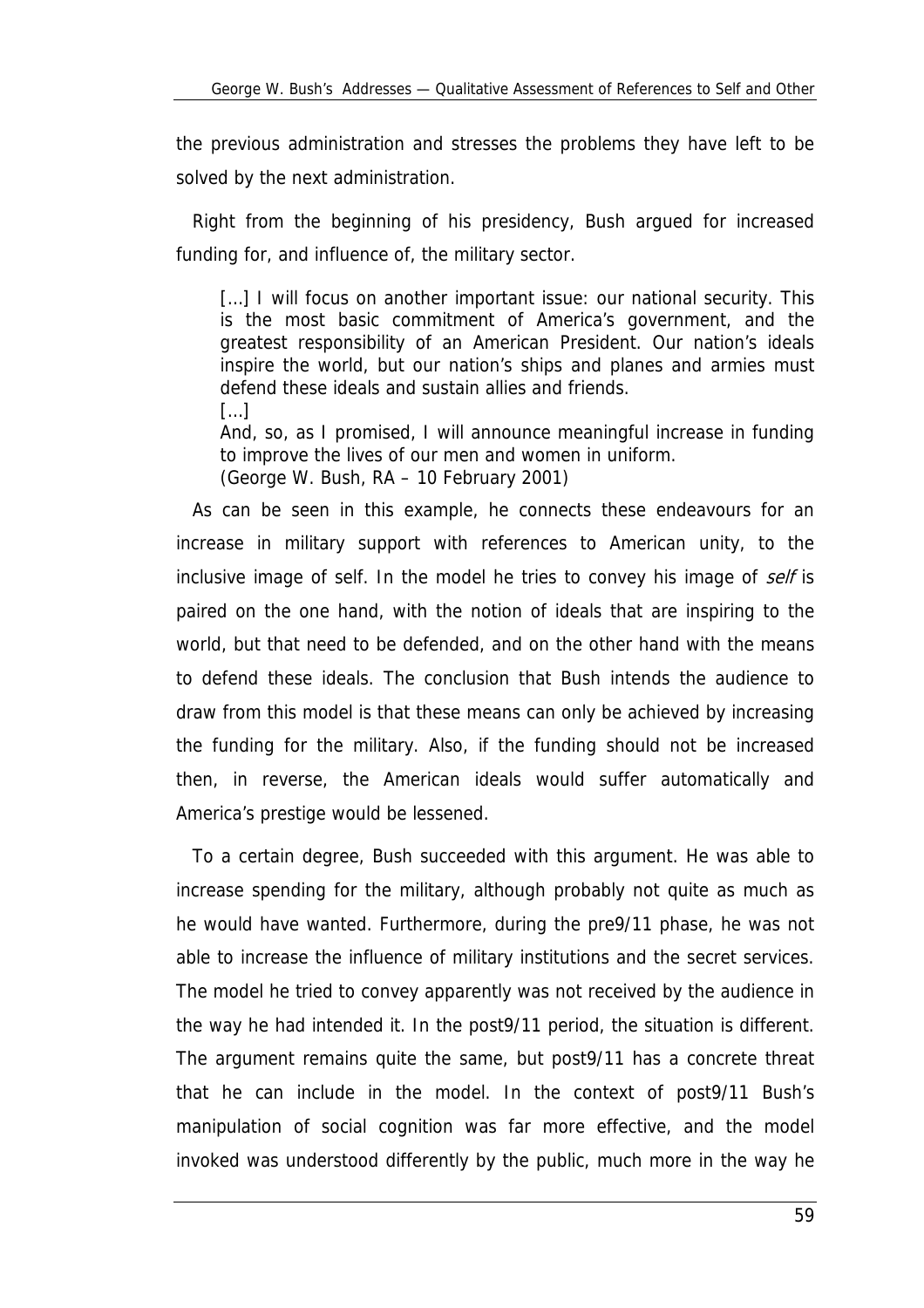the previous administration and stresses the problems they have left to be solved by the next administration.

Right from the beginning of his presidency, Bush argued for increased funding for, and influence of, the military sector.

> [...] I will focus on another important issue: our national security. This is the most basic commitment of America's government, and the greatest responsibility of an American President. Our nation's ideals inspire the world, but our nation's ships and planes and armies must defend these ideals and sustain allies and friends.
> [...]
> And, so, as I promised, I will announce meaningful increase in funding to improve the lives of our men and women in uniform.
> (George W. Bush, RA – 10 February 2001)

As can be seen in this example, he connects these endeavours for an increase in military support with references to American unity, to the inclusive image of self. In the model he tries to convey his image of *self* is paired on the one hand, with the notion of ideals that are inspiring to the world, but that need to be defended, and on the other hand with the means to defend these ideals. The conclusion that Bush intends the audience to draw from this model is that these means can only be achieved by increasing the funding for the military. Also, if the funding should not be increased then, in reverse, the American ideals would suffer automatically and America's prestige would be lessened.

To a certain degree, Bush succeeded with this argument. He was able to increase spending for the military, although probably not quite as much as he would have wanted. Furthermore, during the pre9/11 phase, he was not able to increase the influence of military institutions and the secret services. The model he tried to convey apparently was not received by the audience in the way he had intended it. In the post9/11 period, the situation is different. The argument remains quite the same, but post9/11 has a concrete threat that he can include in the model. In the context of post9/11 Bush's manipulation of social cognition was far more effective, and the model invoked was understood differently by the public, much more in the way he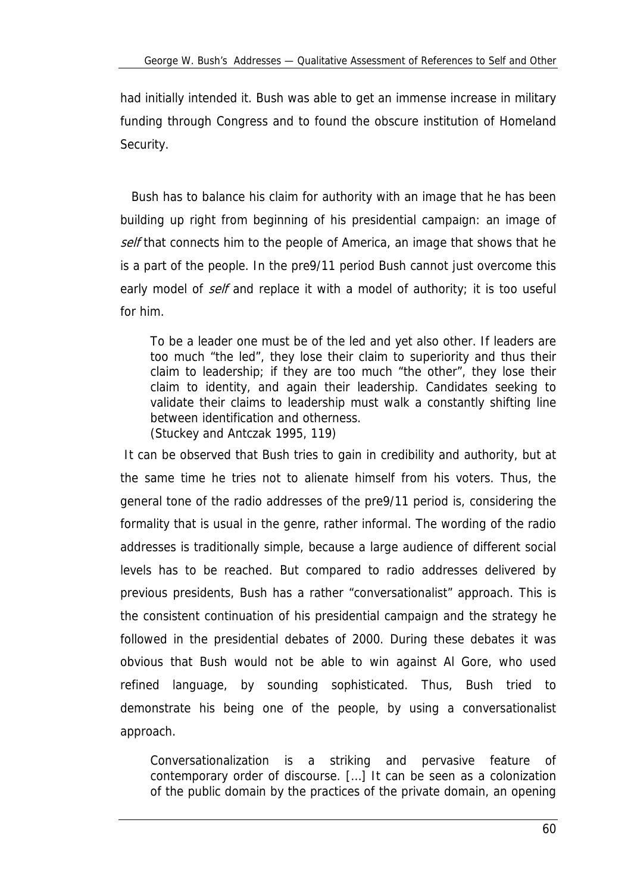had initially intended it. Bush was able to get an immense increase in military funding through Congress and to found the obscure institution of Homeland Security.

Bush has to balance his claim for authority with an image that he has been building up right from beginning of his presidential campaign: an image of *self* that connects him to the people of America, an image that shows that he is a part of the people. In the pre9/11 period Bush cannot just overcome this early model of *self* and replace it with a model of authority; it is too useful for him.

> To be a leader one must be of the led and yet also other. If leaders are too much "the led", they lose their claim to superiority and thus their claim to leadership; if they are too much "the other", they lose their claim to identity, and again their leadership. Candidates seeking to validate their claims to leadership must walk a constantly shifting line between identification and otherness.
> (Stuckey and Antczak 1995, 119)

It can be observed that Bush tries to gain in credibility and authority, but at the same time he tries not to alienate himself from his voters. Thus, the general tone of the radio addresses of the pre9/11 period is, considering the formality that is usual in the genre, rather informal. The wording of the radio addresses is traditionally simple, because a large audience of different social levels has to be reached. But compared to radio addresses delivered by previous presidents, Bush has a rather "conversationalist" approach. This is the consistent continuation of his presidential campaign and the strategy he followed in the presidential debates of 2000. During these debates it was obvious that Bush would not be able to win against Al Gore, who used refined language, by sounding sophisticated. Thus, Bush tried to demonstrate his being one of the people, by using a conversationalist approach.

> Conversationalization is a striking and pervasive feature of contemporary order of discourse. [...] It can be seen as a colonization of the public domain by the practices of the private domain, an opening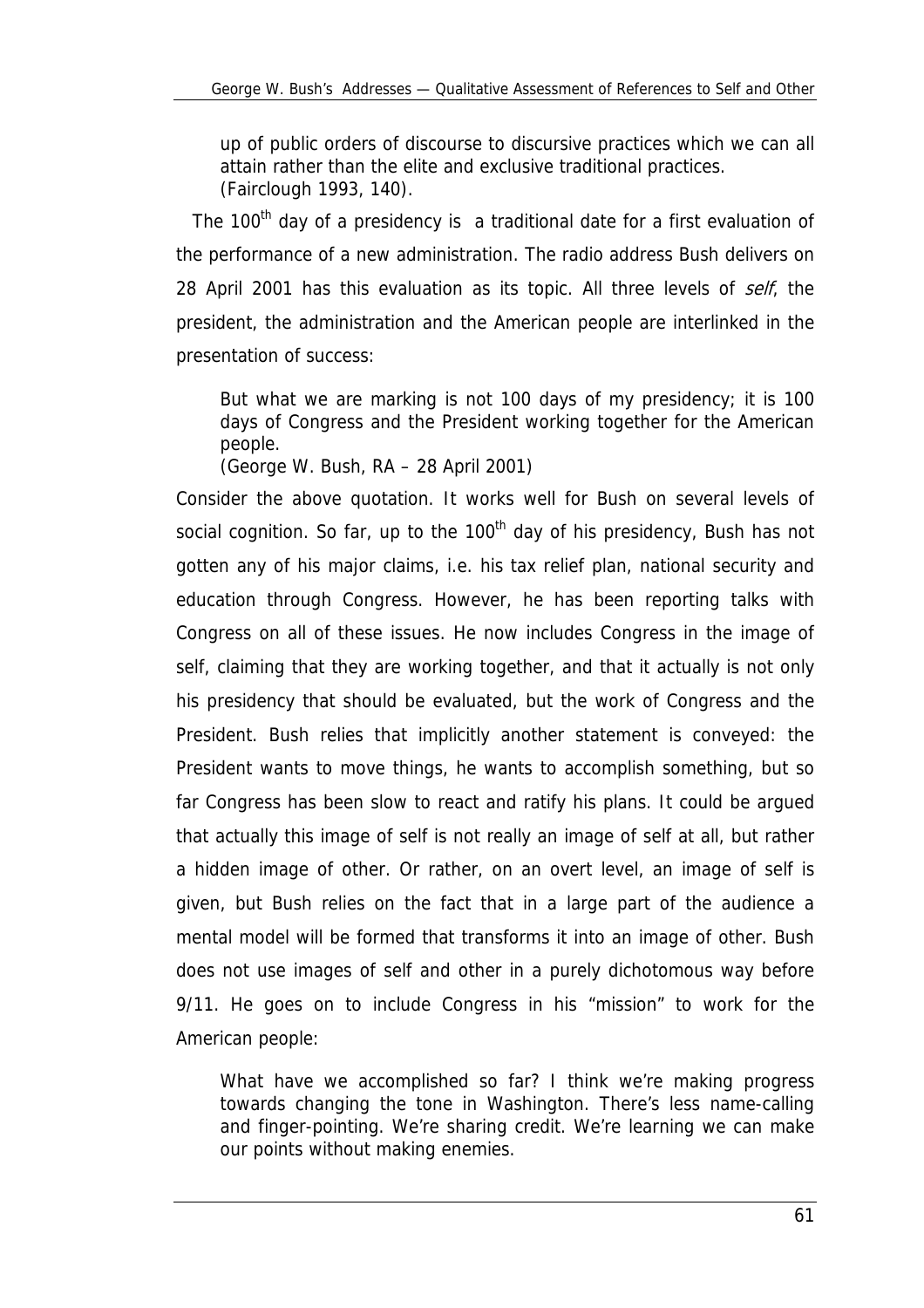up of public orders of discourse to discursive practices which we can all attain rather than the elite and exclusive traditional practices. (Fairclough 1993, 140).

The 100th day of a presidency is a traditional date for a first evaluation of the performance of a new administration. The radio address Bush delivers on 28 April 2001 has this evaluation as its topic. All three levels of *self*, the president, the administration and the American people are interlinked in the presentation of success:

> But what we are marking is not 100 days of my presidency; it is 100 days of Congress and the President working together for the American people.
> (George W. Bush, RA – 28 April 2001)

Consider the above quotation. It works well for Bush on several levels of social cognition. So far, up to the 100th day of his presidency, Bush has not gotten any of his major claims, i.e. his tax relief plan, national security and education through Congress. However, he has been reporting talks with Congress on all of these issues. He now includes Congress in the image of self, claiming that they are working together, and that it actually is not only his presidency that should be evaluated, but the work of Congress and the President. Bush relies that implicitly another statement is conveyed: the President wants to move things, he wants to accomplish something, but so far Congress has been slow to react and ratify his plans. It could be argued that actually this image of self is not really an image of self at all, but rather a hidden image of other. Or rather, on an overt level, an image of self is given, but Bush relies on the fact that in a large part of the audience a mental model will be formed that transforms it into an image of other. Bush does not use images of self and other in a purely dichotomous way before 9/11. He goes on to include Congress in his "mission" to work for the American people:

> What have we accomplished so far? I think we're making progress towards changing the tone in Washington. There's less name-calling and finger-pointing. We're sharing credit. We're learning we can make our points without making enemies.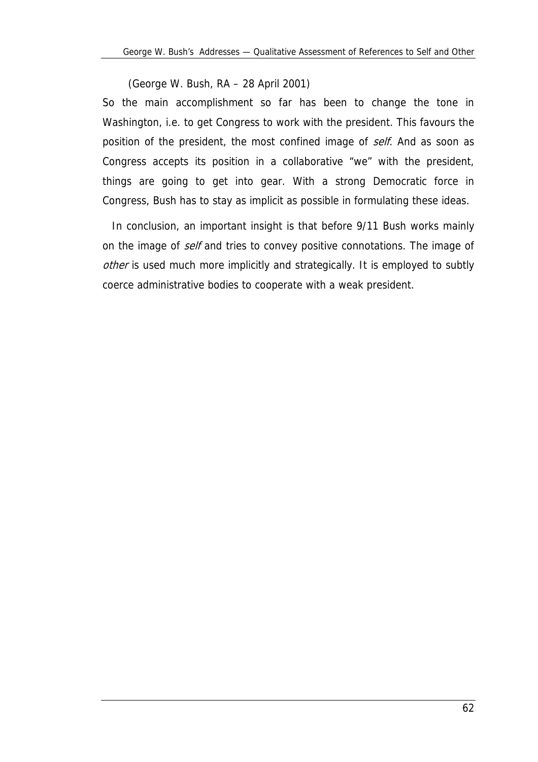(George W. Bush, RA – 28 April 2001)

So the main accomplishment so far has been to change the tone in Washington, i.e. to get Congress to work with the president. This favours the position of the president, the most confined image of *self*. And as soon as Congress accepts its position in a collaborative "we" with the president, things are going to get into gear. With a strong Democratic force in Congress, Bush has to stay as implicit as possible in formulating these ideas.

In conclusion, an important insight is that before 9/11 Bush works mainly on the image of *self* and tries to convey positive connotations. The image of *other* is used much more implicitly and strategically. It is employed to subtly coerce administrative bodies to cooperate with a weak president.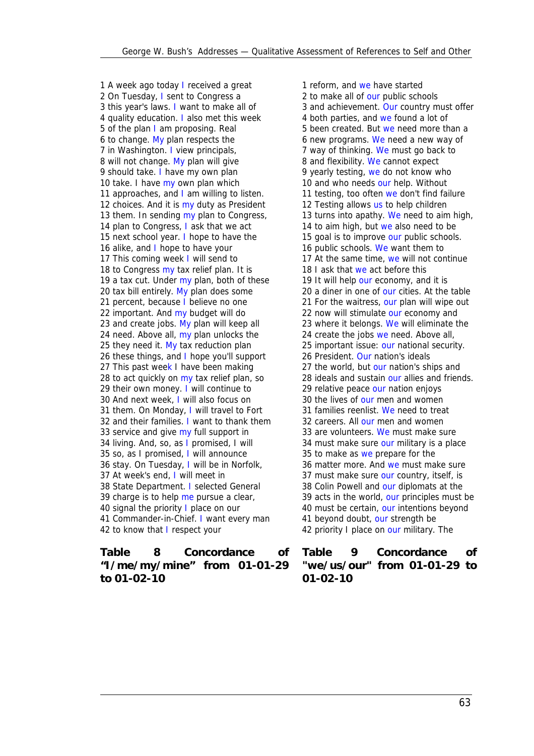1 A week ago today I received a great
2 On Tuesday, I sent to Congress a
3 this year's laws. I want to make all of
4 quality education. I also met this week
5 of the plan I am proposing. Real
6 to change. My plan respects the
7 in Washington. I view principals,
8 will not change. My plan will give
9 should take. I have my own plan
10 take. I have my own plan which
11 approaches, and I am willing to listen.
12 choices. And it is my duty as President
13 them. In sending my plan to Congress,
14 plan to Congress, I ask that we act
15 next school year. I hope to have the
16 alike, and I hope to have your
17 This coming week I will send to
18 to Congress my tax relief plan. It is
19 a tax cut. Under my plan, both of these
20 tax bill entirely. My plan does some
21 percent, because I believe no one
22 important. And my budget will do
23 and create jobs. My plan will keep all
24 need. Above all, my plan unlocks the
25 they need it. My tax reduction plan
26 these things, and I hope you'll support
27 This past week I have been making
28 to act quickly on my tax relief plan, so
29 their own money. I will continue to
30 And next week, I will also focus on
31 them. On Monday, I will travel to Fort
32 and their families. I want to thank them
33 service and give my full support in
34 living. And, so, as I promised, I will
35 so, as I promised, I will announce
36 stay. On Tuesday, I will be in Norfolk,
37 At week's end, I will meet in
38 State Department. I selected General
39 charge is to help me pursue a clear,
40 signal the priority I place on our
41 Commander-in-Chief. I want every man
42 to know that I respect your

**Table 8 Concordance of "I/me/my/mine" from 01-01-29 to 01-02-10**

1 reform, and we have started
2 to make all of our public schools
3 and achievement. Our country must offer
4 both parties, and we found a lot of
5 been created. But we need more than a
6 new programs. We need a new way of
7 way of thinking. We must go back to
8 and flexibility. We cannot expect
9 yearly testing, we do not know who
10 and who needs our help. Without
11 testing, too often we don't find failure
12 Testing allows us to help children
13 turns into apathy. We need to aim high,
14 to aim high, but we also need to be
15 goal is to improve our public schools.
16 public schools. We want them to
17 At the same time, we will not continue
18 I ask that we act before this
19 It will help our economy, and it is
20 a diner in one of our cities. At the table
21 For the waitress, our plan will wipe out
22 now will stimulate our economy and
23 where it belongs. We will eliminate the
24 create the jobs we need. Above all,
25 important issue: our national security.
26 President. Our nation's ideals
27 the world, but our nation's ships and
28 ideals and sustain our allies and friends.
29 relative peace our nation enjoys
30 the lives of our men and women
31 families reenlist. We need to treat
32 careers. All our men and women
33 are volunteers. We must make sure
34 must make sure our military is a place
35 to make as we prepare for the
36 matter more. And we must make sure
37 must make sure our country, itself, is
38 Colin Powell and our diplomats at the
39 acts in the world, our principles must be
40 must be certain, our intentions beyond
41 beyond doubt, our strength be
42 priority I place on our military. The

**Table 9 Concordance of "we/us/our" from 01-01-29 to 01-02-10**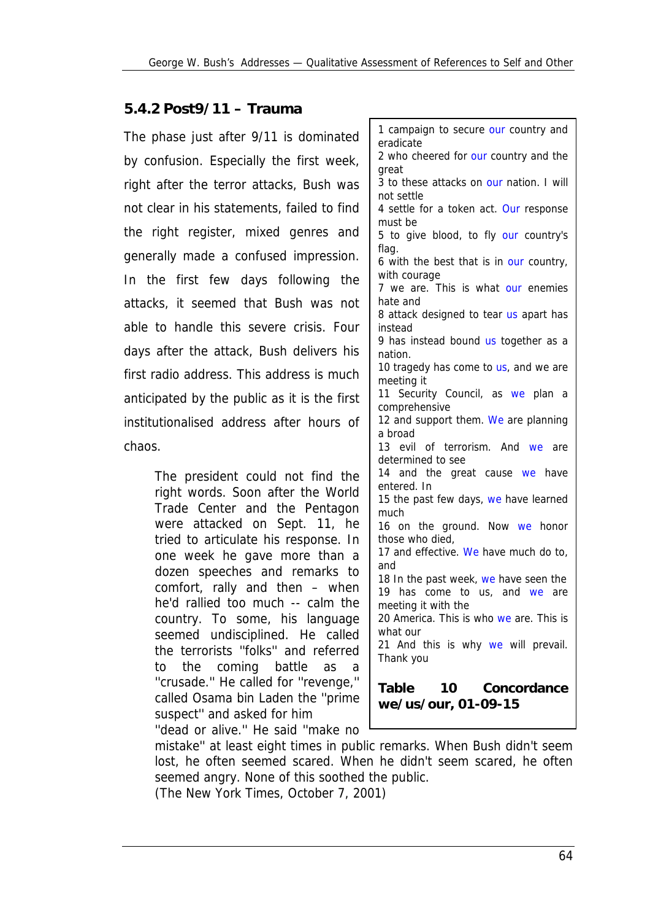### 5.4.2 Post9/11 – Trauma

The phase just after 9/11 is dominated by confusion. Especially the first week, right after the terror attacks, Bush was not clear in his statements, failed to find the right register, mixed genres and generally made a confused impression. In the first few days following the attacks, it seemed that Bush was not able to handle this severe crisis. Four days after the attack, Bush delivers his first radio address. This address is much anticipated by the public as it is the first institutionalised address after hours of chaos.

> The president could not find the right words. Soon after the World Trade Center and the Pentagon were attacked on Sept. 11, he tried to articulate his response. In one week he gave more than a dozen speeches and remarks to comfort, rally and then – when he'd rallied too much -- calm the country. To some, his language seemed undisciplined. He called the terrorists "folks" and referred to the coming battle as a "crusade." He called for "revenge," called Osama bin Laden the "prime suspect" and asked for him "dead or alive." He said "make no mistake" at least eight times in public remarks. When Bush didn't seem lost, he often seemed scared. When he didn't seem scared, he often seemed angry. None of this soothed the public.
> (The New York Times, October 7, 2001)

1 campaign to secure our country and eradicate
2 who cheered for our country and the great
3 to these attacks on our nation. I will not settle
4 settle for a token act. Our response must be
5 to give blood, to fly our country's flag.
6 with the best that is in our country, with courage
7 we are. This is what our enemies hate and
8 attack designed to tear us apart has instead
9 has instead bound us together as a nation.
10 tragedy has come to us, and we are meeting it
11 Security Council, as we plan a comprehensive
12 and support them. We are planning a broad
13 evil of terrorism. And we are determined to see
14 and the great cause we have entered. In
15 the past few days, we have learned much
16 on the ground. Now we honor those who died,
17 and effective. We have much do to, and
18 In the past week, we have seen the
19 has come to us, and we are meeting it with the
20 America. This is who we are. This is what our
21 And this is why we will prevail. Thank you

**Table 10 Concordance we/us/our, 01-09-15**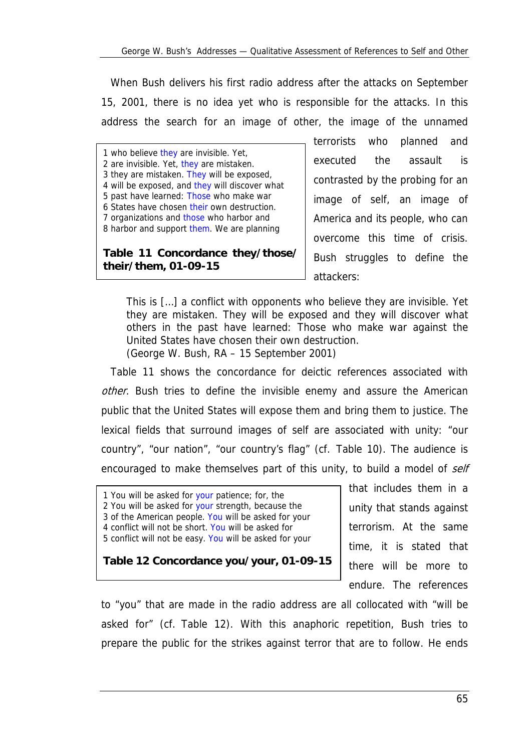When Bush delivers his first radio address after the attacks on September 15, 2001, there is no idea yet who is responsible for the attacks. In this address the search for an image of other, the image of the unnamed terrorists who planned and executed the assault is contrasted by the probing for an image of self, an image of America and its people, who can overcome this time of crisis. Bush struggles to define the attackers:

```
1 who believe they are invisible. Yet,
2 are invisible. Yet, they are mistaken.
3 they are mistaken. They will be exposed,
4 will be exposed, and they will discover what
5 past have learned: Those who make war
6 States have chosen their own destruction.
7 organizations and those who harbor and
8 harbor and support them. We are planning
```

**Table 11 Concordance they/those/their/them, 01-09-15**

> This is [...] a conflict with opponents who believe they are invisible. Yet they are mistaken. They will be exposed and they will discover what others in the past have learned: Those who make war against the United States have chosen their own destruction.
> (George W. Bush, RA – 15 September 2001)

Table 11 shows the concordance for deictic references associated with *other*. Bush tries to define the invisible enemy and assure the American public that the United States will expose them and bring them to justice. The lexical fields that surround images of self are associated with unity: "our country", "our nation", "our country's flag" (cf. Table 10). The audience is encouraged to make themselves part of this unity, to build a model of *self* that includes them in a unity that stands against terrorism. At the same time, it is stated that there will be more to endure. The references to "you" that are made in the radio address are all collocated with "will be asked for" (cf. Table 12). With this anaphoric repetition, Bush tries to prepare the public for the strikes against terror that are to follow. He ends

```
1 You will be asked for your patience; for, the
2 You will be asked for your strength, because the
3 of the American people. You will be asked for your
4 conflict will not be short. You will be asked for
5 conflict will not be easy. You will be asked for your
```

**Table 12 Concordance you/your, 01-09-15**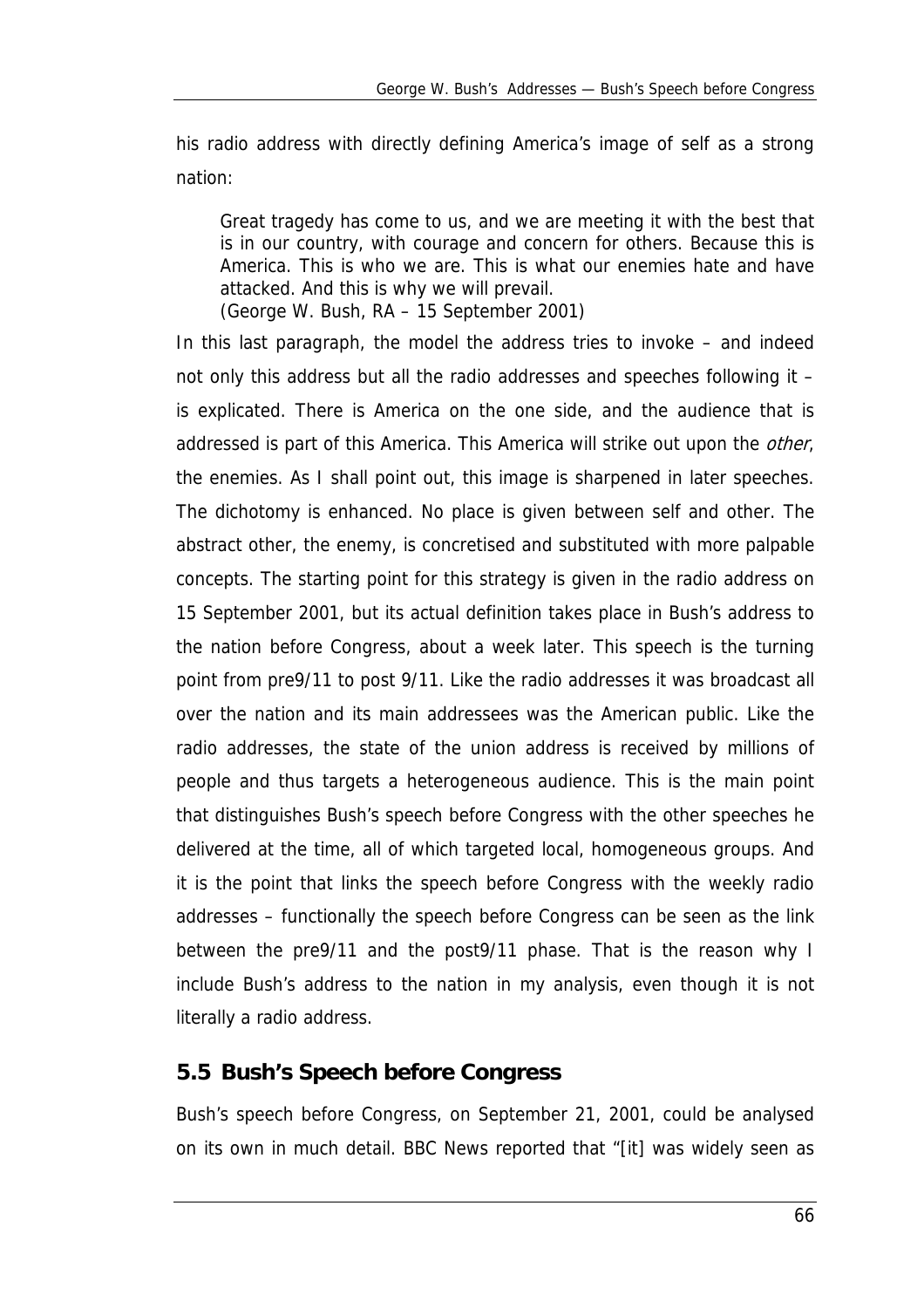his radio address with directly defining America's image of self as a strong nation:

> Great tragedy has come to us, and we are meeting it with the best that is in our country, with courage and concern for others. Because this is America. This is who we are. This is what our enemies hate and have attacked. And this is why we will prevail.
> (George W. Bush, RA – 15 September 2001)

In this last paragraph, the model the address tries to invoke – and indeed not only this address but all the radio addresses and speeches following it – is explicated. There is America on the one side, and the audience that is addressed is part of this America. This America will strike out upon the *other*, the enemies. As I shall point out, this image is sharpened in later speeches. The dichotomy is enhanced. No place is given between self and other. The abstract other, the enemy, is concretised and substituted with more palpable concepts. The starting point for this strategy is given in the radio address on 15 September 2001, but its actual definition takes place in Bush's address to the nation before Congress, about a week later. This speech is the turning point from pre9/11 to post 9/11. Like the radio addresses it was broadcast all over the nation and its main addressees was the American public. Like the radio addresses, the state of the union address is received by millions of people and thus targets a heterogeneous audience. This is the main point that distinguishes Bush's speech before Congress with the other speeches he delivered at the time, all of which targeted local, homogeneous groups. And it is the point that links the speech before Congress with the weekly radio addresses – functionally the speech before Congress can be seen as the link between the pre9/11 and the post9/11 phase. That is the reason why I include Bush's address to the nation in my analysis, even though it is not literally a radio address.

## 5.5 Bush's Speech before Congress

Bush's speech before Congress, on September 21, 2001, could be analysed on its own in much detail. BBC News reported that "[it] was widely seen as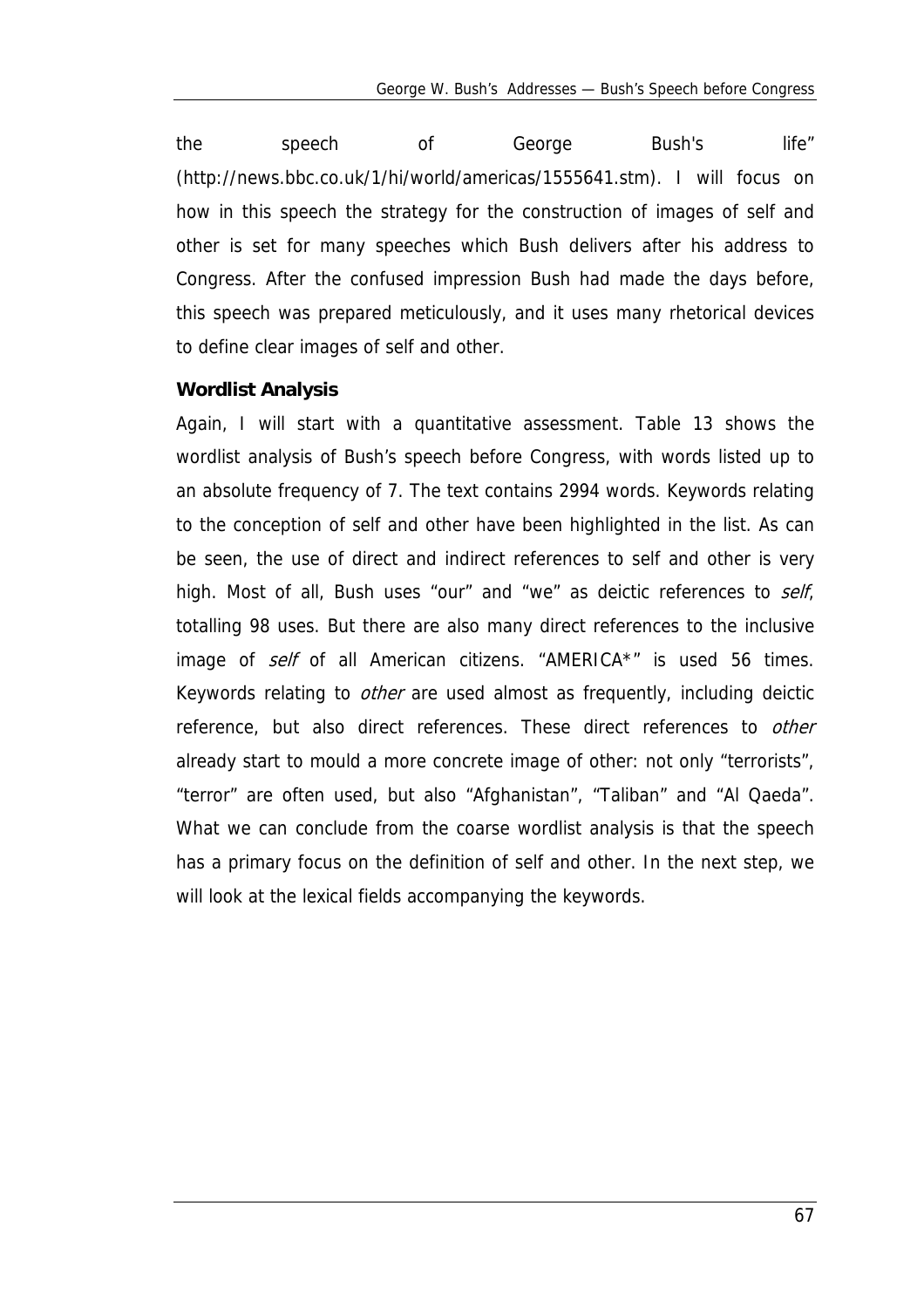the speech of George Bush's life" (http://news.bbc.co.uk/1/hi/world/americas/1555641.stm). I will focus on how in this speech the strategy for the construction of images of self and other is set for many speeches which Bush delivers after his address to Congress. After the confused impression Bush had made the days before, this speech was prepared meticulously, and it uses many rhetorical devices to define clear images of self and other.

### Wordlist Analysis

Again, I will start with a quantitative assessment. Table 13 shows the wordlist analysis of Bush's speech before Congress, with words listed up to an absolute frequency of 7. The text contains 2994 words. Keywords relating to the conception of self and other have been highlighted in the list. As can be seen, the use of direct and indirect references to self and other is very high. Most of all, Bush uses "our" and "we" as deictic references to *self*, totalling 98 uses. But there are also many direct references to the inclusive image of *self* of all American citizens. "AMERICA*" is used 56 times. Keywords relating to *other* are used almost as frequently, including deictic reference, but also direct references. These direct references to *other* already start to mould a more concrete image of other: not only "terrorists", "terror" are often used, but also "Afghanistan", "Taliban" and "Al Qaeda". What we can conclude from the coarse wordlist analysis is that the speech has a primary focus on the definition of self and other. In the next step, we will look at the lexical fields accompanying the keywords.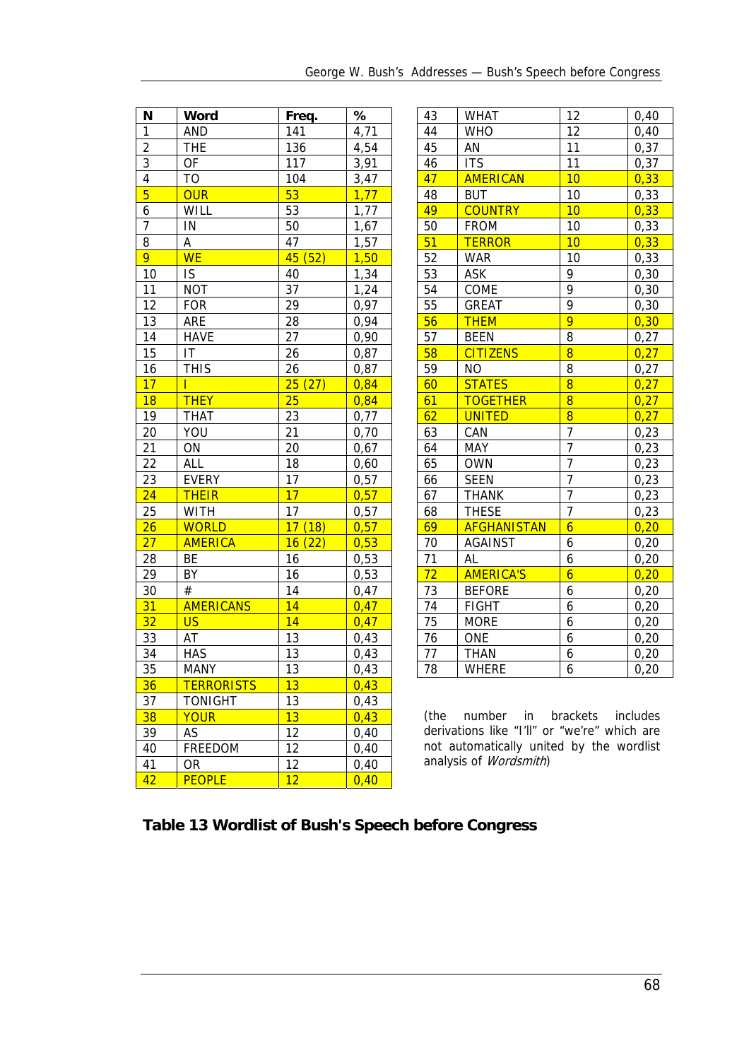| N | Word | Freq. | % |
|---|---|---|---|
| 1 | AND | 141 | 4,71 |
| 2 | THE | 136 | 4,54 |
| 3 | OF | 117 | 3,91 |
| 4 | TO | 104 | 3,47 |
| 5 | OUR | 53 | 1,77 |
| 6 | WILL | 53 | 1,77 |
| 7 | IN | 50 | 1,67 |
| 8 | A | 47 | 1,57 |
| 9 | WE | 45 (52) | 1,50 |
| 10 | IS | 40 | 1,34 |
| 11 | NOT | 37 | 1,24 |
| 12 | FOR | 29 | 0,97 |
| 13 | ARE | 28 | 0,94 |
| 14 | HAVE | 27 | 0,90 |
| 15 | IT | 26 | 0,87 |
| 16 | THIS | 26 | 0,87 |
| 17 | I | 25 (27) | 0,84 |
| 18 | THEY | 25 | 0,84 |
| 19 | THAT | 23 | 0,77 |
| 20 | YOU | 21 | 0,70 |
| 21 | ON | 20 | 0,67 |
| 22 | ALL | 18 | 0,60 |
| 23 | EVERY | 17 | 0,57 |
| 24 | THEIR | 17 | 0,57 |
| 25 | WITH | 17 | 0,57 |
| 26 | WORLD | 17 (18) | 0,57 |
| 27 | AMERICA | 16 (22) | 0,53 |
| 28 | BE | 16 | 0,53 |
| 29 | BY | 16 | 0,53 |
| 30 | # | 14 | 0,47 |
| 31 | AMERICANS | 14 | 0,47 |
| 32 | US | 14 | 0,47 |
| 33 | AT | 13 | 0,43 |
| 34 | HAS | 13 | 0,43 |
| 35 | MANY | 13 | 0,43 |
| 36 | TERRORISTS | 13 | 0,43 |
| 37 | TONIGHT | 13 | 0,43 |
| 38 | YOUR | 13 | 0,43 |
| 39 | AS | 12 | 0,40 |
| 40 | FREEDOM | 12 | 0,40 |
| 41 | OR | 12 | 0,40 |
| 42 | PEOPLE | 12 | 0,40 |
| 43 | WHAT | 12 | 0,40 |
| 44 | WHO | 12 | 0,40 |
| 45 | AN | 11 | 0,37 |
| 46 | ITS | 11 | 0,37 |
| 47 | AMERICAN | 10 | 0,33 |
| 48 | BUT | 10 | 0,33 |
| 49 | COUNTRY | 10 | 0,33 |
| 50 | FROM | 10 | 0,33 |
| 51 | TERROR | 10 | 0,33 |
| 52 | WAR | 10 | 0,33 |
| 53 | ASK | 9 | 0,30 |
| 54 | COME | 9 | 0,30 |
| 55 | GREAT | 9 | 0,30 |
| 56 | THEM | 9 | 0,30 |
| 57 | BEEN | 8 | 0,27 |
| 58 | CITIZENS | 8 | 0,27 |
| 59 | NO | 8 | 0,27 |
| 60 | STATES | 8 | 0,27 |
| 61 | TOGETHER | 8 | 0,27 |
| 62 | UNITED | 8 | 0,27 |
| 63 | CAN | 7 | 0,23 |
| 64 | MAY | 7 | 0,23 |
| 65 | OWN | 7 | 0,23 |
| 66 | SEEN | 7 | 0,23 |
| 67 | THANK | 7 | 0,23 |
| 68 | THESE | 7 | 0,23 |
| 69 | AFGHANISTAN | 6 | 0,20 |
| 70 | AGAINST | 6 | 0,20 |
| 71 | AL | 6 | 0,20 |
| 72 | AMERICA'S | 6 | 0,20 |
| 73 | BEFORE | 6 | 0,20 |
| 74 | FIGHT | 6 | 0,20 |
| 75 | MORE | 6 | 0,20 |
| 76 | ONE | 6 | 0,20 |
| 77 | THAN | 6 | 0,20 |
| 78 | WHERE | 6 | 0,20 |

(the number in brackets includes derivations like "I'll" or "we're" which are not automatically united by the wordlist analysis of *Wordsmith*)

**Table 13 Wordlist of Bush's Speech before Congress**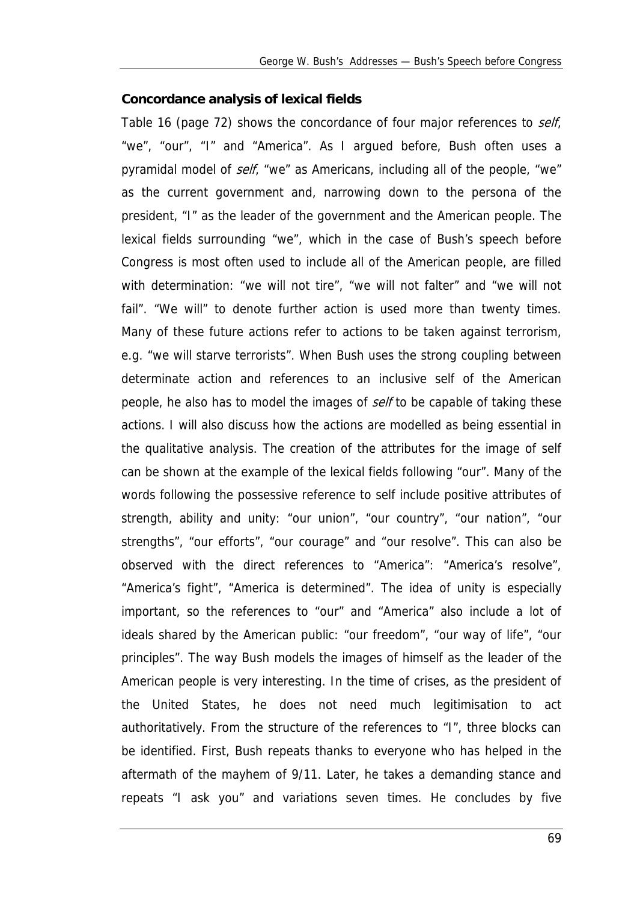### Concordance analysis of lexical fields

Table 16 (page 72) shows the concordance of four major references to *self*, "we", "our", "I" and "America". As I argued before, Bush often uses a pyramidal model of *self*, "we" as Americans, including all of the people, "we" as the current government and, narrowing down to the persona of the president, "I" as the leader of the government and the American people. The lexical fields surrounding "we", which in the case of Bush's speech before Congress is most often used to include all of the American people, are filled with determination: "we will not tire", "we will not falter" and "we will not fail". "We will" to denote further action is used more than twenty times. Many of these future actions refer to actions to be taken against terrorism, e.g. "we will starve terrorists". When Bush uses the strong coupling between determinate action and references to an inclusive self of the American people, he also has to model the images of *self* to be capable of taking these actions. I will also discuss how the actions are modelled as being essential in the qualitative analysis. The creation of the attributes for the image of self can be shown at the example of the lexical fields following "our". Many of the words following the possessive reference to self include positive attributes of strength, ability and unity: "our union", "our country", "our nation", "our strengths", "our efforts", "our courage" and "our resolve". This can also be observed with the direct references to "America": "America's resolve", "America's fight", "America is determined". The idea of unity is especially important, so the references to "our" and "America" also include a lot of ideals shared by the American public: "our freedom", "our way of life", "our principles". The way Bush models the images of himself as the leader of the American people is very interesting. In the time of crises, as the president of the United States, he does not need much legitimisation to act authoritatively. From the structure of the references to "I", three blocks can be identified. First, Bush repeats thanks to everyone who has helped in the aftermath of the mayhem of 9/11. Later, he takes a demanding stance and repeats "I ask you" and variations seven times. He concludes by five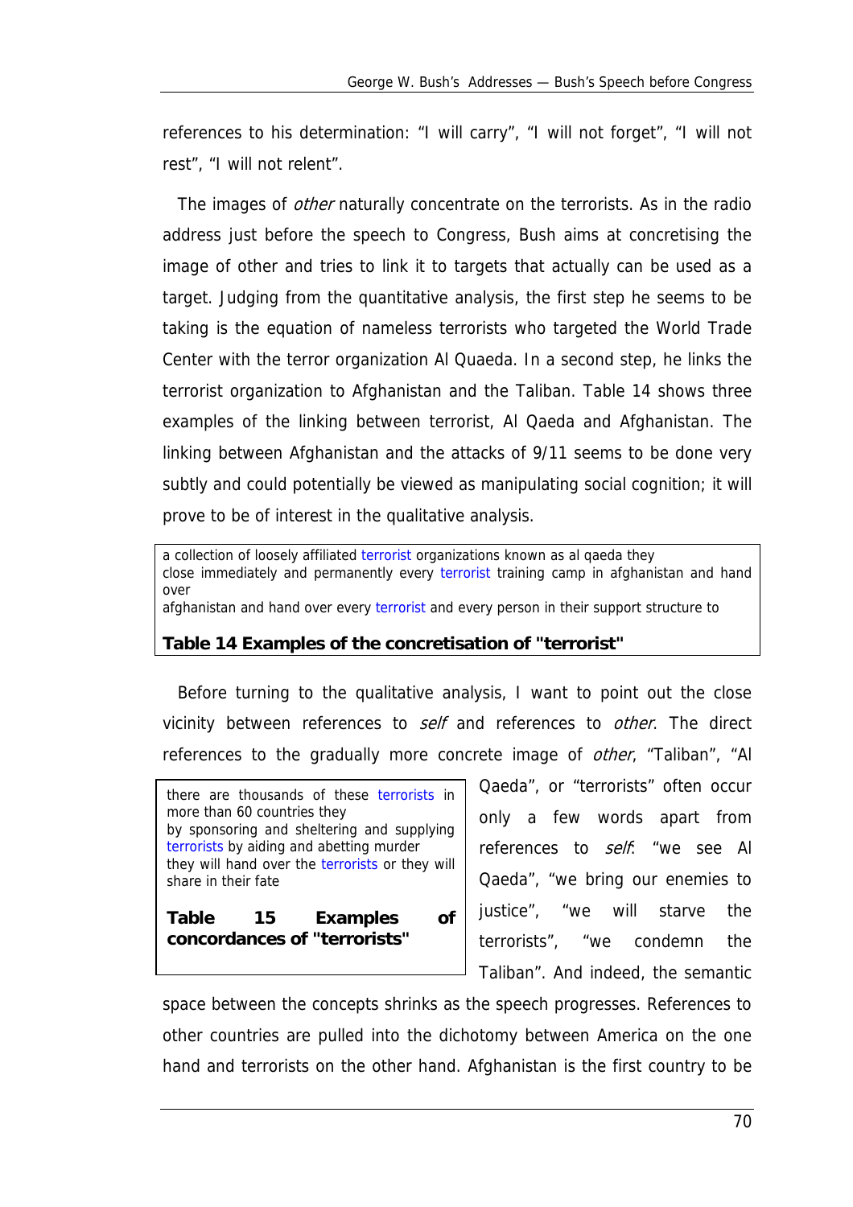references to his determination: "I will carry", "I will not forget", "I will not rest", "I will not relent".

The images of *other* naturally concentrate on the terrorists. As in the radio address just before the speech to Congress, Bush aims at concretising the image of other and tries to link it to targets that actually can be used as a target. Judging from the quantitative analysis, the first step he seems to be taking is the equation of nameless terrorists who targeted the World Trade Center with the terror organization Al Quaeda. In a second step, he links the terrorist organization to Afghanistan and the Taliban. Table 14 shows three examples of the linking between terrorist, Al Qaeda and Afghanistan. The linking between Afghanistan and the attacks of 9/11 seems to be done very subtly and could potentially be viewed as manipulating social cognition; it will prove to be of interest in the qualitative analysis.

| |
|---|
| a collection of loosely affiliated terrorist organizations known as al qaeda they |
| close immediately and permanently every terrorist training camp in afghanistan and hand over |
| afghanistan and hand over every terrorist and every person in their support structure to |

**Table 14 Examples of the concretisation of "terrorist"**

Before turning to the qualitative analysis, I want to point out the close vicinity between references to *self* and references to *other*. The direct references to the gradually more concrete image of *other*, "Taliban", "Al Qaeda", or "terrorists" often occur only a few words apart from references to *self*: "we see Al Qaeda", "we bring our enemies to justice", "we will starve the terrorists", "we condemn the Taliban". And indeed, the semantic space between the concepts shrinks as the speech progresses. References to other countries are pulled into the dichotomy between America on the one hand and terrorists on the other hand. Afghanistan is the first country to be

| |
|---|
| there are thousands of these terrorists in more than 60 countries they |
| by sponsoring and sheltering and supplying terrorists by aiding and abetting murder |
| they will hand over the terrorists or they will share in their fate |

**Table 15 Examples of concordances of "terrorists"**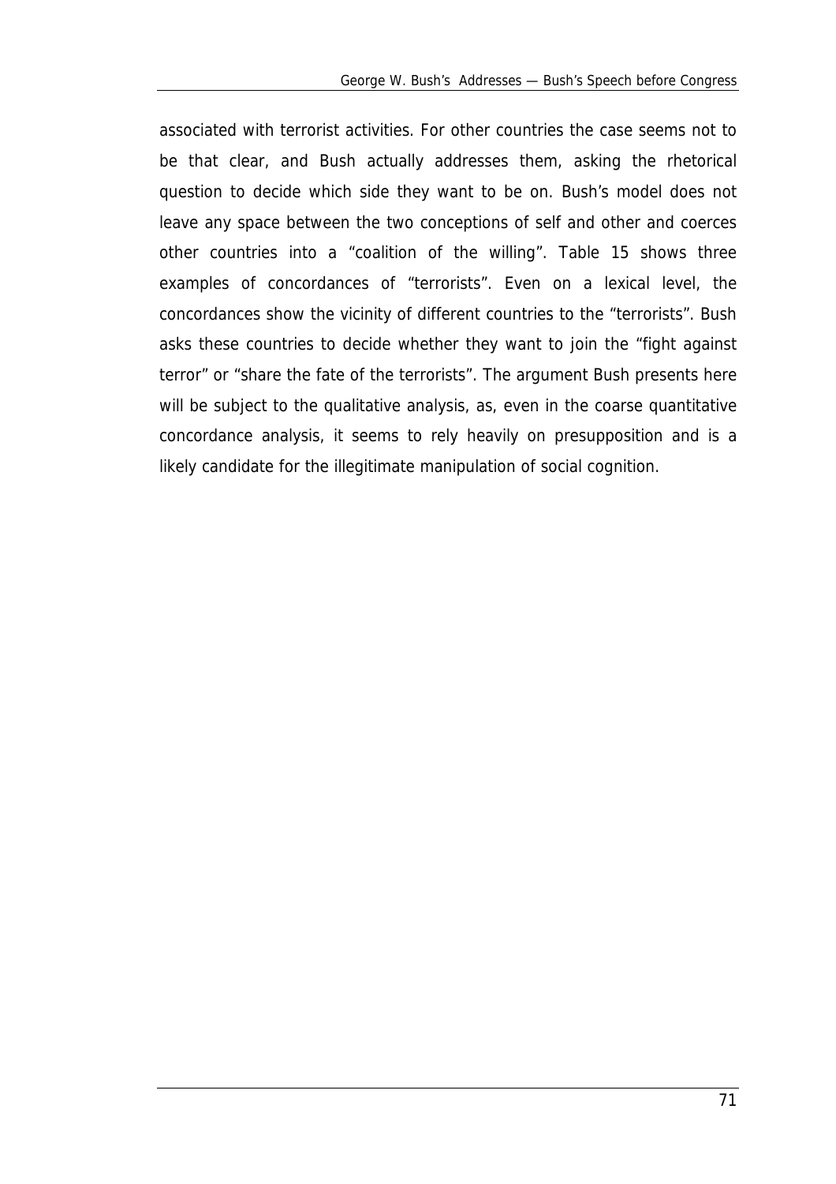associated with terrorist activities. For other countries the case seems not to be that clear, and Bush actually addresses them, asking the rhetorical question to decide which side they want to be on. Bush's model does not leave any space between the two conceptions of self and other and coerces other countries into a "coalition of the willing". Table 15 shows three examples of concordances of "terrorists". Even on a lexical level, the concordances show the vicinity of different countries to the "terrorists". Bush asks these countries to decide whether they want to join the "fight against terror" or "share the fate of the terrorists". The argument Bush presents here will be subject to the qualitative analysis, as, even in the coarse quantitative concordance analysis, it seems to rely heavily on presupposition and is a likely candidate for the illegitimate manipulation of social cognition.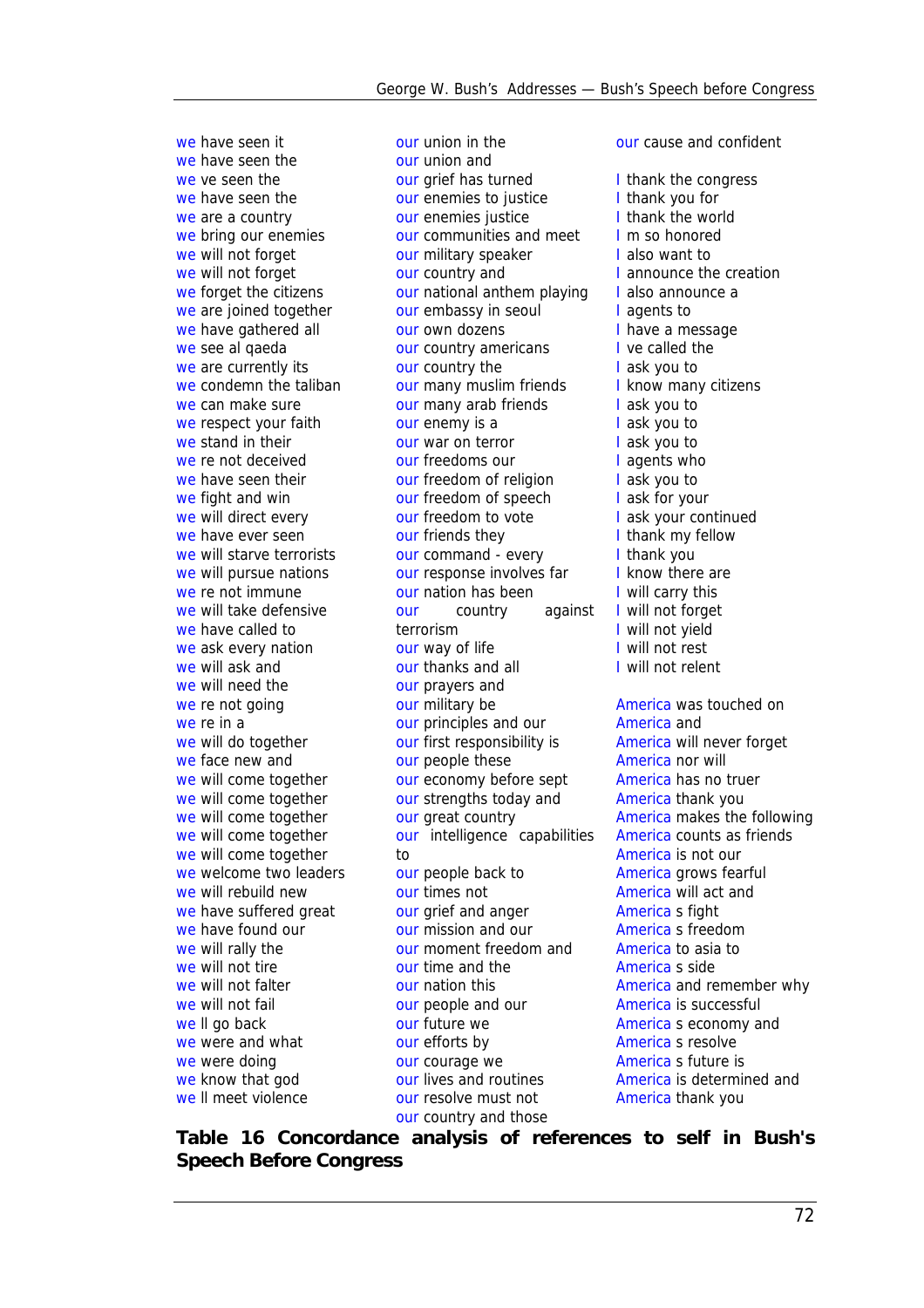we have seen it
we have seen the
we ve seen the
we have seen the
we are a country
we bring our enemies
we will not forget
we will not forget
we forget the citizens
we are joined together
we have gathered all
we see al qaeda
we are currently its
we condemn the taliban
we can make sure
we respect your faith
we stand in their
we re not deceived
we have seen their
we fight and win
we will direct every
we have ever seen
we will starve terrorists
we will pursue nations
we re not immune
we will take defensive
we have called to
we ask every nation
we will ask and
we will need the
we re not going
we re in a
we will do together
we face new and
we will come together
we will come together
we will come together
we will come together
we will come together
we welcome two leaders
we will rebuild new
we have suffered great
we have found our
we will rally the
we will not tire
we will not falter
we will not fail
we ll go back
we were and what
we were doing
we know that god
we ll meet violence

our union in the
our union and
our grief has turned
our enemies to justice
our enemies justice
our communities and meet
our military speaker
our country and
our national anthem playing
our embassy in seoul
our own dozens
our country americans
our country the
our many muslim friends
our many arab friends
our enemy is a
our war on terror
our freedoms our
our freedom of religion
our freedom of speech
our freedom to vote
our friends they
our command - every
our response involves far
our nation has been
our country against terrorism
our way of life
our thanks and all
our prayers and
our military be
our principles and our
our first responsibility is
our people these
our economy before sept
our strengths today and
our great country
our intelligence capabilities to
our people back to
our times not
our grief and anger
our mission and our
our moment freedom and
our time and the
our nation this
our people and our
our future we
our efforts by
our courage we
our lives and routines
our resolve must not
our country and those
our cause and confident

I thank the congress
I thank you for
I thank the world
I m so honored
I also want to
I announce the creation
I also announce a
I agents to
I have a message
I ve called the
I ask you to
I know many citizens
I ask you to
I ask you to
I ask you to
I agents who
I ask you to
I ask for your
I ask your continued
I thank my fellow
I thank you
I know there are
I will carry this
I will not forget
I will not yield
I will not rest
I will not relent

America was touched on
America and
America will never forget
America nor will
America has no truer
America thank you
America makes the following
America counts as friends
America is not our
America grows fearful
America will act and
America s fight
America s freedom
America to asia to
America s side
America and remember why
America is successful
America s economy and
America s resolve
America s future is
America is determined and
America thank you

**Table 16 Concordance analysis of references to self in Bush's Speech Before Congress**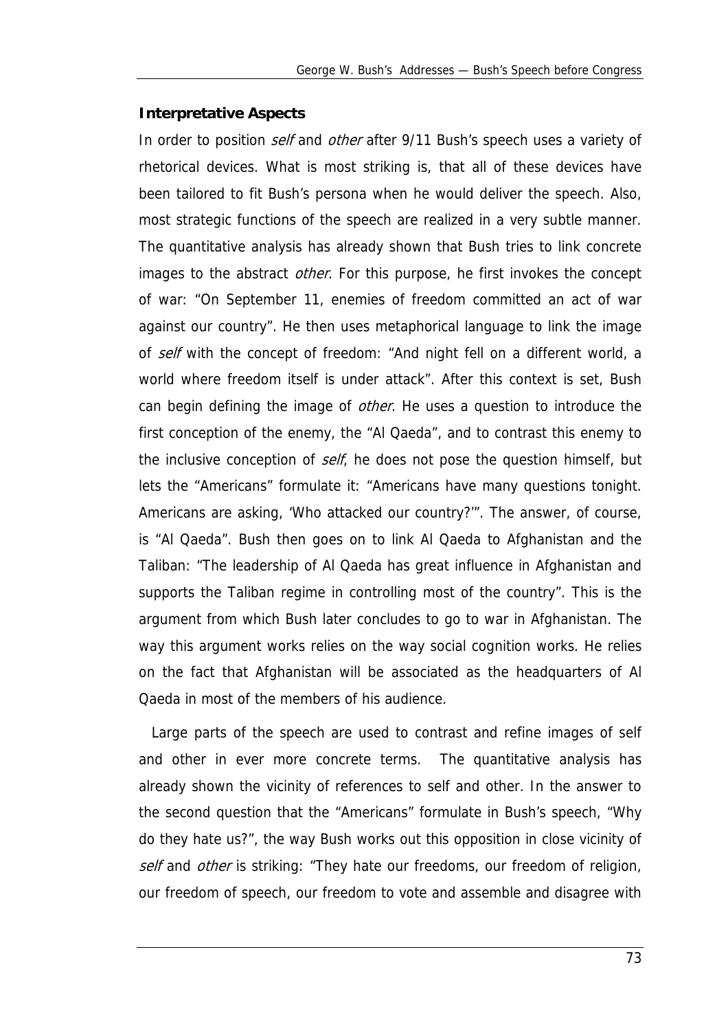### Interpretative Aspects

In order to position *self* and *other* after 9/11 Bush's speech uses a variety of rhetorical devices. What is most striking is, that all of these devices have been tailored to fit Bush's persona when he would deliver the speech. Also, most strategic functions of the speech are realized in a very subtle manner. The quantitative analysis has already shown that Bush tries to link concrete images to the abstract *other*. For this purpose, he first invokes the concept of war: "On September 11, enemies of freedom committed an act of war against our country". He then uses metaphorical language to link the image of *self* with the concept of freedom: "And night fell on a different world, a world where freedom itself is under attack". After this context is set, Bush can begin defining the image of *other*. He uses a question to introduce the first conception of the enemy, the "Al Qaeda", and to contrast this enemy to the inclusive conception of *self*, he does not pose the question himself, but lets the "Americans" formulate it: "Americans have many questions tonight. Americans are asking, 'Who attacked our country?'". The answer, of course, is "Al Qaeda". Bush then goes on to link Al Qaeda to Afghanistan and the Taliban: "The leadership of Al Qaeda has great influence in Afghanistan and supports the Taliban regime in controlling most of the country". This is the argument from which Bush later concludes to go to war in Afghanistan. The way this argument works relies on the way social cognition works. He relies on the fact that Afghanistan will be associated as the headquarters of Al Qaeda in most of the members of his audience.

Large parts of the speech are used to contrast and refine images of self and other in ever more concrete terms. The quantitative analysis has already shown the vicinity of references to self and other. In the answer to the second question that the "Americans" formulate in Bush's speech, "Why do they hate us?", the way Bush works out this opposition in close vicinity of *self* and *other* is striking: "They hate our freedoms, our freedom of religion, our freedom of speech, our freedom to vote and assemble and disagree with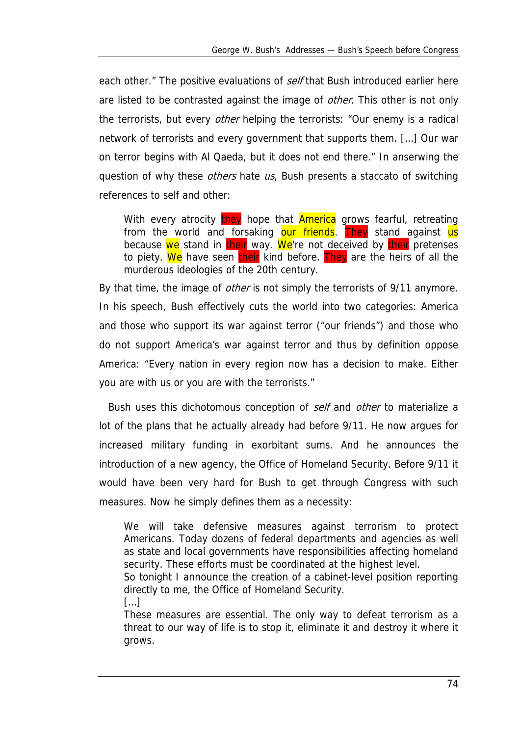each other." The positive evaluations of *self* that Bush introduced earlier here are listed to be contrasted against the image of *other*. This other is not only the terrorists, but every *other* helping the terrorists: "Our enemy is a radical network of terrorists and every government that supports them. [...] Our war on terror begins with Al Qaeda, but it does not end there." In anserwing the question of why these *others* hate *us*, Bush presents a staccato of switching references to self and other:

> With every atrocity they hope that America grows fearful, retreating from the world and forsaking our friends. They stand against us because we stand in their way. We're not deceived by their pretenses to piety. We have seen their kind before. They are the heirs of all the murderous ideologies of the 20th century.

By that time, the image of *other* is not simply the terrorists of 9/11 anymore. In his speech, Bush effectively cuts the world into two categories: America and those who support its war against terror ("our friends") and those who do not support America's war against terror and thus by definition oppose America: "Every nation in every region now has a decision to make. Either you are with us or you are with the terrorists."

Bush uses this dichotomous conception of *self* and *other* to materialize a lot of the plans that he actually already had before 9/11. He now argues for increased military funding in exorbitant sums. And he announces the introduction of a new agency, the Office of Homeland Security. Before 9/11 it would have been very hard for Bush to get through Congress with such measures. Now he simply defines them as a necessity:

> We will take defensive measures against terrorism to protect Americans. Today dozens of federal departments and agencies as well as state and local governments have responsibilities affecting homeland security. These efforts must be coordinated at the highest level.
> So tonight I announce the creation of a cabinet-level position reporting directly to me, the Office of Homeland Security.
> [...]
> These measures are essential. The only way to defeat terrorism as a threat to our way of life is to stop it, eliminate it and destroy it where it grows.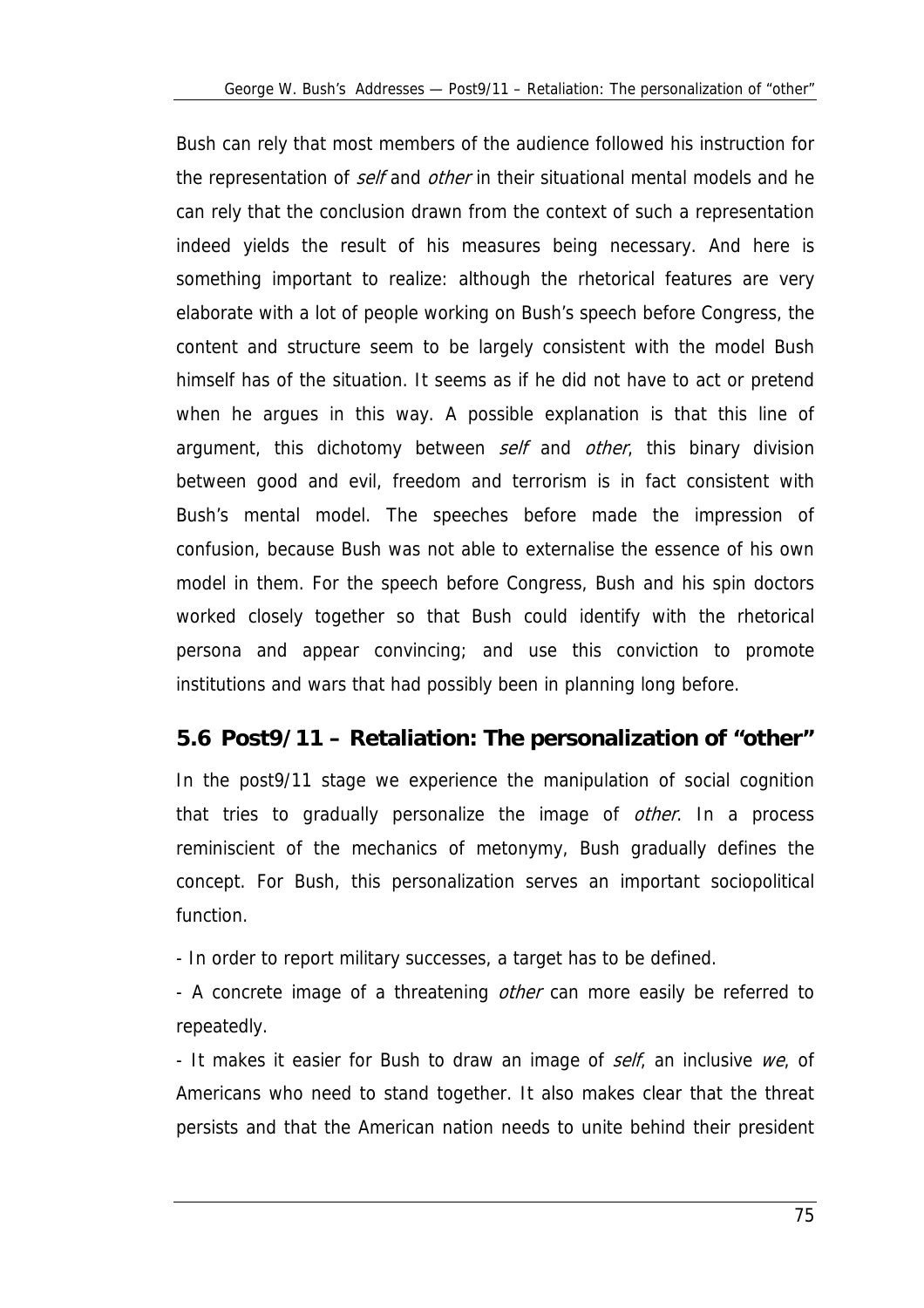Bush can rely that most members of the audience followed his instruction for the representation of *self* and *other* in their situational mental models and he can rely that the conclusion drawn from the context of such a representation indeed yields the result of his measures being necessary. And here is something important to realize: although the rhetorical features are very elaborate with a lot of people working on Bush's speech before Congress, the content and structure seem to be largely consistent with the model Bush himself has of the situation. It seems as if he did not have to act or pretend when he argues in this way. A possible explanation is that this line of argument, this dichotomy between *self* and *other*, this binary division between good and evil, freedom and terrorism is in fact consistent with Bush's mental model. The speeches before made the impression of confusion, because Bush was not able to externalise the essence of his own model in them. For the speech before Congress, Bush and his spin doctors worked closely together so that Bush could identify with the rhetorical persona and appear convincing; and use this conviction to promote institutions and wars that had possibly been in planning long before.

## 5.6 Post9/11 – Retaliation: The personalization of "other"

In the post9/11 stage we experience the manipulation of social cognition that tries to gradually personalize the image of *other*. In a process reminiscient of the mechanics of metonymy, Bush gradually defines the concept. For Bush, this personalization serves an important sociopolitical function.

- In order to report military successes, a target has to be defined.

- A concrete image of a threatening *other* can more easily be referred to repeatedly.

- It makes it easier for Bush to draw an image of *self*, an inclusive *we*, of Americans who need to stand together. It also makes clear that the threat persists and that the American nation needs to unite behind their president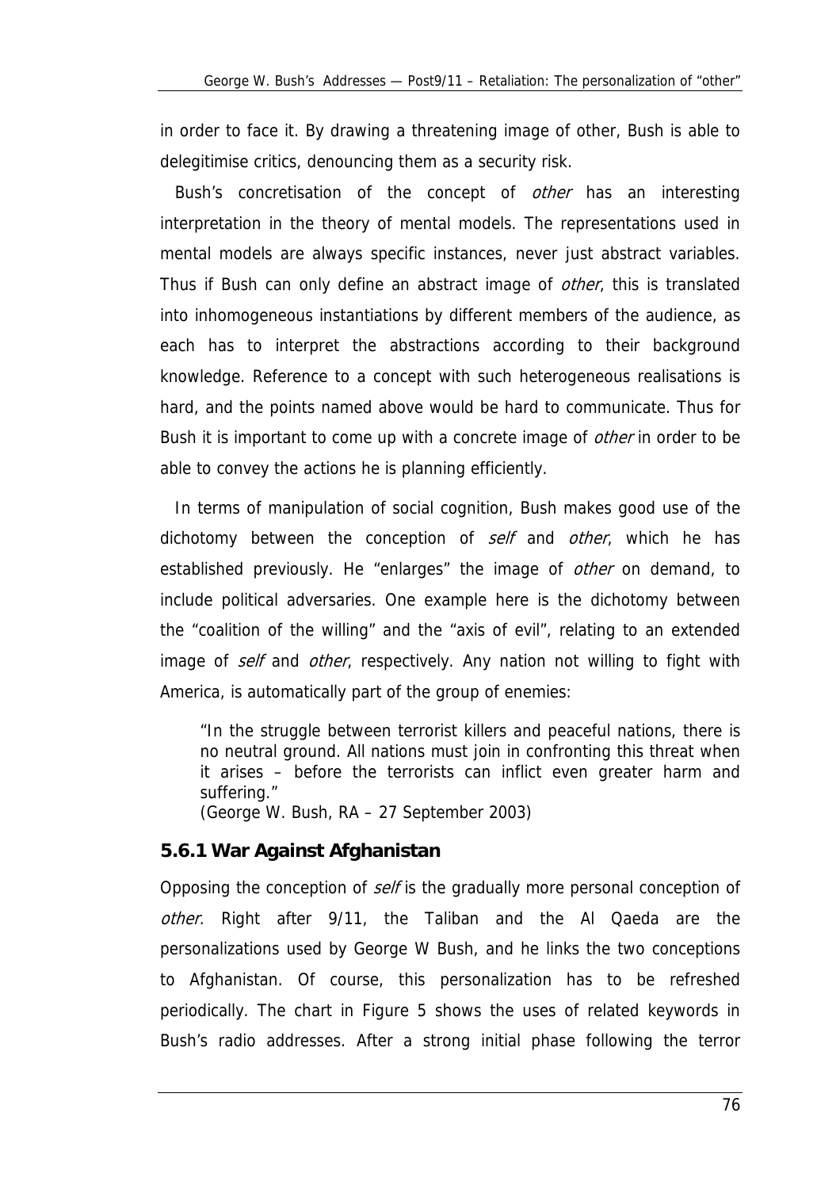in order to face it. By drawing a threatening image of other, Bush is able to delegitimise critics, denouncing them as a security risk.

Bush's concretisation of the concept of *other* has an interesting interpretation in the theory of mental models. The representations used in mental models are always specific instances, never just abstract variables. Thus if Bush can only define an abstract image of *other*, this is translated into inhomogeneous instantiations by different members of the audience, as each has to interpret the abstractions according to their background knowledge. Reference to a concept with such heterogeneous realisations is hard, and the points named above would be hard to communicate. Thus for Bush it is important to come up with a concrete image of *other* in order to be able to convey the actions he is planning efficiently.

In terms of manipulation of social cognition, Bush makes good use of the dichotomy between the conception of *self* and *other*, which he has established previously. He "enlarges" the image of *other* on demand, to include political adversaries. One example here is the dichotomy between the "coalition of the willing" and the "axis of evil", relating to an extended image of *self* and *other*, respectively. Any nation not willing to fight with America, is automatically part of the group of enemies:

> "In the struggle between terrorist killers and peaceful nations, there is no neutral ground. All nations must join in confronting this threat when it arises – before the terrorists can inflict even greater harm and suffering."
> (George W. Bush, RA – 27 September 2003)

### 5.6.1 War Against Afghanistan

Opposing the conception of *self* is the gradually more personal conception of *other*. Right after 9/11, the Taliban and the Al Qaeda are the personalizations used by George W Bush, and he links the two conceptions to Afghanistan. Of course, this personalization has to be refreshed periodically. The chart in Figure 5 shows the uses of related keywords in Bush's radio addresses. After a strong initial phase following the terror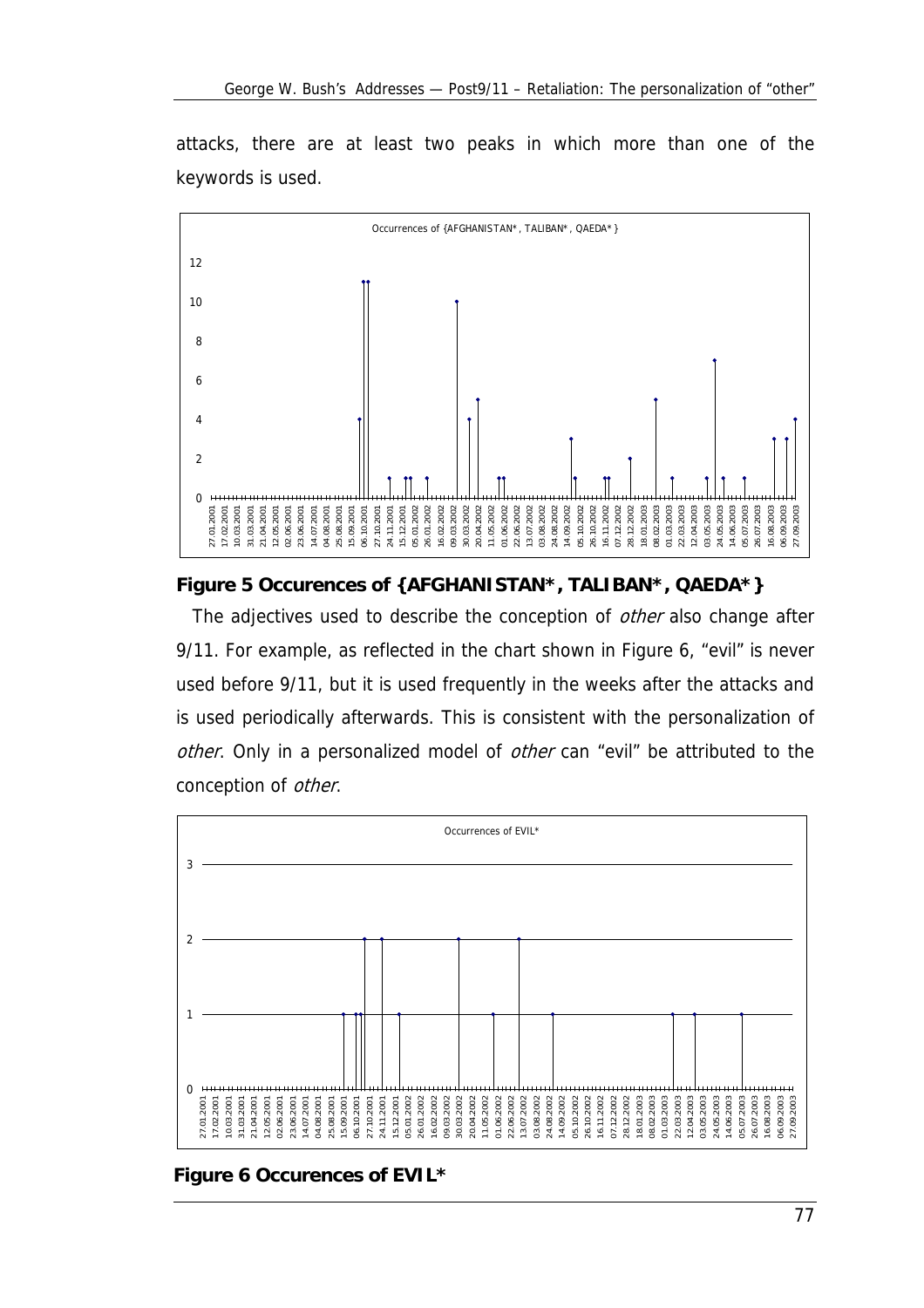attacks, there are at least two peaks in which more than one of the keywords is used.

**Figure 5 Occurences of {AFGHANISTAN\*, TALIBAN\*, QAEDA\*}**

The adjectives used to describe the conception of *other* also change after 9/11. For example, as reflected in the chart shown in Figure 6, "evil" is never used before 9/11, but it is used frequently in the weeks after the attacks and is used periodically afterwards. This is consistent with the personalization of *other*. Only in a personalized model of *other* can "evil" be attributed to the conception of *other*.

**Figure 6 Occurences of EVIL\***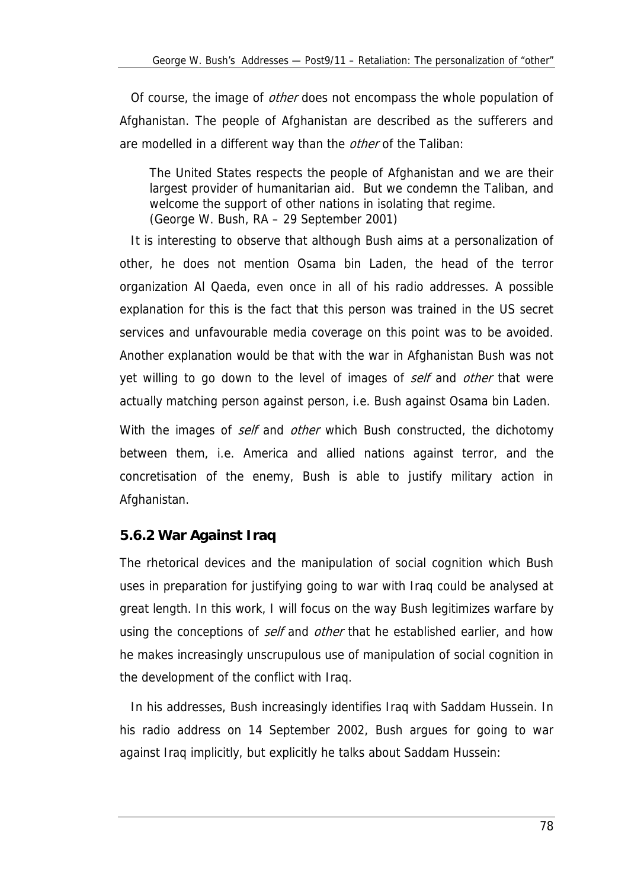Of course, the image of *other* does not encompass the whole population of Afghanistan. The people of Afghanistan are described as the sufferers and are modelled in a different way than the *other* of the Taliban:

> The United States respects the people of Afghanistan and we are their largest provider of humanitarian aid. But we condemn the Taliban, and welcome the support of other nations in isolating that regime.
> (George W. Bush, RA – 29 September 2001)

It is interesting to observe that although Bush aims at a personalization of other, he does not mention Osama bin Laden, the head of the terror organization Al Qaeda, even once in all of his radio addresses. A possible explanation for this is the fact that this person was trained in the US secret services and unfavourable media coverage on this point was to be avoided. Another explanation would be that with the war in Afghanistan Bush was not yet willing to go down to the level of images of *self* and *other* that were actually matching person against person, i.e. Bush against Osama bin Laden.

With the images of *self* and *other* which Bush constructed, the dichotomy between them, i.e. America and allied nations against terror, and the concretisation of the enemy, Bush is able to justify military action in Afghanistan.

### 5.6.2 War Against Iraq

The rhetorical devices and the manipulation of social cognition which Bush uses in preparation for justifying going to war with Iraq could be analysed at great length. In this work, I will focus on the way Bush legitimizes warfare by using the conceptions of *self* and *other* that he established earlier, and how he makes increasingly unscrupulous use of manipulation of social cognition in the development of the conflict with Iraq.

In his addresses, Bush increasingly identifies Iraq with Saddam Hussein. In his radio address on 14 September 2002, Bush argues for going to war against Iraq implicitly, but explicitly he talks about Saddam Hussein: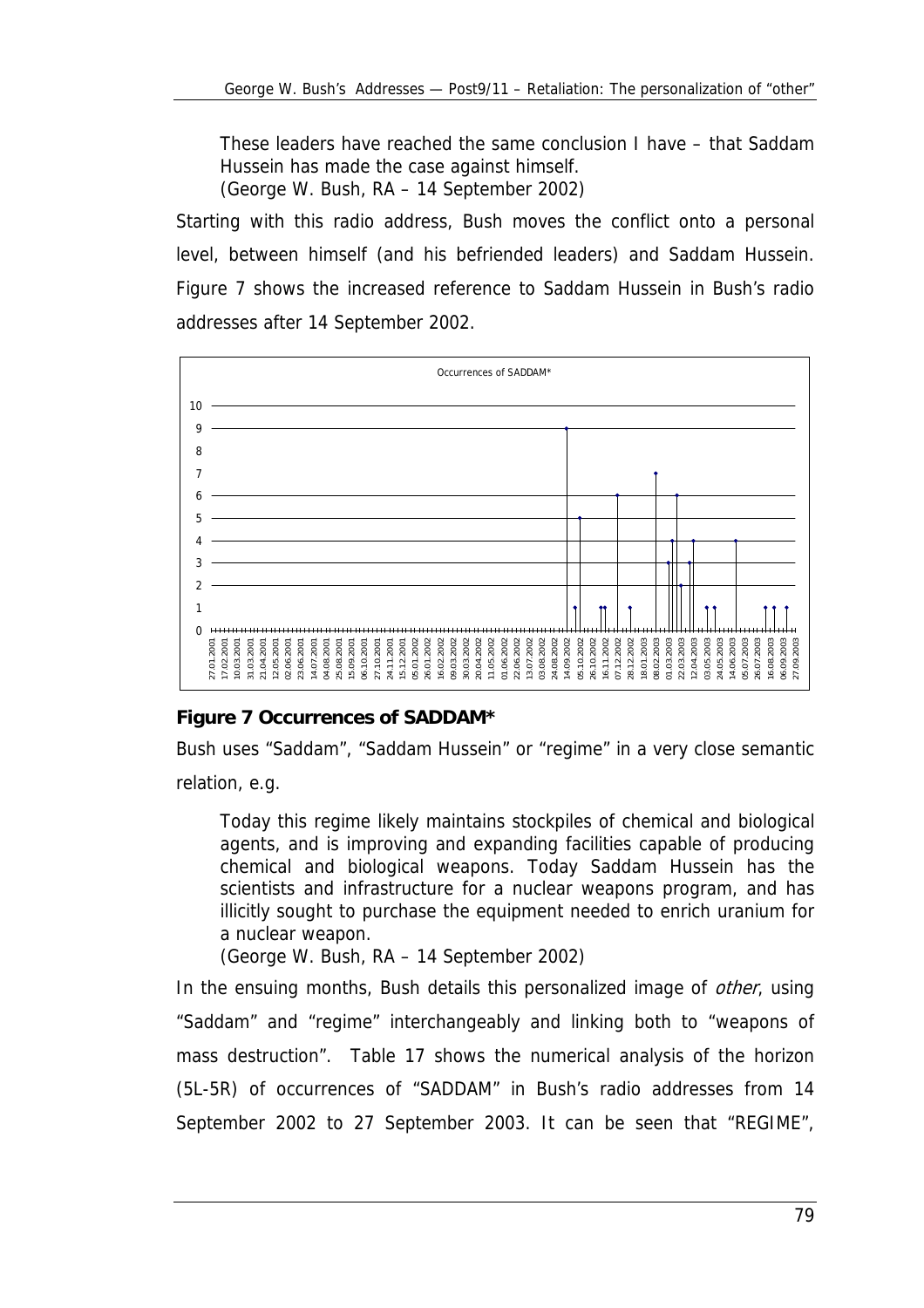> These leaders have reached the same conclusion I have – that Saddam Hussein has made the case against himself.
> (George W. Bush, RA – 14 September 2002)

Starting with this radio address, Bush moves the conflict onto a personal level, between himself (and his befriended leaders) and Saddam Hussein. Figure 7 shows the increased reference to Saddam Hussein in Bush's radio addresses after 14 September 2002.

**Figure 7 Occurrences of SADDAM***

Bush uses "Saddam", "Saddam Hussein" or "regime" in a very close semantic relation, e.g.

> Today this regime likely maintains stockpiles of chemical and biological agents, and is improving and expanding facilities capable of producing chemical and biological weapons. Today Saddam Hussein has the scientists and infrastructure for a nuclear weapons program, and has illicitly sought to purchase the equipment needed to enrich uranium for a nuclear weapon.
> (George W. Bush, RA – 14 September 2002)

In the ensuing months, Bush details this personalized image of *other*, using "Saddam" and "regime" interchangeably and linking both to "weapons of mass destruction". Table 17 shows the numerical analysis of the horizon (5L-5R) of occurrences of "SADDAM" in Bush's radio addresses from 14 September 2002 to 27 September 2003. It can be seen that "REGIME",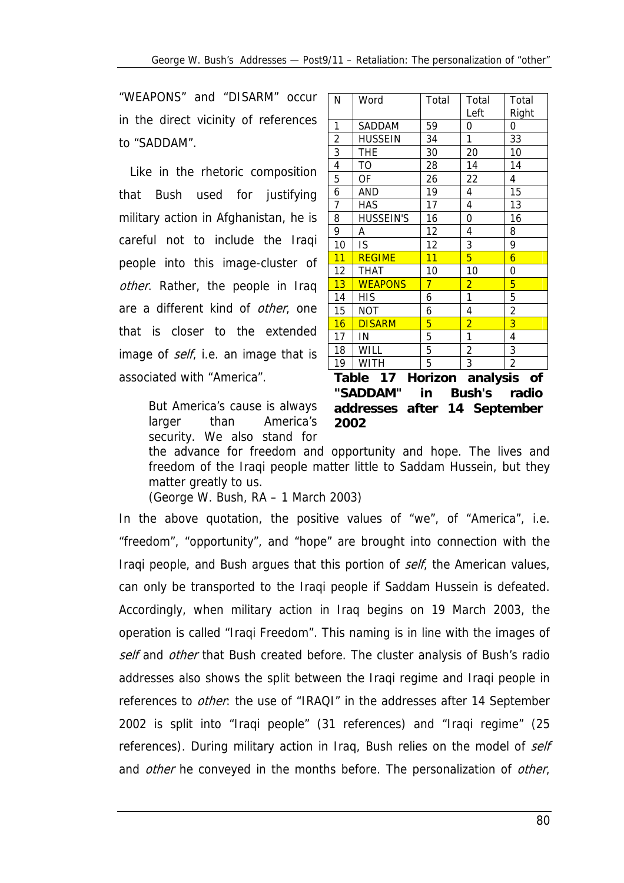"WEAPONS" and "DISARM" occur in the direct vicinity of references to "SADDAM".

Like in the rhetoric composition that Bush used for justifying military action in Afghanistan, he is careful not to include the Iraqi people into this image-cluster of *other*. Rather, the people in Iraq are a different kind of *other*, one that is closer to the extended image of *self*, i.e. an image that is associated with "America".

| N | Word | Total | Total Left | Total Right |
|---|---|---|---|---|
| 1 | SADDAM | 59 | 0 | 0 |
| 2 | HUSSEIN | 34 | 1 | 33 |
| 3 | THE | 30 | 20 | 10 |
| 4 | TO | 28 | 14 | 14 |
| 5 | OF | 26 | 22 | 4 |
| 6 | AND | 19 | 4 | 15 |
| 7 | HAS | 17 | 4 | 13 |
| 8 | HUSSEIN'S | 16 | 0 | 16 |
| 9 | A | 12 | 4 | 8 |
| 10 | IS | 12 | 3 | 9 |
| 11 | REGIME | 11 | 5 | 6 |
| 12 | THAT | 10 | 10 | 0 |
| 13 | WEAPONS | 7 | 2 | 5 |
| 14 | HIS | 6 | 1 | 5 |
| 15 | NOT | 6 | 4 | 2 |
| 16 | DISARM | 5 | 2 | 3 |
| 17 | IN | 5 | 1 | 4 |
| 18 | WILL | 5 | 2 | 3 |
| 19 | WITH | 5 | 3 | 2 |

**Table 17 Horizon analysis of "SADDAM" in Bush's radio addresses after 14 September 2002**

> But America's cause is always larger than America's security. We also stand for the advance for freedom and opportunity and hope. The lives and freedom of the Iraqi people matter little to Saddam Hussein, but they matter greatly to us.
> (George W. Bush, RA – 1 March 2003)

In the above quotation, the positive values of "we", of "America", i.e. "freedom", "opportunity", and "hope" are brought into connection with the Iraqi people, and Bush argues that this portion of *self*, the American values, can only be transported to the Iraqi people if Saddam Hussein is defeated. Accordingly, when military action in Iraq begins on 19 March 2003, the operation is called "Iraqi Freedom". This naming is in line with the images of *self* and *other* that Bush created before. The cluster analysis of Bush's radio addresses also shows the split between the Iraqi regime and Iraqi people in references to *other*: the use of "IRAQI" in the addresses after 14 September 2002 is split into "Iraqi people" (31 references) and "Iraqi regime" (25 references). During military action in Iraq, Bush relies on the model of *self* and *other* he conveyed in the months before. The personalization of *other*,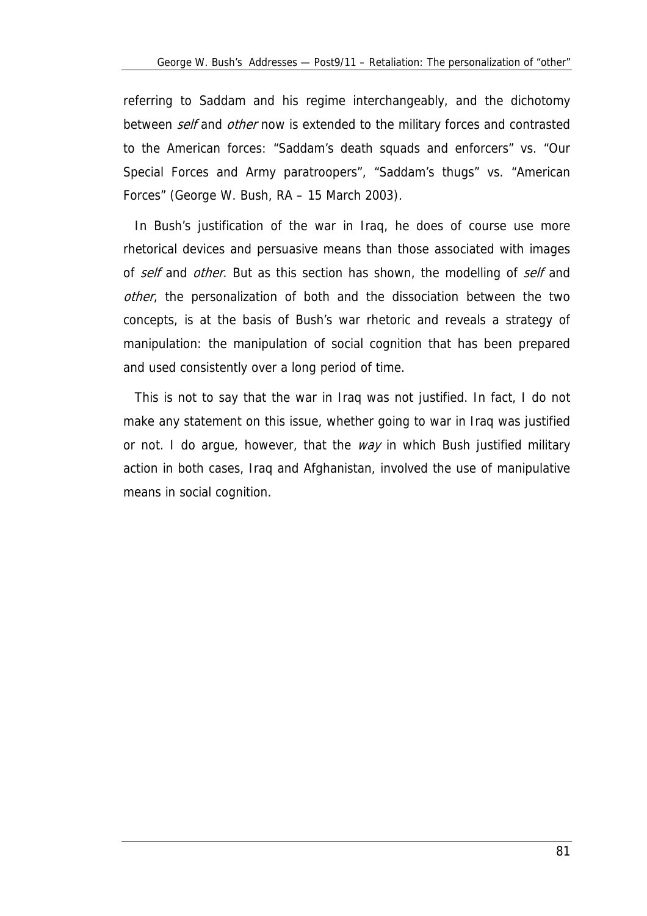referring to Saddam and his regime interchangeably, and the dichotomy between *self* and *other* now is extended to the military forces and contrasted to the American forces: “Saddam's death squads and enforcers” vs. “Our Special Forces and Army paratroopers”, “Saddam's thugs” vs. “American Forces” (George W. Bush, RA – 15 March 2003).

In Bush's justification of the war in Iraq, he does of course use more rhetorical devices and persuasive means than those associated with images of *self* and *other*. But as this section has shown, the modelling of *self* and *other*, the personalization of both and the dissociation between the two concepts, is at the basis of Bush's war rhetoric and reveals a strategy of manipulation: the manipulation of social cognition that has been prepared and used consistently over a long period of time.

This is not to say that the war in Iraq was not justified. In fact, I do not make any statement on this issue, whether going to war in Iraq was justified or not. I do argue, however, that the *way* in which Bush justified military action in both cases, Iraq and Afghanistan, involved the use of manipulative means in social cognition.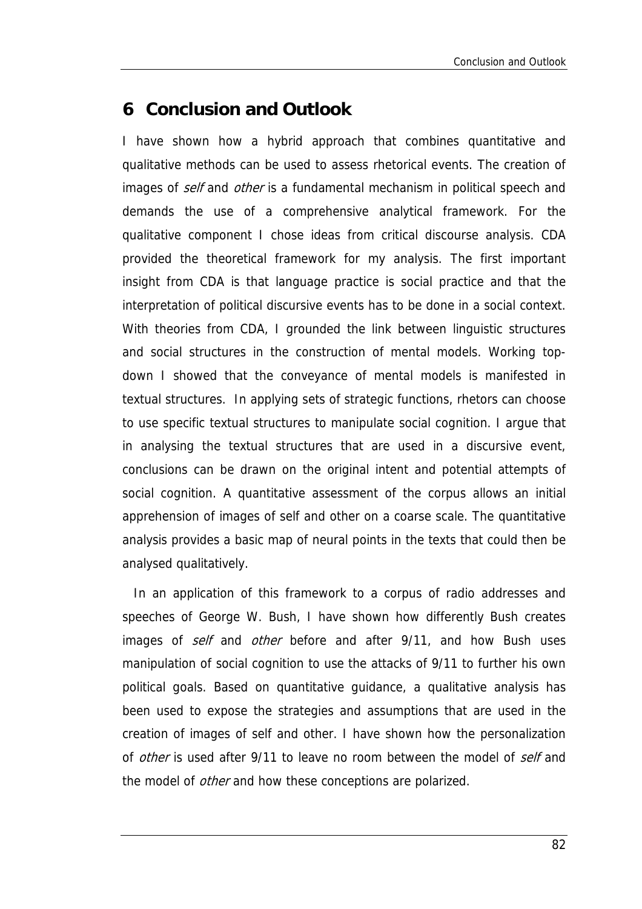# 6 Conclusion and Outlook

I have shown how a hybrid approach that combines quantitative and qualitative methods can be used to assess rhetorical events. The creation of images of *self* and *other* is a fundamental mechanism in political speech and demands the use of a comprehensive analytical framework. For the qualitative component I chose ideas from critical discourse analysis. CDA provided the theoretical framework for my analysis. The first important insight from CDA is that language practice is social practice and that the interpretation of political discursive events has to be done in a social context. With theories from CDA, I grounded the link between linguistic structures and social structures in the construction of mental models. Working top-down I showed that the conveyance of mental models is manifested in textual structures. In applying sets of strategic functions, rhetors can choose to use specific textual structures to manipulate social cognition. I argue that in analysing the textual structures that are used in a discursive event, conclusions can be drawn on the original intent and potential attempts of social cognition. A quantitative assessment of the corpus allows an initial apprehension of images of self and other on a coarse scale. The quantitative analysis provides a basic map of neural points in the texts that could then be analysed qualitatively.

In an application of this framework to a corpus of radio addresses and speeches of George W. Bush, I have shown how differently Bush creates images of *self* and *other* before and after 9/11, and how Bush uses manipulation of social cognition to use the attacks of 9/11 to further his own political goals. Based on quantitative guidance, a qualitative analysis has been used to expose the strategies and assumptions that are used in the creation of images of self and other. I have shown how the personalization of *other* is used after 9/11 to leave no room between the model of *self* and the model of *other* and how these conceptions are polarized.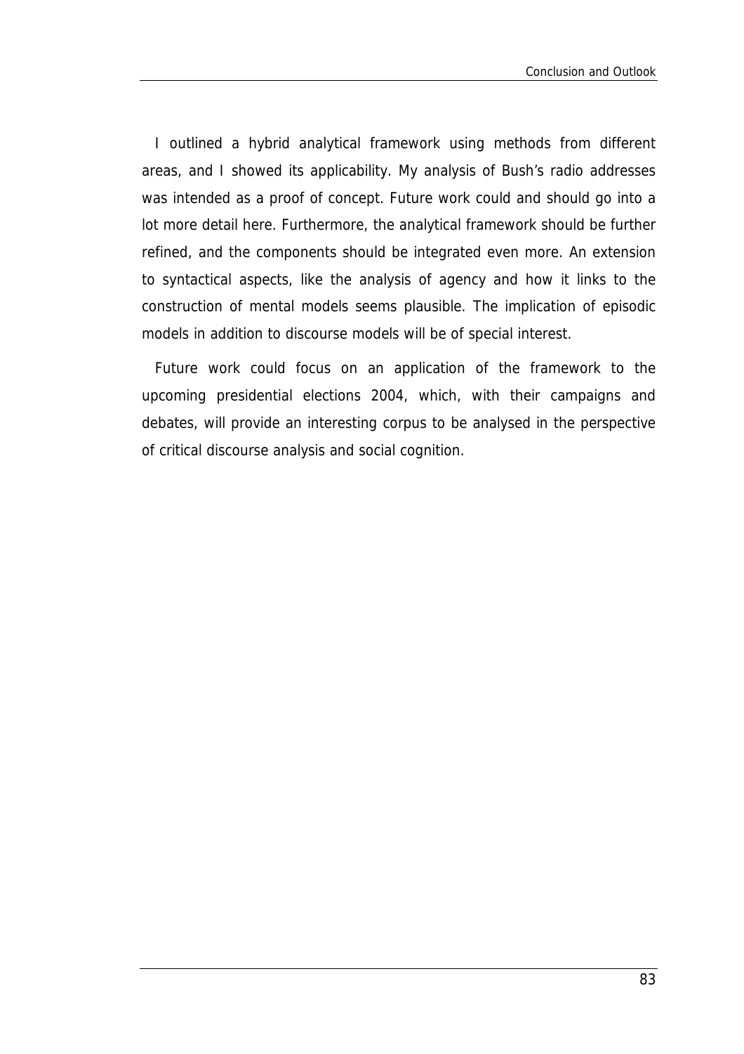I outlined a hybrid analytical framework using methods from different areas, and I showed its applicability. My analysis of Bush's radio addresses was intended as a proof of concept. Future work could and should go into a lot more detail here. Furthermore, the analytical framework should be further refined, and the components should be integrated even more. An extension to syntactical aspects, like the analysis of agency and how it links to the construction of mental models seems plausible. The implication of episodic models in addition to discourse models will be of special interest.

Future work could focus on an application of the framework to the upcoming presidential elections 2004, which, with their campaigns and debates, will provide an interesting corpus to be analysed in the perspective of critical discourse analysis and social cognition.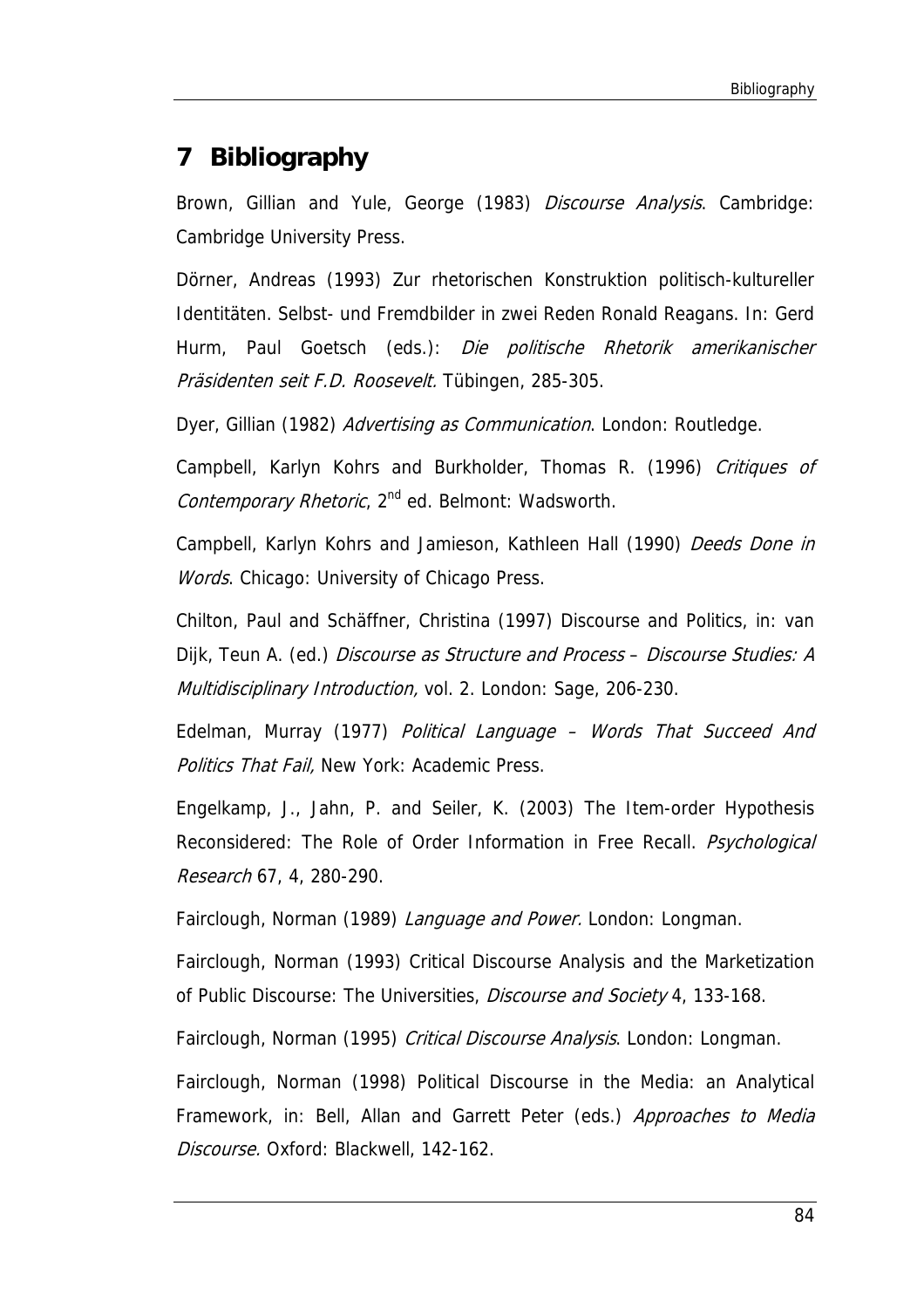# 7 Bibliography

Brown, Gillian and Yule, George (1983) *Discourse Analysis*. Cambridge: Cambridge University Press.

Dörner, Andreas (1993) Zur rhetorischen Konstruktion politisch-kultureller Identitäten. Selbst- und Fremdbilder in zwei Reden Ronald Reagans. In: Gerd Hurm, Paul Goetsch (eds.): *Die politische Rhetorik amerikanischer Präsidenten seit F.D. Roosevelt.* Tübingen, 285-305.

Dyer, Gillian (1982) *Advertising as Communication*. London: Routledge.

Campbell, Karlyn Kohrs and Burkholder, Thomas R. (1996) *Critiques of Contemporary Rhetoric*, 2nd ed. Belmont: Wadsworth.

Campbell, Karlyn Kohrs and Jamieson, Kathleen Hall (1990) *Deeds Done in Words*. Chicago: University of Chicago Press.

Chilton, Paul and Schäffner, Christina (1997) Discourse and Politics, in: van Dijk, Teun A. (ed.) *Discourse as Structure and Process – Discourse Studies: A Multidisciplinary Introduction,* vol. 2. London: Sage, 206-230.

Edelman, Murray (1977) *Political Language – Words That Succeed And Politics That Fail,* New York: Academic Press.

Engelkamp, J., Jahn, P. and Seiler, K. (2003) The Item-order Hypothesis Reconsidered: The Role of Order Information in Free Recall. *Psychological Research* 67, 4, 280-290.

Fairclough, Norman (1989) *Language and Power.* London: Longman.

Fairclough, Norman (1993) Critical Discourse Analysis and the Marketization of Public Discourse: The Universities, *Discourse and Society* 4, 133-168.

Fairclough, Norman (1995) *Critical Discourse Analysis*. London: Longman.

Fairclough, Norman (1998) Political Discourse in the Media: an Analytical Framework, in: Bell, Allan and Garrett Peter (eds.) *Approaches to Media Discourse.* Oxford: Blackwell, 142-162.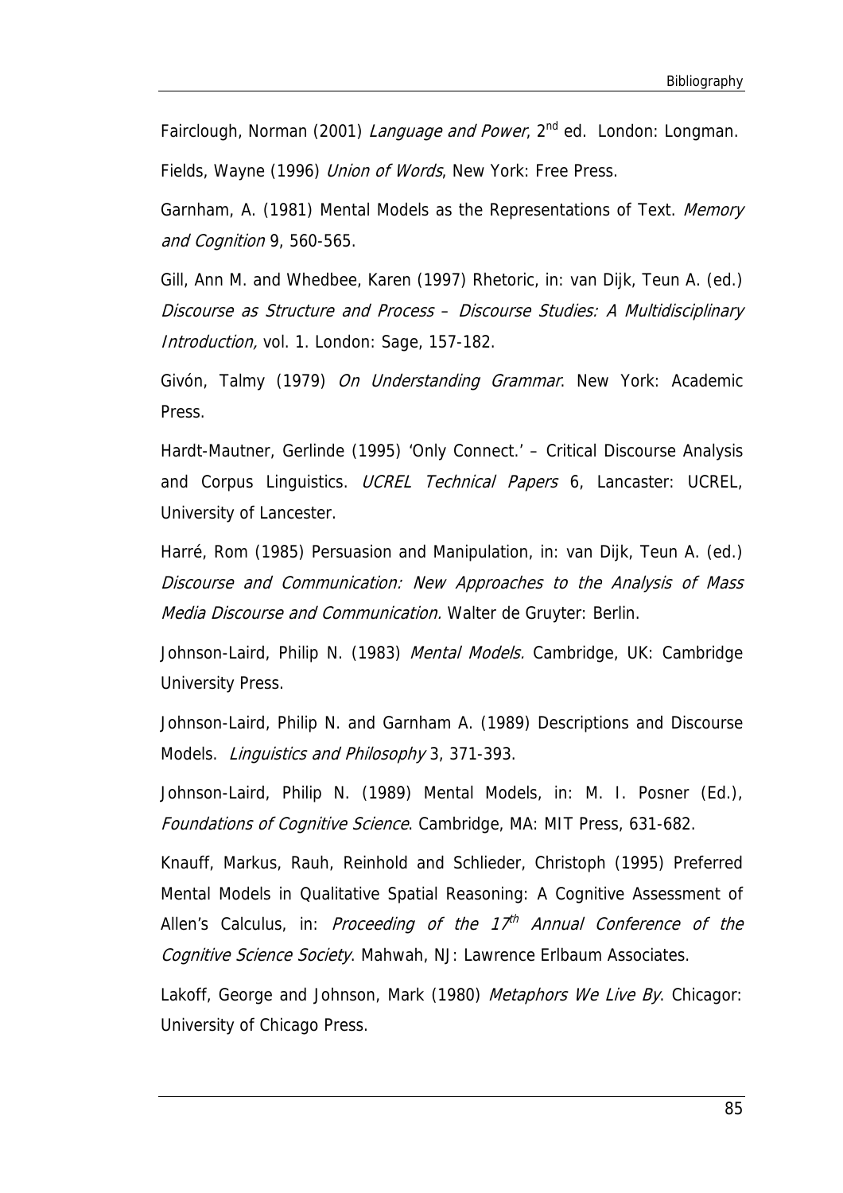Fairclough, Norman (2001) *Language and Power*, 2nd ed. London: Longman.

Fields, Wayne (1996) *Union of Words*, New York: Free Press.

Garnham, A. (1981) Mental Models as the Representations of Text. *Memory and Cognition* 9, 560-565.

Gill, Ann M. and Whedbee, Karen (1997) Rhetoric, in: van Dijk, Teun A. (ed.) *Discourse as Structure and Process – Discourse Studies: A Multidisciplinary Introduction,* vol. 1. London: Sage, 157-182.

Givón, Talmy (1979) *On Understanding Grammar*. New York: Academic Press.

Hardt-Mautner, Gerlinde (1995) 'Only Connect.' – Critical Discourse Analysis and Corpus Linguistics. *UCREL Technical Papers* 6, Lancaster: UCREL, University of Lancester.

Harré, Rom (1985) Persuasion and Manipulation, in: van Dijk, Teun A. (ed.) *Discourse and Communication: New Approaches to the Analysis of Mass Media Discourse and Communication.* Walter de Gruyter: Berlin.

Johnson-Laird, Philip N. (1983) *Mental Models.* Cambridge, UK: Cambridge University Press.

Johnson-Laird, Philip N. and Garnham A. (1989) Descriptions and Discourse Models. *Linguistics and Philosophy* 3, 371-393.

Johnson-Laird, Philip N. (1989) Mental Models, in: M. I. Posner (Ed.), *Foundations of Cognitive Science*. Cambridge, MA: MIT Press, 631-682.

Knauff, Markus, Rauh, Reinhold and Schlieder, Christoph (1995) Preferred Mental Models in Qualitative Spatial Reasoning: A Cognitive Assessment of Allen's Calculus, in: *Proceeding of the 17th Annual Conference of the Cognitive Science Society*. Mahwah, NJ: Lawrence Erlbaum Associates.

Lakoff, George and Johnson, Mark (1980) *Metaphors We Live By*. Chicagor: University of Chicago Press.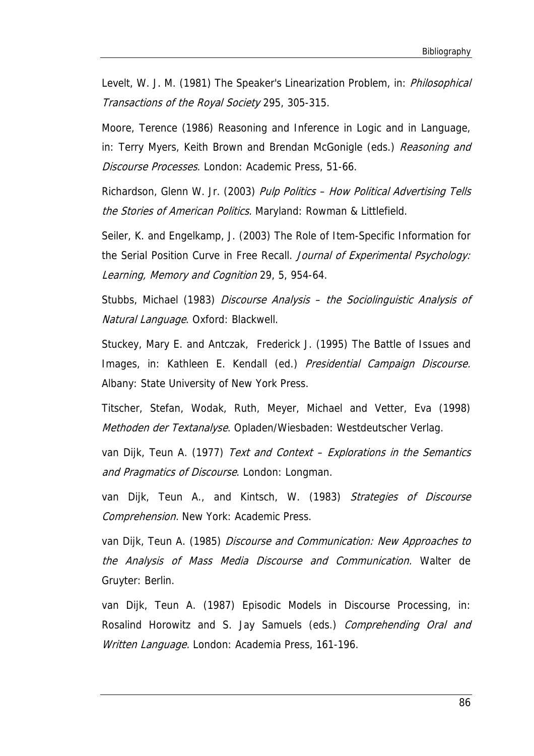Levelt, W. J. M. (1981) The Speaker's Linearization Problem, in: *Philosophical Transactions of the Royal Society* 295, 305-315.

Moore, Terence (1986) Reasoning and Inference in Logic and in Language, in: Terry Myers, Keith Brown and Brendan McGonigle (eds.) *Reasoning and Discourse Processes*. London: Academic Press, 51-66.

Richardson, Glenn W. Jr. (2003) *Pulp Politics – How Political Advertising Tells the Stories of American Politics.* Maryland: Rowman & Littlefield.

Seiler, K. and Engelkamp, J. (2003) The Role of Item-Specific Information for the Serial Position Curve in Free Recall. *Journal of Experimental Psychology: Learning, Memory and Cognition* 29, 5, 954-64.

Stubbs, Michael (1983) *Discourse Analysis – the Sociolinguistic Analysis of Natural Language*. Oxford: Blackwell.

Stuckey, Mary E. and Antczak, Frederick J. (1995) The Battle of Issues and Images, in: Kathleen E. Kendall (ed.) *Presidential Campaign Discourse.* Albany: State University of New York Press.

Titscher, Stefan, Wodak, Ruth, Meyer, Michael and Vetter, Eva (1998) *Methoden der Textanalyse*. Opladen/Wiesbaden: Westdeutscher Verlag.

van Dijk, Teun A. (1977) *Text and Context – Explorations in the Semantics and Pragmatics of Discourse*. London: Longman.

van Dijk, Teun A., and Kintsch, W. (1983) *Strategies of Discourse Comprehension.* New York: Academic Press.

van Dijk, Teun A. (1985) *Discourse and Communication: New Approaches to the Analysis of Mass Media Discourse and Communication.* Walter de Gruyter: Berlin.

van Dijk, Teun A. (1987) Episodic Models in Discourse Processing, in: Rosalind Horowitz and S. Jay Samuels (eds.) *Comprehending Oral and Written Language.* London: Academia Press, 161-196.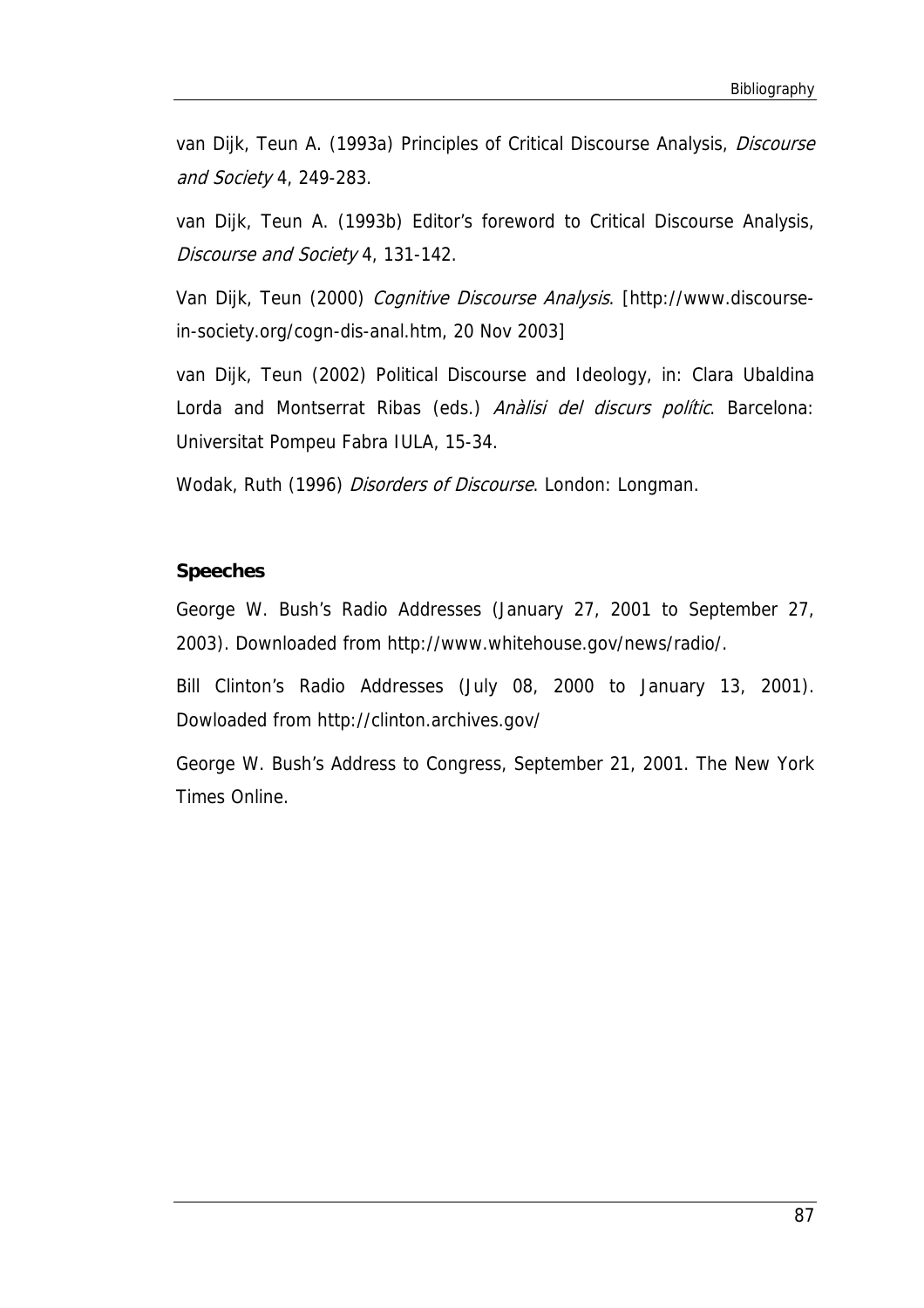van Dijk, Teun A. (1993a) Principles of Critical Discourse Analysis, *Discourse and Society* 4, 249-283.

van Dijk, Teun A. (1993b) Editor's foreword to Critical Discourse Analysis, *Discourse and Society* 4, 131-142.

Van Dijk, Teun (2000) *Cognitive Discourse Analysis*. [http://www.discourse-in-society.org/cogn-dis-anal.htm, 20 Nov 2003]

van Dijk, Teun (2002) Political Discourse and Ideology, in: Clara Ubaldina Lorda and Montserrat Ribas (eds.) *Anàlisi del discurs polític*. Barcelona: Universitat Pompeu Fabra IULA, 15-34.

Wodak, Ruth (1996) *Disorders of Discourse*. London: Longman.

**Speeches**

George W. Bush's Radio Addresses (January 27, 2001 to September 27, 2003). Downloaded from http://www.whitehouse.gov/news/radio/.

Bill Clinton's Radio Addresses (July 08, 2000 to January 13, 2001). Dowloaded from http://clinton.archives.gov/

George W. Bush's Address to Congress, September 21, 2001. The New York Times Online.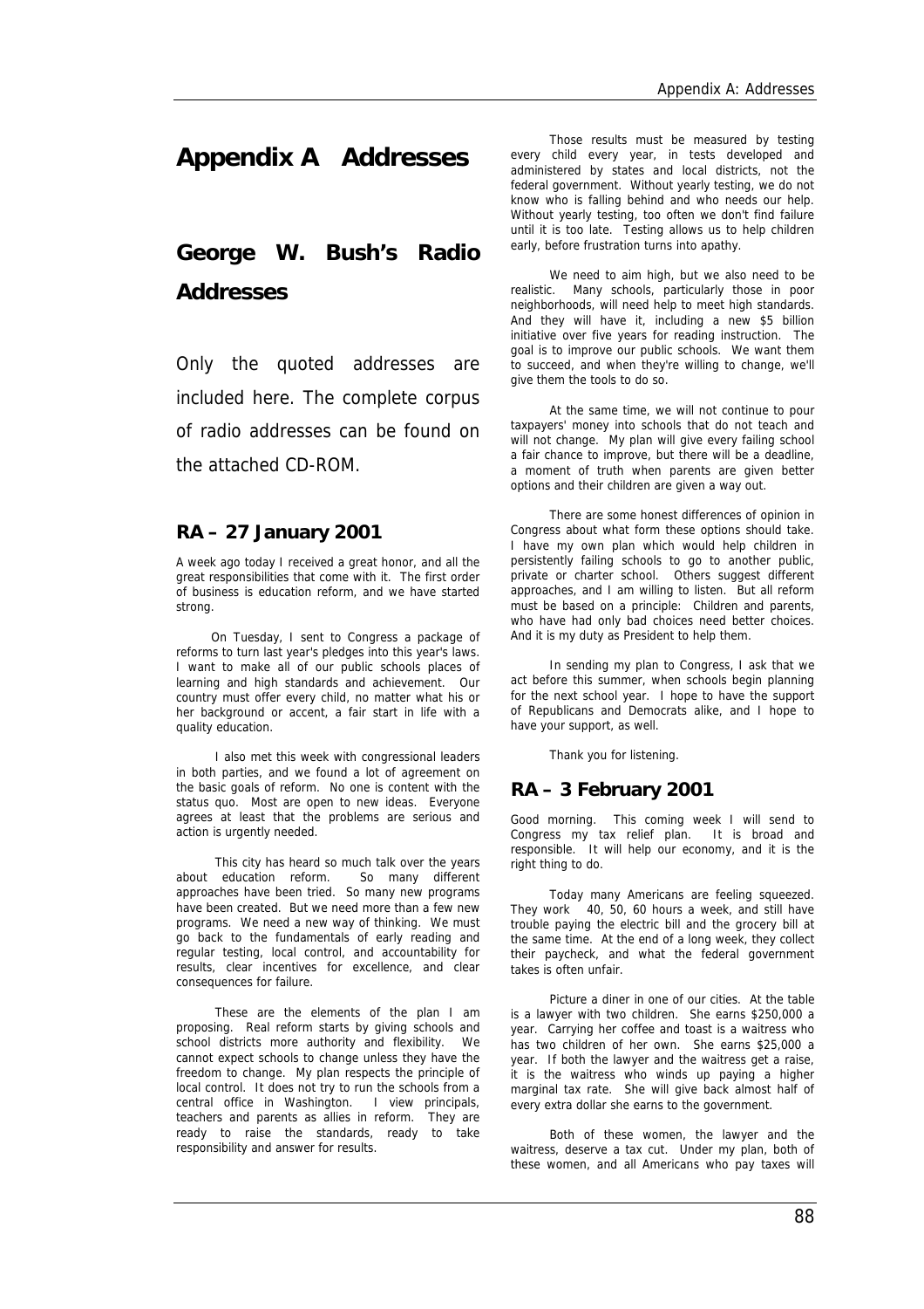# Appendix A Addresses

## George W. Bush's Radio Addresses

Only the quoted addresses are included here. The complete corpus of radio addresses can be found on the attached CD-ROM.

### RA – 27 January 2001

A week ago today I received a great honor, and all the great responsibilities that come with it. The first order of business is education reform, and we have started strong.

On Tuesday, I sent to Congress a package of reforms to turn last year's pledges into this year's laws. I want to make all of our public schools places of learning and high standards and achievement. Our country must offer every child, no matter what his or her background or accent, a fair start in life with a quality education.

I also met this week with congressional leaders in both parties, and we found a lot of agreement on the basic goals of reform. No one is content with the status quo. Most are open to new ideas. Everyone agrees at least that the problems are serious and action is urgently needed.

This city has heard so much talk over the years about education reform. So many different approaches have been tried. So many new programs have been created. But we need more than a few new programs. We need a new way of thinking. We must go back to the fundamentals of early reading and regular testing, local control, and accountability for results, clear incentives for excellence, and clear consequences for failure.

These are the elements of the plan I am proposing. Real reform starts by giving schools and school districts more authority and flexibility. We cannot expect schools to change unless they have the freedom to change. My plan respects the principle of local control. It does not try to run the schools from a central office in Washington. I view principals, teachers and parents as allies in reform. They are ready to raise the standards, ready to take responsibility and answer for results.

Those results must be measured by testing every child every year, in tests developed and administered by states and local districts, not the federal government. Without yearly testing, we do not know who is falling behind and who needs our help. Without yearly testing, too often we don't find failure until it is too late. Testing allows us to help children early, before frustration turns into apathy.

We need to aim high, but we also need to be realistic. Many schools, particularly those in poor neighborhoods, will need help to meet high standards. And they will have it, including a new $5 billion initiative over five years for reading instruction. The goal is to improve our public schools. We want them to succeed, and when they're willing to change, we'll give them the tools to do so.

At the same time, we will not continue to pour taxpayers' money into schools that do not teach and will not change. My plan will give every failing school a fair chance to improve, but there will be a deadline, a moment of truth when parents are given better options and their children are given a way out.

There are some honest differences of opinion in Congress about what form these options should take. I have my own plan which would help children in persistently failing schools to go to another public, private or charter school. Others suggest different approaches, and I am willing to listen. But all reform must be based on a principle: Children and parents, who have had only bad choices need better choices. And it is my duty as President to help them.

In sending my plan to Congress, I ask that we act before this summer, when schools begin planning for the next school year. I hope to have the support of Republicans and Democrats alike, and I hope to have your support, as well.

Thank you for listening.

### RA – 3 February 2001

Good morning. This coming week I will send to Congress my tax relief plan. It is broad and responsible. It will help our economy, and it is the right thing to do.

Today many Americans are feeling squeezed. They work 40, 50, 60 hours a week, and still have trouble paying the electric bill and the grocery bill at the same time. At the end of a long week, they collect their paycheck, and what the federal government takes is often unfair.

Picture a diner in one of our cities. At the table is a lawyer with two children. She earns $250,000 a year. Carrying her coffee and toast is a waitress who has two children of her own. She earns $25,000 a year. If both the lawyer and the waitress get a raise, it is the waitress who winds up paying a higher marginal tax rate. She will give back almost half of every extra dollar she earns to the government.

Both of these women, the lawyer and the waitress, deserve a tax cut. Under my plan, both of these women, and all Americans who pay taxes will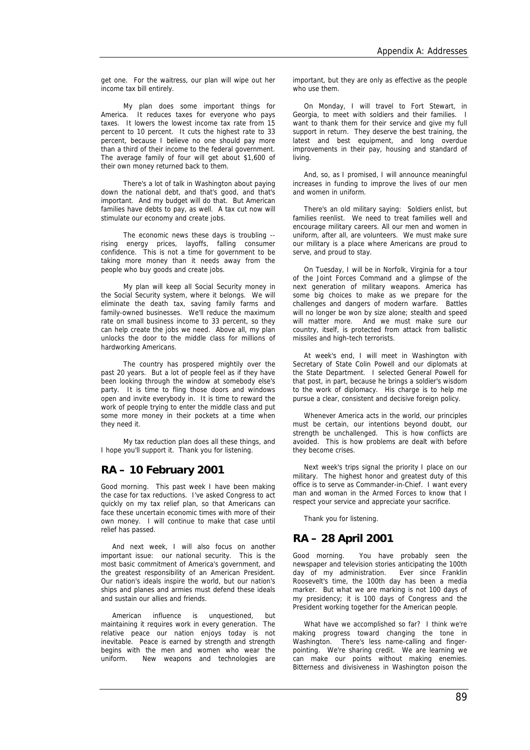get one. For the waitress, our plan will wipe out her income tax bill entirely.

My plan does some important things for America. It reduces taxes for everyone who pays taxes. It lowers the lowest income tax rate from 15 percent to 10 percent. It cuts the highest rate to 33 percent, because I believe no one should pay more than a third of their income to the federal government. The average family of four will get about $1,600 of their own money returned back to them.

There's a lot of talk in Washington about paying down the national debt, and that's good, and that's important. And my budget will do that. But American families have debts to pay, as well. A tax cut now will stimulate our economy and create jobs.

The economic news these days is troubling -- rising energy prices, layoffs, falling consumer confidence. This is not a time for government to be taking more money than it needs away from the people who buy goods and create jobs.

My plan will keep all Social Security money in the Social Security system, where it belongs. We will eliminate the death tax, saving family farms and family-owned businesses. We'll reduce the maximum rate on small business income to 33 percent, so they can help create the jobs we need. Above all, my plan unlocks the door to the middle class for millions of hardworking Americans.

The country has prospered mightily over the past 20 years. But a lot of people feel as if they have been looking through the window at somebody else's party. It is time to fling those doors and windows open and invite everybody in. It is time to reward the work of people trying to enter the middle class and put some more money in their pockets at a time when they need it.

My tax reduction plan does all these things, and I hope you'll support it. Thank you for listening.

## RA – 10 February 2001

Good morning. This past week I have been making the case for tax reductions. I've asked Congress to act quickly on my tax relief plan, so that Americans can face these uncertain economic times with more of their own money. I will continue to make that case until relief has passed.

And next week, I will also focus on another important issue: our national security. This is the most basic commitment of America's government, and the greatest responsibility of an American President. Our nation's ideals inspire the world, but our nation's ships and planes and armies must defend these ideals and sustain our allies and friends.

American influence is unquestioned, but maintaining it requires work in every generation. The relative peace our nation enjoys today is not inevitable. Peace is earned by strength and strength begins with the men and women who wear the uniform. New weapons and technologies are important, but they are only as effective as the people who use them.

On Monday, I will travel to Fort Stewart, in Georgia, to meet with soldiers and their families. I want to thank them for their service and give my full support in return. They deserve the best training, the latest and best equipment, and long overdue improvements in their pay, housing and standard of living.

And, so, as I promised, I will announce meaningful increases in funding to improve the lives of our men and women in uniform.

There's an old military saying: Soldiers enlist, but families reenlist. We need to treat families well and encourage military careers. All our men and women in uniform, after all, are volunteers. We must make sure our military is a place where Americans are proud to serve, and proud to stay.

On Tuesday, I will be in Norfolk, Virginia for a tour of the Joint Forces Command and a glimpse of the next generation of military weapons. America has some big choices to make as we prepare for the challenges and dangers of modern warfare. Battles will no longer be won by size alone; stealth and speed will matter more. And we must make sure our country, itself, is protected from attack from ballistic missiles and high-tech terrorists.

At week's end, I will meet in Washington with Secretary of State Colin Powell and our diplomats at the State Department. I selected General Powell for that post, in part, because he brings a soldier's wisdom to the work of diplomacy. His charge is to help me pursue a clear, consistent and decisive foreign policy.

Whenever America acts in the world, our principles must be certain, our intentions beyond doubt, our strength be unchallenged. This is how conflicts are avoided. This is how problems are dealt with before they become crises.

Next week's trips signal the priority I place on our military. The highest honor and greatest duty of this office is to serve as Commander-in-Chief. I want every man and woman in the Armed Forces to know that I respect your service and appreciate your sacrifice.

Thank you for listening.

## RA – 28 April 2001

Good morning. You have probably seen the newspaper and television stories anticipating the 100th day of my administration. Ever since Franklin Roosevelt's time, the 100th day has been a media marker. But what we are marking is not 100 days of my presidency; it is 100 days of Congress and the President working together for the American people.

What have we accomplished so far? I think we're making progress toward changing the tone in Washington. There's less name-calling and finger-pointing. We're sharing credit. We are learning we can make our points without making enemies. Bitterness and divisiveness in Washington poison the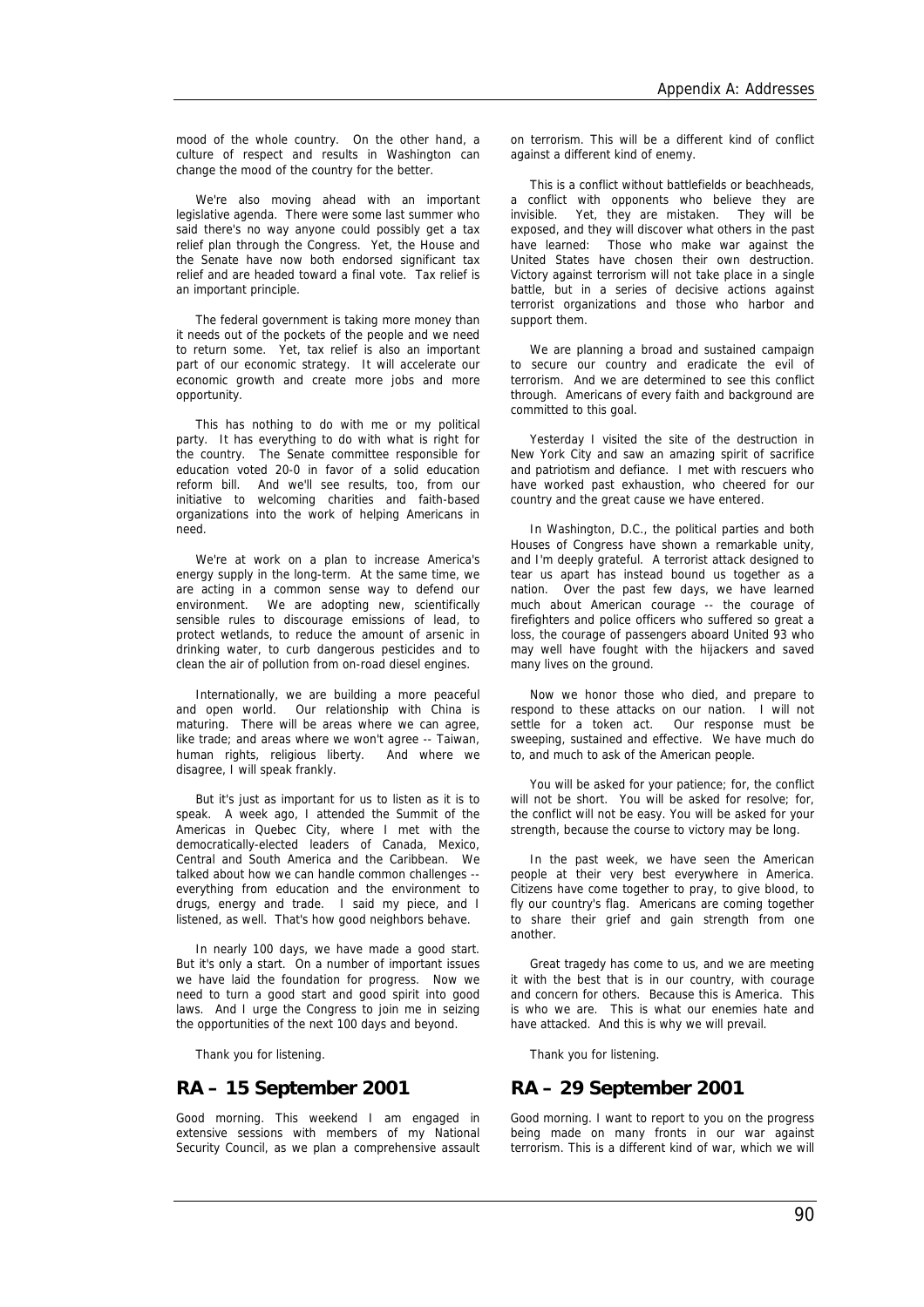mood of the whole country. On the other hand, a culture of respect and results in Washington can change the mood of the country for the better.

We're also moving ahead with an important legislative agenda. There were some last summer who said there's no way anyone could possibly get a tax relief plan through the Congress. Yet, the House and the Senate have now both endorsed significant tax relief and are headed toward a final vote. Tax relief is an important principle.

The federal government is taking more money than it needs out of the pockets of the people and we need to return some. Yet, tax relief is also an important part of our economic strategy. It will accelerate our economic growth and create more jobs and more opportunity.

This has nothing to do with me or my political party. It has everything to do with what is right for the country. The Senate committee responsible for education voted 20-0 in favor of a solid education reform bill. And we'll see results, too, from our initiative to welcoming charities and faith-based organizations into the work of helping Americans in need.

We're at work on a plan to increase America's energy supply in the long-term. At the same time, we are acting in a common sense way to defend our environment. We are adopting new, scientifically sensible rules to discourage emissions of lead, to protect wetlands, to reduce the amount of arsenic in drinking water, to curb dangerous pesticides and to clean the air of pollution from on-road diesel engines.

Internationally, we are building a more peaceful and open world. Our relationship with China is maturing. There will be areas where we can agree, like trade; and areas where we won't agree -- Taiwan, human rights, religious liberty. And where we disagree, I will speak frankly.

But it's just as important for us to listen as it is to speak. A week ago, I attended the Summit of the Americas in Quebec City, where I met with the democratically-elected leaders of Canada, Mexico, Central and South America and the Caribbean. We talked about how we can handle common challenges -- everything from education and the environment to drugs, energy and trade. I said my piece, and I listened, as well. That's how good neighbors behave.

In nearly 100 days, we have made a good start. But it's only a start. On a number of important issues we have laid the foundation for progress. Now we need to turn a good start and good spirit into good laws. And I urge the Congress to join me in seizing the opportunities of the next 100 days and beyond.

Thank you for listening.

## RA – 15 September 2001

Good morning. This weekend I am engaged in extensive sessions with members of my National Security Council, as we plan a comprehensive assault on terrorism. This will be a different kind of conflict against a different kind of enemy.

This is a conflict without battlefields or beachheads, a conflict with opponents who believe they are invisible. Yet, they are mistaken. They will be exposed, and they will discover what others in the past have learned: Those who make war against the United States have chosen their own destruction. Victory against terrorism will not take place in a single battle, but in a series of decisive actions against terrorist organizations and those who harbor and support them.

We are planning a broad and sustained campaign to secure our country and eradicate the evil of terrorism. And we are determined to see this conflict through. Americans of every faith and background are committed to this goal.

Yesterday I visited the site of the destruction in New York City and saw an amazing spirit of sacrifice and patriotism and defiance. I met with rescuers who have worked past exhaustion, who cheered for our country and the great cause we have entered.

In Washington, D.C., the political parties and both Houses of Congress have shown a remarkable unity, and I'm deeply grateful. A terrorist attack designed to tear us apart has instead bound us together as a nation. Over the past few days, we have learned much about American courage -- the courage of firefighters and police officers who suffered so great a loss, the courage of passengers aboard United 93 who may well have fought with the hijackers and saved many lives on the ground.

Now we honor those who died, and prepare to respond to these attacks on our nation. I will not settle for a token act. Our response must be sweeping, sustained and effective. We have much do to, and much to ask of the American people.

You will be asked for your patience; for, the conflict will not be short. You will be asked for resolve; for, the conflict will not be easy. You will be asked for your strength, because the course to victory may be long.

In the past week, we have seen the American people at their very best everywhere in America. Citizens have come together to pray, to give blood, to fly our country's flag. Americans are coming together to share their grief and gain strength from one another.

Great tragedy has come to us, and we are meeting it with the best that is in our country, with courage and concern for others. Because this is America. This is who we are. This is what our enemies hate and have attacked. And this is why we will prevail.

Thank you for listening.

## RA – 29 September 2001

Good morning. I want to report to you on the progress being made on many fronts in our war against terrorism. This is a different kind of war, which we will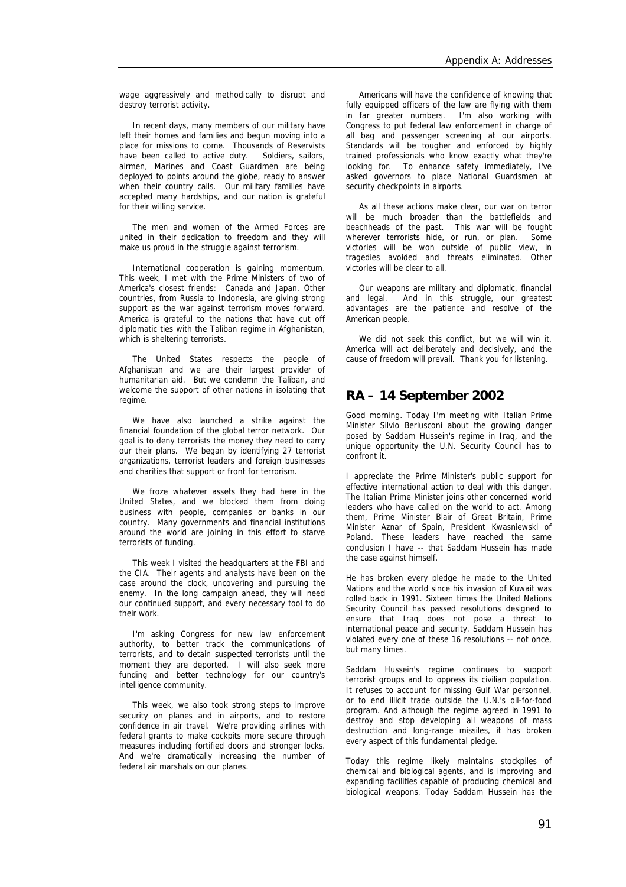wage aggressively and methodically to disrupt and destroy terrorist activity.

In recent days, many members of our military have left their homes and families and begun moving into a place for missions to come. Thousands of Reservists have been called to active duty. Soldiers, sailors, airmen, Marines and Coast Guardmen are being deployed to points around the globe, ready to answer when their country calls. Our military families have accepted many hardships, and our nation is grateful for their willing service.

The men and women of the Armed Forces are united in their dedication to freedom and they will make us proud in the struggle against terrorism.

International cooperation is gaining momentum. This week, I met with the Prime Ministers of two of America's closest friends: Canada and Japan. Other countries, from Russia to Indonesia, are giving strong support as the war against terrorism moves forward. America is grateful to the nations that have cut off diplomatic ties with the Taliban regime in Afghanistan, which is sheltering terrorists.

The United States respects the people of Afghanistan and we are their largest provider of humanitarian aid. But we condemn the Taliban, and welcome the support of other nations in isolating that regime.

We have also launched a strike against the financial foundation of the global terror network. Our goal is to deny terrorists the money they need to carry our their plans. We began by identifying 27 terrorist organizations, terrorist leaders and foreign businesses and charities that support or front for terrorism.

We froze whatever assets they had here in the United States, and we blocked them from doing business with people, companies or banks in our country. Many governments and financial institutions around the world are joining in this effort to starve terrorists of funding.

This week I visited the headquarters at the FBI and the CIA. Their agents and analysts have been on the case around the clock, uncovering and pursuing the enemy. In the long campaign ahead, they will need our continued support, and every necessary tool to do their work.

I'm asking Congress for new law enforcement authority, to better track the communications of terrorists, and to detain suspected terrorists until the moment they are deported. I will also seek more funding and better technology for our country's intelligence community.

This week, we also took strong steps to improve security on planes and in airports, and to restore confidence in air travel. We're providing airlines with federal grants to make cockpits more secure through measures including fortified doors and stronger locks. And we're dramatically increasing the number of federal air marshals on our planes.

Americans will have the confidence of knowing that fully equipped officers of the law are flying with them in far greater numbers. I'm also working with Congress to put federal law enforcement in charge of all bag and passenger screening at our airports. Standards will be tougher and enforced by highly trained professionals who know exactly what they're looking for. To enhance safety immediately, I've asked governors to place National Guardsmen at security checkpoints in airports.

As all these actions make clear, our war on terror will be much broader than the battlefields and beachheads of the past. This war will be fought wherever terrorists hide, or run, or plan. Some victories will be won outside of public view, in tragedies avoided and threats eliminated. Other victories will be clear to all.

Our weapons are military and diplomatic, financial and legal. And in this struggle, our greatest advantages are the patience and resolve of the American people.

We did not seek this conflict, but we will win it. America will act deliberately and decisively, and the cause of freedom will prevail. Thank you for listening.

## RA – 14 September 2002

Good morning. Today I'm meeting with Italian Prime Minister Silvio Berlusconi about the growing danger posed by Saddam Hussein's regime in Iraq, and the unique opportunity the U.N. Security Council has to confront it.

I appreciate the Prime Minister's public support for effective international action to deal with this danger. The Italian Prime Minister joins other concerned world leaders who have called on the world to act. Among them, Prime Minister Blair of Great Britain, Prime Minister Aznar of Spain, President Kwasniewski of Poland. These leaders have reached the same conclusion I have -- that Saddam Hussein has made the case against himself.

He has broken every pledge he made to the United Nations and the world since his invasion of Kuwait was rolled back in 1991. Sixteen times the United Nations Security Council has passed resolutions designed to ensure that Iraq does not pose a threat to international peace and security. Saddam Hussein has violated every one of these 16 resolutions -- not once, but many times.

Saddam Hussein's regime continues to support terrorist groups and to oppress its civilian population. It refuses to account for missing Gulf War personnel, or to end illicit trade outside the U.N.'s oil-for-food program. And although the regime agreed in 1991 to destroy and stop developing all weapons of mass destruction and long-range missiles, it has broken every aspect of this fundamental pledge.

Today this regime likely maintains stockpiles of chemical and biological agents, and is improving and expanding facilities capable of producing chemical and biological weapons. Today Saddam Hussein has the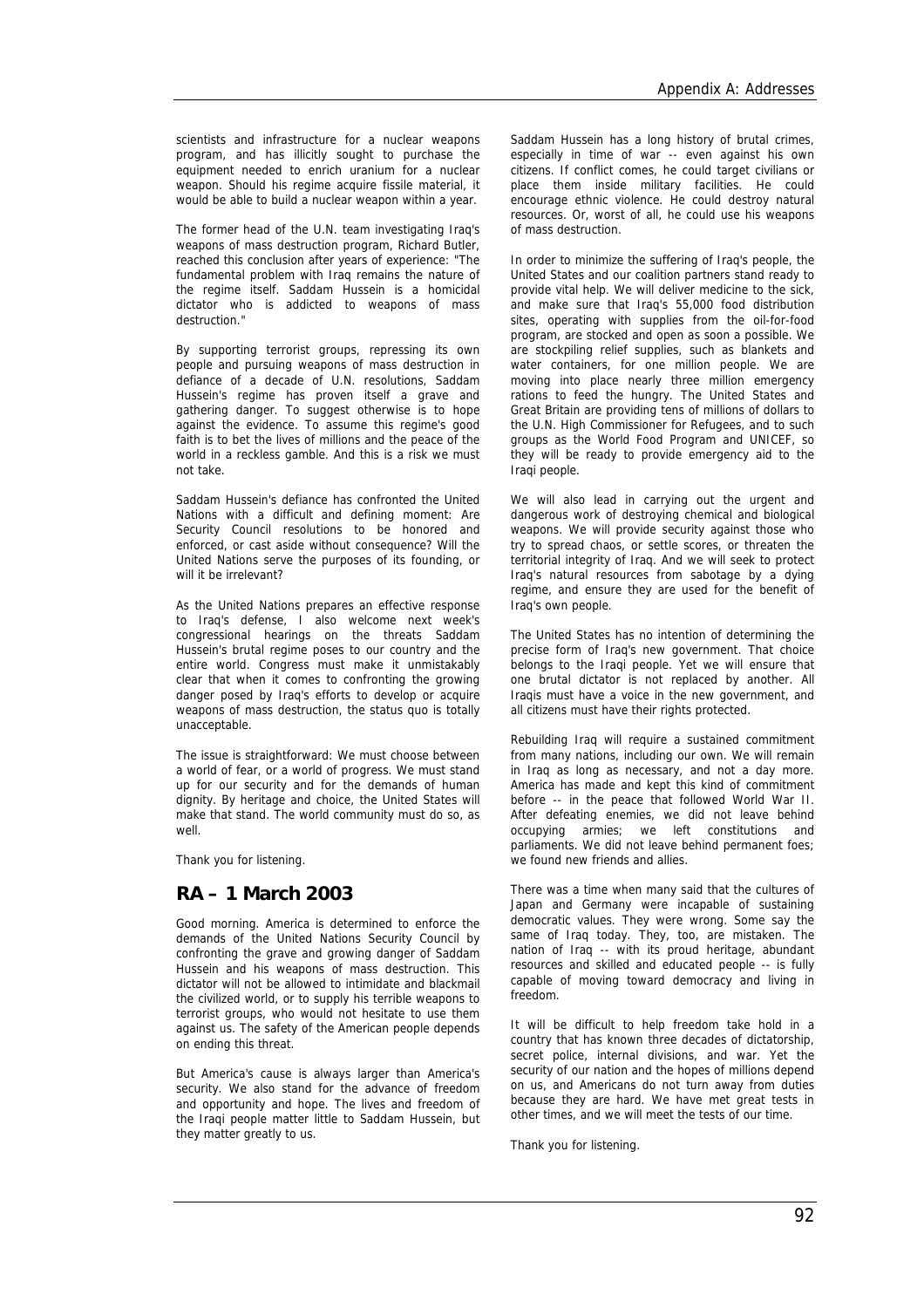scientists and infrastructure for a nuclear weapons program, and has illicitly sought to purchase the equipment needed to enrich uranium for a nuclear weapon. Should his regime acquire fissile material, it would be able to build a nuclear weapon within a year.

The former head of the U.N. team investigating Iraq's weapons of mass destruction program, Richard Butler, reached this conclusion after years of experience: "The fundamental problem with Iraq remains the nature of the regime itself. Saddam Hussein is a homicidal dictator who is addicted to weapons of mass destruction."

By supporting terrorist groups, repressing its own people and pursuing weapons of mass destruction in defiance of a decade of U.N. resolutions, Saddam Hussein's regime has proven itself a grave and gathering danger. To suggest otherwise is to hope against the evidence. To assume this regime's good faith is to bet the lives of millions and the peace of the world in a reckless gamble. And this is a risk we must not take.

Saddam Hussein's defiance has confronted the United Nations with a difficult and defining moment: Are Security Council resolutions to be honored and enforced, or cast aside without consequence? Will the United Nations serve the purposes of its founding, or will it be irrelevant?

As the United Nations prepares an effective response to Iraq's defense, I also welcome next week's congressional hearings on the threats Saddam Hussein's brutal regime poses to our country and the entire world. Congress must make it unmistakably clear that when it comes to confronting the growing danger posed by Iraq's efforts to develop or acquire weapons of mass destruction, the status quo is totally unacceptable.

The issue is straightforward: We must choose between a world of fear, or a world of progress. We must stand up for our security and for the demands of human dignity. By heritage and choice, the United States will make that stand. The world community must do so, as well.

Thank you for listening.

## RA – 1 March 2003

Good morning. America is determined to enforce the demands of the United Nations Security Council by confronting the grave and growing danger of Saddam Hussein and his weapons of mass destruction. This dictator will not be allowed to intimidate and blackmail the civilized world, or to supply his terrible weapons to terrorist groups, who would not hesitate to use them against us. The safety of the American people depends on ending this threat.

But America's cause is always larger than America's security. We also stand for the advance of freedom and opportunity and hope. The lives and freedom of the Iraqi people matter little to Saddam Hussein, but they matter greatly to us.

Saddam Hussein has a long history of brutal crimes, especially in time of war -- even against his own citizens. If conflict comes, he could target civilians or place them inside military facilities. He could encourage ethnic violence. He could destroy natural resources. Or, worst of all, he could use his weapons of mass destruction.

In order to minimize the suffering of Iraq's people, the United States and our coalition partners stand ready to provide vital help. We will deliver medicine to the sick, and make sure that Iraq's 55,000 food distribution sites, operating with supplies from the oil-for-food program, are stocked and open as soon a possible. We are stockpiling relief supplies, such as blankets and water containers, for one million people. We are moving into place nearly three million emergency rations to feed the hungry. The United States and Great Britain are providing tens of millions of dollars to the U.N. High Commissioner for Refugees, and to such groups as the World Food Program and UNICEF, so they will be ready to provide emergency aid to the Iraqi people.

We will also lead in carrying out the urgent and dangerous work of destroying chemical and biological weapons. We will provide security against those who try to spread chaos, or settle scores, or threaten the territorial integrity of Iraq. And we will seek to protect Iraq's natural resources from sabotage by a dying regime, and ensure they are used for the benefit of Iraq's own people.

The United States has no intention of determining the precise form of Iraq's new government. That choice belongs to the Iraqi people. Yet we will ensure that one brutal dictator is not replaced by another. All Iraqis must have a voice in the new government, and all citizens must have their rights protected.

Rebuilding Iraq will require a sustained commitment from many nations, including our own. We will remain in Iraq as long as necessary, and not a day more. America has made and kept this kind of commitment before -- in the peace that followed World War II. After defeating enemies, we did not leave behind occupying armies; we left constitutions and parliaments. We did not leave behind permanent foes; we found new friends and allies.

There was a time when many said that the cultures of Japan and Germany were incapable of sustaining democratic values. They were wrong. Some say the same of Iraq today. They, too, are mistaken. The nation of Iraq -- with its proud heritage, abundant resources and skilled and educated people -- is fully capable of moving toward democracy and living in freedom.

It will be difficult to help freedom take hold in a country that has known three decades of dictatorship, secret police, internal divisions, and war. Yet the security of our nation and the hopes of millions depend on us, and Americans do not turn away from duties because they are hard. We have met great tests in other times, and we will meet the tests of our time.

Thank you for listening.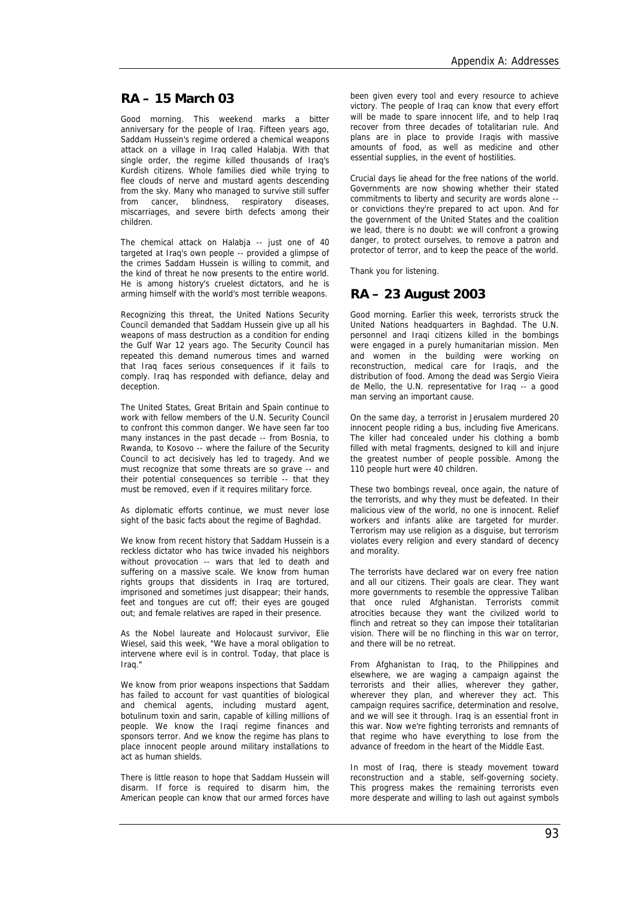## RA – 15 March 03

Good morning. This weekend marks a bitter anniversary for the people of Iraq. Fifteen years ago, Saddam Hussein's regime ordered a chemical weapons attack on a village in Iraq called Halabja. With that single order, the regime killed thousands of Iraq's Kurdish citizens. Whole families died while trying to flee clouds of nerve and mustard agents descending from the sky. Many who managed to survive still suffer from cancer, blindness, respiratory diseases, miscarriages, and severe birth defects among their children.

The chemical attack on Halabja -- just one of 40 targeted at Iraq's own people -- provided a glimpse of the crimes Saddam Hussein is willing to commit, and the kind of threat he now presents to the entire world. He is among history's cruelest dictators, and he is arming himself with the world's most terrible weapons.

Recognizing this threat, the United Nations Security Council demanded that Saddam Hussein give up all his weapons of mass destruction as a condition for ending the Gulf War 12 years ago. The Security Council has repeated this demand numerous times and warned that Iraq faces serious consequences if it fails to comply. Iraq has responded with defiance, delay and deception.

The United States, Great Britain and Spain continue to work with fellow members of the U.N. Security Council to confront this common danger. We have seen far too many instances in the past decade -- from Bosnia, to Rwanda, to Kosovo -- where the failure of the Security Council to act decisively has led to tragedy. And we must recognize that some threats are so grave -- and their potential consequences so terrible -- that they must be removed, even if it requires military force.

As diplomatic efforts continue, we must never lose sight of the basic facts about the regime of Baghdad.

We know from recent history that Saddam Hussein is a reckless dictator who has twice invaded his neighbors without provocation -- wars that led to death and suffering on a massive scale. We know from human rights groups that dissidents in Iraq are tortured, imprisoned and sometimes just disappear; their hands, feet and tongues are cut off; their eyes are gouged out; and female relatives are raped in their presence.

As the Nobel laureate and Holocaust survivor, Elie Wiesel, said this week, "We have a moral obligation to intervene where evil is in control. Today, that place is Iraq."

We know from prior weapons inspections that Saddam has failed to account for vast quantities of biological and chemical agents, including mustard agent, botulinum toxin and sarin, capable of killing millions of people. We know the Iraqi regime finances and sponsors terror. And we know the regime has plans to place innocent people around military installations to act as human shields.

There is little reason to hope that Saddam Hussein will disarm. If force is required to disarm him, the American people can know that our armed forces have been given every tool and every resource to achieve victory. The people of Iraq can know that every effort will be made to spare innocent life, and to help Iraq recover from three decades of totalitarian rule. And plans are in place to provide Iraqis with massive amounts of food, as well as medicine and other essential supplies, in the event of hostilities.

Crucial days lie ahead for the free nations of the world. Governments are now showing whether their stated commitments to liberty and security are words alone -- or convictions they're prepared to act upon. And for the government of the United States and the coalition we lead, there is no doubt: we will confront a growing danger, to protect ourselves, to remove a patron and protector of terror, and to keep the peace of the world.

Thank you for listening.

## RA – 23 August 2003

Good morning. Earlier this week, terrorists struck the United Nations headquarters in Baghdad. The U.N. personnel and Iraqi citizens killed in the bombings were engaged in a purely humanitarian mission. Men and women in the building were working on reconstruction, medical care for Iraqis, and the distribution of food. Among the dead was Sergio Vieira de Mello, the U.N. representative for Iraq -- a good man serving an important cause.

On the same day, a terrorist in Jerusalem murdered 20 innocent people riding a bus, including five Americans. The killer had concealed under his clothing a bomb filled with metal fragments, designed to kill and injure the greatest number of people possible. Among the 110 people hurt were 40 children.

These two bombings reveal, once again, the nature of the terrorists, and why they must be defeated. In their malicious view of the world, no one is innocent. Relief workers and infants alike are targeted for murder. Terrorism may use religion as a disguise, but terrorism violates every religion and every standard of decency and morality.

The terrorists have declared war on every free nation and all our citizens. Their goals are clear. They want more governments to resemble the oppressive Taliban that once ruled Afghanistan. Terrorists commit atrocities because they want the civilized world to flinch and retreat so they can impose their totalitarian vision. There will be no flinching in this war on terror, and there will be no retreat.

From Afghanistan to Iraq, to the Philippines and elsewhere, we are waging a campaign against the terrorists and their allies, wherever they gather, wherever they plan, and wherever they act. This campaign requires sacrifice, determination and resolve, and we will see it through. Iraq is an essential front in this war. Now we're fighting terrorists and remnants of that regime who have everything to lose from the advance of freedom in the heart of the Middle East.

In most of Iraq, there is steady movement toward reconstruction and a stable, self-governing society. This progress makes the remaining terrorists even more desperate and willing to lash out against symbols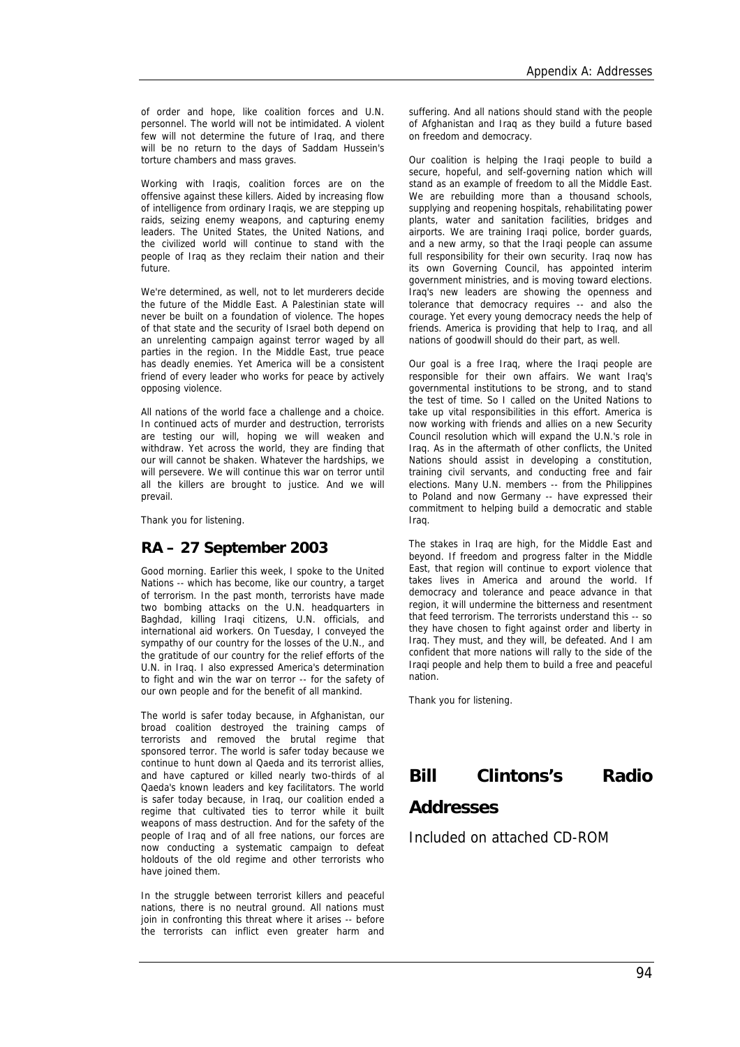of order and hope, like coalition forces and U.N. personnel. The world will not be intimidated. A violent few will not determine the future of Iraq, and there will be no return to the days of Saddam Hussein's torture chambers and mass graves.

Working with Iraqis, coalition forces are on the offensive against these killers. Aided by increasing flow of intelligence from ordinary Iraqis, we are stepping up raids, seizing enemy weapons, and capturing enemy leaders. The United States, the United Nations, and the civilized world will continue to stand with the people of Iraq as they reclaim their nation and their future.

We're determined, as well, not to let murderers decide the future of the Middle East. A Palestinian state will never be built on a foundation of violence. The hopes of that state and the security of Israel both depend on an unrelenting campaign against terror waged by all parties in the region. In the Middle East, true peace has deadly enemies. Yet America will be a consistent friend of every leader who works for peace by actively opposing violence.

All nations of the world face a challenge and a choice. In continued acts of murder and destruction, terrorists are testing our will, hoping we will weaken and withdraw. Yet across the world, they are finding that our will cannot be shaken. Whatever the hardships, we will persevere. We will continue this war on terror until all the killers are brought to justice. And we will prevail.

Thank you for listening.

## RA – 27 September 2003

Good morning. Earlier this week, I spoke to the United Nations -- which has become, like our country, a target of terrorism. In the past month, terrorists have made two bombing attacks on the U.N. headquarters in Baghdad, killing Iraqi citizens, U.N. officials, and international aid workers. On Tuesday, I conveyed the sympathy of our country for the losses of the U.N., and the gratitude of our country for the relief efforts of the U.N. in Iraq. I also expressed America's determination to fight and win the war on terror -- for the safety of our own people and for the benefit of all mankind.

The world is safer today because, in Afghanistan, our broad coalition destroyed the training camps of terrorists and removed the brutal regime that sponsored terror. The world is safer today because we continue to hunt down al Qaeda and its terrorist allies, and have captured or killed nearly two-thirds of al Qaeda's known leaders and key facilitators. The world is safer today because, in Iraq, our coalition ended a regime that cultivated ties to terror while it built weapons of mass destruction. And for the safety of the people of Iraq and of all free nations, our forces are now conducting a systematic campaign to defeat holdouts of the old regime and other terrorists who have joined them.

In the struggle between terrorist killers and peaceful nations, there is no neutral ground. All nations must join in confronting this threat where it arises -- before the terrorists can inflict even greater harm and suffering. And all nations should stand with the people of Afghanistan and Iraq as they build a future based on freedom and democracy.

Our coalition is helping the Iraqi people to build a secure, hopeful, and self-governing nation which will stand as an example of freedom to all the Middle East. We are rebuilding more than a thousand schools, supplying and reopening hospitals, rehabilitating power plants, water and sanitation facilities, bridges and airports. We are training Iraqi police, border guards, and a new army, so that the Iraqi people can assume full responsibility for their own security. Iraq now has its own Governing Council, has appointed interim government ministries, and is moving toward elections. Iraq's new leaders are showing the openness and tolerance that democracy requires -- and also the courage. Yet every young democracy needs the help of friends. America is providing that help to Iraq, and all nations of goodwill should do their part, as well.

Our goal is a free Iraq, where the Iraqi people are responsible for their own affairs. We want Iraq's governmental institutions to be strong, and to stand the test of time. So I called on the United Nations to take up vital responsibilities in this effort. America is now working with friends and allies on a new Security Council resolution which will expand the U.N.'s role in Iraq. As in the aftermath of other conflicts, the United Nations should assist in developing a constitution, training civil servants, and conducting free and fair elections. Many U.N. members -- from the Philippines to Poland and now Germany -- have expressed their commitment to helping build a democratic and stable Iraq.

The stakes in Iraq are high, for the Middle East and beyond. If freedom and progress falter in the Middle East, that region will continue to export violence that takes lives in America and around the world. If democracy and tolerance and peace advance in that region, it will undermine the bitterness and resentment that feed terrorism. The terrorists understand this -- so they have chosen to fight against order and liberty in Iraq. They must, and they will, be defeated. And I am confident that more nations will rally to the side of the Iraqi people and help them to build a free and peaceful nation.

Thank you for listening.

# Bill Clintons's Radio Addresses

Included on attached CD-ROM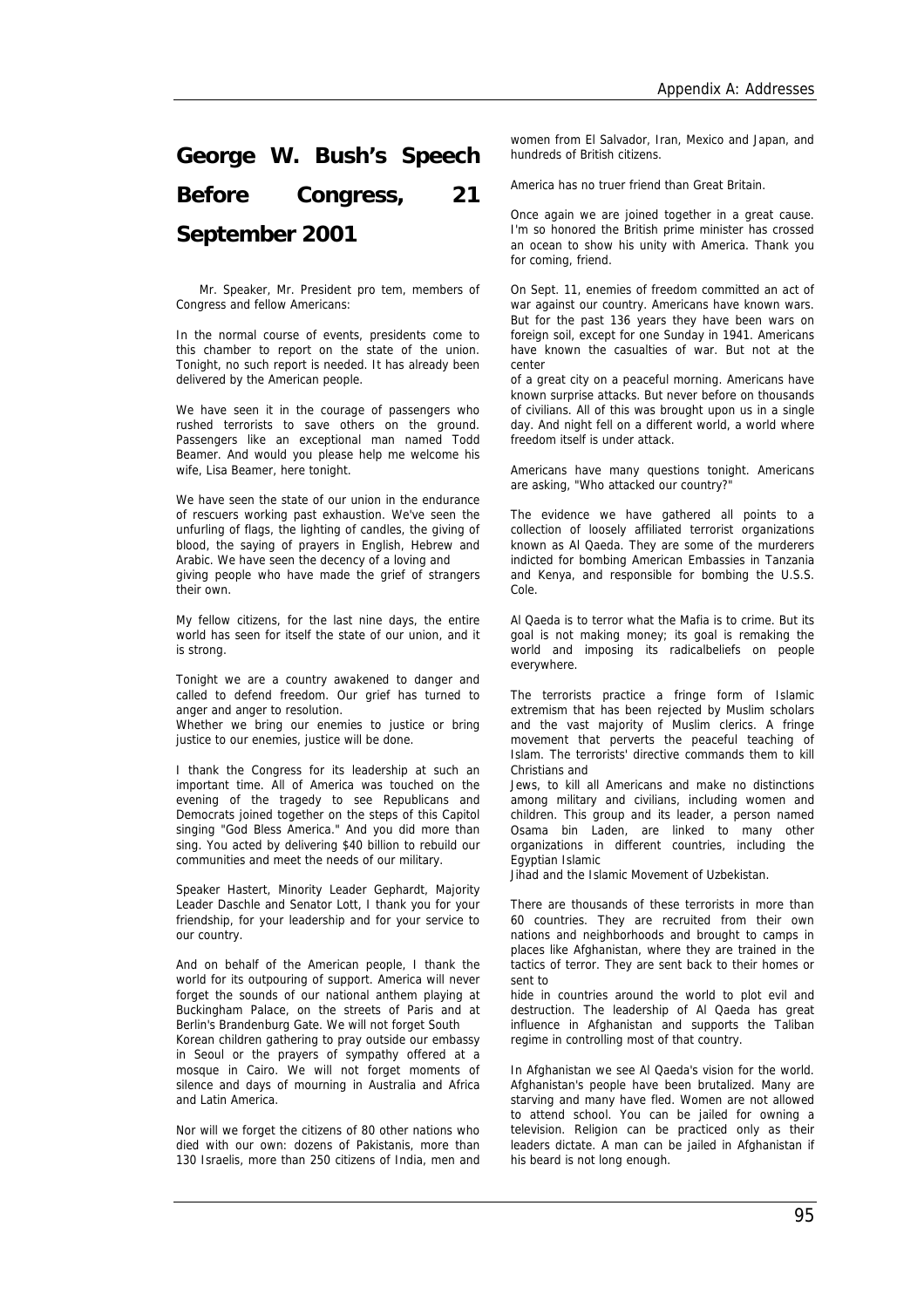# George W. Bush's Speech Before Congress, 21 September 2001

Mr. Speaker, Mr. President pro tem, members of Congress and fellow Americans:

In the normal course of events, presidents come to this chamber to report on the state of the union. Tonight, no such report is needed. It has already been delivered by the American people.

We have seen it in the courage of passengers who rushed terrorists to save others on the ground. Passengers like an exceptional man named Todd Beamer. And would you please help me welcome his wife, Lisa Beamer, here tonight.

We have seen the state of our union in the endurance of rescuers working past exhaustion. We've seen the unfurling of flags, the lighting of candles, the giving of blood, the saying of prayers in English, Hebrew and Arabic. We have seen the decency of a loving and giving people who have made the grief of strangers their own.

My fellow citizens, for the last nine days, the entire world has seen for itself the state of our union, and it is strong.

Tonight we are a country awakened to danger and called to defend freedom. Our grief has turned to anger and anger to resolution.
Whether we bring our enemies to justice or bring justice to our enemies, justice will be done.

I thank the Congress for its leadership at such an important time. All of America was touched on the evening of the tragedy to see Republicans and Democrats joined together on the steps of this Capitol singing "God Bless America." And you did more than sing. You acted by delivering $40 billion to rebuild our communities and meet the needs of our military.

Speaker Hastert, Minority Leader Gephardt, Majority Leader Daschle and Senator Lott, I thank you for your friendship, for your leadership and for your service to our country.

And on behalf of the American people, I thank the world for its outpouring of support. America will never forget the sounds of our national anthem playing at Buckingham Palace, on the streets of Paris and at Berlin's Brandenburg Gate. We will not forget South Korean children gathering to pray outside our embassy in Seoul or the prayers of sympathy offered at a mosque in Cairo. We will not forget moments of silence and days of mourning in Australia and Africa and Latin America.

Nor will we forget the citizens of 80 other nations who died with our own: dozens of Pakistanis, more than 130 Israelis, more than 250 citizens of India, men and women from El Salvador, Iran, Mexico and Japan, and hundreds of British citizens.

America has no truer friend than Great Britain.

Once again we are joined together in a great cause. I'm so honored the British prime minister has crossed an ocean to show his unity with America. Thank you for coming, friend.

On Sept. 11, enemies of freedom committed an act of war against our country. Americans have known wars. But for the past 136 years they have been wars on foreign soil, except for one Sunday in 1941. Americans have known the casualties of war. But not at the center of a great city on a peaceful morning. Americans have known surprise attacks. But never before on thousands of civilians. All of this was brought upon us in a single day. And night fell on a different world, a world where freedom itself is under attack.

Americans have many questions tonight. Americans are asking, "Who attacked our country?"

The evidence we have gathered all points to a collection of loosely affiliated terrorist organizations known as Al Qaeda. They are some of the murderers indicted for bombing American Embassies in Tanzania and Kenya, and responsible for bombing the U.S.S. Cole.

Al Qaeda is to terror what the Mafia is to crime. But its goal is not making money; its goal is remaking the world and imposing its radicalbeliefs on people everywhere.

The terrorists practice a fringe form of Islamic extremism that has been rejected by Muslim scholars and the vast majority of Muslim clerics. A fringe movement that perverts the peaceful teaching of Islam. The terrorists' directive commands them to kill Christians and Jews, to kill all Americans and make no distinctions among military and civilians, including women and children. This group and its leader, a person named Osama bin Laden, are linked to many other organizations in different countries, including the Egyptian Islamic Jihad and the Islamic Movement of Uzbekistan.

There are thousands of these terrorists in more than 60 countries. They are recruited from their own nations and neighborhoods and brought to camps in places like Afghanistan, where they are trained in the tactics of terror. They are sent back to their homes or sent to hide in countries around the world to plot evil and destruction. The leadership of Al Qaeda has great influence in Afghanistan and supports the Taliban regime in controlling most of that country.

In Afghanistan we see Al Qaeda's vision for the world. Afghanistan's people have been brutalized. Many are starving and many have fled. Women are not allowed to attend school. You can be jailed for owning a television. Religion can be practiced only as their leaders dictate. A man can be jailed in Afghanistan if his beard is not long enough.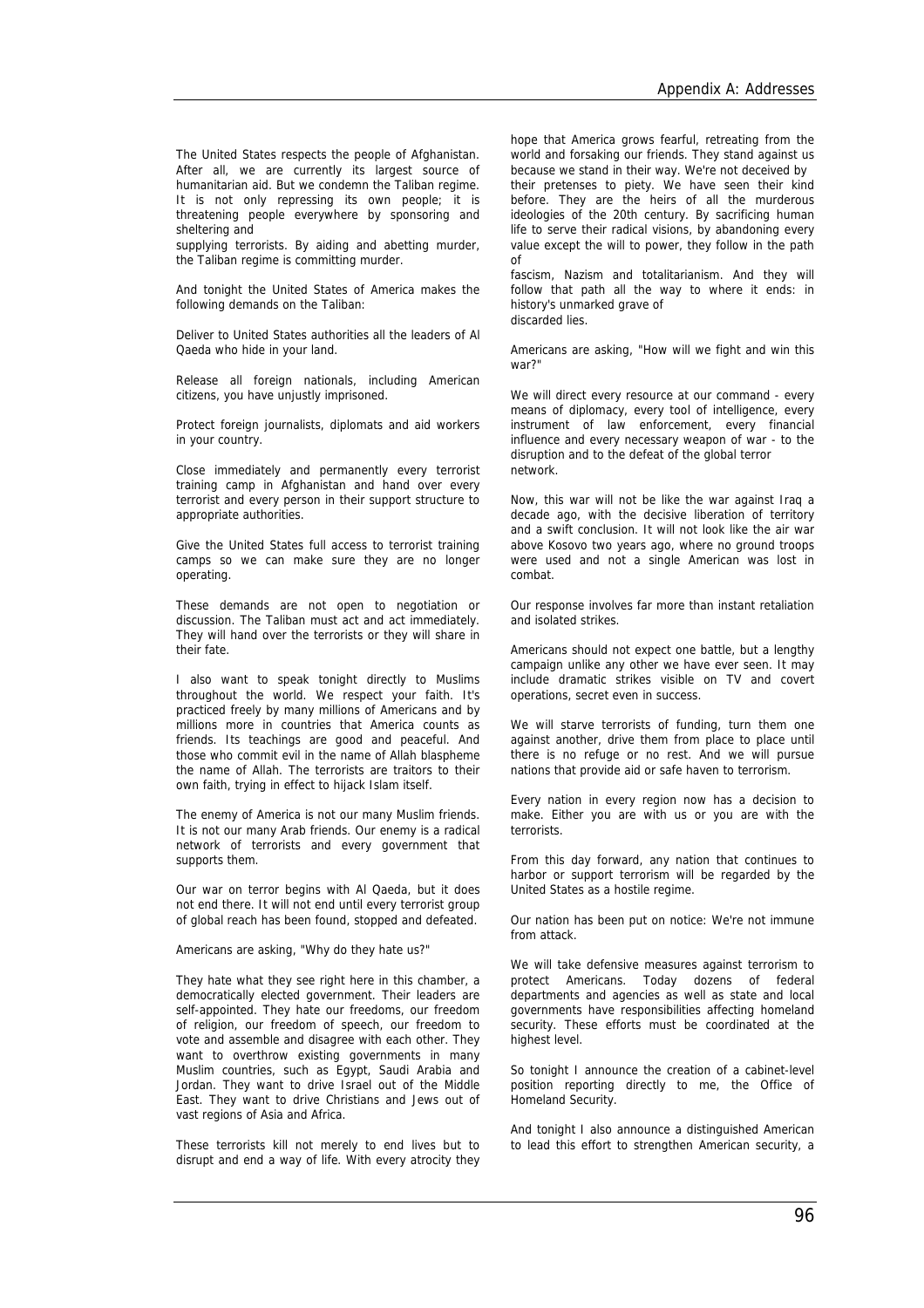The United States respects the people of Afghanistan. After all, we are currently its largest source of humanitarian aid. But we condemn the Taliban regime. It is not only repressing its own people; it is threatening people everywhere by sponsoring and sheltering and supplying terrorists. By aiding and abetting murder, the Taliban regime is committing murder.

And tonight the United States of America makes the following demands on the Taliban:

Deliver to United States authorities all the leaders of Al Qaeda who hide in your land.

Release all foreign nationals, including American citizens, you have unjustly imprisoned.

Protect foreign journalists, diplomats and aid workers in your country.

Close immediately and permanently every terrorist training camp in Afghanistan and hand over every terrorist and every person in their support structure to appropriate authorities.

Give the United States full access to terrorist training camps so we can make sure they are no longer operating.

These demands are not open to negotiation or discussion. The Taliban must act and act immediately. They will hand over the terrorists or they will share in their fate.

I also want to speak tonight directly to Muslims throughout the world. We respect your faith. It's practiced freely by many millions of Americans and by millions more in countries that America counts as friends. Its teachings are good and peaceful. And those who commit evil in the name of Allah blaspheme the name of Allah. The terrorists are traitors to their own faith, trying in effect to hijack Islam itself.

The enemy of America is not our many Muslim friends. It is not our many Arab friends. Our enemy is a radical network of terrorists and every government that supports them.

Our war on terror begins with Al Qaeda, but it does not end there. It will not end until every terrorist group of global reach has been found, stopped and defeated.

Americans are asking, "Why do they hate us?"

They hate what they see right here in this chamber, a democratically elected government. Their leaders are self-appointed. They hate our freedoms, our freedom of religion, our freedom of speech, our freedom to vote and assemble and disagree with each other. They want to overthrow existing governments in many Muslim countries, such as Egypt, Saudi Arabia and Jordan. They want to drive Israel out of the Middle East. They want to drive Christians and Jews out of vast regions of Asia and Africa.

These terrorists kill not merely to end lives but to disrupt and end a way of life. With every atrocity they hope that America grows fearful, retreating from the world and forsaking our friends. They stand against us because we stand in their way. We're not deceived by their pretenses to piety. We have seen their kind before. They are the heirs of all the murderous ideologies of the 20th century. By sacrificing human life to serve their radical visions, by abandoning every value except the will to power, they follow in the path of fascism, Nazism and totalitarianism. And they will follow that path all the way to where it ends: in history's unmarked grave of discarded lies.

Americans are asking, "How will we fight and win this war?"

We will direct every resource at our command - every means of diplomacy, every tool of intelligence, every instrument of law enforcement, every financial influence and every necessary weapon of war - to the disruption and to the defeat of the global terror network.

Now, this war will not be like the war against Iraq a decade ago, with the decisive liberation of territory and a swift conclusion. It will not look like the air war above Kosovo two years ago, where no ground troops were used and not a single American was lost in combat.

Our response involves far more than instant retaliation and isolated strikes.

Americans should not expect one battle, but a lengthy campaign unlike any other we have ever seen. It may include dramatic strikes visible on TV and covert operations, secret even in success.

We will starve terrorists of funding, turn them one against another, drive them from place to place until there is no refuge or no rest. And we will pursue nations that provide aid or safe haven to terrorism.

Every nation in every region now has a decision to make. Either you are with us or you are with the terrorists.

From this day forward, any nation that continues to harbor or support terrorism will be regarded by the United States as a hostile regime.

Our nation has been put on notice: We're not immune from attack.

We will take defensive measures against terrorism to protect Americans. Today dozens of federal departments and agencies as well as state and local governments have responsibilities affecting homeland security. These efforts must be coordinated at the highest level.

So tonight I announce the creation of a cabinet-level position reporting directly to me, the Office of Homeland Security.

And tonight I also announce a distinguished American to lead this effort to strengthen American security, a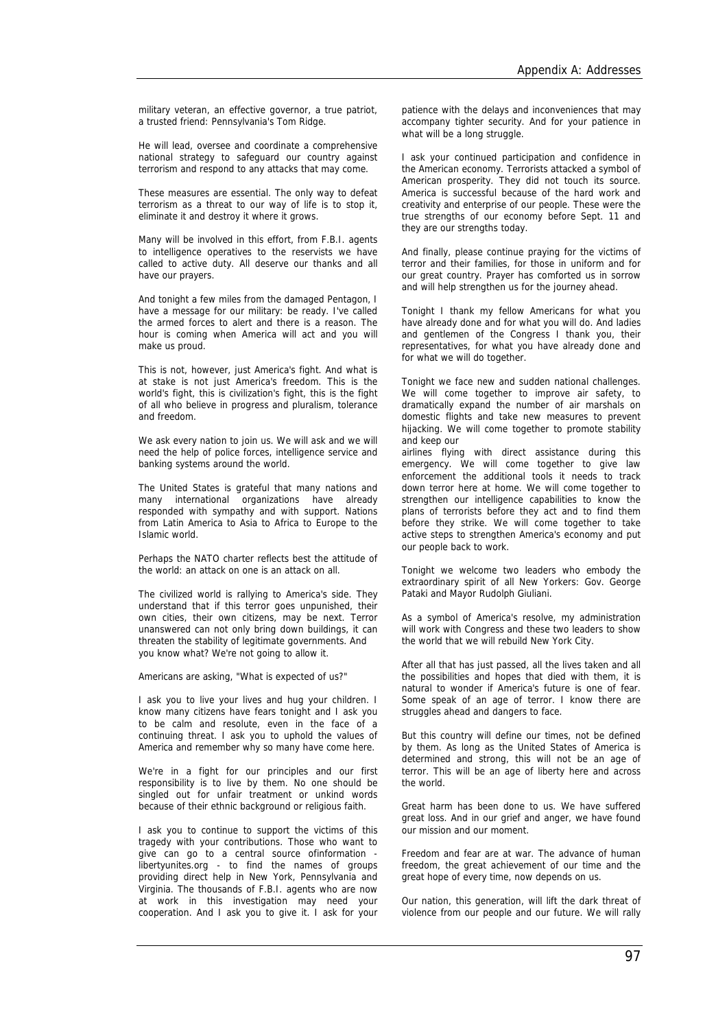military veteran, an effective governor, a true patriot, a trusted friend: Pennsylvania's Tom Ridge.

He will lead, oversee and coordinate a comprehensive national strategy to safeguard our country against terrorism and respond to any attacks that may come.

These measures are essential. The only way to defeat terrorism as a threat to our way of life is to stop it, eliminate it and destroy it where it grows.

Many will be involved in this effort, from F.B.I. agents to intelligence operatives to the reservists we have called to active duty. All deserve our thanks and all have our prayers.

And tonight a few miles from the damaged Pentagon, I have a message for our military: be ready. I've called the armed forces to alert and there is a reason. The hour is coming when America will act and you will make us proud.

This is not, however, just America's fight. And what is at stake is not just America's freedom. This is the world's fight, this is civilization's fight, this is the fight of all who believe in progress and pluralism, tolerance and freedom.

We ask every nation to join us. We will ask and we will need the help of police forces, intelligence service and banking systems around the world.

The United States is grateful that many nations and many international organizations have already responded with sympathy and with support. Nations from Latin America to Asia to Africa to Europe to the Islamic world.

Perhaps the NATO charter reflects best the attitude of the world: an attack on one is an attack on all.

The civilized world is rallying to America's side. They understand that if this terror goes unpunished, their own cities, their own citizens, may be next. Terror unanswered can not only bring down buildings, it can threaten the stability of legitimate governments. And you know what? We're not going to allow it.

Americans are asking, "What is expected of us?"

I ask you to live your lives and hug your children. I know many citizens have fears tonight and I ask you to be calm and resolute, even in the face of a continuing threat. I ask you to uphold the values of America and remember why so many have come here.

We're in a fight for our principles and our first responsibility is to live by them. No one should be singled out for unfair treatment or unkind words because of their ethnic background or religious faith.

I ask you to continue to support the victims of this tragedy with your contributions. Those who want to give can go to a central source ofinformation - libertyunites.org - to find the names of groups providing direct help in New York, Pennsylvania and Virginia. The thousands of F.B.I. agents who are now at work in this investigation may need your cooperation. And I ask you to give it. I ask for your patience with the delays and inconveniences that may accompany tighter security. And for your patience in what will be a long struggle.

I ask your continued participation and confidence in the American economy. Terrorists attacked a symbol of American prosperity. They did not touch its source. America is successful because of the hard work and creativity and enterprise of our people. These were the true strengths of our economy before Sept. 11 and they are our strengths today.

And finally, please continue praying for the victims of terror and their families, for those in uniform and for our great country. Prayer has comforted us in sorrow and will help strengthen us for the journey ahead.

Tonight I thank my fellow Americans for what you have already done and for what you will do. And ladies and gentlemen of the Congress I thank you, their representatives, for what you have already done and for what we will do together.

Tonight we face new and sudden national challenges. We will come together to improve air safety, to dramatically expand the number of air marshals on domestic flights and take new measures to prevent hijacking. We will come together to promote stability and keep our airlines flying with direct assistance during this emergency. We will come together to give law enforcement the additional tools it needs to track down terror here at home. We will come together to strengthen our intelligence capabilities to know the plans of terrorists before they act and to find them before they strike. We will come together to take active steps to strengthen America's economy and put our people back to work.

Tonight we welcome two leaders who embody the extraordinary spirit of all New Yorkers: Gov. George Pataki and Mayor Rudolph Giuliani.

As a symbol of America's resolve, my administration will work with Congress and these two leaders to show the world that we will rebuild New York City.

After all that has just passed, all the lives taken and all the possibilities and hopes that died with them, it is natural to wonder if America's future is one of fear. Some speak of an age of terror. I know there are struggles ahead and dangers to face.

But this country will define our times, not be defined by them. As long as the United States of America is determined and strong, this will not be an age of terror. This will be an age of liberty here and across the world.

Great harm has been done to us. We have suffered great loss. And in our grief and anger, we have found our mission and our moment.

Freedom and fear are at war. The advance of human freedom, the great achievement of our time and the great hope of every time, now depends on us.

Our nation, this generation, will lift the dark threat of violence from our people and our future. We will rally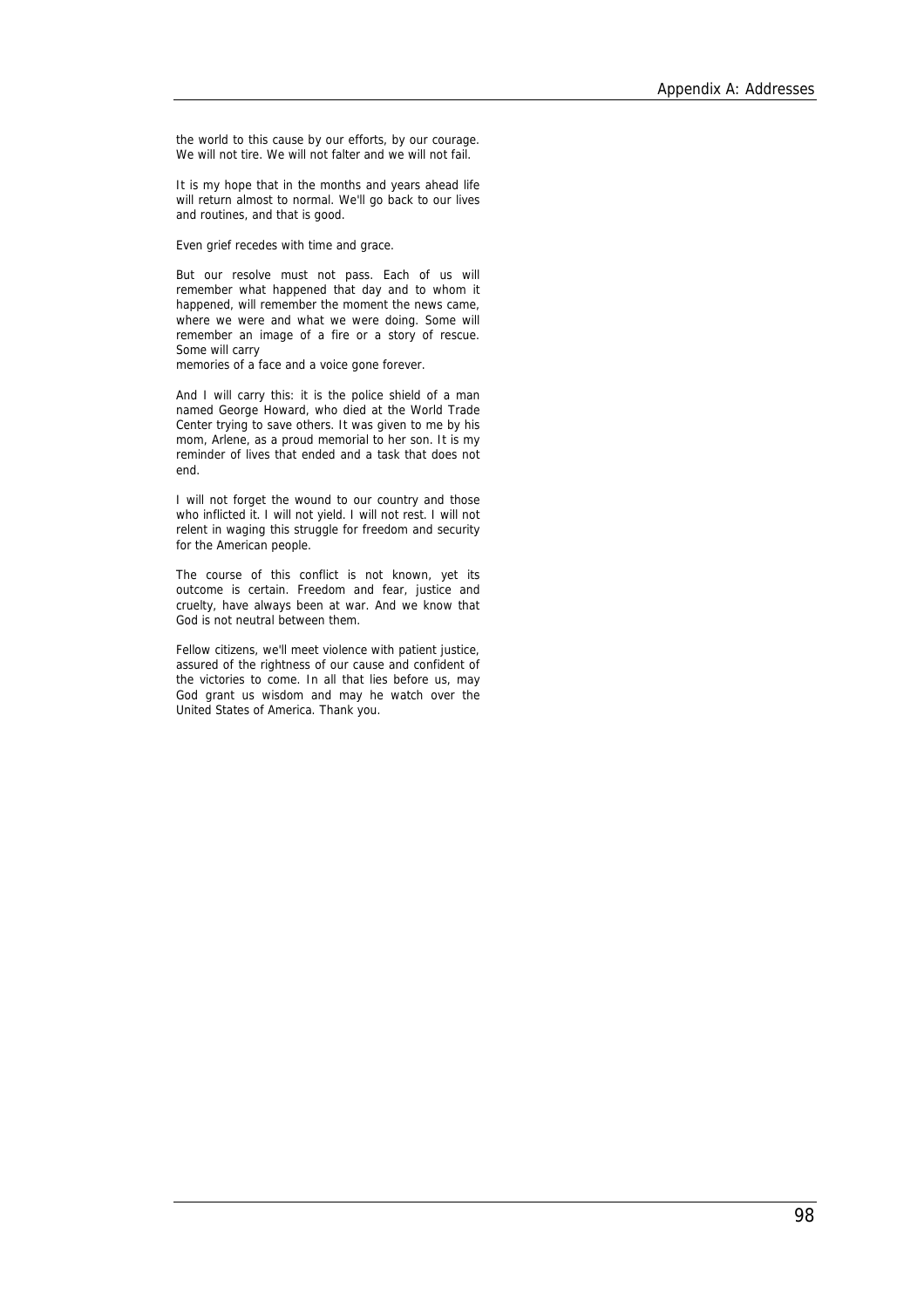the world to this cause by our efforts, by our courage. We will not tire. We will not falter and we will not fail.

It is my hope that in the months and years ahead life will return almost to normal. We'll go back to our lives and routines, and that is good.

Even grief recedes with time and grace.

But our resolve must not pass. Each of us will remember what happened that day and to whom it happened, will remember the moment the news came, where we were and what we were doing. Some will remember an image of a fire or a story of rescue. Some will carry memories of a face and a voice gone forever.

And I will carry this: it is the police shield of a man named George Howard, who died at the World Trade Center trying to save others. It was given to me by his mom, Arlene, as a proud memorial to her son. It is my reminder of lives that ended and a task that does not end.

I will not forget the wound to our country and those who inflicted it. I will not yield. I will not rest. I will not relent in waging this struggle for freedom and security for the American people.

The course of this conflict is not known, yet its outcome is certain. Freedom and fear, justice and cruelty, have always been at war. And we know that God is not neutral between them.

Fellow citizens, we'll meet violence with patient justice, assured of the rightness of our cause and confident of the victories to come. In all that lies before us, may God grant us wisdom and may he watch over the United States of America. Thank you.